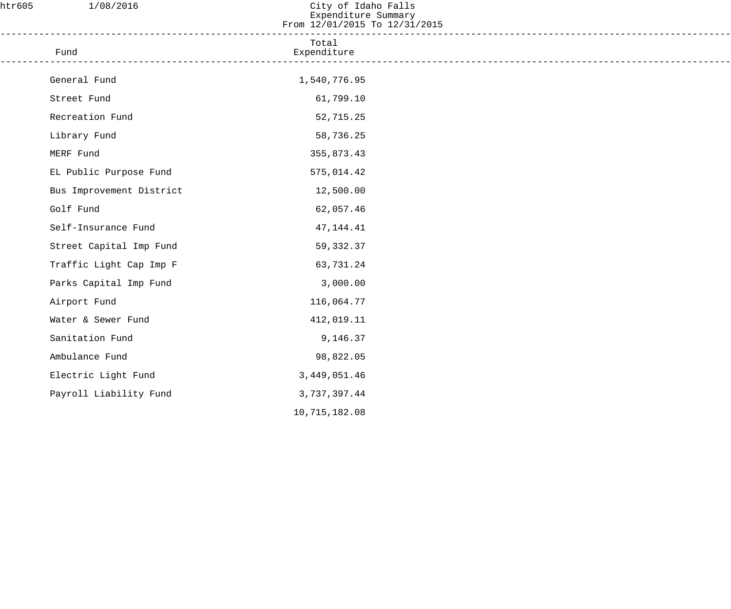htr605 1/08/2016

# City of Idaho Falls
## Expenditure Summary
### From 12/01/2015 To 12/31/2015

| Fund | Total Expenditure |
|---|---:|
| General Fund | 1,540,776.95 |
| Street Fund | 61,799.10 |
| Recreation Fund | 52,715.25 |
| Library Fund | 58,736.25 |
| MERF Fund | 355,873.43 |
| EL Public Purpose Fund | 575,014.42 |
| Bus Improvement District | 12,500.00 |
| Golf Fund | 62,057.46 |
| Self-Insurance Fund | 47,144.41 |
| Street Capital Imp Fund | 59,332.37 |
| Traffic Light Cap Imp F | 63,731.24 |
| Parks Capital Imp Fund | 3,000.00 |
| Airport Fund | 116,064.77 |
| Water & Sewer Fund | 412,019.11 |
| Sanitation Fund | 9,146.37 |
| Ambulance Fund | 98,822.05 |
| Electric Light Fund | 3,449,051.46 |
| Payroll Liability Fund | 3,737,397.44 |
| | 10,715,182.08 |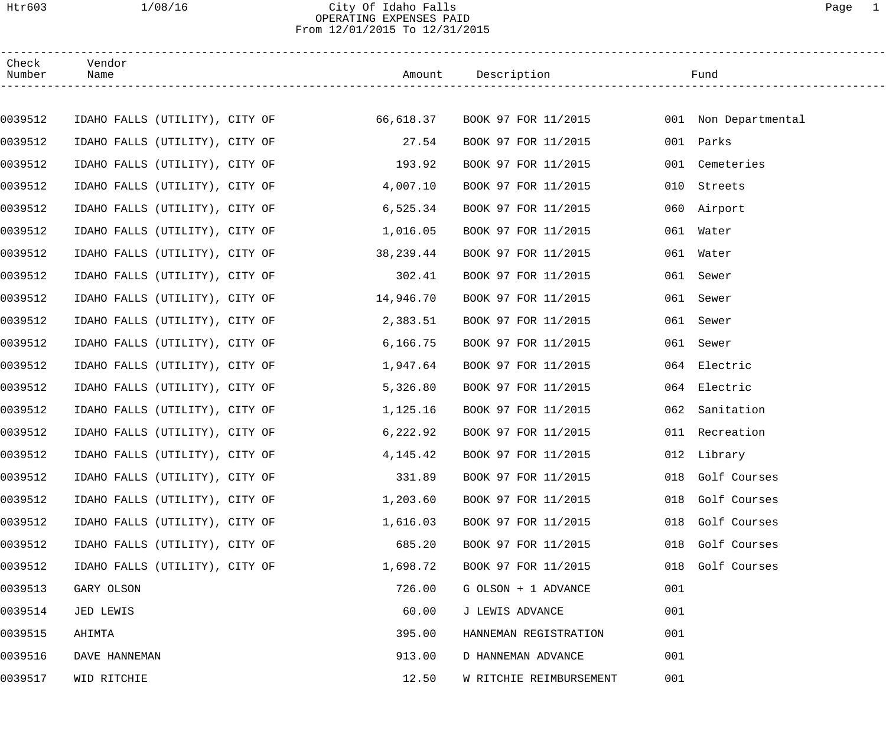City Of Idaho Falls
OPERATING EXPENSES PAID
From 12/01/2015 To 12/31/2015

| Check Number | Vendor Name | Amount | Description | Fund | |
|---|---|---|---|---|---|
| 0039512 | IDAHO FALLS (UTILITY), CITY OF | 66,618.37 | BOOK 97 FOR 11/2015 | 001 | Non Departmental |
| 0039512 | IDAHO FALLS (UTILITY), CITY OF | 27.54 | BOOK 97 FOR 11/2015 | 001 | Parks |
| 0039512 | IDAHO FALLS (UTILITY), CITY OF | 193.92 | BOOK 97 FOR 11/2015 | 001 | Cemeteries |
| 0039512 | IDAHO FALLS (UTILITY), CITY OF | 4,007.10 | BOOK 97 FOR 11/2015 | 010 | Streets |
| 0039512 | IDAHO FALLS (UTILITY), CITY OF | 6,525.34 | BOOK 97 FOR 11/2015 | 060 | Airport |
| 0039512 | IDAHO FALLS (UTILITY), CITY OF | 1,016.05 | BOOK 97 FOR 11/2015 | 061 | Water |
| 0039512 | IDAHO FALLS (UTILITY), CITY OF | 38,239.44 | BOOK 97 FOR 11/2015 | 061 | Water |
| 0039512 | IDAHO FALLS (UTILITY), CITY OF | 302.41 | BOOK 97 FOR 11/2015 | 061 | Sewer |
| 0039512 | IDAHO FALLS (UTILITY), CITY OF | 14,946.70 | BOOK 97 FOR 11/2015 | 061 | Sewer |
| 0039512 | IDAHO FALLS (UTILITY), CITY OF | 2,383.51 | BOOK 97 FOR 11/2015 | 061 | Sewer |
| 0039512 | IDAHO FALLS (UTILITY), CITY OF | 6,166.75 | BOOK 97 FOR 11/2015 | 061 | Sewer |
| 0039512 | IDAHO FALLS (UTILITY), CITY OF | 1,947.64 | BOOK 97 FOR 11/2015 | 064 | Electric |
| 0039512 | IDAHO FALLS (UTILITY), CITY OF | 5,326.80 | BOOK 97 FOR 11/2015 | 064 | Electric |
| 0039512 | IDAHO FALLS (UTILITY), CITY OF | 1,125.16 | BOOK 97 FOR 11/2015 | 062 | Sanitation |
| 0039512 | IDAHO FALLS (UTILITY), CITY OF | 6,222.92 | BOOK 97 FOR 11/2015 | 011 | Recreation |
| 0039512 | IDAHO FALLS (UTILITY), CITY OF | 4,145.42 | BOOK 97 FOR 11/2015 | 012 | Library |
| 0039512 | IDAHO FALLS (UTILITY), CITY OF | 331.89 | BOOK 97 FOR 11/2015 | 018 | Golf Courses |
| 0039512 | IDAHO FALLS (UTILITY), CITY OF | 1,203.60 | BOOK 97 FOR 11/2015 | 018 | Golf Courses |
| 0039512 | IDAHO FALLS (UTILITY), CITY OF | 1,616.03 | BOOK 97 FOR 11/2015 | 018 | Golf Courses |
| 0039512 | IDAHO FALLS (UTILITY), CITY OF | 685.20 | BOOK 97 FOR 11/2015 | 018 | Golf Courses |
| 0039512 | IDAHO FALLS (UTILITY), CITY OF | 1,698.72 | BOOK 97 FOR 11/2015 | 018 | Golf Courses |
| 0039513 | GARY OLSON | 726.00 | G OLSON + 1 ADVANCE | 001 | |
| 0039514 | JED LEWIS | 60.00 | J LEWIS ADVANCE | 001 | |
| 0039515 | AHIMTA | 395.00 | HANNEMAN REGISTRATION | 001 | |
| 0039516 | DAVE HANNEMAN | 913.00 | D HANNEMAN ADVANCE | 001 | |
| 0039517 | WID RITCHIE | 12.50 | W RITCHIE REIMBURSEMENT | 001 | |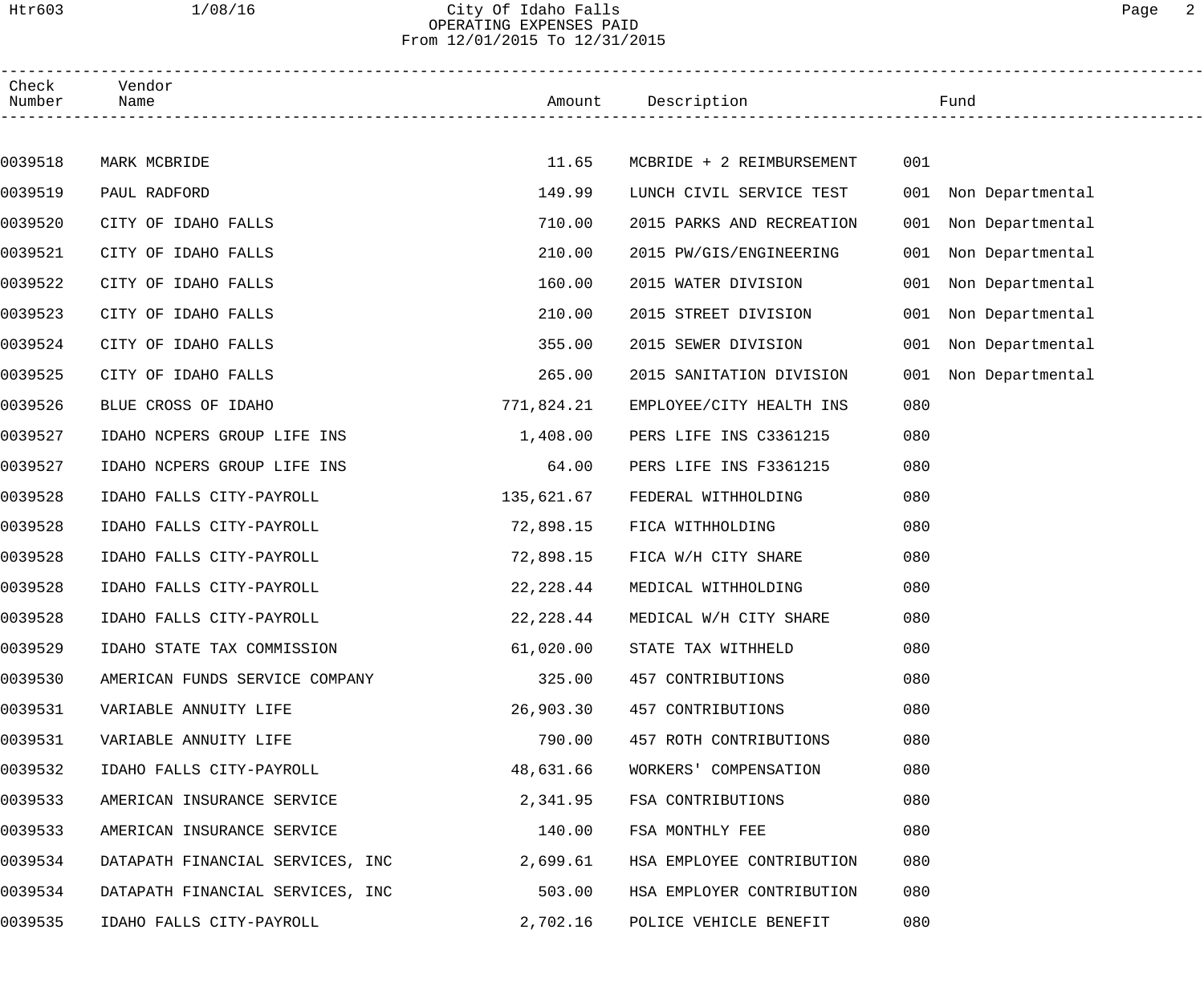# City Of Idaho Falls
## OPERATING EXPENSES PAID
### From 12/01/2015 To 12/31/2015

| Check Number | Vendor Name | Amount | Description | Fund |
|---|---|---|---|---|
| 0039518 | MARK MCBRIDE | 11.65 | MCBRIDE + 2 REIMBURSEMENT | 001 |
| 0039519 | PAUL RADFORD | 149.99 | LUNCH CIVIL SERVICE TEST | 001 Non Departmental |
| 0039520 | CITY OF IDAHO FALLS | 710.00 | 2015 PARKS AND RECREATION | 001 Non Departmental |
| 0039521 | CITY OF IDAHO FALLS | 210.00 | 2015 PW/GIS/ENGINEERING | 001 Non Departmental |
| 0039522 | CITY OF IDAHO FALLS | 160.00 | 2015 WATER DIVISION | 001 Non Departmental |
| 0039523 | CITY OF IDAHO FALLS | 210.00 | 2015 STREET DIVISION | 001 Non Departmental |
| 0039524 | CITY OF IDAHO FALLS | 355.00 | 2015 SEWER DIVISION | 001 Non Departmental |
| 0039525 | CITY OF IDAHO FALLS | 265.00 | 2015 SANITATION DIVISION | 001 Non Departmental |
| 0039526 | BLUE CROSS OF IDAHO | 771,824.21 | EMPLOYEE/CITY HEALTH INS | 080 |
| 0039527 | IDAHO NCPERS GROUP LIFE INS | 1,408.00 | PERS LIFE INS C3361215 | 080 |
| 0039527 | IDAHO NCPERS GROUP LIFE INS | 64.00 | PERS LIFE INS F3361215 | 080 |
| 0039528 | IDAHO FALLS CITY-PAYROLL | 135,621.67 | FEDERAL WITHHOLDING | 080 |
| 0039528 | IDAHO FALLS CITY-PAYROLL | 72,898.15 | FICA WITHHOLDING | 080 |
| 0039528 | IDAHO FALLS CITY-PAYROLL | 72,898.15 | FICA W/H CITY SHARE | 080 |
| 0039528 | IDAHO FALLS CITY-PAYROLL | 22,228.44 | MEDICAL WITHHOLDING | 080 |
| 0039528 | IDAHO FALLS CITY-PAYROLL | 22,228.44 | MEDICAL W/H CITY SHARE | 080 |
| 0039529 | IDAHO STATE TAX COMMISSION | 61,020.00 | STATE TAX WITHHELD | 080 |
| 0039530 | AMERICAN FUNDS SERVICE COMPANY | 325.00 | 457 CONTRIBUTIONS | 080 |
| 0039531 | VARIABLE ANNUITY LIFE | 26,903.30 | 457 CONTRIBUTIONS | 080 |
| 0039531 | VARIABLE ANNUITY LIFE | 790.00 | 457 ROTH CONTRIBUTIONS | 080 |
| 0039532 | IDAHO FALLS CITY-PAYROLL | 48,631.66 | WORKERS' COMPENSATION | 080 |
| 0039533 | AMERICAN INSURANCE SERVICE | 2,341.95 | FSA CONTRIBUTIONS | 080 |
| 0039533 | AMERICAN INSURANCE SERVICE | 140.00 | FSA MONTHLY FEE | 080 |
| 0039534 | DATAPATH FINANCIAL SERVICES, INC | 2,699.61 | HSA EMPLOYEE CONTRIBUTION | 080 |
| 0039534 | DATAPATH FINANCIAL SERVICES, INC | 503.00 | HSA EMPLOYER CONTRIBUTION | 080 |
| 0039535 | IDAHO FALLS CITY-PAYROLL | 2,702.16 | POLICE VEHICLE BENEFIT | 080 |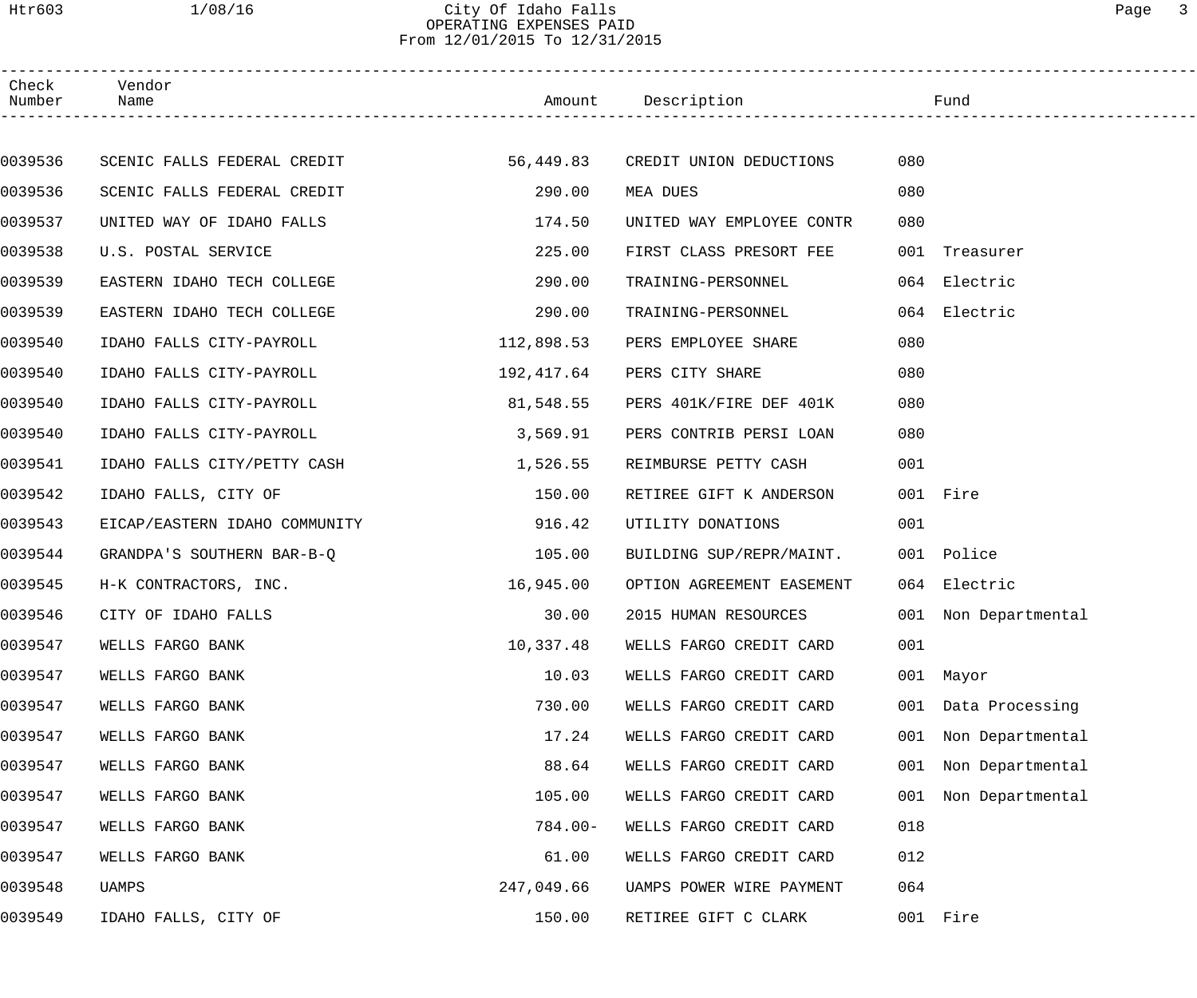City Of Idaho Falls
OPERATING EXPENSES PAID
From 12/01/2015 To 12/31/2015

| Check Number | Vendor Name | Amount | Description | Fund | |
|---|---|---|---|---|---|
| 0039536 | SCENIC FALLS FEDERAL CREDIT | 56,449.83 | CREDIT UNION DEDUCTIONS | 080 | |
| 0039536 | SCENIC FALLS FEDERAL CREDIT | 290.00 | MEA DUES | 080 | |
| 0039537 | UNITED WAY OF IDAHO FALLS | 174.50 | UNITED WAY EMPLOYEE CONTR | 080 | |
| 0039538 | U.S. POSTAL SERVICE | 225.00 | FIRST CLASS PRESORT FEE | 001 | Treasurer |
| 0039539 | EASTERN IDAHO TECH COLLEGE | 290.00 | TRAINING-PERSONNEL | 064 | Electric |
| 0039539 | EASTERN IDAHO TECH COLLEGE | 290.00 | TRAINING-PERSONNEL | 064 | Electric |
| 0039540 | IDAHO FALLS CITY-PAYROLL | 112,898.53 | PERS EMPLOYEE SHARE | 080 | |
| 0039540 | IDAHO FALLS CITY-PAYROLL | 192,417.64 | PERS CITY SHARE | 080 | |
| 0039540 | IDAHO FALLS CITY-PAYROLL | 81,548.55 | PERS 401K/FIRE DEF 401K | 080 | |
| 0039540 | IDAHO FALLS CITY-PAYROLL | 3,569.91 | PERS CONTRIB PERSI LOAN | 080 | |
| 0039541 | IDAHO FALLS CITY/PETTY CASH | 1,526.55 | REIMBURSE PETTY CASH | 001 | |
| 0039542 | IDAHO FALLS, CITY OF | 150.00 | RETIREE GIFT K ANDERSON | 001 | Fire |
| 0039543 | EICAP/EASTERN IDAHO COMMUNITY | 916.42 | UTILITY DONATIONS | 001 | |
| 0039544 | GRANDPA'S SOUTHERN BAR-B-Q | 105.00 | BUILDING SUP/REPR/MAINT. | 001 | Police |
| 0039545 | H-K CONTRACTORS, INC. | 16,945.00 | OPTION AGREEMENT EASEMENT | 064 | Electric |
| 0039546 | CITY OF IDAHO FALLS | 30.00 | 2015 HUMAN RESOURCES | 001 | Non Departmental |
| 0039547 | WELLS FARGO BANK | 10,337.48 | WELLS FARGO CREDIT CARD | 001 | |
| 0039547 | WELLS FARGO BANK | 10.03 | WELLS FARGO CREDIT CARD | 001 | Mayor |
| 0039547 | WELLS FARGO BANK | 730.00 | WELLS FARGO CREDIT CARD | 001 | Data Processing |
| 0039547 | WELLS FARGO BANK | 17.24 | WELLS FARGO CREDIT CARD | 001 | Non Departmental |
| 0039547 | WELLS FARGO BANK | 88.64 | WELLS FARGO CREDIT CARD | 001 | Non Departmental |
| 0039547 | WELLS FARGO BANK | 105.00 | WELLS FARGO CREDIT CARD | 001 | Non Departmental |
| 0039547 | WELLS FARGO BANK | 784.00- | WELLS FARGO CREDIT CARD | 018 | |
| 0039547 | WELLS FARGO BANK | 61.00 | WELLS FARGO CREDIT CARD | 012 | |
| 0039548 | UAMPS | 247,049.66 | UAMPS POWER WIRE PAYMENT | 064 | |
| 0039549 | IDAHO FALLS, CITY OF | 150.00 | RETIREE GIFT C CLARK | 001 | Fire |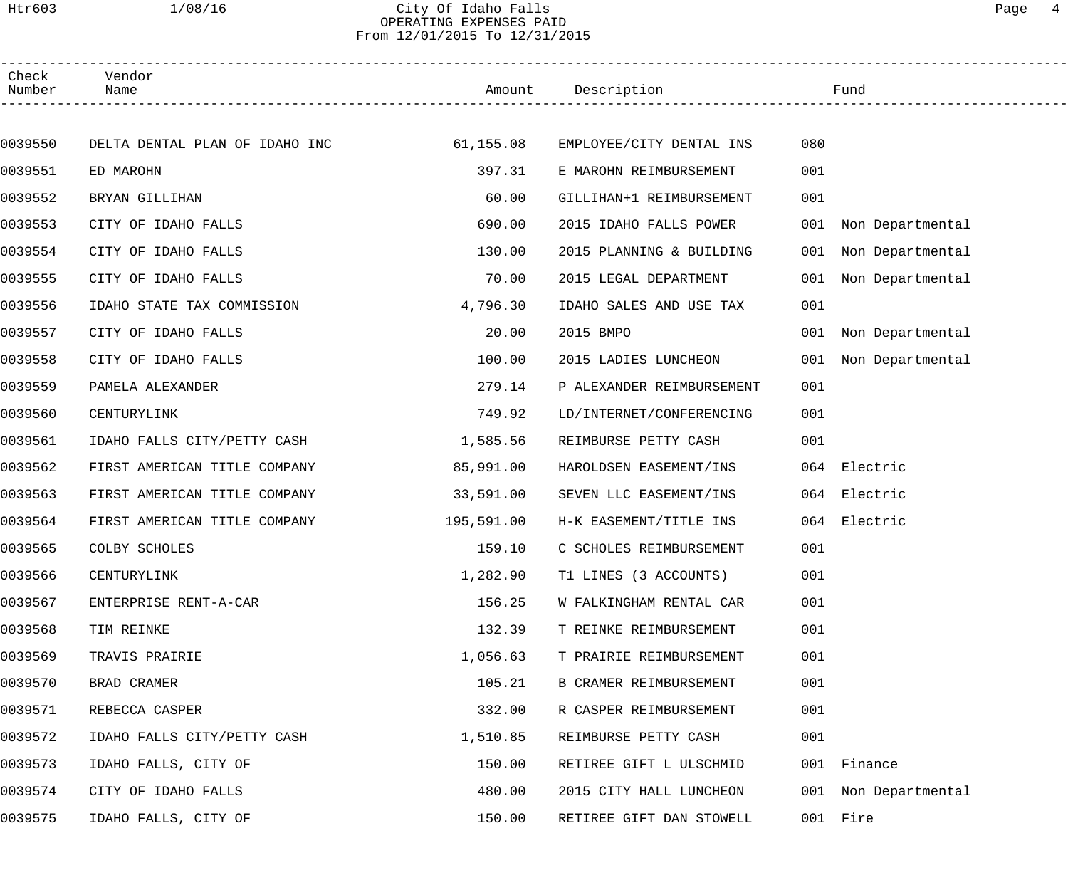# City Of Idaho Falls
## OPERATING EXPENSES PAID
### From 12/01/2015 To 12/31/2015

| Check Number | Vendor Name | Amount | Description | Fund | |
|---|---|---|---|---|---|
| 0039550 | DELTA DENTAL PLAN OF IDAHO INC | 61,155.08 | EMPLOYEE/CITY DENTAL INS | 080 | |
| 0039551 | ED MAROHN | 397.31 | E MAROHN REIMBURSEMENT | 001 | |
| 0039552 | BRYAN GILLIHAN | 60.00 | GILLIHAN+1 REIMBURSEMENT | 001 | |
| 0039553 | CITY OF IDAHO FALLS | 690.00 | 2015 IDAHO FALLS POWER | 001 | Non Departmental |
| 0039554 | CITY OF IDAHO FALLS | 130.00 | 2015 PLANNING & BUILDING | 001 | Non Departmental |
| 0039555 | CITY OF IDAHO FALLS | 70.00 | 2015 LEGAL DEPARTMENT | 001 | Non Departmental |
| 0039556 | IDAHO STATE TAX COMMISSION | 4,796.30 | IDAHO SALES AND USE TAX | 001 | |
| 0039557 | CITY OF IDAHO FALLS | 20.00 | 2015 BMPO | 001 | Non Departmental |
| 0039558 | CITY OF IDAHO FALLS | 100.00 | 2015 LADIES LUNCHEON | 001 | Non Departmental |
| 0039559 | PAMELA ALEXANDER | 279.14 | P ALEXANDER REIMBURSEMENT | 001 | |
| 0039560 | CENTURYLINK | 749.92 | LD/INTERNET/CONFERENCING | 001 | |
| 0039561 | IDAHO FALLS CITY/PETTY CASH | 1,585.56 | REIMBURSE PETTY CASH | 001 | |
| 0039562 | FIRST AMERICAN TITLE COMPANY | 85,991.00 | HAROLDSEN EASEMENT/INS | 064 | Electric |
| 0039563 | FIRST AMERICAN TITLE COMPANY | 33,591.00 | SEVEN LLC EASEMENT/INS | 064 | Electric |
| 0039564 | FIRST AMERICAN TITLE COMPANY | 195,591.00 | H-K EASEMENT/TITLE INS | 064 | Electric |
| 0039565 | COLBY SCHOLES | 159.10 | C SCHOLES REIMBURSEMENT | 001 | |
| 0039566 | CENTURYLINK | 1,282.90 | T1 LINES (3 ACCOUNTS) | 001 | |
| 0039567 | ENTERPRISE RENT-A-CAR | 156.25 | W FALKINGHAM RENTAL CAR | 001 | |
| 0039568 | TIM REINKE | 132.39 | T REINKE REIMBURSEMENT | 001 | |
| 0039569 | TRAVIS PRAIRIE | 1,056.63 | T PRAIRIE REIMBURSEMENT | 001 | |
| 0039570 | BRAD CRAMER | 105.21 | B CRAMER REIMBURSEMENT | 001 | |
| 0039571 | REBECCA CASPER | 332.00 | R CASPER REIMBURSEMENT | 001 | |
| 0039572 | IDAHO FALLS CITY/PETTY CASH | 1,510.85 | REIMBURSE PETTY CASH | 001 | |
| 0039573 | IDAHO FALLS, CITY OF | 150.00 | RETIREE GIFT L ULSCHMID | 001 | Finance |
| 0039574 | CITY OF IDAHO FALLS | 480.00 | 2015 CITY HALL LUNCHEON | 001 | Non Departmental |
| 0039575 | IDAHO FALLS, CITY OF | 150.00 | RETIREE GIFT DAN STOWELL | 001 | Fire |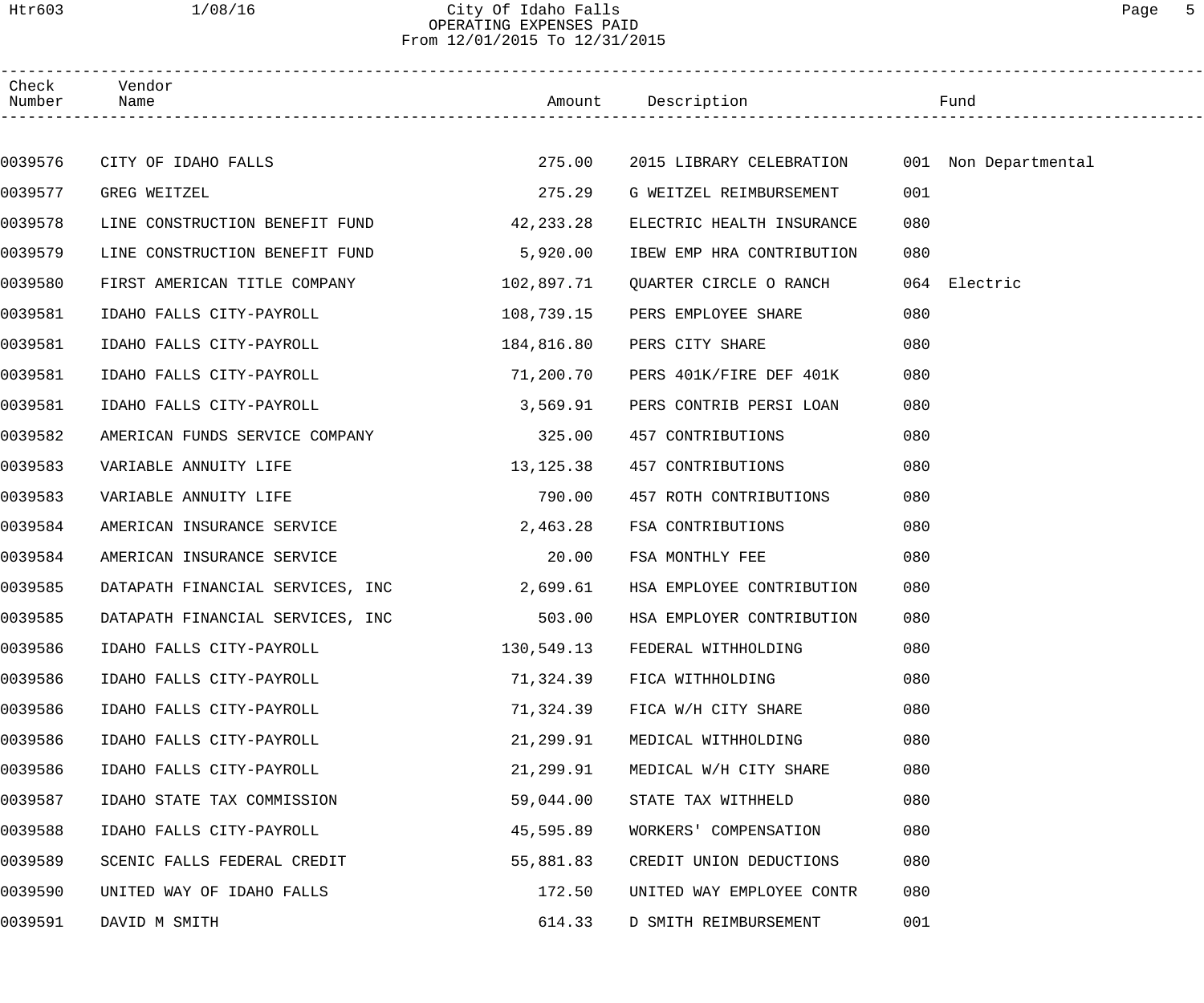# City Of Idaho Falls

## OPERATING EXPENSES PAID

### From 12/01/2015 To 12/31/2015

| Check Number | Vendor Name | Amount | Description | Fund | |
|---|---|---|---|---|---|
| 0039576 | CITY OF IDAHO FALLS | 275.00 | 2015 LIBRARY CELEBRATION | 001 | Non Departmental |
| 0039577 | GREG WEITZEL | 275.29 | G WEITZEL REIMBURSEMENT | 001 | |
| 0039578 | LINE CONSTRUCTION BENEFIT FUND | 42,233.28 | ELECTRIC HEALTH INSURANCE | 080 | |
| 0039579 | LINE CONSTRUCTION BENEFIT FUND | 5,920.00 | IBEW EMP HRA CONTRIBUTION | 080 | |
| 0039580 | FIRST AMERICAN TITLE COMPANY | 102,897.71 | QUARTER CIRCLE O RANCH | 064 | Electric |
| 0039581 | IDAHO FALLS CITY-PAYROLL | 108,739.15 | PERS EMPLOYEE SHARE | 080 | |
| 0039581 | IDAHO FALLS CITY-PAYROLL | 184,816.80 | PERS CITY SHARE | 080 | |
| 0039581 | IDAHO FALLS CITY-PAYROLL | 71,200.70 | PERS 401K/FIRE DEF 401K | 080 | |
| 0039581 | IDAHO FALLS CITY-PAYROLL | 3,569.91 | PERS CONTRIB PERSI LOAN | 080 | |
| 0039582 | AMERICAN FUNDS SERVICE COMPANY | 325.00 | 457 CONTRIBUTIONS | 080 | |
| 0039583 | VARIABLE ANNUITY LIFE | 13,125.38 | 457 CONTRIBUTIONS | 080 | |
| 0039583 | VARIABLE ANNUITY LIFE | 790.00 | 457 ROTH CONTRIBUTIONS | 080 | |
| 0039584 | AMERICAN INSURANCE SERVICE | 2,463.28 | FSA CONTRIBUTIONS | 080 | |
| 0039584 | AMERICAN INSURANCE SERVICE | 20.00 | FSA MONTHLY FEE | 080 | |
| 0039585 | DATAPATH FINANCIAL SERVICES, INC | 2,699.61 | HSA EMPLOYEE CONTRIBUTION | 080 | |
| 0039585 | DATAPATH FINANCIAL SERVICES, INC | 503.00 | HSA EMPLOYER CONTRIBUTION | 080 | |
| 0039586 | IDAHO FALLS CITY-PAYROLL | 130,549.13 | FEDERAL WITHHOLDING | 080 | |
| 0039586 | IDAHO FALLS CITY-PAYROLL | 71,324.39 | FICA WITHHOLDING | 080 | |
| 0039586 | IDAHO FALLS CITY-PAYROLL | 71,324.39 | FICA W/H CITY SHARE | 080 | |
| 0039586 | IDAHO FALLS CITY-PAYROLL | 21,299.91 | MEDICAL WITHHOLDING | 080 | |
| 0039586 | IDAHO FALLS CITY-PAYROLL | 21,299.91 | MEDICAL W/H CITY SHARE | 080 | |
| 0039587 | IDAHO STATE TAX COMMISSION | 59,044.00 | STATE TAX WITHHELD | 080 | |
| 0039588 | IDAHO FALLS CITY-PAYROLL | 45,595.89 | WORKERS' COMPENSATION | 080 | |
| 0039589 | SCENIC FALLS FEDERAL CREDIT | 55,881.83 | CREDIT UNION DEDUCTIONS | 080 | |
| 0039590 | UNITED WAY OF IDAHO FALLS | 172.50 | UNITED WAY EMPLOYEE CONTR | 080 | |
| 0039591 | DAVID M SMITH | 614.33 | D SMITH REIMBURSEMENT | 001 | |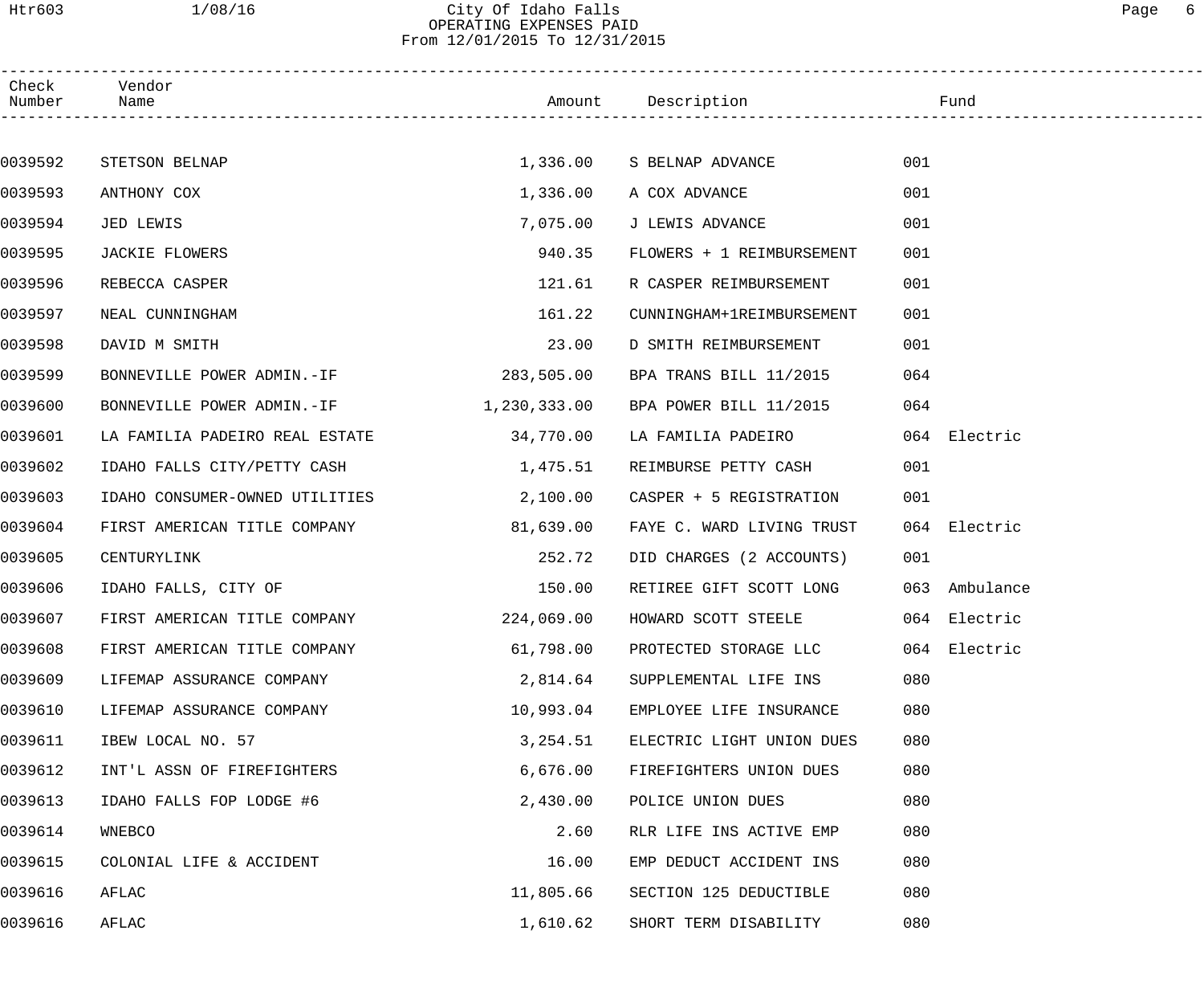# City Of Idaho Falls

## OPERATING EXPENSES PAID

From 12/01/2015 To 12/31/2015

| Check Number | Vendor Name | Amount | Description | Fund | |
|---|---|---|---|---|---|
| 0039592 | STETSON BELNAP | 1,336.00 | S BELNAP ADVANCE | 001 | |
| 0039593 | ANTHONY COX | 1,336.00 | A COX ADVANCE | 001 | |
| 0039594 | JED LEWIS | 7,075.00 | J LEWIS ADVANCE | 001 | |
| 0039595 | JACKIE FLOWERS | 940.35 | FLOWERS + 1 REIMBURSEMENT | 001 | |
| 0039596 | REBECCA CASPER | 121.61 | R CASPER REIMBURSEMENT | 001 | |
| 0039597 | NEAL CUNNINGHAM | 161.22 | CUNNINGHAM+1REIMBURSEMENT | 001 | |
| 0039598 | DAVID M SMITH | 23.00 | D SMITH REIMBURSEMENT | 001 | |
| 0039599 | BONNEVILLE POWER ADMIN.-IF | 283,505.00 | BPA TRANS BILL 11/2015 | 064 | |
| 0039600 | BONNEVILLE POWER ADMIN.-IF | 1,230,333.00 | BPA POWER BILL 11/2015 | 064 | |
| 0039601 | LA FAMILIA PADEIRO REAL ESTATE | 34,770.00 | LA FAMILIA PADEIRO | 064 | Electric |
| 0039602 | IDAHO FALLS CITY/PETTY CASH | 1,475.51 | REIMBURSE PETTY CASH | 001 | |
| 0039603 | IDAHO CONSUMER-OWNED UTILITIES | 2,100.00 | CASPER + 5 REGISTRATION | 001 | |
| 0039604 | FIRST AMERICAN TITLE COMPANY | 81,639.00 | FAYE C. WARD LIVING TRUST | 064 | Electric |
| 0039605 | CENTURYLINK | 252.72 | DID CHARGES (2 ACCOUNTS) | 001 | |
| 0039606 | IDAHO FALLS, CITY OF | 150.00 | RETIREE GIFT SCOTT LONG | 063 | Ambulance |
| 0039607 | FIRST AMERICAN TITLE COMPANY | 224,069.00 | HOWARD SCOTT STEELE | 064 | Electric |
| 0039608 | FIRST AMERICAN TITLE COMPANY | 61,798.00 | PROTECTED STORAGE LLC | 064 | Electric |
| 0039609 | LIFEMAP ASSURANCE COMPANY | 2,814.64 | SUPPLEMENTAL LIFE INS | 080 | |
| 0039610 | LIFEMAP ASSURANCE COMPANY | 10,993.04 | EMPLOYEE LIFE INSURANCE | 080 | |
| 0039611 | IBEW LOCAL NO. 57 | 3,254.51 | ELECTRIC LIGHT UNION DUES | 080 | |
| 0039612 | INT'L ASSN OF FIREFIGHTERS | 6,676.00 | FIREFIGHTERS UNION DUES | 080 | |
| 0039613 | IDAHO FALLS FOP LODGE #6 | 2,430.00 | POLICE UNION DUES | 080 | |
| 0039614 | WNEBCO | 2.60 | RLR LIFE INS ACTIVE EMP | 080 | |
| 0039615 | COLONIAL LIFE & ACCIDENT | 16.00 | EMP DEDUCT ACCIDENT INS | 080 | |
| 0039616 | AFLAC | 11,805.66 | SECTION 125 DEDUCTIBLE | 080 | |
| 0039616 | AFLAC | 1,610.62 | SHORT TERM DISABILITY | 080 | |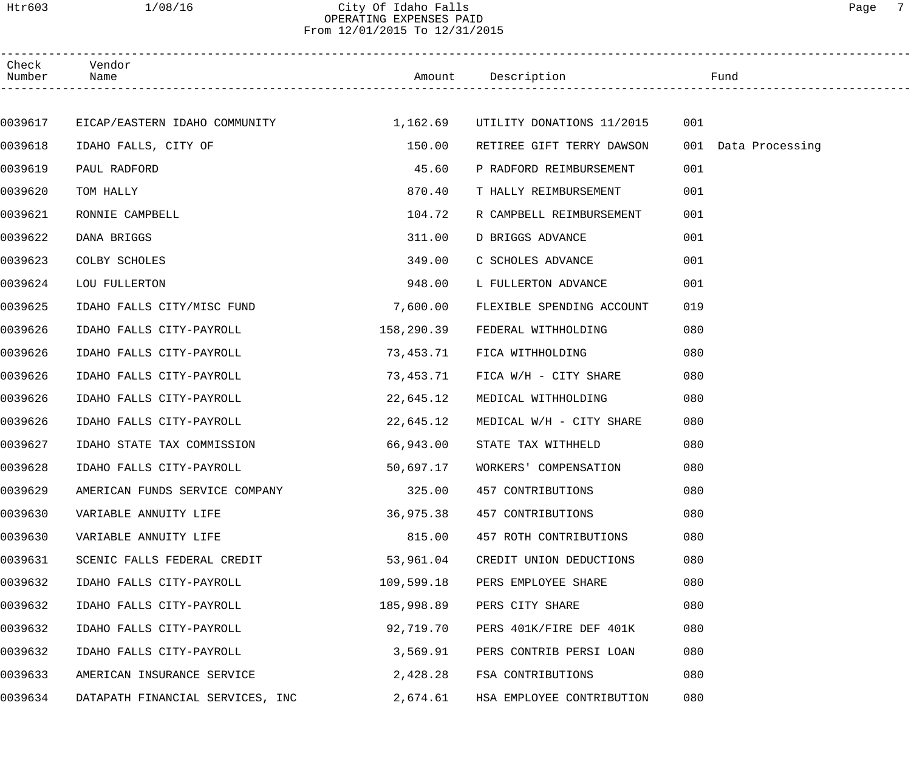# City Of Idaho Falls

OPERATING EXPENSES PAID
From 12/01/2015 To 12/31/2015

| Check Number | Vendor Name | Amount | Description | Fund |
|---|---|---|---|---|
| 0039617 | EICAP/EASTERN IDAHO COMMUNITY | 1,162.69 | UTILITY DONATIONS 11/2015 | 001 |
| 0039618 | IDAHO FALLS, CITY OF | 150.00 | RETIREE GIFT TERRY DAWSON | 001 Data Processing |
| 0039619 | PAUL RADFORD | 45.60 | P RADFORD REIMBURSEMENT | 001 |
| 0039620 | TOM HALLY | 870.40 | T HALLY REIMBURSEMENT | 001 |
| 0039621 | RONNIE CAMPBELL | 104.72 | R CAMPBELL REIMBURSEMENT | 001 |
| 0039622 | DANA BRIGGS | 311.00 | D BRIGGS ADVANCE | 001 |
| 0039623 | COLBY SCHOLES | 349.00 | C SCHOLES ADVANCE | 001 |
| 0039624 | LOU FULLERTON | 948.00 | L FULLERTON ADVANCE | 001 |
| 0039625 | IDAHO FALLS CITY/MISC FUND | 7,600.00 | FLEXIBLE SPENDING ACCOUNT | 019 |
| 0039626 | IDAHO FALLS CITY-PAYROLL | 158,290.39 | FEDERAL WITHHOLDING | 080 |
| 0039626 | IDAHO FALLS CITY-PAYROLL | 73,453.71 | FICA WITHHOLDING | 080 |
| 0039626 | IDAHO FALLS CITY-PAYROLL | 73,453.71 | FICA W/H - CITY SHARE | 080 |
| 0039626 | IDAHO FALLS CITY-PAYROLL | 22,645.12 | MEDICAL WITHHOLDING | 080 |
| 0039626 | IDAHO FALLS CITY-PAYROLL | 22,645.12 | MEDICAL W/H - CITY SHARE | 080 |
| 0039627 | IDAHO STATE TAX COMMISSION | 66,943.00 | STATE TAX WITHHELD | 080 |
| 0039628 | IDAHO FALLS CITY-PAYROLL | 50,697.17 | WORKERS' COMPENSATION | 080 |
| 0039629 | AMERICAN FUNDS SERVICE COMPANY | 325.00 | 457 CONTRIBUTIONS | 080 |
| 0039630 | VARIABLE ANNUITY LIFE | 36,975.38 | 457 CONTRIBUTIONS | 080 |
| 0039630 | VARIABLE ANNUITY LIFE | 815.00 | 457 ROTH CONTRIBUTIONS | 080 |
| 0039631 | SCENIC FALLS FEDERAL CREDIT | 53,961.04 | CREDIT UNION DEDUCTIONS | 080 |
| 0039632 | IDAHO FALLS CITY-PAYROLL | 109,599.18 | PERS EMPLOYEE SHARE | 080 |
| 0039632 | IDAHO FALLS CITY-PAYROLL | 185,998.89 | PERS CITY SHARE | 080 |
| 0039632 | IDAHO FALLS CITY-PAYROLL | 92,719.70 | PERS 401K/FIRE DEF 401K | 080 |
| 0039632 | IDAHO FALLS CITY-PAYROLL | 3,569.91 | PERS CONTRIB PERSI LOAN | 080 |
| 0039633 | AMERICAN INSURANCE SERVICE | 2,428.28 | FSA CONTRIBUTIONS | 080 |
| 0039634 | DATAPATH FINANCIAL SERVICES, INC | 2,674.61 | HSA EMPLOYEE CONTRIBUTION | 080 |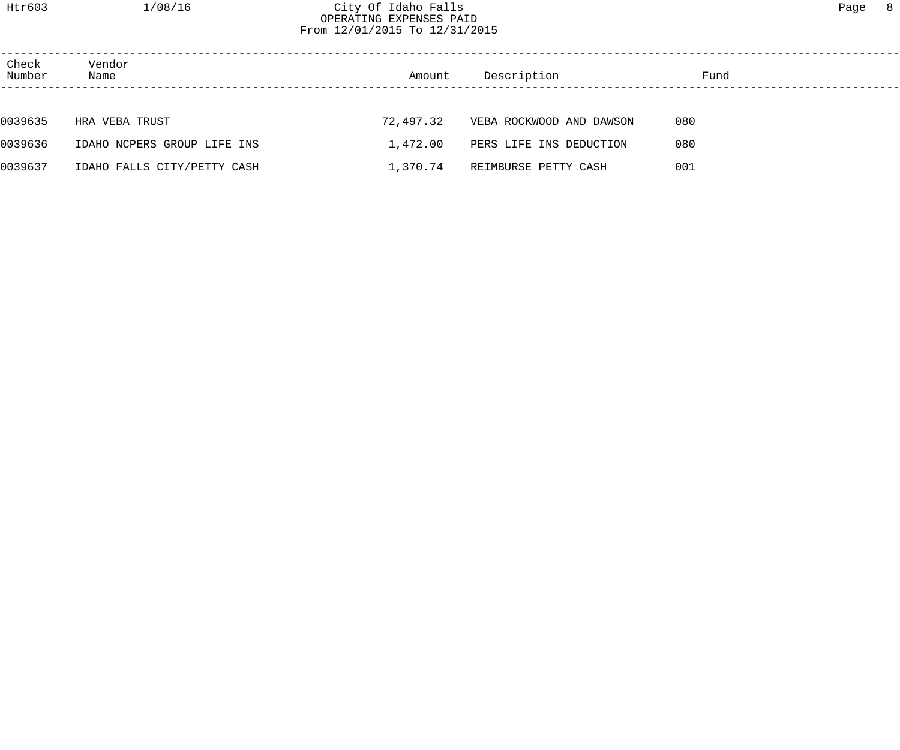| Check Number | Vendor Name | Amount | Description | Fund |
| --- | --- | --- | --- | --- |
| 0039635 | HRA VEBA TRUST | 72,497.32 | VEBA ROCKWOOD AND DAWSON | 080 |
| 0039636 | IDAHO NCPERS GROUP LIFE INS | 1,472.00 | PERS LIFE INS DEDUCTION | 080 |
| 0039637 | IDAHO FALLS CITY/PETTY CASH | 1,370.74 | REIMBURSE PETTY CASH | 001 |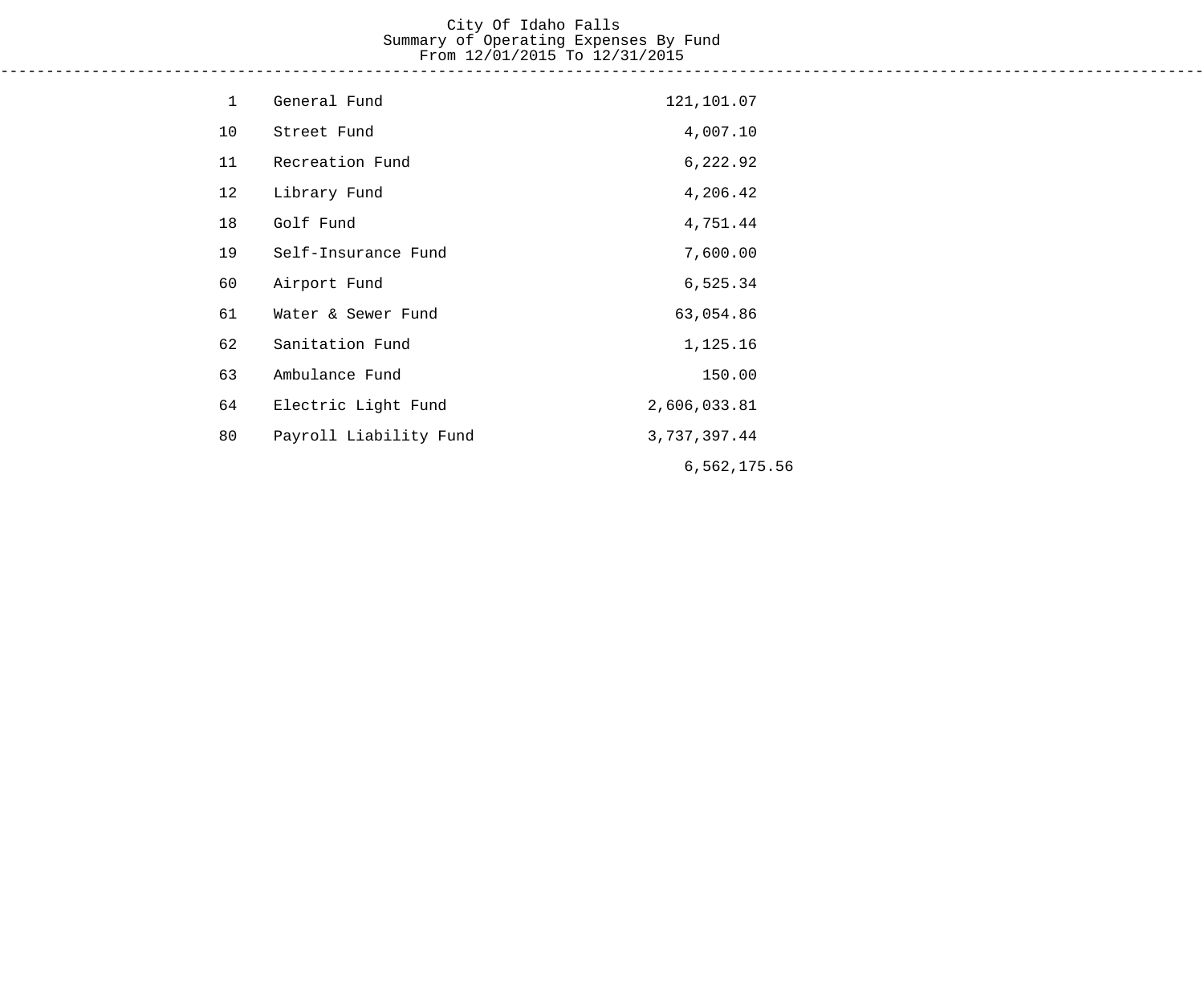# City Of Idaho Falls
## Summary of Operating Expenses By Fund
### From 12/01/2015 To 12/31/2015

| Fund | Name | Amount | Total |
|---|---|---|---|
| 1 | General Fund | 121,101.07 | |
| 10 | Street Fund | 4,007.10 | |
| 11 | Recreation Fund | 6,222.92 | |
| 12 | Library Fund | 4,206.42 | |
| 18 | Golf Fund | 4,751.44 | |
| 19 | Self-Insurance Fund | 7,600.00 | |
| 60 | Airport Fund | 6,525.34 | |
| 61 | Water & Sewer Fund | 63,054.86 | |
| 62 | Sanitation Fund | 1,125.16 | |
| 63 | Ambulance Fund | 150.00 | |
| 64 | Electric Light Fund | 2,606,033.81 | |
| 80 | Payroll Liability Fund | 3,737,397.44 | |
| | | | 6,562,175.56 |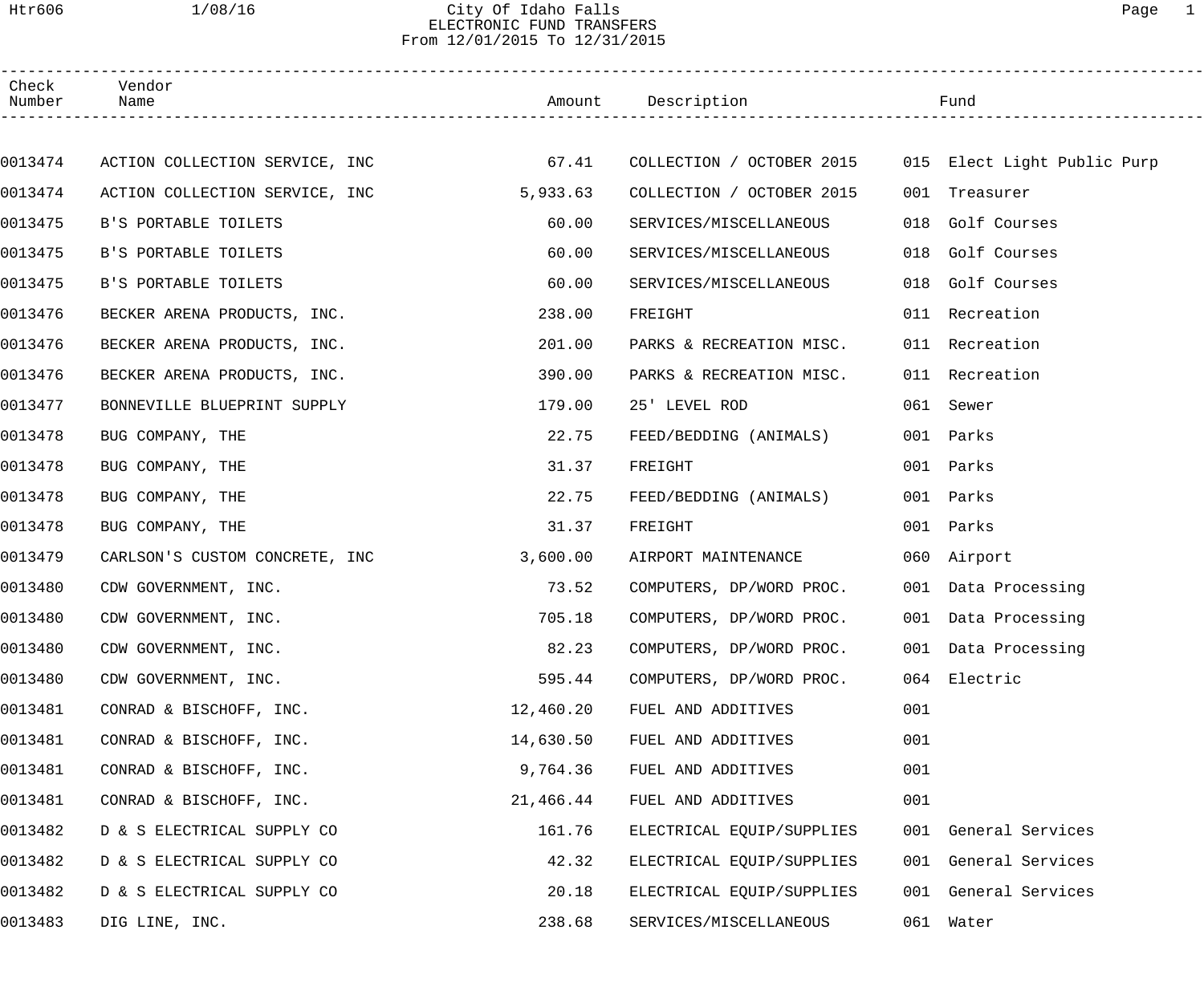# City Of Idaho Falls
## ELECTRONIC FUND TRANSFERS
### From 12/01/2015 To 12/31/2015

| Check Number | Vendor Name | Amount | Description | Fund |
|---|---|---|---|---|
| 0013474 | ACTION COLLECTION SERVICE, INC | 67.41 | COLLECTION / OCTOBER 2015 | 015 Elect Light Public Purp |
| 0013474 | ACTION COLLECTION SERVICE, INC | 5,933.63 | COLLECTION / OCTOBER 2015 | 001 Treasurer |
| 0013475 | B'S PORTABLE TOILETS | 60.00 | SERVICES/MISCELLANEOUS | 018 Golf Courses |
| 0013475 | B'S PORTABLE TOILETS | 60.00 | SERVICES/MISCELLANEOUS | 018 Golf Courses |
| 0013475 | B'S PORTABLE TOILETS | 60.00 | SERVICES/MISCELLANEOUS | 018 Golf Courses |
| 0013476 | BECKER ARENA PRODUCTS, INC. | 238.00 | FREIGHT | 011 Recreation |
| 0013476 | BECKER ARENA PRODUCTS, INC. | 201.00 | PARKS & RECREATION MISC. | 011 Recreation |
| 0013476 | BECKER ARENA PRODUCTS, INC. | 390.00 | PARKS & RECREATION MISC. | 011 Recreation |
| 0013477 | BONNEVILLE BLUEPRINT SUPPLY | 179.00 | 25' LEVEL ROD | 061 Sewer |
| 0013478 | BUG COMPANY, THE | 22.75 | FEED/BEDDING (ANIMALS) | 001 Parks |
| 0013478 | BUG COMPANY, THE | 31.37 | FREIGHT | 001 Parks |
| 0013478 | BUG COMPANY, THE | 22.75 | FEED/BEDDING (ANIMALS) | 001 Parks |
| 0013478 | BUG COMPANY, THE | 31.37 | FREIGHT | 001 Parks |
| 0013479 | CARLSON'S CUSTOM CONCRETE, INC | 3,600.00 | AIRPORT MAINTENANCE | 060 Airport |
| 0013480 | CDW GOVERNMENT, INC. | 73.52 | COMPUTERS, DP/WORD PROC. | 001 Data Processing |
| 0013480 | CDW GOVERNMENT, INC. | 705.18 | COMPUTERS, DP/WORD PROC. | 001 Data Processing |
| 0013480 | CDW GOVERNMENT, INC. | 82.23 | COMPUTERS, DP/WORD PROC. | 001 Data Processing |
| 0013480 | CDW GOVERNMENT, INC. | 595.44 | COMPUTERS, DP/WORD PROC. | 064 Electric |
| 0013481 | CONRAD & BISCHOFF, INC. | 12,460.20 | FUEL AND ADDITIVES | 001 |
| 0013481 | CONRAD & BISCHOFF, INC. | 14,630.50 | FUEL AND ADDITIVES | 001 |
| 0013481 | CONRAD & BISCHOFF, INC. | 9,764.36 | FUEL AND ADDITIVES | 001 |
| 0013481 | CONRAD & BISCHOFF, INC. | 21,466.44 | FUEL AND ADDITIVES | 001 |
| 0013482 | D & S ELECTRICAL SUPPLY CO | 161.76 | ELECTRICAL EQUIP/SUPPLIES | 001 General Services |
| 0013482 | D & S ELECTRICAL SUPPLY CO | 42.32 | ELECTRICAL EQUIP/SUPPLIES | 001 General Services |
| 0013482 | D & S ELECTRICAL SUPPLY CO | 20.18 | ELECTRICAL EQUIP/SUPPLIES | 001 General Services |
| 0013483 | DIG LINE, INC. | 238.68 | SERVICES/MISCELLANEOUS | 061 Water |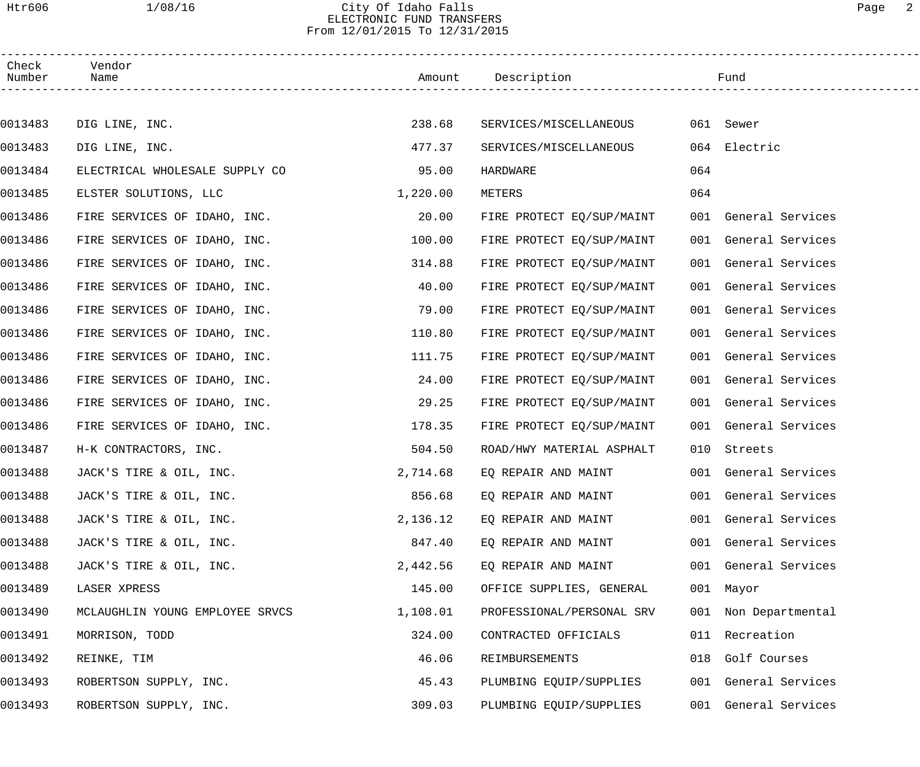City Of Idaho Falls
ELECTRONIC FUND TRANSFERS
From 12/01/2015 To 12/31/2015

| Check Number | Vendor Name | Amount | Description | Fund |
|---|---|---|---|---|
| 0013483 | DIG LINE, INC. | 238.68 | SERVICES/MISCELLANEOUS | 061 Sewer |
| 0013483 | DIG LINE, INC. | 477.37 | SERVICES/MISCELLANEOUS | 064 Electric |
| 0013484 | ELECTRICAL WHOLESALE SUPPLY CO | 95.00 | HARDWARE | 064 |
| 0013485 | ELSTER SOLUTIONS, LLC | 1,220.00 | METERS | 064 |
| 0013486 | FIRE SERVICES OF IDAHO, INC. | 20.00 | FIRE PROTECT EQ/SUP/MAINT | 001 General Services |
| 0013486 | FIRE SERVICES OF IDAHO, INC. | 100.00 | FIRE PROTECT EQ/SUP/MAINT | 001 General Services |
| 0013486 | FIRE SERVICES OF IDAHO, INC. | 314.88 | FIRE PROTECT EQ/SUP/MAINT | 001 General Services |
| 0013486 | FIRE SERVICES OF IDAHO, INC. | 40.00 | FIRE PROTECT EQ/SUP/MAINT | 001 General Services |
| 0013486 | FIRE SERVICES OF IDAHO, INC. | 79.00 | FIRE PROTECT EQ/SUP/MAINT | 001 General Services |
| 0013486 | FIRE SERVICES OF IDAHO, INC. | 110.80 | FIRE PROTECT EQ/SUP/MAINT | 001 General Services |
| 0013486 | FIRE SERVICES OF IDAHO, INC. | 111.75 | FIRE PROTECT EQ/SUP/MAINT | 001 General Services |
| 0013486 | FIRE SERVICES OF IDAHO, INC. | 24.00 | FIRE PROTECT EQ/SUP/MAINT | 001 General Services |
| 0013486 | FIRE SERVICES OF IDAHO, INC. | 29.25 | FIRE PROTECT EQ/SUP/MAINT | 001 General Services |
| 0013486 | FIRE SERVICES OF IDAHO, INC. | 178.35 | FIRE PROTECT EQ/SUP/MAINT | 001 General Services |
| 0013487 | H-K CONTRACTORS, INC. | 504.50 | ROAD/HWY MATERIAL ASPHALT | 010 Streets |
| 0013488 | JACK'S TIRE & OIL, INC. | 2,714.68 | EQ REPAIR AND MAINT | 001 General Services |
| 0013488 | JACK'S TIRE & OIL, INC. | 856.68 | EQ REPAIR AND MAINT | 001 General Services |
| 0013488 | JACK'S TIRE & OIL, INC. | 2,136.12 | EQ REPAIR AND MAINT | 001 General Services |
| 0013488 | JACK'S TIRE & OIL, INC. | 847.40 | EQ REPAIR AND MAINT | 001 General Services |
| 0013488 | JACK'S TIRE & OIL, INC. | 2,442.56 | EQ REPAIR AND MAINT | 001 General Services |
| 0013489 | LASER XPRESS | 145.00 | OFFICE SUPPLIES, GENERAL | 001 Mayor |
| 0013490 | MCLAUGHLIN YOUNG EMPLOYEE SRVCS | 1,108.01 | PROFESSIONAL/PERSONAL SRV | 001 Non Departmental |
| 0013491 | MORRISON, TODD | 324.00 | CONTRACTED OFFICIALS | 011 Recreation |
| 0013492 | REINKE, TIM | 46.06 | REIMBURSEMENTS | 018 Golf Courses |
| 0013493 | ROBERTSON SUPPLY, INC. | 45.43 | PLUMBING EQUIP/SUPPLIES | 001 General Services |
| 0013493 | ROBERTSON SUPPLY, INC. | 309.03 | PLUMBING EQUIP/SUPPLIES | 001 General Services |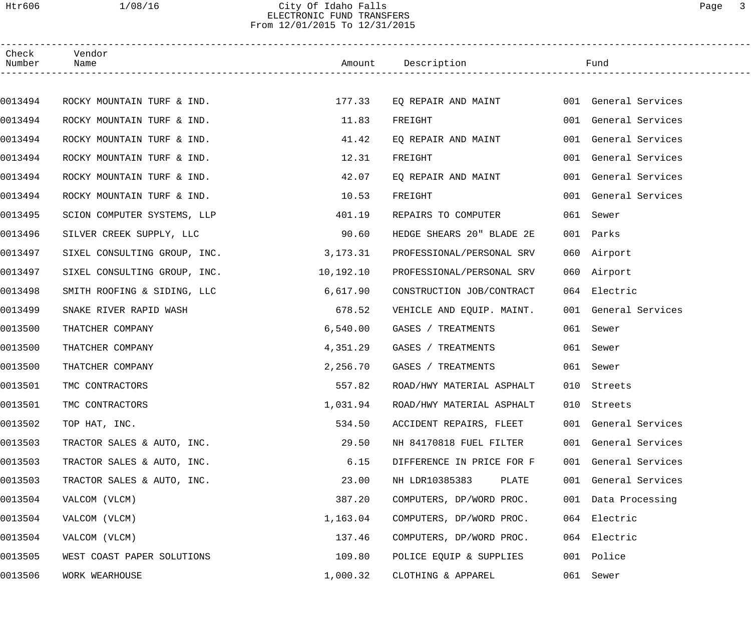# City Of Idaho Falls

## ELECTRONIC FUND TRANSFERS

From 12/01/2015 To 12/31/2015

| Check Number | Vendor Name | Amount | Description | Fund |
|---|---|---|---|---|
| 0013494 | ROCKY MOUNTAIN TURF & IND. | 177.33 | EQ REPAIR AND MAINT | 001 General Services |
| 0013494 | ROCKY MOUNTAIN TURF & IND. | 11.83 | FREIGHT | 001 General Services |
| 0013494 | ROCKY MOUNTAIN TURF & IND. | 41.42 | EQ REPAIR AND MAINT | 001 General Services |
| 0013494 | ROCKY MOUNTAIN TURF & IND. | 12.31 | FREIGHT | 001 General Services |
| 0013494 | ROCKY MOUNTAIN TURF & IND. | 42.07 | EQ REPAIR AND MAINT | 001 General Services |
| 0013494 | ROCKY MOUNTAIN TURF & IND. | 10.53 | FREIGHT | 001 General Services |
| 0013495 | SCION COMPUTER SYSTEMS, LLP | 401.19 | REPAIRS TO COMPUTER | 061 Sewer |
| 0013496 | SILVER CREEK SUPPLY, LLC | 90.60 | HEDGE SHEARS 20" BLADE 2E | 001 Parks |
| 0013497 | SIXEL CONSULTING GROUP, INC. | 3,173.31 | PROFESSIONAL/PERSONAL SRV | 060 Airport |
| 0013497 | SIXEL CONSULTING GROUP, INC. | 10,192.10 | PROFESSIONAL/PERSONAL SRV | 060 Airport |
| 0013498 | SMITH ROOFING & SIDING, LLC | 6,617.90 | CONSTRUCTION JOB/CONTRACT | 064 Electric |
| 0013499 | SNAKE RIVER RAPID WASH | 678.52 | VEHICLE AND EQUIP. MAINT. | 001 General Services |
| 0013500 | THATCHER COMPANY | 6,540.00 | GASES / TREATMENTS | 061 Sewer |
| 0013500 | THATCHER COMPANY | 4,351.29 | GASES / TREATMENTS | 061 Sewer |
| 0013500 | THATCHER COMPANY | 2,256.70 | GASES / TREATMENTS | 061 Sewer |
| 0013501 | TMC CONTRACTORS | 557.82 | ROAD/HWY MATERIAL ASPHALT | 010 Streets |
| 0013501 | TMC CONTRACTORS | 1,031.94 | ROAD/HWY MATERIAL ASPHALT | 010 Streets |
| 0013502 | TOP HAT, INC. | 534.50 | ACCIDENT REPAIRS, FLEET | 001 General Services |
| 0013503 | TRACTOR SALES & AUTO, INC. | 29.50 | NH 84170818 FUEL FILTER | 001 General Services |
| 0013503 | TRACTOR SALES & AUTO, INC. | 6.15 | DIFFERENCE IN PRICE FOR F | 001 General Services |
| 0013503 | TRACTOR SALES & AUTO, INC. | 23.00 | NH LDR10385383 PLATE | 001 General Services |
| 0013504 | VALCOM (VLCM) | 387.20 | COMPUTERS, DP/WORD PROC. | 001 Data Processing |
| 0013504 | VALCOM (VLCM) | 1,163.04 | COMPUTERS, DP/WORD PROC. | 064 Electric |
| 0013504 | VALCOM (VLCM) | 137.46 | COMPUTERS, DP/WORD PROC. | 064 Electric |
| 0013505 | WEST COAST PAPER SOLUTIONS | 109.80 | POLICE EQUIP & SUPPLIES | 001 Police |
| 0013506 | WORK WEARHOUSE | 1,000.32 | CLOTHING & APPAREL | 061 Sewer |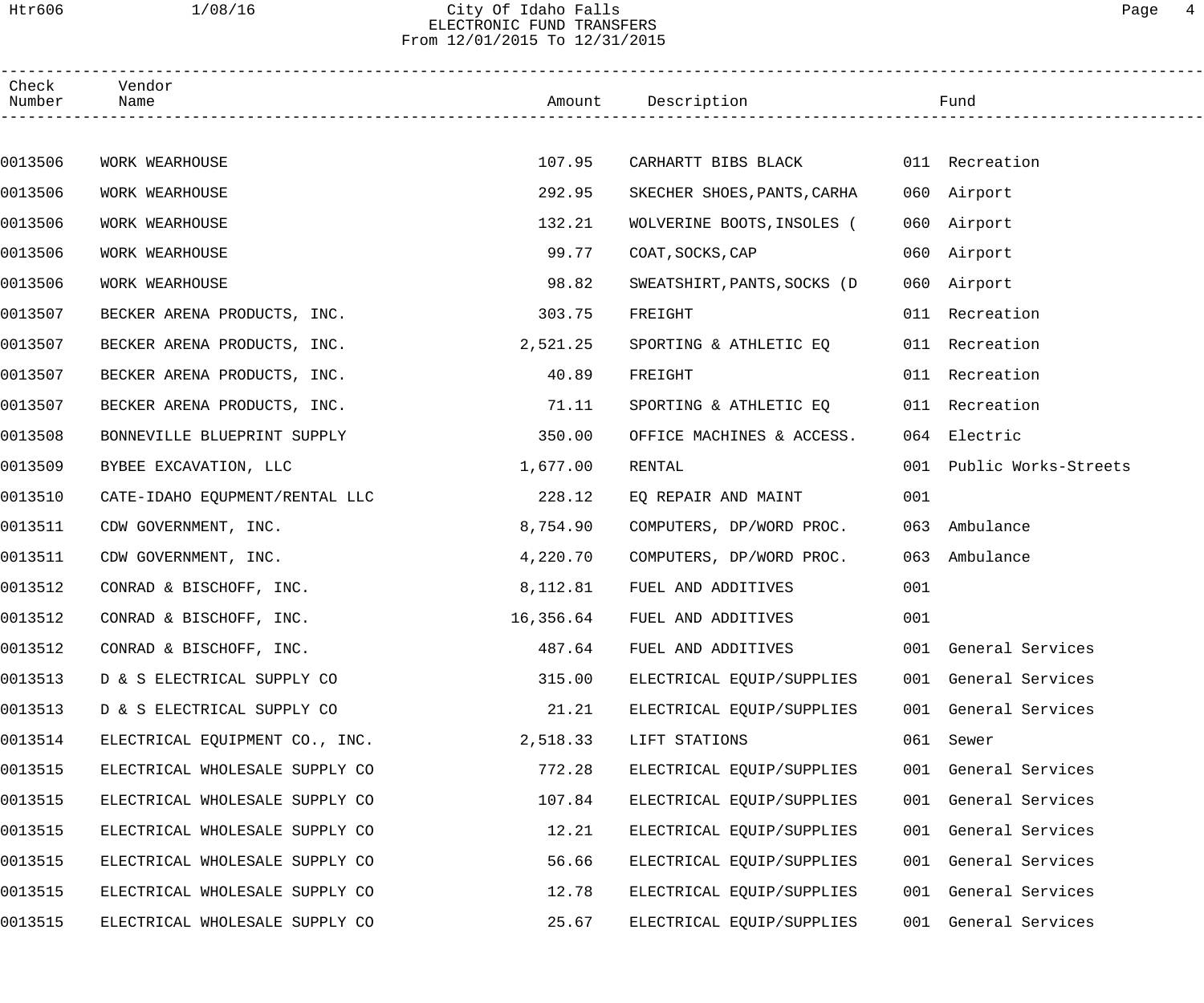# City Of Idaho Falls
## ELECTRONIC FUND TRANSFERS
### From 12/01/2015 To 12/31/2015

| Check Number | Vendor Name | Amount | Description | Fund |
|---|---|---|---|---|
| 0013506 | WORK WEARHOUSE | 107.95 | CARHARTT BIBS BLACK | 011 Recreation |
| 0013506 | WORK WEARHOUSE | 292.95 | SKECHER SHOES,PANTS,CARHA | 060 Airport |
| 0013506 | WORK WEARHOUSE | 132.21 | WOLVERINE BOOTS,INSOLES ( | 060 Airport |
| 0013506 | WORK WEARHOUSE | 99.77 | COAT,SOCKS,CAP | 060 Airport |
| 0013506 | WORK WEARHOUSE | 98.82 | SWEATSHIRT,PANTS,SOCKS (D | 060 Airport |
| 0013507 | BECKER ARENA PRODUCTS, INC. | 303.75 | FREIGHT | 011 Recreation |
| 0013507 | BECKER ARENA PRODUCTS, INC. | 2,521.25 | SPORTING & ATHLETIC EQ | 011 Recreation |
| 0013507 | BECKER ARENA PRODUCTS, INC. | 40.89 | FREIGHT | 011 Recreation |
| 0013507 | BECKER ARENA PRODUCTS, INC. | 71.11 | SPORTING & ATHLETIC EQ | 011 Recreation |
| 0013508 | BONNEVILLE BLUEPRINT SUPPLY | 350.00 | OFFICE MACHINES & ACCESS. | 064 Electric |
| 0013509 | BYBEE EXCAVATION, LLC | 1,677.00 | RENTAL | 001 Public Works-Streets |
| 0013510 | CATE-IDAHO EQUPMENT/RENTAL LLC | 228.12 | EQ REPAIR AND MAINT | 001 |
| 0013511 | CDW GOVERNMENT, INC. | 8,754.90 | COMPUTERS, DP/WORD PROC. | 063 Ambulance |
| 0013511 | CDW GOVERNMENT, INC. | 4,220.70 | COMPUTERS, DP/WORD PROC. | 063 Ambulance |
| 0013512 | CONRAD & BISCHOFF, INC. | 8,112.81 | FUEL AND ADDITIVES | 001 |
| 0013512 | CONRAD & BISCHOFF, INC. | 16,356.64 | FUEL AND ADDITIVES | 001 |
| 0013512 | CONRAD & BISCHOFF, INC. | 487.64 | FUEL AND ADDITIVES | 001 General Services |
| 0013513 | D & S ELECTRICAL SUPPLY CO | 315.00 | ELECTRICAL EQUIP/SUPPLIES | 001 General Services |
| 0013513 | D & S ELECTRICAL SUPPLY CO | 21.21 | ELECTRICAL EQUIP/SUPPLIES | 001 General Services |
| 0013514 | ELECTRICAL EQUIPMENT CO., INC. | 2,518.33 | LIFT STATIONS | 061 Sewer |
| 0013515 | ELECTRICAL WHOLESALE SUPPLY CO | 772.28 | ELECTRICAL EQUIP/SUPPLIES | 001 General Services |
| 0013515 | ELECTRICAL WHOLESALE SUPPLY CO | 107.84 | ELECTRICAL EQUIP/SUPPLIES | 001 General Services |
| 0013515 | ELECTRICAL WHOLESALE SUPPLY CO | 12.21 | ELECTRICAL EQUIP/SUPPLIES | 001 General Services |
| 0013515 | ELECTRICAL WHOLESALE SUPPLY CO | 56.66 | ELECTRICAL EQUIP/SUPPLIES | 001 General Services |
| 0013515 | ELECTRICAL WHOLESALE SUPPLY CO | 12.78 | ELECTRICAL EQUIP/SUPPLIES | 001 General Services |
| 0013515 | ELECTRICAL WHOLESALE SUPPLY CO | 25.67 | ELECTRICAL EQUIP/SUPPLIES | 001 General Services |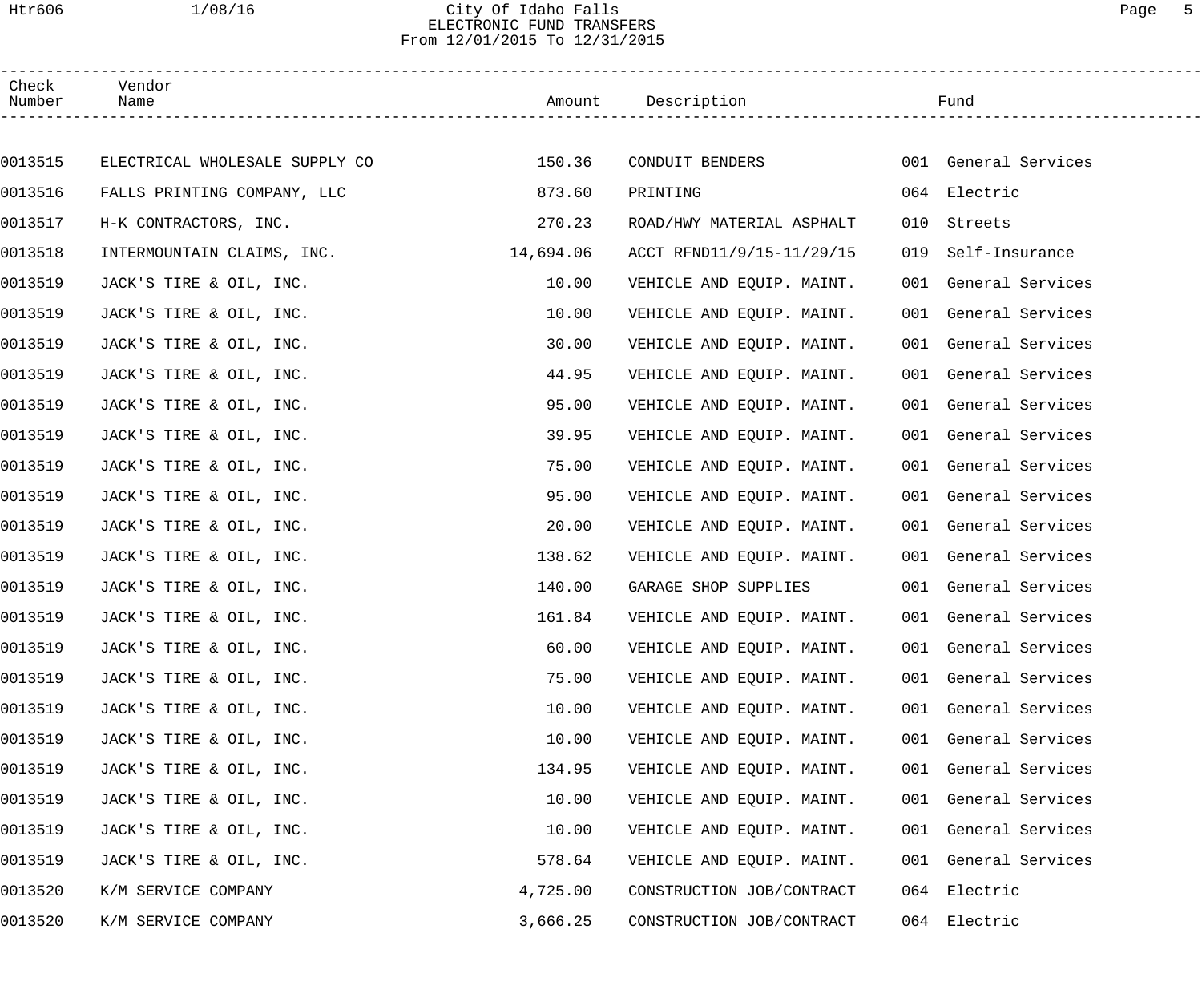# City Of Idaho Falls

## ELECTRONIC FUND TRANSFERS

From 12/01/2015 To 12/31/2015

| Check Number | Vendor Name | Amount | Description | Fund |
|---|---|---|---|---|
| 0013515 | ELECTRICAL WHOLESALE SUPPLY CO | 150.36 | CONDUIT BENDERS | 001 General Services |
| 0013516 | FALLS PRINTING COMPANY, LLC | 873.60 | PRINTING | 064 Electric |
| 0013517 | H-K CONTRACTORS, INC. | 270.23 | ROAD/HWY MATERIAL ASPHALT | 010 Streets |
| 0013518 | INTERMOUNTAIN CLAIMS, INC. | 14,694.06 | ACCT RFND11/9/15-11/29/15 | 019 Self-Insurance |
| 0013519 | JACK'S TIRE & OIL, INC. | 10.00 | VEHICLE AND EQUIP. MAINT. | 001 General Services |
| 0013519 | JACK'S TIRE & OIL, INC. | 10.00 | VEHICLE AND EQUIP. MAINT. | 001 General Services |
| 0013519 | JACK'S TIRE & OIL, INC. | 30.00 | VEHICLE AND EQUIP. MAINT. | 001 General Services |
| 0013519 | JACK'S TIRE & OIL, INC. | 44.95 | VEHICLE AND EQUIP. MAINT. | 001 General Services |
| 0013519 | JACK'S TIRE & OIL, INC. | 95.00 | VEHICLE AND EQUIP. MAINT. | 001 General Services |
| 0013519 | JACK'S TIRE & OIL, INC. | 39.95 | VEHICLE AND EQUIP. MAINT. | 001 General Services |
| 0013519 | JACK'S TIRE & OIL, INC. | 75.00 | VEHICLE AND EQUIP. MAINT. | 001 General Services |
| 0013519 | JACK'S TIRE & OIL, INC. | 95.00 | VEHICLE AND EQUIP. MAINT. | 001 General Services |
| 0013519 | JACK'S TIRE & OIL, INC. | 20.00 | VEHICLE AND EQUIP. MAINT. | 001 General Services |
| 0013519 | JACK'S TIRE & OIL, INC. | 138.62 | VEHICLE AND EQUIP. MAINT. | 001 General Services |
| 0013519 | JACK'S TIRE & OIL, INC. | 140.00 | GARAGE SHOP SUPPLIES | 001 General Services |
| 0013519 | JACK'S TIRE & OIL, INC. | 161.84 | VEHICLE AND EQUIP. MAINT. | 001 General Services |
| 0013519 | JACK'S TIRE & OIL, INC. | 60.00 | VEHICLE AND EQUIP. MAINT. | 001 General Services |
| 0013519 | JACK'S TIRE & OIL, INC. | 75.00 | VEHICLE AND EQUIP. MAINT. | 001 General Services |
| 0013519 | JACK'S TIRE & OIL, INC. | 10.00 | VEHICLE AND EQUIP. MAINT. | 001 General Services |
| 0013519 | JACK'S TIRE & OIL, INC. | 10.00 | VEHICLE AND EQUIP. MAINT. | 001 General Services |
| 0013519 | JACK'S TIRE & OIL, INC. | 134.95 | VEHICLE AND EQUIP. MAINT. | 001 General Services |
| 0013519 | JACK'S TIRE & OIL, INC. | 10.00 | VEHICLE AND EQUIP. MAINT. | 001 General Services |
| 0013519 | JACK'S TIRE & OIL, INC. | 10.00 | VEHICLE AND EQUIP. MAINT. | 001 General Services |
| 0013519 | JACK'S TIRE & OIL, INC. | 578.64 | VEHICLE AND EQUIP. MAINT. | 001 General Services |
| 0013520 | K/M SERVICE COMPANY | 4,725.00 | CONSTRUCTION JOB/CONTRACT | 064 Electric |
| 0013520 | K/M SERVICE COMPANY | 3,666.25 | CONSTRUCTION JOB/CONTRACT | 064 Electric |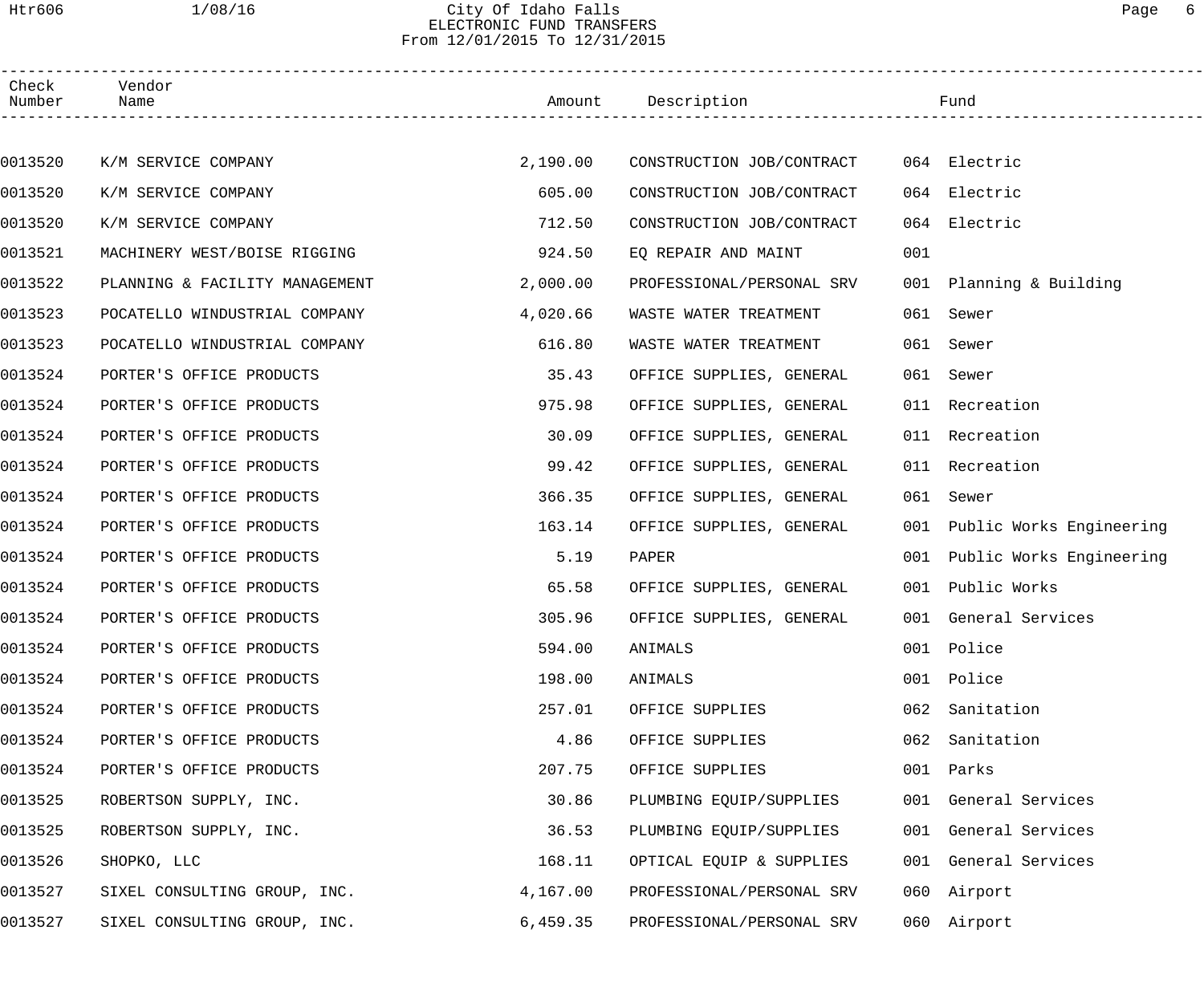City Of Idaho Falls
ELECTRONIC FUND TRANSFERS
From 12/01/2015 To 12/31/2015

| Check Number | Vendor Name | Amount | Description | Fund |
|---|---|---|---|---|
| 0013520 | K/M SERVICE COMPANY | 2,190.00 | CONSTRUCTION JOB/CONTRACT | 064 Electric |
| 0013520 | K/M SERVICE COMPANY | 605.00 | CONSTRUCTION JOB/CONTRACT | 064 Electric |
| 0013520 | K/M SERVICE COMPANY | 712.50 | CONSTRUCTION JOB/CONTRACT | 064 Electric |
| 0013521 | MACHINERY WEST/BOISE RIGGING | 924.50 | EQ REPAIR AND MAINT | 001 |
| 0013522 | PLANNING & FACILITY MANAGEMENT | 2,000.00 | PROFESSIONAL/PERSONAL SRV | 001 Planning & Building |
| 0013523 | POCATELLO WINDUSTRIAL COMPANY | 4,020.66 | WASTE WATER TREATMENT | 061 Sewer |
| 0013523 | POCATELLO WINDUSTRIAL COMPANY | 616.80 | WASTE WATER TREATMENT | 061 Sewer |
| 0013524 | PORTER'S OFFICE PRODUCTS | 35.43 | OFFICE SUPPLIES, GENERAL | 061 Sewer |
| 0013524 | PORTER'S OFFICE PRODUCTS | 975.98 | OFFICE SUPPLIES, GENERAL | 011 Recreation |
| 0013524 | PORTER'S OFFICE PRODUCTS | 30.09 | OFFICE SUPPLIES, GENERAL | 011 Recreation |
| 0013524 | PORTER'S OFFICE PRODUCTS | 99.42 | OFFICE SUPPLIES, GENERAL | 011 Recreation |
| 0013524 | PORTER'S OFFICE PRODUCTS | 366.35 | OFFICE SUPPLIES, GENERAL | 061 Sewer |
| 0013524 | PORTER'S OFFICE PRODUCTS | 163.14 | OFFICE SUPPLIES, GENERAL | 001 Public Works Engineering |
| 0013524 | PORTER'S OFFICE PRODUCTS | 5.19 | PAPER | 001 Public Works Engineering |
| 0013524 | PORTER'S OFFICE PRODUCTS | 65.58 | OFFICE SUPPLIES, GENERAL | 001 Public Works |
| 0013524 | PORTER'S OFFICE PRODUCTS | 305.96 | OFFICE SUPPLIES, GENERAL | 001 General Services |
| 0013524 | PORTER'S OFFICE PRODUCTS | 594.00 | ANIMALS | 001 Police |
| 0013524 | PORTER'S OFFICE PRODUCTS | 198.00 | ANIMALS | 001 Police |
| 0013524 | PORTER'S OFFICE PRODUCTS | 257.01 | OFFICE SUPPLIES | 062 Sanitation |
| 0013524 | PORTER'S OFFICE PRODUCTS | 4.86 | OFFICE SUPPLIES | 062 Sanitation |
| 0013524 | PORTER'S OFFICE PRODUCTS | 207.75 | OFFICE SUPPLIES | 001 Parks |
| 0013525 | ROBERTSON SUPPLY, INC. | 30.86 | PLUMBING EQUIP/SUPPLIES | 001 General Services |
| 0013525 | ROBERTSON SUPPLY, INC. | 36.53 | PLUMBING EQUIP/SUPPLIES | 001 General Services |
| 0013526 | SHOPKO, LLC | 168.11 | OPTICAL EQUIP & SUPPLIES | 001 General Services |
| 0013527 | SIXEL CONSULTING GROUP, INC. | 4,167.00 | PROFESSIONAL/PERSONAL SRV | 060 Airport |
| 0013527 | SIXEL CONSULTING GROUP, INC. | 6,459.35 | PROFESSIONAL/PERSONAL SRV | 060 Airport |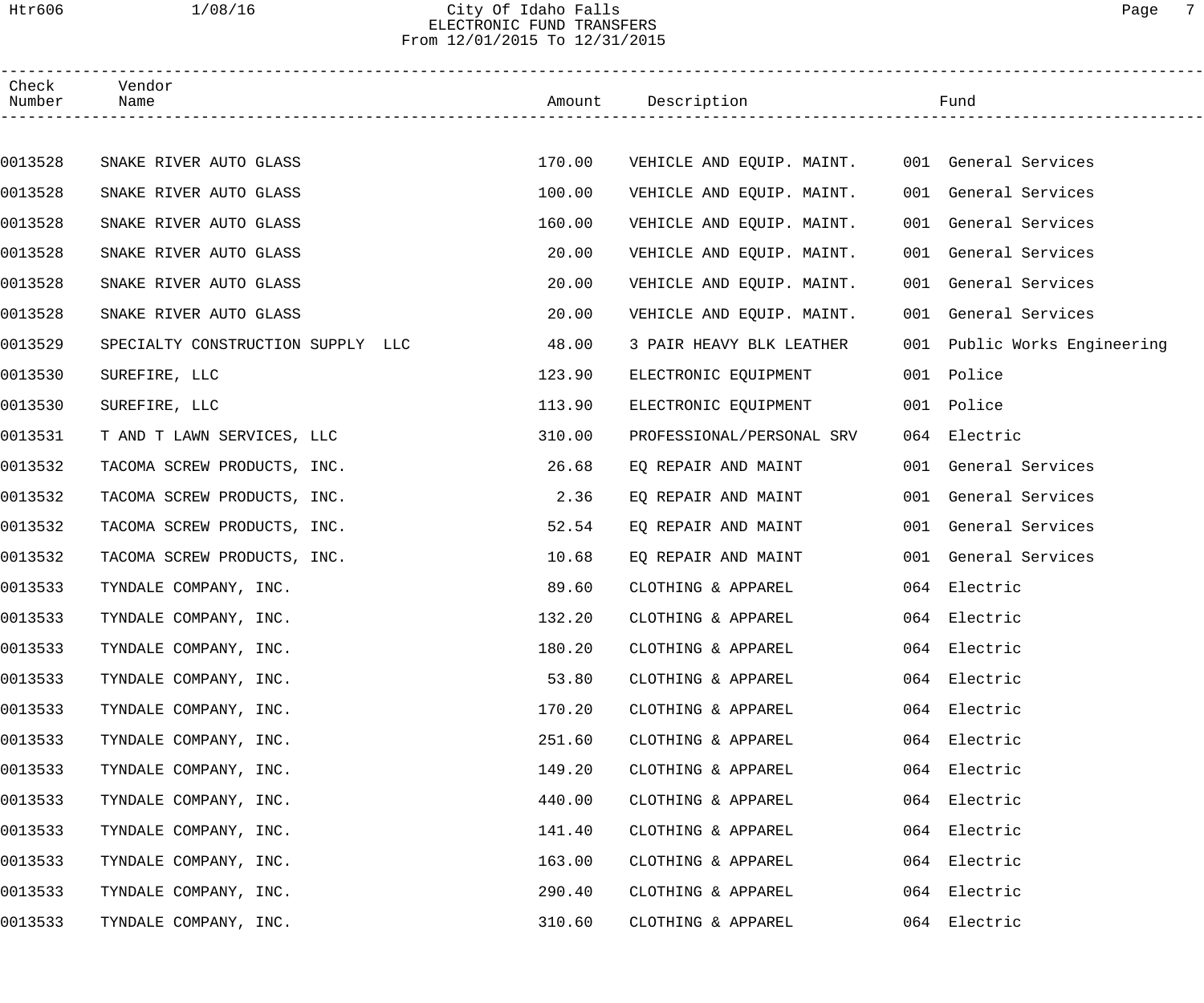City Of Idaho Falls
ELECTRONIC FUND TRANSFERS
From 12/01/2015 To 12/31/2015

| Check Number | Vendor Name | Amount | Description | Fund |
|---|---|---|---|---|
| 0013528 | SNAKE RIVER AUTO GLASS | 170.00 | VEHICLE AND EQUIP. MAINT. | 001 General Services |
| 0013528 | SNAKE RIVER AUTO GLASS | 100.00 | VEHICLE AND EQUIP. MAINT. | 001 General Services |
| 0013528 | SNAKE RIVER AUTO GLASS | 160.00 | VEHICLE AND EQUIP. MAINT. | 001 General Services |
| 0013528 | SNAKE RIVER AUTO GLASS | 20.00 | VEHICLE AND EQUIP. MAINT. | 001 General Services |
| 0013528 | SNAKE RIVER AUTO GLASS | 20.00 | VEHICLE AND EQUIP. MAINT. | 001 General Services |
| 0013528 | SNAKE RIVER AUTO GLASS | 20.00 | VEHICLE AND EQUIP. MAINT. | 001 General Services |
| 0013529 | SPECIALTY CONSTRUCTION SUPPLY LLC | 48.00 | 3 PAIR HEAVY BLK LEATHER | 001 Public Works Engineering |
| 0013530 | SUREFIRE, LLC | 123.90 | ELECTRONIC EQUIPMENT | 001 Police |
| 0013530 | SUREFIRE, LLC | 113.90 | ELECTRONIC EQUIPMENT | 001 Police |
| 0013531 | T AND T LAWN SERVICES, LLC | 310.00 | PROFESSIONAL/PERSONAL SRV | 064 Electric |
| 0013532 | TACOMA SCREW PRODUCTS, INC. | 26.68 | EQ REPAIR AND MAINT | 001 General Services |
| 0013532 | TACOMA SCREW PRODUCTS, INC. | 2.36 | EQ REPAIR AND MAINT | 001 General Services |
| 0013532 | TACOMA SCREW PRODUCTS, INC. | 52.54 | EQ REPAIR AND MAINT | 001 General Services |
| 0013532 | TACOMA SCREW PRODUCTS, INC. | 10.68 | EQ REPAIR AND MAINT | 001 General Services |
| 0013533 | TYNDALE COMPANY, INC. | 89.60 | CLOTHING & APPAREL | 064 Electric |
| 0013533 | TYNDALE COMPANY, INC. | 132.20 | CLOTHING & APPAREL | 064 Electric |
| 0013533 | TYNDALE COMPANY, INC. | 180.20 | CLOTHING & APPAREL | 064 Electric |
| 0013533 | TYNDALE COMPANY, INC. | 53.80 | CLOTHING & APPAREL | 064 Electric |
| 0013533 | TYNDALE COMPANY, INC. | 170.20 | CLOTHING & APPAREL | 064 Electric |
| 0013533 | TYNDALE COMPANY, INC. | 251.60 | CLOTHING & APPAREL | 064 Electric |
| 0013533 | TYNDALE COMPANY, INC. | 149.20 | CLOTHING & APPAREL | 064 Electric |
| 0013533 | TYNDALE COMPANY, INC. | 440.00 | CLOTHING & APPAREL | 064 Electric |
| 0013533 | TYNDALE COMPANY, INC. | 141.40 | CLOTHING & APPAREL | 064 Electric |
| 0013533 | TYNDALE COMPANY, INC. | 163.00 | CLOTHING & APPAREL | 064 Electric |
| 0013533 | TYNDALE COMPANY, INC. | 290.40 | CLOTHING & APPAREL | 064 Electric |
| 0013533 | TYNDALE COMPANY, INC. | 310.60 | CLOTHING & APPAREL | 064 Electric |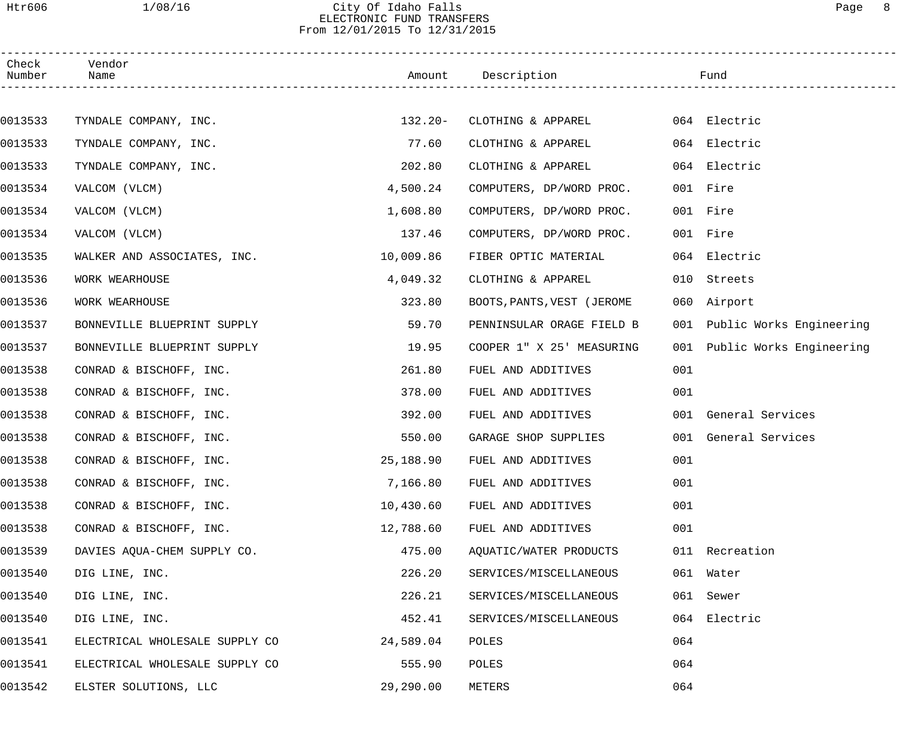City Of Idaho Falls
ELECTRONIC FUND TRANSFERS
From 12/01/2015 To 12/31/2015

| Check Number | Vendor Name | Amount | Description | Fund |
|---|---|---|---|---|
| 0013533 | TYNDALE COMPANY, INC. | 132.20- | CLOTHING & APPAREL | 064 Electric |
| 0013533 | TYNDALE COMPANY, INC. | 77.60 | CLOTHING & APPAREL | 064 Electric |
| 0013533 | TYNDALE COMPANY, INC. | 202.80 | CLOTHING & APPAREL | 064 Electric |
| 0013534 | VALCOM (VLCM) | 4,500.24 | COMPUTERS, DP/WORD PROC. | 001 Fire |
| 0013534 | VALCOM (VLCM) | 1,608.80 | COMPUTERS, DP/WORD PROC. | 001 Fire |
| 0013534 | VALCOM (VLCM) | 137.46 | COMPUTERS, DP/WORD PROC. | 001 Fire |
| 0013535 | WALKER AND ASSOCIATES, INC. | 10,009.86 | FIBER OPTIC MATERIAL | 064 Electric |
| 0013536 | WORK WEARHOUSE | 4,049.32 | CLOTHING & APPAREL | 010 Streets |
| 0013536 | WORK WEARHOUSE | 323.80 | BOOTS,PANTS,VEST (JEROME | 060 Airport |
| 0013537 | BONNEVILLE BLUEPRINT SUPPLY | 59.70 | PENNINSULAR ORAGE FIELD B | 001 Public Works Engineering |
| 0013537 | BONNEVILLE BLUEPRINT SUPPLY | 19.95 | COOPER 1" X 25' MEASURING | 001 Public Works Engineering |
| 0013538 | CONRAD & BISCHOFF, INC. | 261.80 | FUEL AND ADDITIVES | 001 |
| 0013538 | CONRAD & BISCHOFF, INC. | 378.00 | FUEL AND ADDITIVES | 001 |
| 0013538 | CONRAD & BISCHOFF, INC. | 392.00 | FUEL AND ADDITIVES | 001 General Services |
| 0013538 | CONRAD & BISCHOFF, INC. | 550.00 | GARAGE SHOP SUPPLIES | 001 General Services |
| 0013538 | CONRAD & BISCHOFF, INC. | 25,188.90 | FUEL AND ADDITIVES | 001 |
| 0013538 | CONRAD & BISCHOFF, INC. | 7,166.80 | FUEL AND ADDITIVES | 001 |
| 0013538 | CONRAD & BISCHOFF, INC. | 10,430.60 | FUEL AND ADDITIVES | 001 |
| 0013538 | CONRAD & BISCHOFF, INC. | 12,788.60 | FUEL AND ADDITIVES | 001 |
| 0013539 | DAVIES AQUA-CHEM SUPPLY CO. | 475.00 | AQUATIC/WATER PRODUCTS | 011 Recreation |
| 0013540 | DIG LINE, INC. | 226.20 | SERVICES/MISCELLANEOUS | 061 Water |
| 0013540 | DIG LINE, INC. | 226.21 | SERVICES/MISCELLANEOUS | 061 Sewer |
| 0013540 | DIG LINE, INC. | 452.41 | SERVICES/MISCELLANEOUS | 064 Electric |
| 0013541 | ELECTRICAL WHOLESALE SUPPLY CO | 24,589.04 | POLES | 064 |
| 0013541 | ELECTRICAL WHOLESALE SUPPLY CO | 555.90 | POLES | 064 |
| 0013542 | ELSTER SOLUTIONS, LLC | 29,290.00 | METERS | 064 |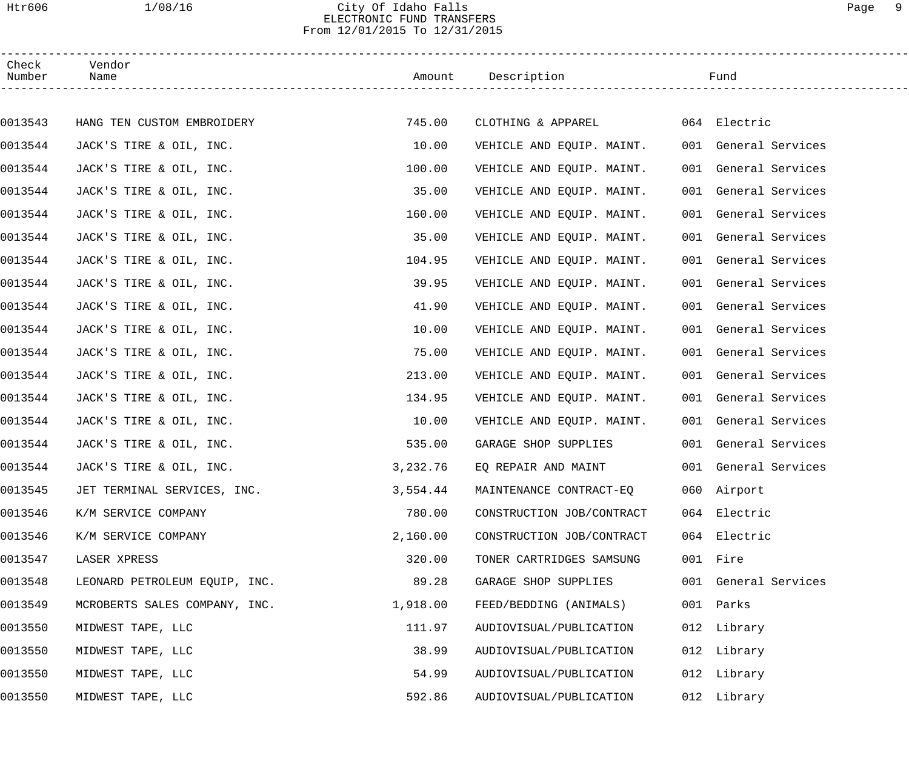City Of Idaho Falls
ELECTRONIC FUND TRANSFERS
From 12/01/2015 To 12/31/2015

| Check Number | Vendor Name | Amount | Description | Fund |
|---|---|---|---|---|
| 0013543 | HANG TEN CUSTOM EMBROIDERY | 745.00 | CLOTHING & APPAREL | 064 Electric |
| 0013544 | JACK'S TIRE & OIL, INC. | 10.00 | VEHICLE AND EQUIP. MAINT. | 001 General Services |
| 0013544 | JACK'S TIRE & OIL, INC. | 100.00 | VEHICLE AND EQUIP. MAINT. | 001 General Services |
| 0013544 | JACK'S TIRE & OIL, INC. | 35.00 | VEHICLE AND EQUIP. MAINT. | 001 General Services |
| 0013544 | JACK'S TIRE & OIL, INC. | 160.00 | VEHICLE AND EQUIP. MAINT. | 001 General Services |
| 0013544 | JACK'S TIRE & OIL, INC. | 35.00 | VEHICLE AND EQUIP. MAINT. | 001 General Services |
| 0013544 | JACK'S TIRE & OIL, INC. | 104.95 | VEHICLE AND EQUIP. MAINT. | 001 General Services |
| 0013544 | JACK'S TIRE & OIL, INC. | 39.95 | VEHICLE AND EQUIP. MAINT. | 001 General Services |
| 0013544 | JACK'S TIRE & OIL, INC. | 41.90 | VEHICLE AND EQUIP. MAINT. | 001 General Services |
| 0013544 | JACK'S TIRE & OIL, INC. | 10.00 | VEHICLE AND EQUIP. MAINT. | 001 General Services |
| 0013544 | JACK'S TIRE & OIL, INC. | 75.00 | VEHICLE AND EQUIP. MAINT. | 001 General Services |
| 0013544 | JACK'S TIRE & OIL, INC. | 213.00 | VEHICLE AND EQUIP. MAINT. | 001 General Services |
| 0013544 | JACK'S TIRE & OIL, INC. | 134.95 | VEHICLE AND EQUIP. MAINT. | 001 General Services |
| 0013544 | JACK'S TIRE & OIL, INC. | 10.00 | VEHICLE AND EQUIP. MAINT. | 001 General Services |
| 0013544 | JACK'S TIRE & OIL, INC. | 535.00 | GARAGE SHOP SUPPLIES | 001 General Services |
| 0013544 | JACK'S TIRE & OIL, INC. | 3,232.76 | EQ REPAIR AND MAINT | 001 General Services |
| 0013545 | JET TERMINAL SERVICES, INC. | 3,554.44 | MAINTENANCE CONTRACT-EQ | 060 Airport |
| 0013546 | K/M SERVICE COMPANY | 780.00 | CONSTRUCTION JOB/CONTRACT | 064 Electric |
| 0013546 | K/M SERVICE COMPANY | 2,160.00 | CONSTRUCTION JOB/CONTRACT | 064 Electric |
| 0013547 | LASER XPRESS | 320.00 | TONER CARTRIDGES SAMSUNG | 001 Fire |
| 0013548 | LEONARD PETROLEUM EQUIP, INC. | 89.28 | GARAGE SHOP SUPPLIES | 001 General Services |
| 0013549 | MCROBERTS SALES COMPANY, INC. | 1,918.00 | FEED/BEDDING (ANIMALS) | 001 Parks |
| 0013550 | MIDWEST TAPE, LLC | 111.97 | AUDIOVISUAL/PUBLICATION | 012 Library |
| 0013550 | MIDWEST TAPE, LLC | 38.99 | AUDIOVISUAL/PUBLICATION | 012 Library |
| 0013550 | MIDWEST TAPE, LLC | 54.99 | AUDIOVISUAL/PUBLICATION | 012 Library |
| 0013550 | MIDWEST TAPE, LLC | 592.86 | AUDIOVISUAL/PUBLICATION | 012 Library |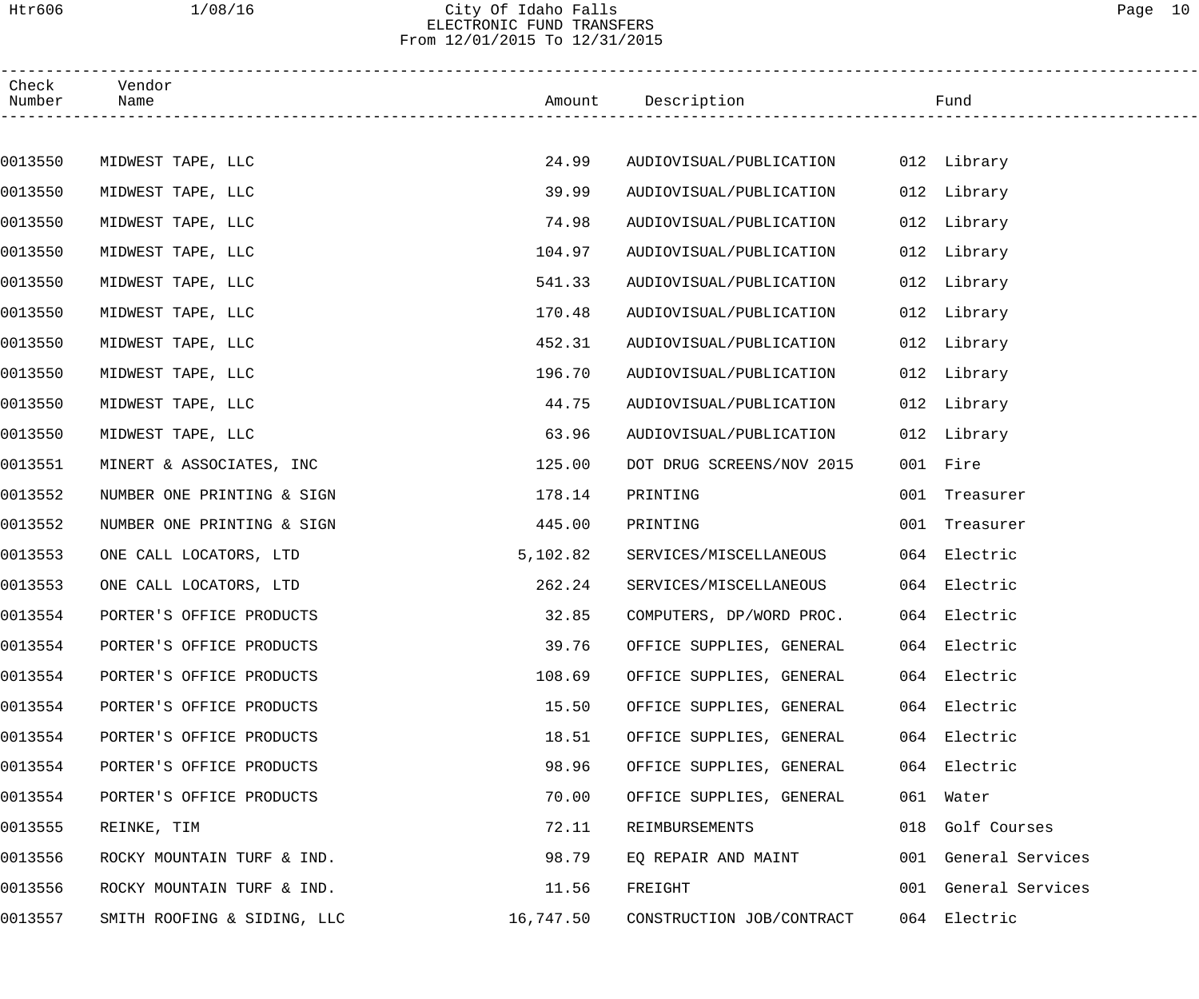| Check Number | Vendor Name | Amount | Description | Fund |
|---|---|---|---|---|
| 0013550 | MIDWEST TAPE, LLC | 24.99 | AUDIOVISUAL/PUBLICATION | 012 Library |
| 0013550 | MIDWEST TAPE, LLC | 39.99 | AUDIOVISUAL/PUBLICATION | 012 Library |
| 0013550 | MIDWEST TAPE, LLC | 74.98 | AUDIOVISUAL/PUBLICATION | 012 Library |
| 0013550 | MIDWEST TAPE, LLC | 104.97 | AUDIOVISUAL/PUBLICATION | 012 Library |
| 0013550 | MIDWEST TAPE, LLC | 541.33 | AUDIOVISUAL/PUBLICATION | 012 Library |
| 0013550 | MIDWEST TAPE, LLC | 170.48 | AUDIOVISUAL/PUBLICATION | 012 Library |
| 0013550 | MIDWEST TAPE, LLC | 452.31 | AUDIOVISUAL/PUBLICATION | 012 Library |
| 0013550 | MIDWEST TAPE, LLC | 196.70 | AUDIOVISUAL/PUBLICATION | 012 Library |
| 0013550 | MIDWEST TAPE, LLC | 44.75 | AUDIOVISUAL/PUBLICATION | 012 Library |
| 0013550 | MIDWEST TAPE, LLC | 63.96 | AUDIOVISUAL/PUBLICATION | 012 Library |
| 0013551 | MINERT & ASSOCIATES, INC | 125.00 | DOT DRUG SCREENS/NOV 2015 | 001 Fire |
| 0013552 | NUMBER ONE PRINTING & SIGN | 178.14 | PRINTING | 001 Treasurer |
| 0013552 | NUMBER ONE PRINTING & SIGN | 445.00 | PRINTING | 001 Treasurer |
| 0013553 | ONE CALL LOCATORS, LTD | 5,102.82 | SERVICES/MISCELLANEOUS | 064 Electric |
| 0013553 | ONE CALL LOCATORS, LTD | 262.24 | SERVICES/MISCELLANEOUS | 064 Electric |
| 0013554 | PORTER'S OFFICE PRODUCTS | 32.85 | COMPUTERS, DP/WORD PROC. | 064 Electric |
| 0013554 | PORTER'S OFFICE PRODUCTS | 39.76 | OFFICE SUPPLIES, GENERAL | 064 Electric |
| 0013554 | PORTER'S OFFICE PRODUCTS | 108.69 | OFFICE SUPPLIES, GENERAL | 064 Electric |
| 0013554 | PORTER'S OFFICE PRODUCTS | 15.50 | OFFICE SUPPLIES, GENERAL | 064 Electric |
| 0013554 | PORTER'S OFFICE PRODUCTS | 18.51 | OFFICE SUPPLIES, GENERAL | 064 Electric |
| 0013554 | PORTER'S OFFICE PRODUCTS | 98.96 | OFFICE SUPPLIES, GENERAL | 064 Electric |
| 0013554 | PORTER'S OFFICE PRODUCTS | 70.00 | OFFICE SUPPLIES, GENERAL | 061 Water |
| 0013555 | REINKE, TIM | 72.11 | REIMBURSEMENTS | 018 Golf Courses |
| 0013556 | ROCKY MOUNTAIN TURF & IND. | 98.79 | EQ REPAIR AND MAINT | 001 General Services |
| 0013556 | ROCKY MOUNTAIN TURF & IND. | 11.56 | FREIGHT | 001 General Services |
| 0013557 | SMITH ROOFING & SIDING, LLC | 16,747.50 | CONSTRUCTION JOB/CONTRACT | 064 Electric |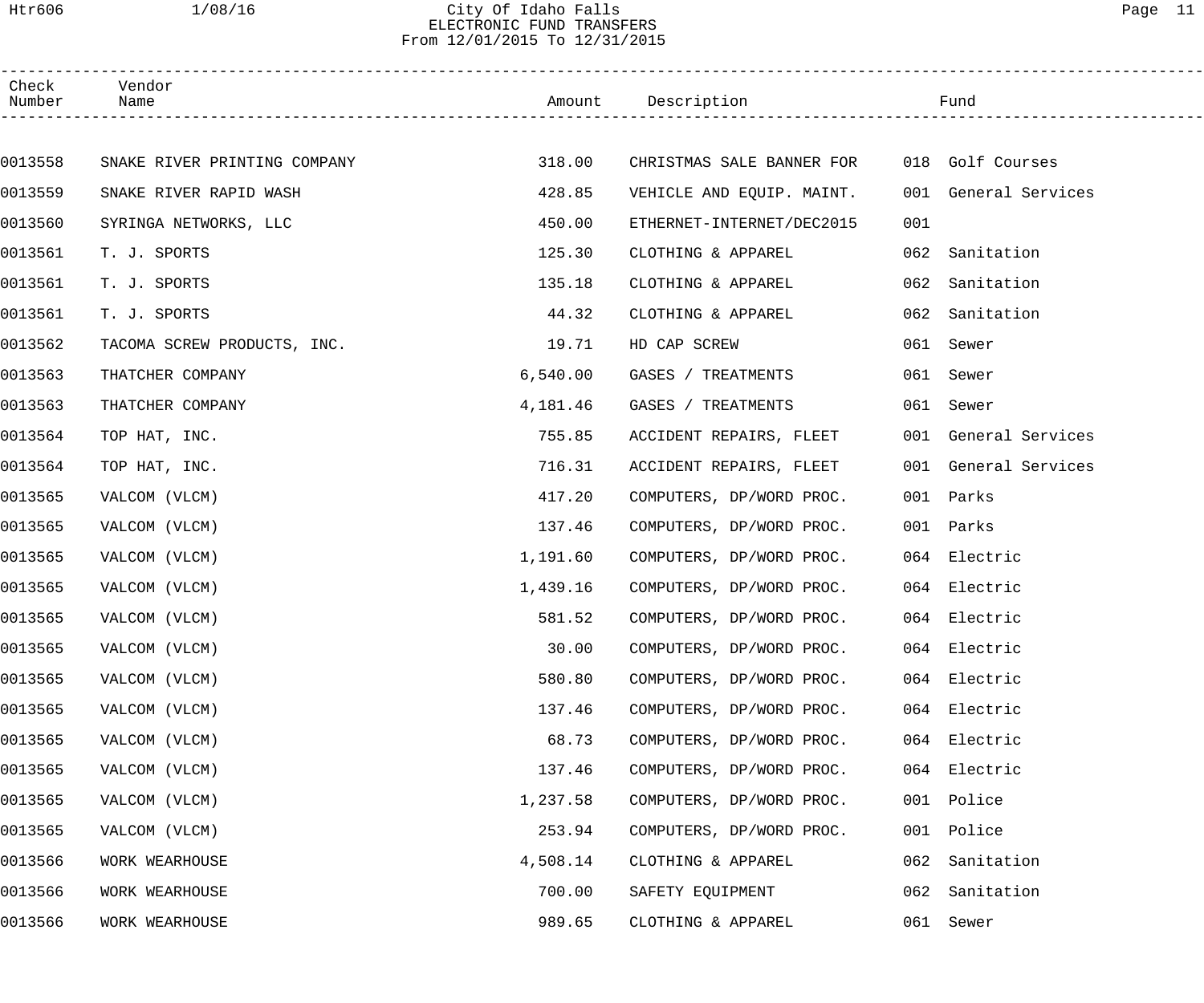City Of Idaho Falls
ELECTRONIC FUND TRANSFERS
From 12/01/2015 To 12/31/2015

| Check Number | Vendor Name | Amount | Description | Fund |
|---|---|---|---|---|
| 0013558 | SNAKE RIVER PRINTING COMPANY | 318.00 | CHRISTMAS SALE BANNER FOR | 018 Golf Courses |
| 0013559 | SNAKE RIVER RAPID WASH | 428.85 | VEHICLE AND EQUIP. MAINT. | 001 General Services |
| 0013560 | SYRINGA NETWORKS, LLC | 450.00 | ETHERNET-INTERNET/DEC2015 | 001 |
| 0013561 | T. J. SPORTS | 125.30 | CLOTHING & APPAREL | 062 Sanitation |
| 0013561 | T. J. SPORTS | 135.18 | CLOTHING & APPAREL | 062 Sanitation |
| 0013561 | T. J. SPORTS | 44.32 | CLOTHING & APPAREL | 062 Sanitation |
| 0013562 | TACOMA SCREW PRODUCTS, INC. | 19.71 | HD CAP SCREW | 061 Sewer |
| 0013563 | THATCHER COMPANY | 6,540.00 | GASES / TREATMENTS | 061 Sewer |
| 0013563 | THATCHER COMPANY | 4,181.46 | GASES / TREATMENTS | 061 Sewer |
| 0013564 | TOP HAT, INC. | 755.85 | ACCIDENT REPAIRS, FLEET | 001 General Services |
| 0013564 | TOP HAT, INC. | 716.31 | ACCIDENT REPAIRS, FLEET | 001 General Services |
| 0013565 | VALCOM (VLCM) | 417.20 | COMPUTERS, DP/WORD PROC. | 001 Parks |
| 0013565 | VALCOM (VLCM) | 137.46 | COMPUTERS, DP/WORD PROC. | 001 Parks |
| 0013565 | VALCOM (VLCM) | 1,191.60 | COMPUTERS, DP/WORD PROC. | 064 Electric |
| 0013565 | VALCOM (VLCM) | 1,439.16 | COMPUTERS, DP/WORD PROC. | 064 Electric |
| 0013565 | VALCOM (VLCM) | 581.52 | COMPUTERS, DP/WORD PROC. | 064 Electric |
| 0013565 | VALCOM (VLCM) | 30.00 | COMPUTERS, DP/WORD PROC. | 064 Electric |
| 0013565 | VALCOM (VLCM) | 580.80 | COMPUTERS, DP/WORD PROC. | 064 Electric |
| 0013565 | VALCOM (VLCM) | 137.46 | COMPUTERS, DP/WORD PROC. | 064 Electric |
| 0013565 | VALCOM (VLCM) | 68.73 | COMPUTERS, DP/WORD PROC. | 064 Electric |
| 0013565 | VALCOM (VLCM) | 137.46 | COMPUTERS, DP/WORD PROC. | 064 Electric |
| 0013565 | VALCOM (VLCM) | 1,237.58 | COMPUTERS, DP/WORD PROC. | 001 Police |
| 0013565 | VALCOM (VLCM) | 253.94 | COMPUTERS, DP/WORD PROC. | 001 Police |
| 0013566 | WORK WEARHOUSE | 4,508.14 | CLOTHING & APPAREL | 062 Sanitation |
| 0013566 | WORK WEARHOUSE | 700.00 | SAFETY EQUIPMENT | 062 Sanitation |
| 0013566 | WORK WEARHOUSE | 989.65 | CLOTHING & APPAREL | 061 Sewer |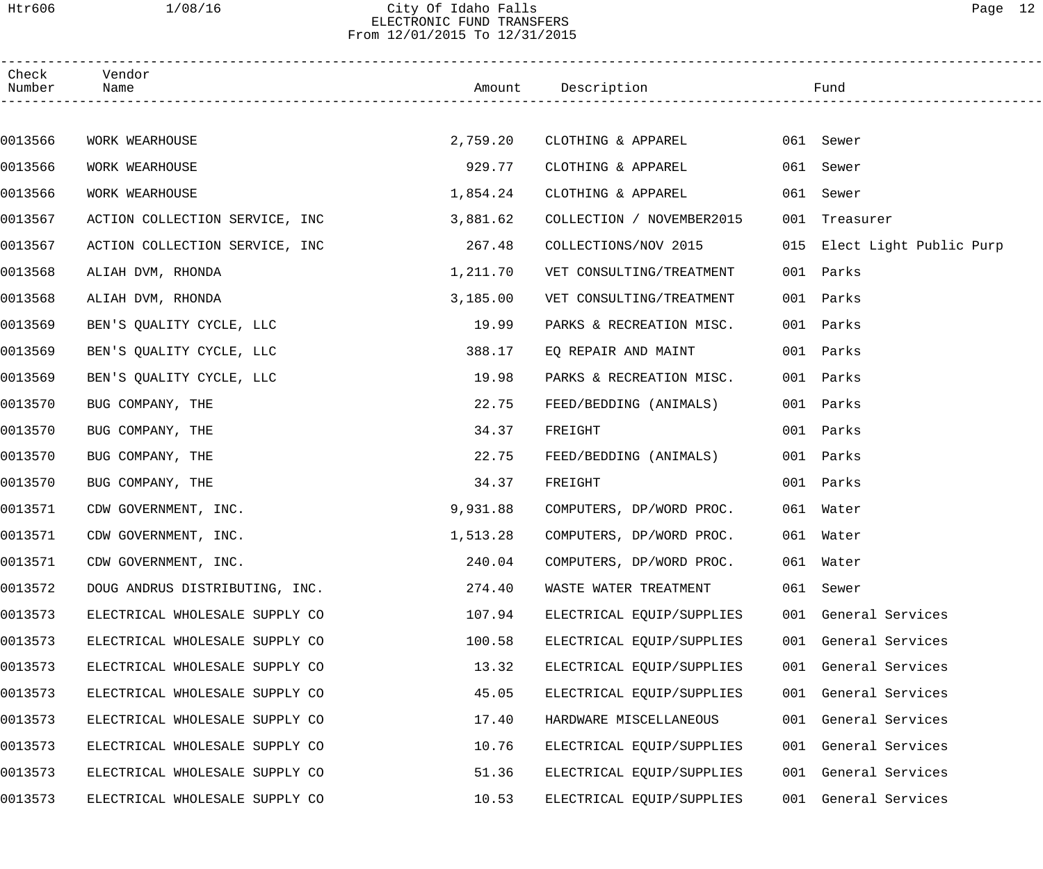City Of Idaho Falls
ELECTRONIC FUND TRANSFERS
From 12/01/2015 To 12/31/2015

| Check Number | Vendor Name | Amount | Description | Fund |
|---|---|---|---|---|
| 0013566 | WORK WEARHOUSE | 2,759.20 | CLOTHING & APPAREL | 061 Sewer |
| 0013566 | WORK WEARHOUSE | 929.77 | CLOTHING & APPAREL | 061 Sewer |
| 0013566 | WORK WEARHOUSE | 1,854.24 | CLOTHING & APPAREL | 061 Sewer |
| 0013567 | ACTION COLLECTION SERVICE, INC | 3,881.62 | COLLECTION / NOVEMBER2015 | 001 Treasurer |
| 0013567 | ACTION COLLECTION SERVICE, INC | 267.48 | COLLECTIONS/NOV 2015 | 015 Elect Light Public Purp |
| 0013568 | ALIAH DVM, RHONDA | 1,211.70 | VET CONSULTING/TREATMENT | 001 Parks |
| 0013568 | ALIAH DVM, RHONDA | 3,185.00 | VET CONSULTING/TREATMENT | 001 Parks |
| 0013569 | BEN'S QUALITY CYCLE, LLC | 19.99 | PARKS & RECREATION MISC. | 001 Parks |
| 0013569 | BEN'S QUALITY CYCLE, LLC | 388.17 | EQ REPAIR AND MAINT | 001 Parks |
| 0013569 | BEN'S QUALITY CYCLE, LLC | 19.98 | PARKS & RECREATION MISC. | 001 Parks |
| 0013570 | BUG COMPANY, THE | 22.75 | FEED/BEDDING (ANIMALS) | 001 Parks |
| 0013570 | BUG COMPANY, THE | 34.37 | FREIGHT | 001 Parks |
| 0013570 | BUG COMPANY, THE | 22.75 | FEED/BEDDING (ANIMALS) | 001 Parks |
| 0013570 | BUG COMPANY, THE | 34.37 | FREIGHT | 001 Parks |
| 0013571 | CDW GOVERNMENT, INC. | 9,931.88 | COMPUTERS, DP/WORD PROC. | 061 Water |
| 0013571 | CDW GOVERNMENT, INC. | 1,513.28 | COMPUTERS, DP/WORD PROC. | 061 Water |
| 0013571 | CDW GOVERNMENT, INC. | 240.04 | COMPUTERS, DP/WORD PROC. | 061 Water |
| 0013572 | DOUG ANDRUS DISTRIBUTING, INC. | 274.40 | WASTE WATER TREATMENT | 061 Sewer |
| 0013573 | ELECTRICAL WHOLESALE SUPPLY CO | 107.94 | ELECTRICAL EQUIP/SUPPLIES | 001 General Services |
| 0013573 | ELECTRICAL WHOLESALE SUPPLY CO | 100.58 | ELECTRICAL EQUIP/SUPPLIES | 001 General Services |
| 0013573 | ELECTRICAL WHOLESALE SUPPLY CO | 13.32 | ELECTRICAL EQUIP/SUPPLIES | 001 General Services |
| 0013573 | ELECTRICAL WHOLESALE SUPPLY CO | 45.05 | ELECTRICAL EQUIP/SUPPLIES | 001 General Services |
| 0013573 | ELECTRICAL WHOLESALE SUPPLY CO | 17.40 | HARDWARE MISCELLANEOUS | 001 General Services |
| 0013573 | ELECTRICAL WHOLESALE SUPPLY CO | 10.76 | ELECTRICAL EQUIP/SUPPLIES | 001 General Services |
| 0013573 | ELECTRICAL WHOLESALE SUPPLY CO | 51.36 | ELECTRICAL EQUIP/SUPPLIES | 001 General Services |
| 0013573 | ELECTRICAL WHOLESALE SUPPLY CO | 10.53 | ELECTRICAL EQUIP/SUPPLIES | 001 General Services |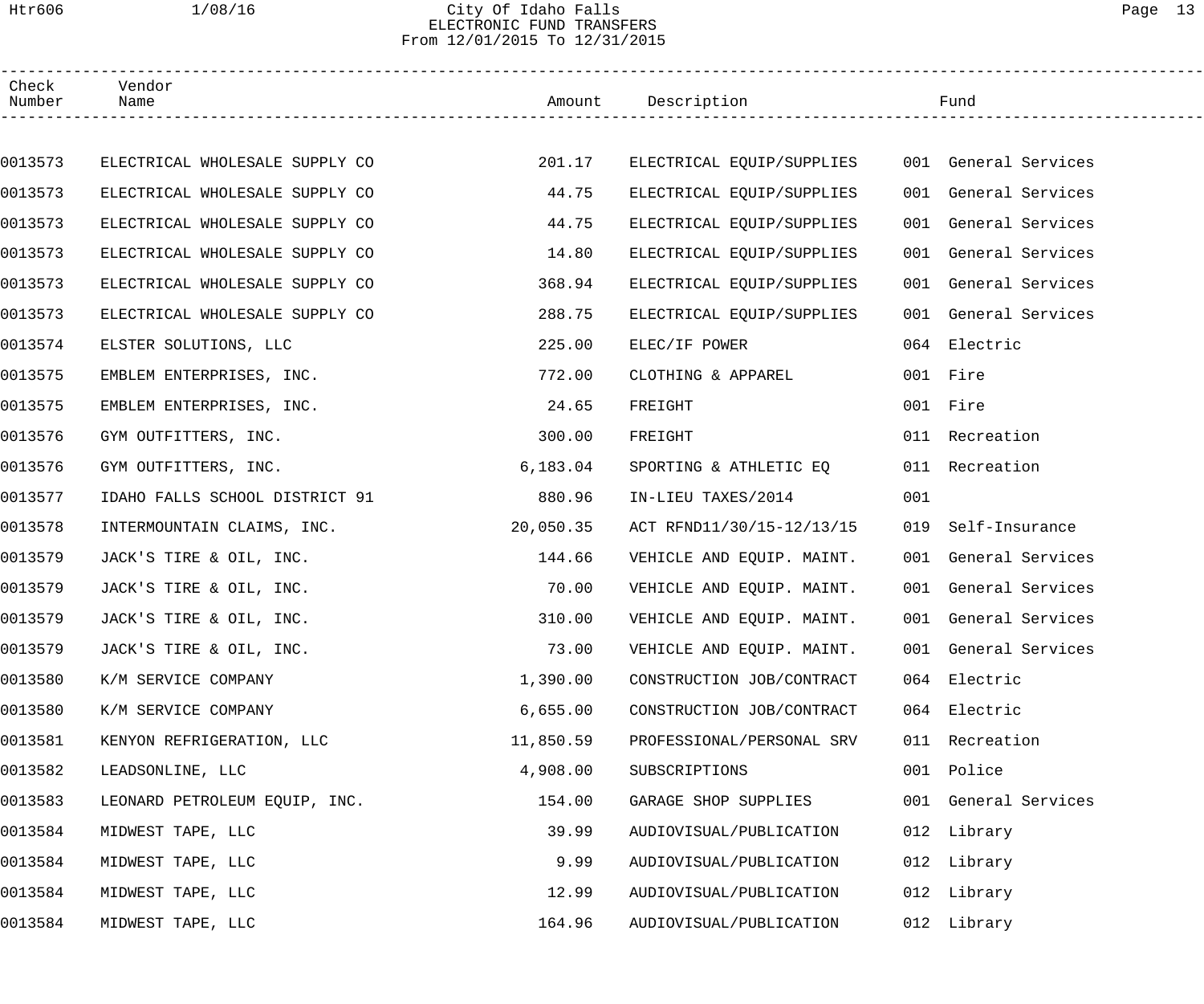City Of Idaho Falls
ELECTRONIC FUND TRANSFERS
From 12/01/2015 To 12/31/2015

| Check Number | Vendor Name | Amount | Description | Fund |
|---|---|---|---|---|
| 0013573 | ELECTRICAL WHOLESALE SUPPLY CO | 201.17 | ELECTRICAL EQUIP/SUPPLIES | 001 General Services |
| 0013573 | ELECTRICAL WHOLESALE SUPPLY CO | 44.75 | ELECTRICAL EQUIP/SUPPLIES | 001 General Services |
| 0013573 | ELECTRICAL WHOLESALE SUPPLY CO | 44.75 | ELECTRICAL EQUIP/SUPPLIES | 001 General Services |
| 0013573 | ELECTRICAL WHOLESALE SUPPLY CO | 14.80 | ELECTRICAL EQUIP/SUPPLIES | 001 General Services |
| 0013573 | ELECTRICAL WHOLESALE SUPPLY CO | 368.94 | ELECTRICAL EQUIP/SUPPLIES | 001 General Services |
| 0013573 | ELECTRICAL WHOLESALE SUPPLY CO | 288.75 | ELECTRICAL EQUIP/SUPPLIES | 001 General Services |
| 0013574 | ELSTER SOLUTIONS, LLC | 225.00 | ELEC/IF POWER | 064 Electric |
| 0013575 | EMBLEM ENTERPRISES, INC. | 772.00 | CLOTHING & APPAREL | 001 Fire |
| 0013575 | EMBLEM ENTERPRISES, INC. | 24.65 | FREIGHT | 001 Fire |
| 0013576 | GYM OUTFITTERS, INC. | 300.00 | FREIGHT | 011 Recreation |
| 0013576 | GYM OUTFITTERS, INC. | 6,183.04 | SPORTING & ATHLETIC EQ | 011 Recreation |
| 0013577 | IDAHO FALLS SCHOOL DISTRICT 91 | 880.96 | IN-LIEU TAXES/2014 | 001 |
| 0013578 | INTERMOUNTAIN CLAIMS, INC. | 20,050.35 | ACT RFND11/30/15-12/13/15 | 019 Self-Insurance |
| 0013579 | JACK'S TIRE & OIL, INC. | 144.66 | VEHICLE AND EQUIP. MAINT. | 001 General Services |
| 0013579 | JACK'S TIRE & OIL, INC. | 70.00 | VEHICLE AND EQUIP. MAINT. | 001 General Services |
| 0013579 | JACK'S TIRE & OIL, INC. | 310.00 | VEHICLE AND EQUIP. MAINT. | 001 General Services |
| 0013579 | JACK'S TIRE & OIL, INC. | 73.00 | VEHICLE AND EQUIP. MAINT. | 001 General Services |
| 0013580 | K/M SERVICE COMPANY | 1,390.00 | CONSTRUCTION JOB/CONTRACT | 064 Electric |
| 0013580 | K/M SERVICE COMPANY | 6,655.00 | CONSTRUCTION JOB/CONTRACT | 064 Electric |
| 0013581 | KENYON REFRIGERATION, LLC | 11,850.59 | PROFESSIONAL/PERSONAL SRV | 011 Recreation |
| 0013582 | LEADSONLINE, LLC | 4,908.00 | SUBSCRIPTIONS | 001 Police |
| 0013583 | LEONARD PETROLEUM EQUIP, INC. | 154.00 | GARAGE SHOP SUPPLIES | 001 General Services |
| 0013584 | MIDWEST TAPE, LLC | 39.99 | AUDIOVISUAL/PUBLICATION | 012 Library |
| 0013584 | MIDWEST TAPE, LLC | 9.99 | AUDIOVISUAL/PUBLICATION | 012 Library |
| 0013584 | MIDWEST TAPE, LLC | 12.99 | AUDIOVISUAL/PUBLICATION | 012 Library |
| 0013584 | MIDWEST TAPE, LLC | 164.96 | AUDIOVISUAL/PUBLICATION | 012 Library |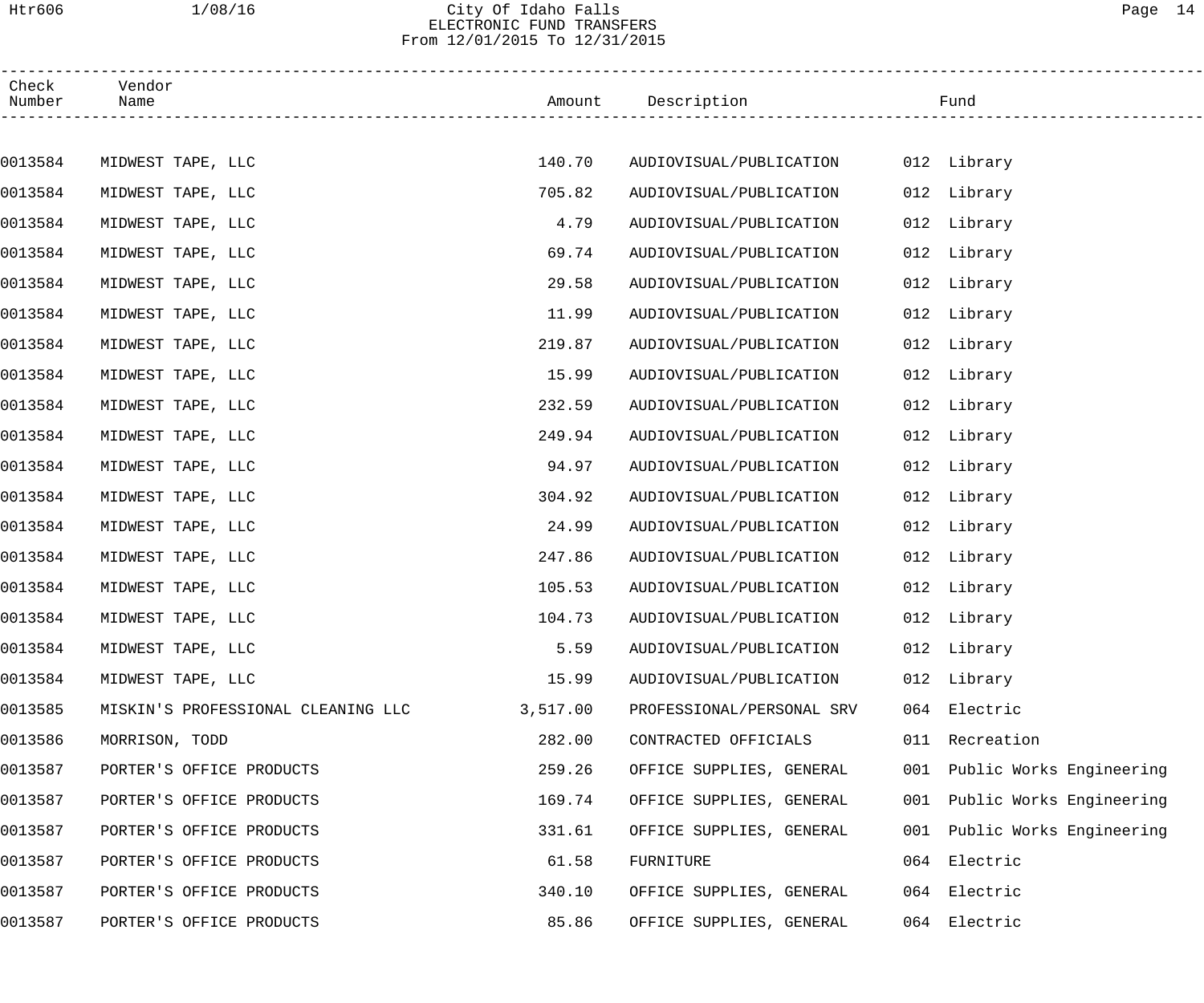City Of Idaho Falls
ELECTRONIC FUND TRANSFERS
From 12/01/2015 To 12/31/2015

| Check Number | Vendor Name | Amount | Description | Fund |
|---|---|---|---|---|
| 0013584 | MIDWEST TAPE, LLC | 140.70 | AUDIOVISUAL/PUBLICATION | 012 Library |
| 0013584 | MIDWEST TAPE, LLC | 705.82 | AUDIOVISUAL/PUBLICATION | 012 Library |
| 0013584 | MIDWEST TAPE, LLC | 4.79 | AUDIOVISUAL/PUBLICATION | 012 Library |
| 0013584 | MIDWEST TAPE, LLC | 69.74 | AUDIOVISUAL/PUBLICATION | 012 Library |
| 0013584 | MIDWEST TAPE, LLC | 29.58 | AUDIOVISUAL/PUBLICATION | 012 Library |
| 0013584 | MIDWEST TAPE, LLC | 11.99 | AUDIOVISUAL/PUBLICATION | 012 Library |
| 0013584 | MIDWEST TAPE, LLC | 219.87 | AUDIOVISUAL/PUBLICATION | 012 Library |
| 0013584 | MIDWEST TAPE, LLC | 15.99 | AUDIOVISUAL/PUBLICATION | 012 Library |
| 0013584 | MIDWEST TAPE, LLC | 232.59 | AUDIOVISUAL/PUBLICATION | 012 Library |
| 0013584 | MIDWEST TAPE, LLC | 249.94 | AUDIOVISUAL/PUBLICATION | 012 Library |
| 0013584 | MIDWEST TAPE, LLC | 94.97 | AUDIOVISUAL/PUBLICATION | 012 Library |
| 0013584 | MIDWEST TAPE, LLC | 304.92 | AUDIOVISUAL/PUBLICATION | 012 Library |
| 0013584 | MIDWEST TAPE, LLC | 24.99 | AUDIOVISUAL/PUBLICATION | 012 Library |
| 0013584 | MIDWEST TAPE, LLC | 247.86 | AUDIOVISUAL/PUBLICATION | 012 Library |
| 0013584 | MIDWEST TAPE, LLC | 105.53 | AUDIOVISUAL/PUBLICATION | 012 Library |
| 0013584 | MIDWEST TAPE, LLC | 104.73 | AUDIOVISUAL/PUBLICATION | 012 Library |
| 0013584 | MIDWEST TAPE, LLC | 5.59 | AUDIOVISUAL/PUBLICATION | 012 Library |
| 0013584 | MIDWEST TAPE, LLC | 15.99 | AUDIOVISUAL/PUBLICATION | 012 Library |
| 0013585 | MISKIN'S PROFESSIONAL CLEANING LLC | 3,517.00 | PROFESSIONAL/PERSONAL SRV | 064 Electric |
| 0013586 | MORRISON, TODD | 282.00 | CONTRACTED OFFICIALS | 011 Recreation |
| 0013587 | PORTER'S OFFICE PRODUCTS | 259.26 | OFFICE SUPPLIES, GENERAL | 001 Public Works Engineering |
| 0013587 | PORTER'S OFFICE PRODUCTS | 169.74 | OFFICE SUPPLIES, GENERAL | 001 Public Works Engineering |
| 0013587 | PORTER'S OFFICE PRODUCTS | 331.61 | OFFICE SUPPLIES, GENERAL | 001 Public Works Engineering |
| 0013587 | PORTER'S OFFICE PRODUCTS | 61.58 | FURNITURE | 064 Electric |
| 0013587 | PORTER'S OFFICE PRODUCTS | 340.10 | OFFICE SUPPLIES, GENERAL | 064 Electric |
| 0013587 | PORTER'S OFFICE PRODUCTS | 85.86 | OFFICE SUPPLIES, GENERAL | 064 Electric |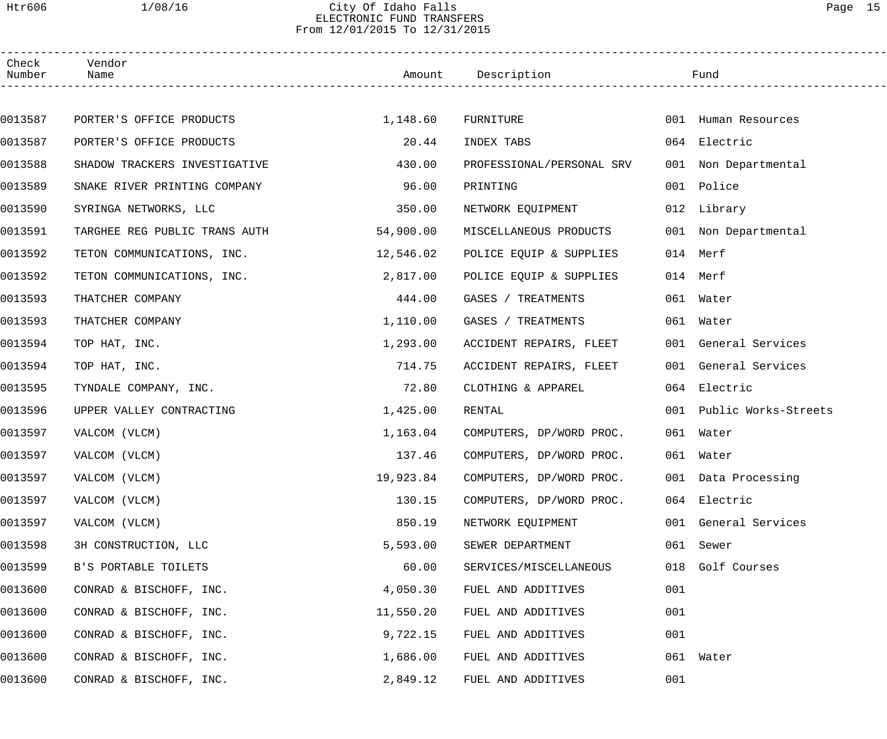# City Of Idaho Falls
## ELECTRONIC FUND TRANSFERS
### From 12/01/2015 To 12/31/2015

| Check Number | Vendor Name | Amount | Description | Fund |
|---|---|---|---|---|
| 0013587 | PORTER'S OFFICE PRODUCTS | 1,148.60 | FURNITURE | 001 Human Resources |
| 0013587 | PORTER'S OFFICE PRODUCTS | 20.44 | INDEX TABS | 064 Electric |
| 0013588 | SHADOW TRACKERS INVESTIGATIVE | 430.00 | PROFESSIONAL/PERSONAL SRV | 001 Non Departmental |
| 0013589 | SNAKE RIVER PRINTING COMPANY | 96.00 | PRINTING | 001 Police |
| 0013590 | SYRINGA NETWORKS, LLC | 350.00 | NETWORK EQUIPMENT | 012 Library |
| 0013591 | TARGHEE REG PUBLIC TRANS AUTH | 54,900.00 | MISCELLANEOUS PRODUCTS | 001 Non Departmental |
| 0013592 | TETON COMMUNICATIONS, INC. | 12,546.02 | POLICE EQUIP & SUPPLIES | 014 Merf |
| 0013592 | TETON COMMUNICATIONS, INC. | 2,817.00 | POLICE EQUIP & SUPPLIES | 014 Merf |
| 0013593 | THATCHER COMPANY | 444.00 | GASES / TREATMENTS | 061 Water |
| 0013593 | THATCHER COMPANY | 1,110.00 | GASES / TREATMENTS | 061 Water |
| 0013594 | TOP HAT, INC. | 1,293.00 | ACCIDENT REPAIRS, FLEET | 001 General Services |
| 0013594 | TOP HAT, INC. | 714.75 | ACCIDENT REPAIRS, FLEET | 001 General Services |
| 0013595 | TYNDALE COMPANY, INC. | 72.80 | CLOTHING & APPAREL | 064 Electric |
| 0013596 | UPPER VALLEY CONTRACTING | 1,425.00 | RENTAL | 001 Public Works-Streets |
| 0013597 | VALCOM (VLCM) | 1,163.04 | COMPUTERS, DP/WORD PROC. | 061 Water |
| 0013597 | VALCOM (VLCM) | 137.46 | COMPUTERS, DP/WORD PROC. | 061 Water |
| 0013597 | VALCOM (VLCM) | 19,923.84 | COMPUTERS, DP/WORD PROC. | 001 Data Processing |
| 0013597 | VALCOM (VLCM) | 130.15 | COMPUTERS, DP/WORD PROC. | 064 Electric |
| 0013597 | VALCOM (VLCM) | 850.19 | NETWORK EQUIPMENT | 001 General Services |
| 0013598 | 3H CONSTRUCTION, LLC | 5,593.00 | SEWER DEPARTMENT | 061 Sewer |
| 0013599 | B'S PORTABLE TOILETS | 60.00 | SERVICES/MISCELLANEOUS | 018 Golf Courses |
| 0013600 | CONRAD & BISCHOFF, INC. | 4,050.30 | FUEL AND ADDITIVES | 001 |
| 0013600 | CONRAD & BISCHOFF, INC. | 11,550.20 | FUEL AND ADDITIVES | 001 |
| 0013600 | CONRAD & BISCHOFF, INC. | 9,722.15 | FUEL AND ADDITIVES | 001 |
| 0013600 | CONRAD & BISCHOFF, INC. | 1,686.00 | FUEL AND ADDITIVES | 061 Water |
| 0013600 | CONRAD & BISCHOFF, INC. | 2,849.12 | FUEL AND ADDITIVES | 001 |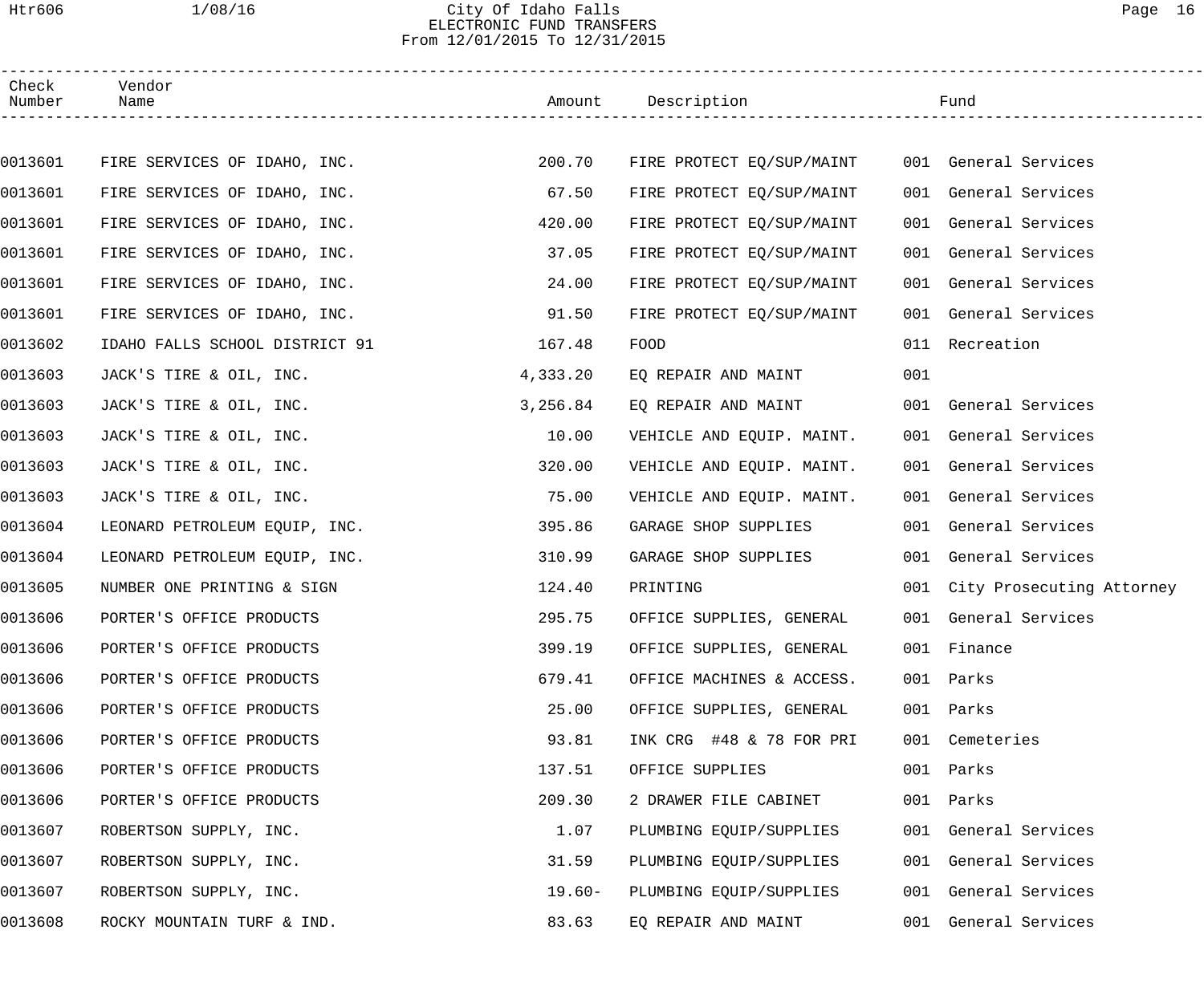City Of Idaho Falls
ELECTRONIC FUND TRANSFERS
From 12/01/2015 To 12/31/2015

| Check Number | Vendor Name | Amount | Description | Fund |
|---|---|---|---|---|
| 0013601 | FIRE SERVICES OF IDAHO, INC. | 200.70 | FIRE PROTECT EQ/SUP/MAINT | 001 General Services |
| 0013601 | FIRE SERVICES OF IDAHO, INC. | 67.50 | FIRE PROTECT EQ/SUP/MAINT | 001 General Services |
| 0013601 | FIRE SERVICES OF IDAHO, INC. | 420.00 | FIRE PROTECT EQ/SUP/MAINT | 001 General Services |
| 0013601 | FIRE SERVICES OF IDAHO, INC. | 37.05 | FIRE PROTECT EQ/SUP/MAINT | 001 General Services |
| 0013601 | FIRE SERVICES OF IDAHO, INC. | 24.00 | FIRE PROTECT EQ/SUP/MAINT | 001 General Services |
| 0013601 | FIRE SERVICES OF IDAHO, INC. | 91.50 | FIRE PROTECT EQ/SUP/MAINT | 001 General Services |
| 0013602 | IDAHO FALLS SCHOOL DISTRICT 91 | 167.48 | FOOD | 011 Recreation |
| 0013603 | JACK'S TIRE & OIL, INC. | 4,333.20 | EQ REPAIR AND MAINT | 001 |
| 0013603 | JACK'S TIRE & OIL, INC. | 3,256.84 | EQ REPAIR AND MAINT | 001 General Services |
| 0013603 | JACK'S TIRE & OIL, INC. | 10.00 | VEHICLE AND EQUIP. MAINT. | 001 General Services |
| 0013603 | JACK'S TIRE & OIL, INC. | 320.00 | VEHICLE AND EQUIP. MAINT. | 001 General Services |
| 0013603 | JACK'S TIRE & OIL, INC. | 75.00 | VEHICLE AND EQUIP. MAINT. | 001 General Services |
| 0013604 | LEONARD PETROLEUM EQUIP, INC. | 395.86 | GARAGE SHOP SUPPLIES | 001 General Services |
| 0013604 | LEONARD PETROLEUM EQUIP, INC. | 310.99 | GARAGE SHOP SUPPLIES | 001 General Services |
| 0013605 | NUMBER ONE PRINTING & SIGN | 124.40 | PRINTING | 001 City Prosecuting Attorney |
| 0013606 | PORTER'S OFFICE PRODUCTS | 295.75 | OFFICE SUPPLIES, GENERAL | 001 General Services |
| 0013606 | PORTER'S OFFICE PRODUCTS | 399.19 | OFFICE SUPPLIES, GENERAL | 001 Finance |
| 0013606 | PORTER'S OFFICE PRODUCTS | 679.41 | OFFICE MACHINES & ACCESS. | 001 Parks |
| 0013606 | PORTER'S OFFICE PRODUCTS | 25.00 | OFFICE SUPPLIES, GENERAL | 001 Parks |
| 0013606 | PORTER'S OFFICE PRODUCTS | 93.81 | INK CRG #48 & 78 FOR PRI | 001 Cemeteries |
| 0013606 | PORTER'S OFFICE PRODUCTS | 137.51 | OFFICE SUPPLIES | 001 Parks |
| 0013606 | PORTER'S OFFICE PRODUCTS | 209.30 | 2 DRAWER FILE CABINET | 001 Parks |
| 0013607 | ROBERTSON SUPPLY, INC. | 1.07 | PLUMBING EQUIP/SUPPLIES | 001 General Services |
| 0013607 | ROBERTSON SUPPLY, INC. | 31.59 | PLUMBING EQUIP/SUPPLIES | 001 General Services |
| 0013607 | ROBERTSON SUPPLY, INC. | 19.60- | PLUMBING EQUIP/SUPPLIES | 001 General Services |
| 0013608 | ROCKY MOUNTAIN TURF & IND. | 83.63 | EQ REPAIR AND MAINT | 001 General Services |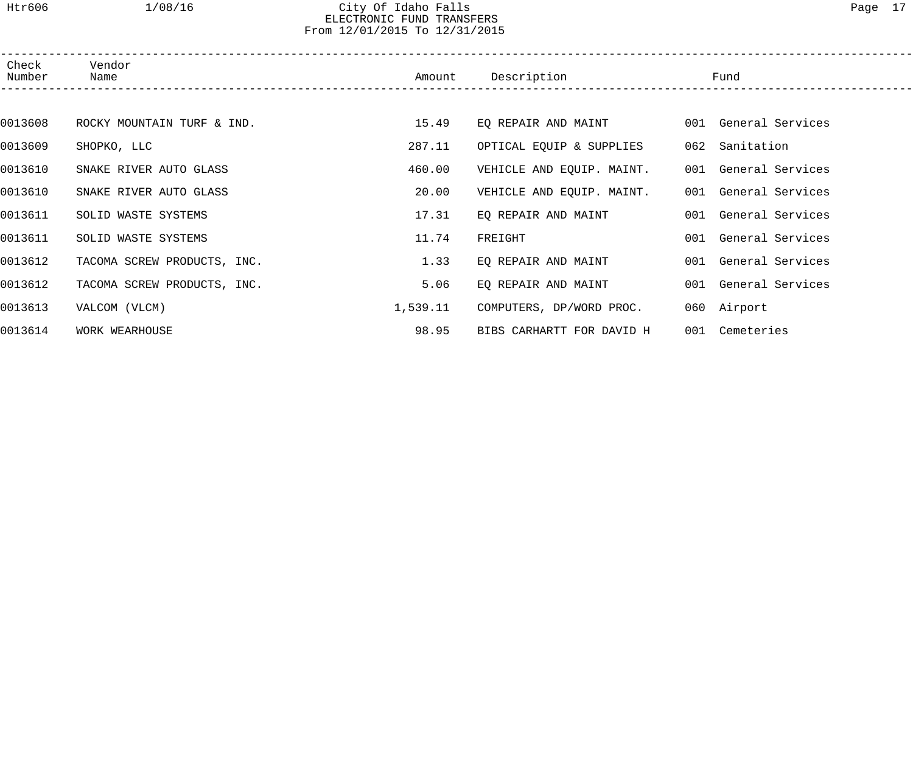City Of Idaho Falls
ELECTRONIC FUND TRANSFERS
From 12/01/2015 To 12/31/2015

| Check Number | Vendor Name | Amount | Description | Fund |
|---|---|---|---|---|
| 0013608 | ROCKY MOUNTAIN TURF & IND. | 15.49 | EQ REPAIR AND MAINT | 001 General Services |
| 0013609 | SHOPKO, LLC | 287.11 | OPTICAL EQUIP & SUPPLIES | 062 Sanitation |
| 0013610 | SNAKE RIVER AUTO GLASS | 460.00 | VEHICLE AND EQUIP. MAINT. | 001 General Services |
| 0013610 | SNAKE RIVER AUTO GLASS | 20.00 | VEHICLE AND EQUIP. MAINT. | 001 General Services |
| 0013611 | SOLID WASTE SYSTEMS | 17.31 | EQ REPAIR AND MAINT | 001 General Services |
| 0013611 | SOLID WASTE SYSTEMS | 11.74 | FREIGHT | 001 General Services |
| 0013612 | TACOMA SCREW PRODUCTS, INC. | 1.33 | EQ REPAIR AND MAINT | 001 General Services |
| 0013612 | TACOMA SCREW PRODUCTS, INC. | 5.06 | EQ REPAIR AND MAINT | 001 General Services |
| 0013613 | VALCOM (VLCM) | 1,539.11 | COMPUTERS, DP/WORD PROC. | 060 Airport |
| 0013614 | WORK WEARHOUSE | 98.95 | BIBS CARHARTT FOR DAVID H | 001 Cemeteries |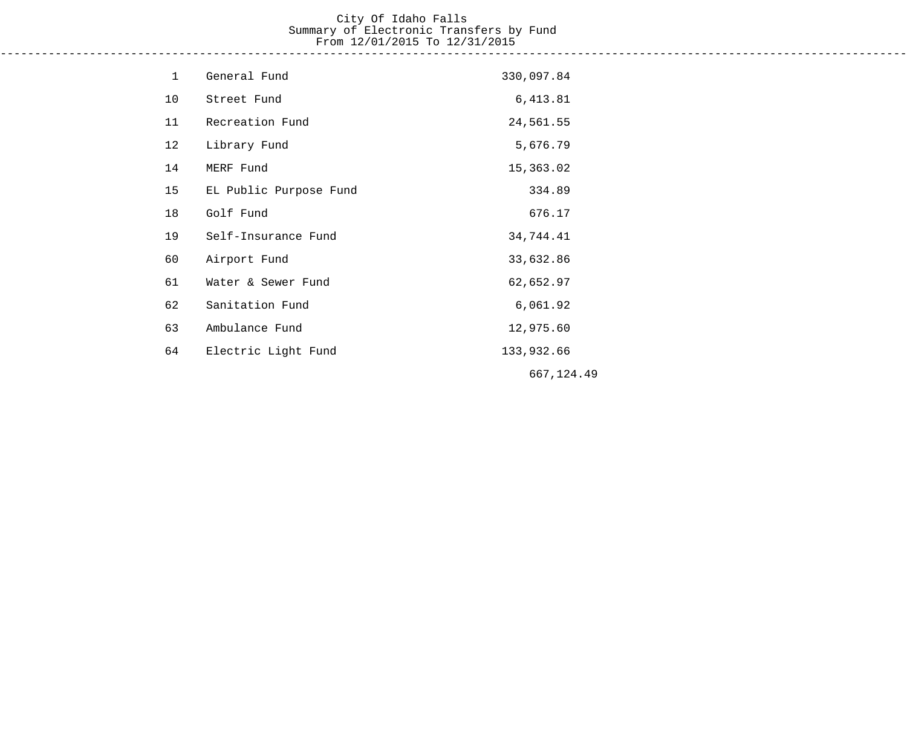# City Of Idaho Falls
## Summary of Electronic Transfers by Fund
### From 12/01/2015 To 12/31/2015

| Fund | Fund Name | Amount |
|---|---|---|
| 1 | General Fund | 330,097.84 |
| 10 | Street Fund | 6,413.81 |
| 11 | Recreation Fund | 24,561.55 |
| 12 | Library Fund | 5,676.79 |
| 14 | MERF Fund | 15,363.02 |
| 15 | EL Public Purpose Fund | 334.89 |
| 18 | Golf Fund | 676.17 |
| 19 | Self-Insurance Fund | 34,744.41 |
| 60 | Airport Fund | 33,632.86 |
| 61 | Water & Sewer Fund | 62,652.97 |
| 62 | Sanitation Fund | 6,061.92 |
| 63 | Ambulance Fund | 12,975.60 |
| 64 | Electric Light Fund | 133,932.66 |
| | | 667,124.49 |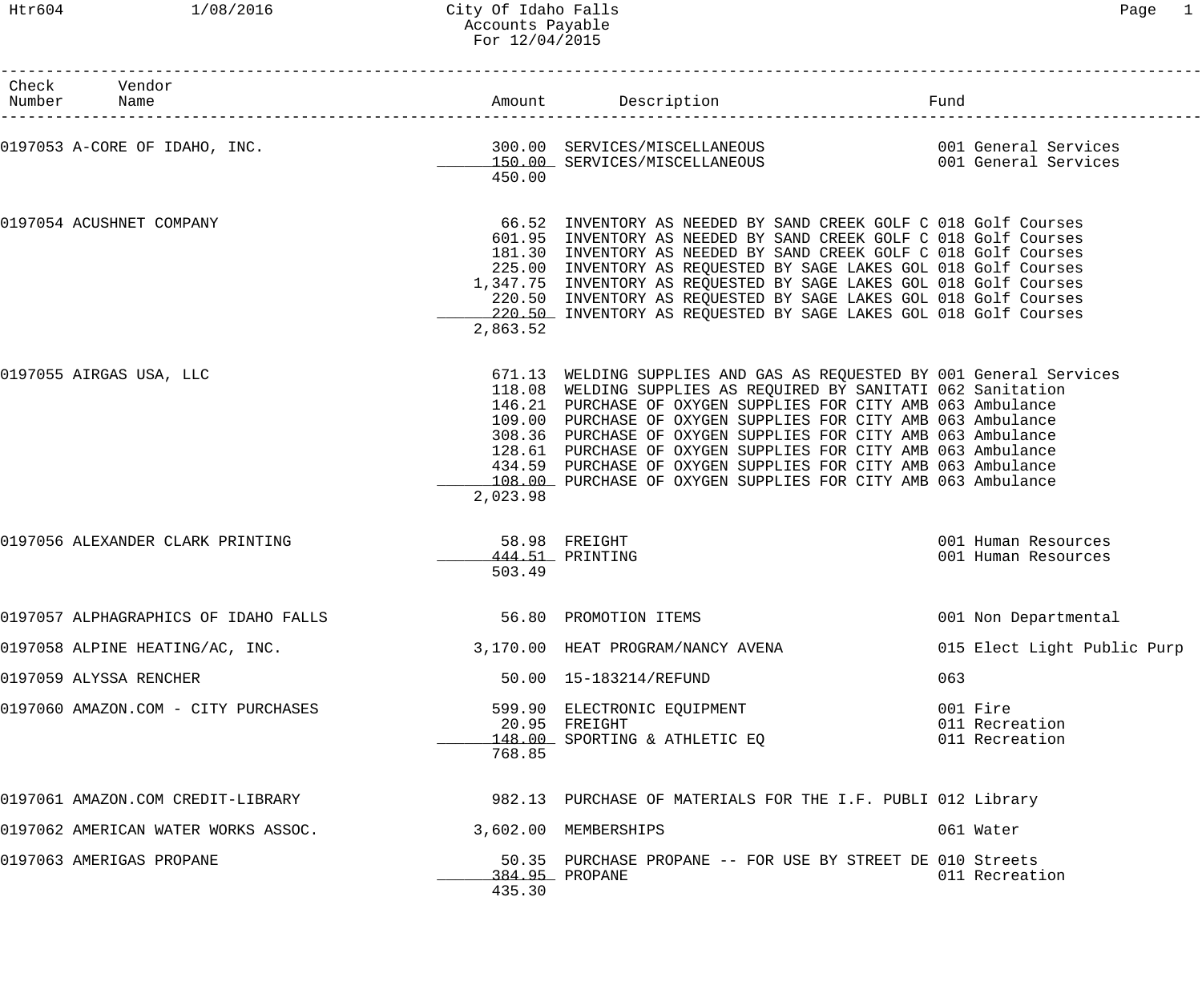City Of Idaho Falls
Accounts Payable
For 12/04/2015

| Check Number | Vendor Name | Amount | Description | Fund |
|---|---|---|---|---|
| 0197053 | A-CORE OF IDAHO, INC. | 300.00 | SERVICES/MISCELLANEOUS | 001 General Services |
| | | 150.00 | SERVICES/MISCELLANEOUS | 001 General Services |
| | | 450.00 | | |
| 0197054 | ACUSHNET COMPANY | 66.52 | INVENTORY AS NEEDED BY SAND CREEK GOLF C | 018 Golf Courses |
| | | 601.95 | INVENTORY AS NEEDED BY SAND CREEK GOLF C | 018 Golf Courses |
| | | 181.30 | INVENTORY AS NEEDED BY SAND CREEK GOLF C | 018 Golf Courses |
| | | 225.00 | INVENTORY AS REQUESTED BY SAGE LAKES GOL | 018 Golf Courses |
| | | 1,347.75 | INVENTORY AS REQUESTED BY SAGE LAKES GOL | 018 Golf Courses |
| | | 220.50 | INVENTORY AS REQUESTED BY SAGE LAKES GOL | 018 Golf Courses |
| | | 220.50 | INVENTORY AS REQUESTED BY SAGE LAKES GOL | 018 Golf Courses |
| | | 2,863.52 | | |
| 0197055 | AIRGAS USA, LLC | 671.13 | WELDING SUPPLIES AND GAS AS REQUESTED BY | 001 General Services |
| | | 118.08 | WELDING SUPPLIES AS REQUIRED BY SANITATI | 062 Sanitation |
| | | 146.21 | PURCHASE OF OXYGEN SUPPLIES FOR CITY AMB | 063 Ambulance |
| | | 109.00 | PURCHASE OF OXYGEN SUPPLIES FOR CITY AMB | 063 Ambulance |
| | | 308.36 | PURCHASE OF OXYGEN SUPPLIES FOR CITY AMB | 063 Ambulance |
| | | 128.61 | PURCHASE OF OXYGEN SUPPLIES FOR CITY AMB | 063 Ambulance |
| | | 434.59 | PURCHASE OF OXYGEN SUPPLIES FOR CITY AMB | 063 Ambulance |
| | | 108.00 | PURCHASE OF OXYGEN SUPPLIES FOR CITY AMB | 063 Ambulance |
| | | 2,023.98 | | |
| 0197056 | ALEXANDER CLARK PRINTING | 58.98 | FREIGHT | 001 Human Resources |
| | | 444.51 | PRINTING | 001 Human Resources |
| | | 503.49 | | |
| 0197057 | ALPHAGRAPHICS OF IDAHO FALLS | 56.80 | PROMOTION ITEMS | 001 Non Departmental |
| 0197058 | ALPINE HEATING/AC, INC. | 3,170.00 | HEAT PROGRAM/NANCY AVENA | 015 Elect Light Public Purp |
| 0197059 | ALYSSA RENCHER | 50.00 | 15-183214/REFUND | 063 |
| 0197060 | AMAZON.COM - CITY PURCHASES | 599.90 | ELECTRONIC EQUIPMENT | 001 Fire |
| | | 20.95 | FREIGHT | 011 Recreation |
| | | 148.00 | SPORTING & ATHLETIC EQ | 011 Recreation |
| | | 768.85 | | |
| 0197061 | AMAZON.COM CREDIT-LIBRARY | 982.13 | PURCHASE OF MATERIALS FOR THE I.F. PUBLI | 012 Library |
| 0197062 | AMERICAN WATER WORKS ASSOC. | 3,602.00 | MEMBERSHIPS | 061 Water |
| 0197063 | AMERIGAS PROPANE | 50.35 | PURCHASE PROPANE -- FOR USE BY STREET DE | 010 Streets |
| | | 384.95 | PROPANE | 011 Recreation |
| | | 435.30 | | |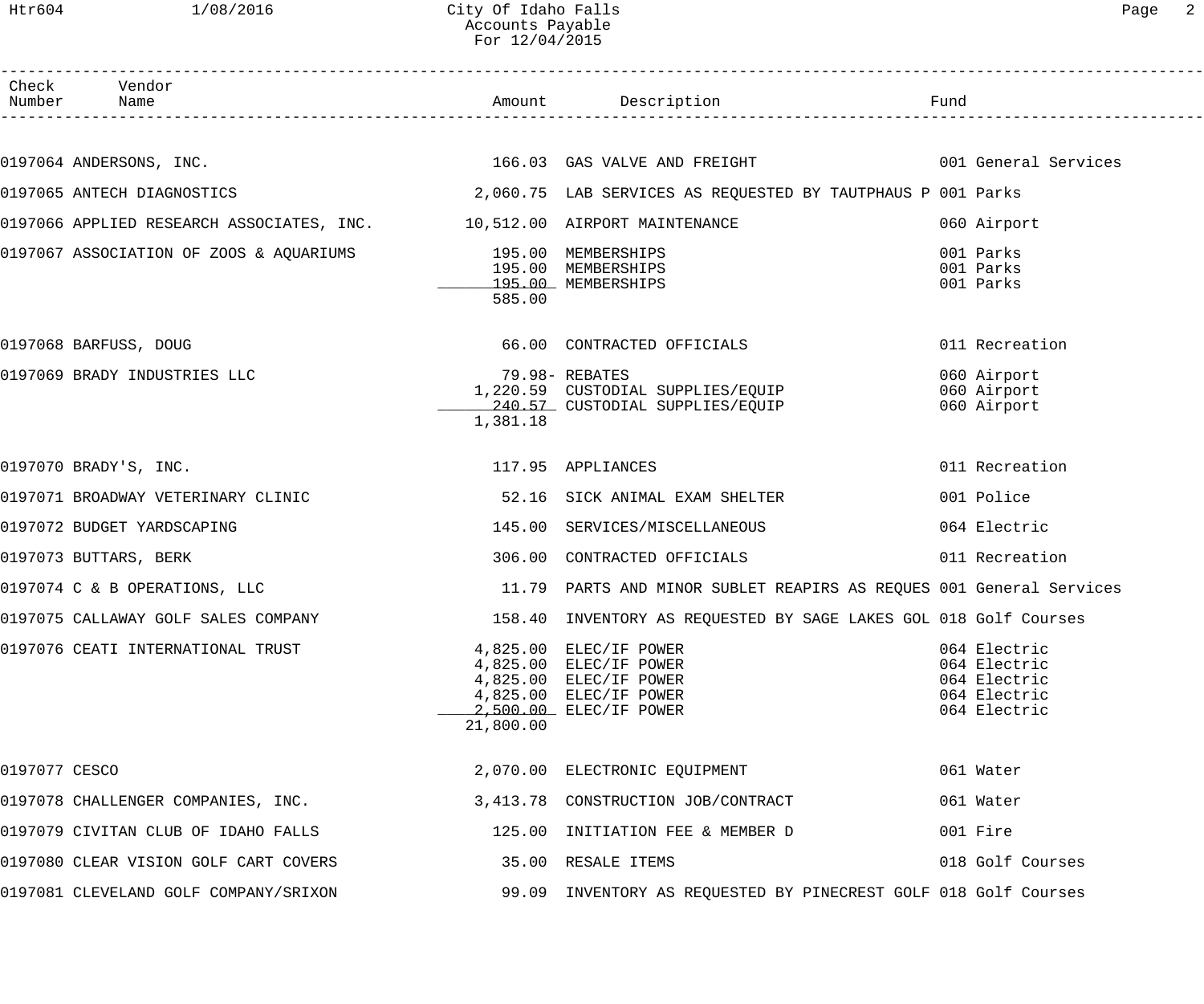City Of Idaho Falls
Accounts Payable
For 12/04/2015

| Check Number | Vendor Name | Amount | Description | Fund |
|---|---|---|---|---|
| 0197064 | ANDERSONS, INC. | 166.03 | GAS VALVE AND FREIGHT | 001 General Services |
| 0197065 | ANTECH DIAGNOSTICS | 2,060.75 | LAB SERVICES AS REQUESTED BY TAUTPHAUS P | 001 Parks |
| 0197066 | APPLIED RESEARCH ASSOCIATES, INC. | 10,512.00 | AIRPORT MAINTENANCE | 060 Airport |
| 0197067 | ASSOCIATION OF ZOOS & AQUARIUMS | 195.00 | MEMBERSHIPS | 001 Parks |
| | | 195.00 | MEMBERSHIPS | 001 Parks |
| | | 195.00 | MEMBERSHIPS | 001 Parks |
| | | 585.00 | | |
| 0197068 | BARFUSS, DOUG | 66.00 | CONTRACTED OFFICIALS | 011 Recreation |
| 0197069 | BRADY INDUSTRIES LLC | 79.98- | REBATES | 060 Airport |
| | | 1,220.59 | CUSTODIAL SUPPLIES/EQUIP | 060 Airport |
| | | 240.57 | CUSTODIAL SUPPLIES/EQUIP | 060 Airport |
| | | 1,381.18 | | |
| 0197070 | BRADY'S, INC. | 117.95 | APPLIANCES | 011 Recreation |
| 0197071 | BROADWAY VETERINARY CLINIC | 52.16 | SICK ANIMAL EXAM SHELTER | 001 Police |
| 0197072 | BUDGET YARDSCAPING | 145.00 | SERVICES/MISCELLANEOUS | 064 Electric |
| 0197073 | BUTTARS, BERK | 306.00 | CONTRACTED OFFICIALS | 011 Recreation |
| 0197074 | C & B OPERATIONS, LLC | 11.79 | PARTS AND MINOR SUBLET REAPIRS AS REQUES | 001 General Services |
| 0197075 | CALLAWAY GOLF SALES COMPANY | 158.40 | INVENTORY AS REQUESTED BY SAGE LAKES GOL | 018 Golf Courses |
| 0197076 | CEATI INTERNATIONAL TRUST | 4,825.00 | ELEC/IF POWER | 064 Electric |
| | | 4,825.00 | ELEC/IF POWER | 064 Electric |
| | | 4,825.00 | ELEC/IF POWER | 064 Electric |
| | | 4,825.00 | ELEC/IF POWER | 064 Electric |
| | | 2,500.00 | ELEC/IF POWER | 064 Electric |
| | | 21,800.00 | | |
| 0197077 | CESCO | 2,070.00 | ELECTRONIC EQUIPMENT | 061 Water |
| 0197078 | CHALLENGER COMPANIES, INC. | 3,413.78 | CONSTRUCTION JOB/CONTRACT | 061 Water |
| 0197079 | CIVITAN CLUB OF IDAHO FALLS | 125.00 | INITIATION FEE & MEMBER D | 001 Fire |
| 0197080 | CLEAR VISION GOLF CART COVERS | 35.00 | RESALE ITEMS | 018 Golf Courses |
| 0197081 | CLEVELAND GOLF COMPANY/SRIXON | 99.09 | INVENTORY AS REQUESTED BY PINECREST GOLF | 018 Golf Courses |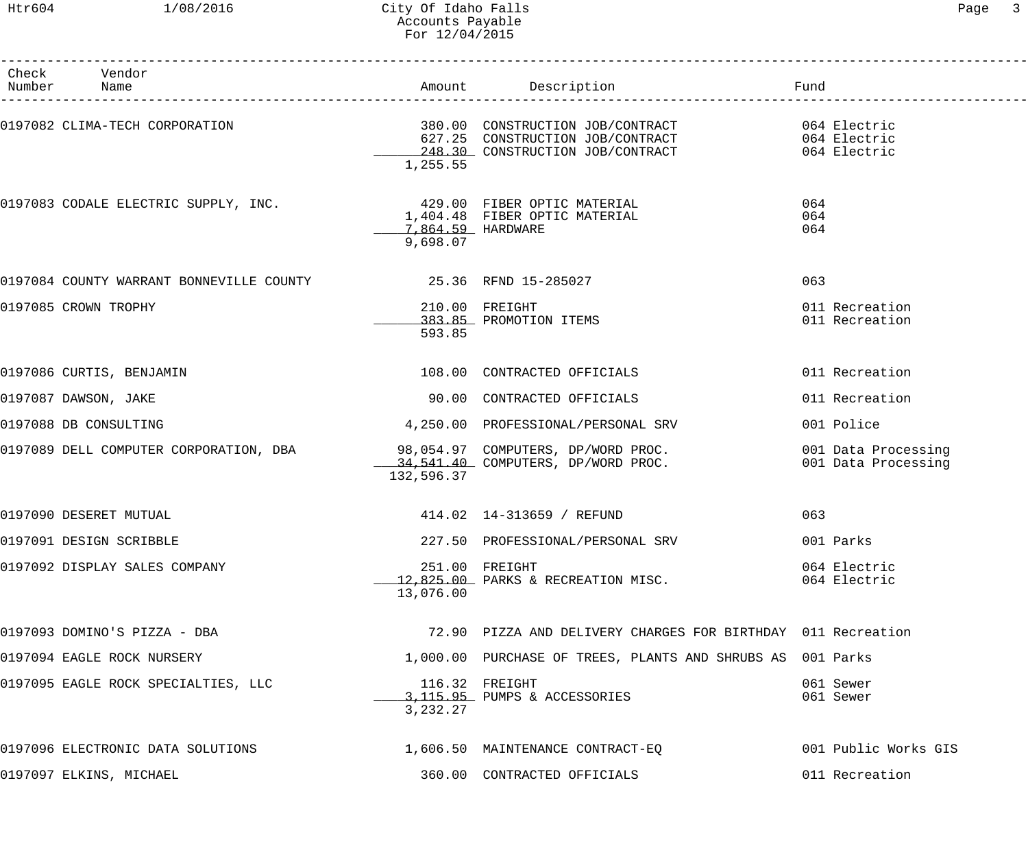City Of Idaho Falls
Accounts Payable
For 12/04/2015

| Check Number | Vendor Name | Amount | Description | Fund |
|---|---|---|---|---|
| 0197082 | CLIMA-TECH CORPORATION | 380.00 | CONSTRUCTION JOB/CONTRACT | 064 Electric |
| | | 627.25 | CONSTRUCTION JOB/CONTRACT | 064 Electric |
| | | 248.30 | CONSTRUCTION JOB/CONTRACT | 064 Electric |
| | | 1,255.55 | | |
| 0197083 | CODALE ELECTRIC SUPPLY, INC. | 429.00 | FIBER OPTIC MATERIAL | 064 |
| | | 1,404.48 | FIBER OPTIC MATERIAL | 064 |
| | | 7,864.59 | HARDWARE | 064 |
| | | 9,698.07 | | |
| 0197084 | COUNTY WARRANT BONNEVILLE COUNTY | 25.36 | RFND 15-285027 | 063 |
| 0197085 | CROWN TROPHY | 210.00 | FREIGHT | 011 Recreation |
| | | 383.85 | PROMOTION ITEMS | 011 Recreation |
| | | 593.85 | | |
| 0197086 | CURTIS, BENJAMIN | 108.00 | CONTRACTED OFFICIALS | 011 Recreation |
| 0197087 | DAWSON, JAKE | 90.00 | CONTRACTED OFFICIALS | 011 Recreation |
| 0197088 | DB CONSULTING | 4,250.00 | PROFESSIONAL/PERSONAL SRV | 001 Police |
| 0197089 | DELL COMPUTER CORPORATION, DBA | 98,054.97 | COMPUTERS, DP/WORD PROC. | 001 Data Processing |
| | | 34,541.40 | COMPUTERS, DP/WORD PROC. | 001 Data Processing |
| | | 132,596.37 | | |
| 0197090 | DESERET MUTUAL | 414.02 | 14-313659 / REFUND | 063 |
| 0197091 | DESIGN SCRIBBLE | 227.50 | PROFESSIONAL/PERSONAL SRV | 001 Parks |
| 0197092 | DISPLAY SALES COMPANY | 251.00 | FREIGHT | 064 Electric |
| | | 12,825.00 | PARKS & RECREATION MISC. | 064 Electric |
| | | 13,076.00 | | |
| 0197093 | DOMINO'S PIZZA - DBA | 72.90 | PIZZA AND DELIVERY CHARGES FOR BIRTHDAY | 011 Recreation |
| 0197094 | EAGLE ROCK NURSERY | 1,000.00 | PURCHASE OF TREES, PLANTS AND SHRUBS AS | 001 Parks |
| 0197095 | EAGLE ROCK SPECIALTIES, LLC | 116.32 | FREIGHT | 061 Sewer |
| | | 3,115.95 | PUMPS & ACCESSORIES | 061 Sewer |
| | | 3,232.27 | | |
| 0197096 | ELECTRONIC DATA SOLUTIONS | 1,606.50 | MAINTENANCE CONTRACT-EQ | 001 Public Works GIS |
| 0197097 | ELKINS, MICHAEL | 360.00 | CONTRACTED OFFICIALS | 011 Recreation |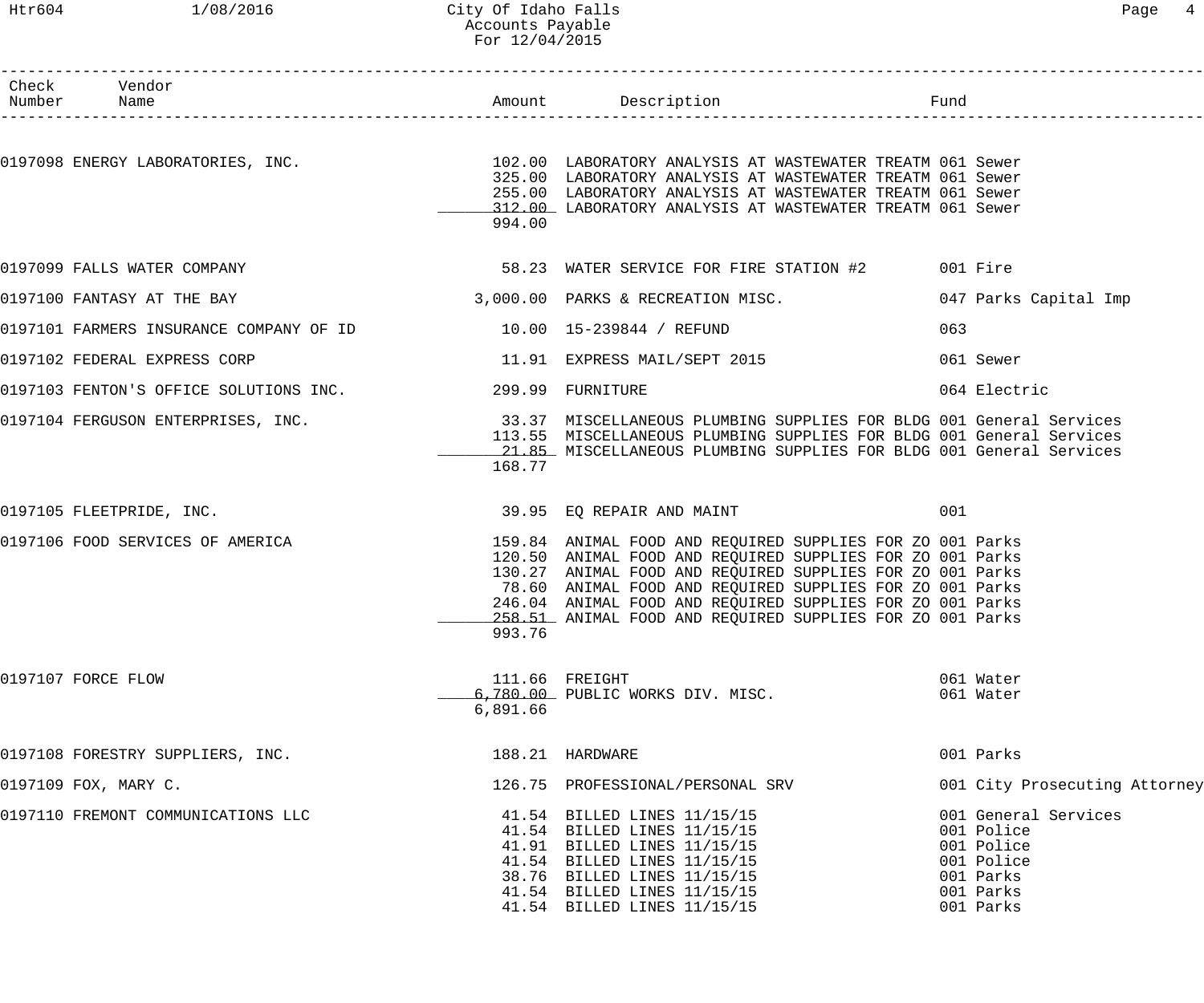# City Of Idaho Falls
## Accounts Payable
### For 12/04/2015

| Check Number | Vendor Name | Amount | Description | Fund |
|---|---|---|---|---|
| 0197098 | ENERGY LABORATORIES, INC. | 102.00 | LABORATORY ANALYSIS AT WASTEWATER TREATM | 061 Sewer |
| | | 325.00 | LABORATORY ANALYSIS AT WASTEWATER TREATM | 061 Sewer |
| | | 255.00 | LABORATORY ANALYSIS AT WASTEWATER TREATM | 061 Sewer |
| | | 312.00 | LABORATORY ANALYSIS AT WASTEWATER TREATM | 061 Sewer |
| | | 994.00 | | |
| 0197099 | FALLS WATER COMPANY | 58.23 | WATER SERVICE FOR FIRE STATION #2 | 001 Fire |
| 0197100 | FANTASY AT THE BAY | 3,000.00 | PARKS & RECREATION MISC. | 047 Parks Capital Imp |
| 0197101 | FARMERS INSURANCE COMPANY OF ID | 10.00 | 15-239844 / REFUND | 063 |
| 0197102 | FEDERAL EXPRESS CORP | 11.91 | EXPRESS MAIL/SEPT 2015 | 061 Sewer |
| 0197103 | FENTON'S OFFICE SOLUTIONS INC. | 299.99 | FURNITURE | 064 Electric |
| 0197104 | FERGUSON ENTERPRISES, INC. | 33.37 | MISCELLANEOUS PLUMBING SUPPLIES FOR BLDG | 001 General Services |
| | | 113.55 | MISCELLANEOUS PLUMBING SUPPLIES FOR BLDG | 001 General Services |
| | | 21.85 | MISCELLANEOUS PLUMBING SUPPLIES FOR BLDG | 001 General Services |
| | | 168.77 | | |
| 0197105 | FLEETPRIDE, INC. | 39.95 | EQ REPAIR AND MAINT | 001 |
| 0197106 | FOOD SERVICES OF AMERICA | 159.84 | ANIMAL FOOD AND REQUIRED SUPPLIES FOR ZO | 001 Parks |
| | | 120.50 | ANIMAL FOOD AND REQUIRED SUPPLIES FOR ZO | 001 Parks |
| | | 130.27 | ANIMAL FOOD AND REQUIRED SUPPLIES FOR ZO | 001 Parks |
| | | 78.60 | ANIMAL FOOD AND REQUIRED SUPPLIES FOR ZO | 001 Parks |
| | | 246.04 | ANIMAL FOOD AND REQUIRED SUPPLIES FOR ZO | 001 Parks |
| | | 258.51 | ANIMAL FOOD AND REQUIRED SUPPLIES FOR ZO | 001 Parks |
| | | 993.76 | | |
| 0197107 | FORCE FLOW | 111.66 | FREIGHT | 061 Water |
| | | 6,780.00 | PUBLIC WORKS DIV. MISC. | 061 Water |
| | | 6,891.66 | | |
| 0197108 | FORESTRY SUPPLIERS, INC. | 188.21 | HARDWARE | 001 Parks |
| 0197109 | FOX, MARY C. | 126.75 | PROFESSIONAL/PERSONAL SRV | 001 City Prosecuting Attorney |
| 0197110 | FREMONT COMMUNICATIONS LLC | 41.54 | BILLED LINES 11/15/15 | 001 General Services |
| | | 41.54 | BILLED LINES 11/15/15 | 001 Police |
| | | 41.91 | BILLED LINES 11/15/15 | 001 Police |
| | | 41.54 | BILLED LINES 11/15/15 | 001 Police |
| | | 38.76 | BILLED LINES 11/15/15 | 001 Parks |
| | | 41.54 | BILLED LINES 11/15/15 | 001 Parks |
| | | 41.54 | BILLED LINES 11/15/15 | 001 Parks |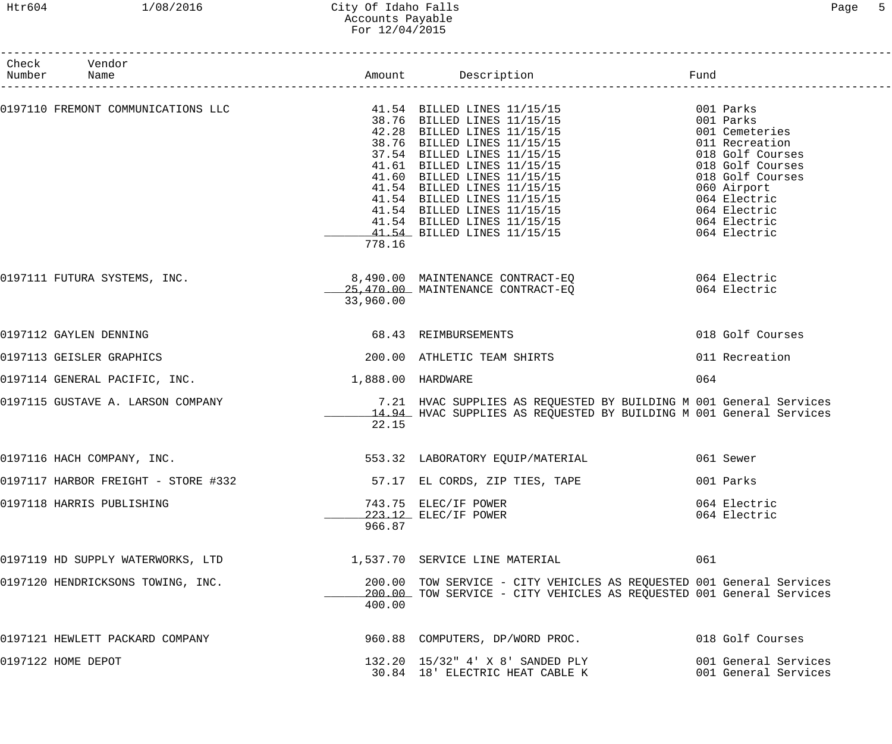# City Of Idaho Falls
## Accounts Payable
### For 12/04/2015

| Check Number | Vendor Name | Amount | Description | Fund |
|---|---|---|---|---|
| 0197110 | FREMONT COMMUNICATIONS LLC | 41.54 | BILLED LINES 11/15/15 | 001 Parks |
| | | 38.76 | BILLED LINES 11/15/15 | 001 Parks |
| | | 42.28 | BILLED LINES 11/15/15 | 001 Cemeteries |
| | | 38.76 | BILLED LINES 11/15/15 | 011 Recreation |
| | | 37.54 | BILLED LINES 11/15/15 | 018 Golf Courses |
| | | 41.61 | BILLED LINES 11/15/15 | 018 Golf Courses |
| | | 41.60 | BILLED LINES 11/15/15 | 018 Golf Courses |
| | | 41.54 | BILLED LINES 11/15/15 | 060 Airport |
| | | 41.54 | BILLED LINES 11/15/15 | 064 Electric |
| | | 41.54 | BILLED LINES 11/15/15 | 064 Electric |
| | | 41.54 | BILLED LINES 11/15/15 | 064 Electric |
| | | 41.54 | BILLED LINES 11/15/15 | 064 Electric |
| | | 778.16 | | |
| 0197111 | FUTURA SYSTEMS, INC. | 8,490.00 | MAINTENANCE CONTRACT-EQ | 064 Electric |
| | | 25,470.00 | MAINTENANCE CONTRACT-EQ | 064 Electric |
| | | 33,960.00 | | |
| 0197112 | GAYLEN DENNING | 68.43 | REIMBURSEMENTS | 018 Golf Courses |
| 0197113 | GEISLER GRAPHICS | 200.00 | ATHLETIC TEAM SHIRTS | 011 Recreation |
| 0197114 | GENERAL PACIFIC, INC. | 1,888.00 | HARDWARE | 064 |
| 0197115 | GUSTAVE A. LARSON COMPANY | 7.21 | HVAC SUPPLIES AS REQUESTED BY BUILDING M | 001 General Services |
| | | 14.94 | HVAC SUPPLIES AS REQUESTED BY BUILDING M | 001 General Services |
| | | 22.15 | | |
| 0197116 | HACH COMPANY, INC. | 553.32 | LABORATORY EQUIP/MATERIAL | 061 Sewer |
| 0197117 | HARBOR FREIGHT - STORE #332 | 57.17 | EL CORDS, ZIP TIES, TAPE | 001 Parks |
| 0197118 | HARRIS PUBLISHING | 743.75 | ELEC/IF POWER | 064 Electric |
| | | 223.12 | ELEC/IF POWER | 064 Electric |
| | | 966.87 | | |
| 0197119 | HD SUPPLY WATERWORKS, LTD | 1,537.70 | SERVICE LINE MATERIAL | 061 |
| 0197120 | HENDRICKSONS TOWING, INC. | 200.00 | TOW SERVICE - CITY VEHICLES AS REQUESTED | 001 General Services |
| | | 200.00 | TOW SERVICE - CITY VEHICLES AS REQUESTED | 001 General Services |
| | | 400.00 | | |
| 0197121 | HEWLETT PACKARD COMPANY | 960.88 | COMPUTERS, DP/WORD PROC. | 018 Golf Courses |
| 0197122 | HOME DEPOT | 132.20 | 15/32" 4' X 8' SANDED PLY | 001 General Services |
| | | 30.84 | 18' ELECTRIC HEAT CABLE K | 001 General Services |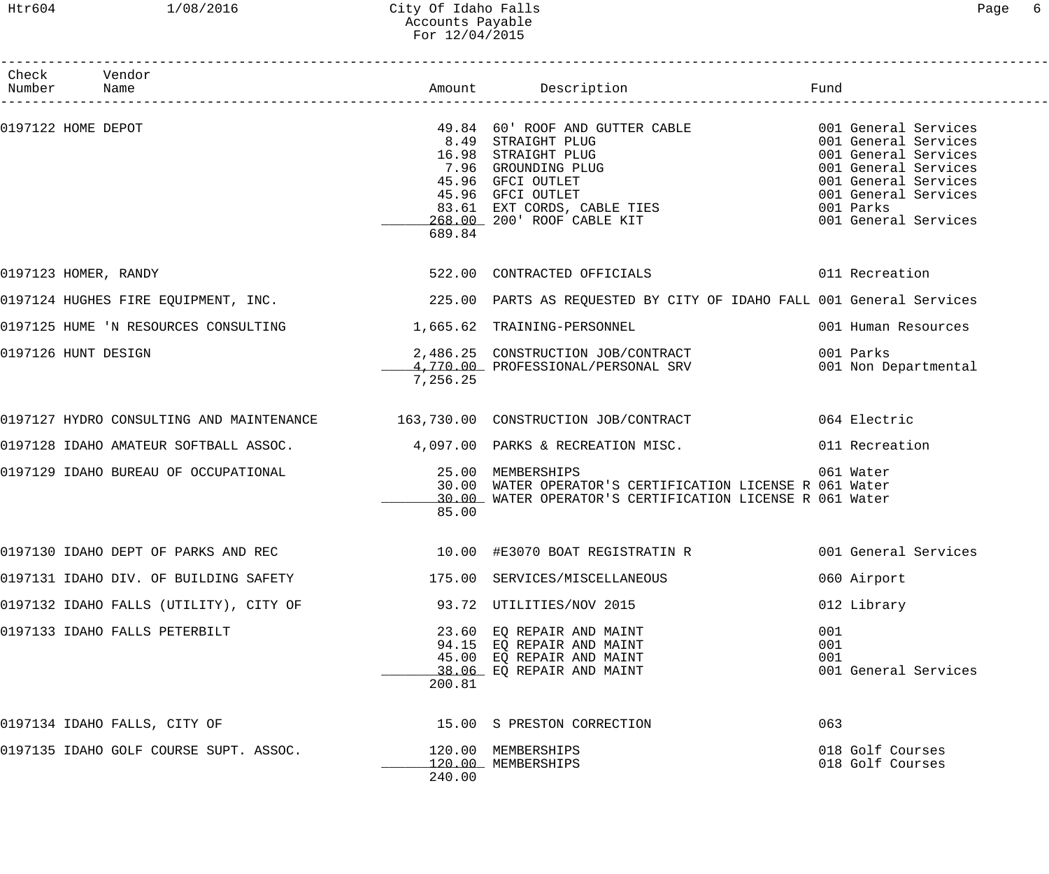City Of Idaho Falls
Accounts Payable
For 12/04/2015

| Check Number | Vendor Name | Amount | Description | Fund |
|---|---|---|---|---|
| 0197122 | HOME DEPOT | 49.84 | 60' ROOF AND GUTTER CABLE | 001 General Services |
| | | 8.49 | STRAIGHT PLUG | 001 General Services |
| | | 16.98 | STRAIGHT PLUG | 001 General Services |
| | | 7.96 | GROUNDING PLUG | 001 General Services |
| | | 45.96 | GFCI OUTLET | 001 General Services |
| | | 45.96 | GFCI OUTLET | 001 General Services |
| | | 83.61 | EXT CORDS, CABLE TIES | 001 Parks |
| | | 268.00 | 200' ROOF CABLE KIT | 001 General Services |
| | | 689.84 | | |
| 0197123 | HOMER, RANDY | 522.00 | CONTRACTED OFFICIALS | 011 Recreation |
| 0197124 | HUGHES FIRE EQUIPMENT, INC. | 225.00 | PARTS AS REQUESTED BY CITY OF IDAHO FALL | 001 General Services |
| 0197125 | HUME 'N RESOURCES CONSULTING | 1,665.62 | TRAINING-PERSONNEL | 001 Human Resources |
| 0197126 | HUNT DESIGN | 2,486.25 | CONSTRUCTION JOB/CONTRACT | 001 Parks |
| | | 4,770.00 | PROFESSIONAL/PERSONAL SRV | 001 Non Departmental |
| | | 7,256.25 | | |
| 0197127 | HYDRO CONSULTING AND MAINTENANCE | 163,730.00 | CONSTRUCTION JOB/CONTRACT | 064 Electric |
| 0197128 | IDAHO AMATEUR SOFTBALL ASSOC. | 4,097.00 | PARKS & RECREATION MISC. | 011 Recreation |
| 0197129 | IDAHO BUREAU OF OCCUPATIONAL | 25.00 | MEMBERSHIPS | 061 Water |
| | | 30.00 | WATER OPERATOR'S CERTIFICATION LICENSE R | 061 Water |
| | | 30.00 | WATER OPERATOR'S CERTIFICATION LICENSE R | 061 Water |
| | | 85.00 | | |
| 0197130 | IDAHO DEPT OF PARKS AND REC | 10.00 | #E3070 BOAT REGISTRATIN R | 001 General Services |
| 0197131 | IDAHO DIV. OF BUILDING SAFETY | 175.00 | SERVICES/MISCELLANEOUS | 060 Airport |
| 0197132 | IDAHO FALLS (UTILITY), CITY OF | 93.72 | UTILITIES/NOV 2015 | 012 Library |
| 0197133 | IDAHO FALLS PETERBILT | 23.60 | EQ REPAIR AND MAINT | 001 |
| | | 94.15 | EQ REPAIR AND MAINT | 001 |
| | | 45.00 | EQ REPAIR AND MAINT | 001 |
| | | 38.06 | EQ REPAIR AND MAINT | 001 General Services |
| | | 200.81 | | |
| 0197134 | IDAHO FALLS, CITY OF | 15.00 | S PRESTON CORRECTION | 063 |
| 0197135 | IDAHO GOLF COURSE SUPT. ASSOC. | 120.00 | MEMBERSHIPS | 018 Golf Courses |
| | | 120.00 | MEMBERSHIPS | 018 Golf Courses |
| | | 240.00 | | |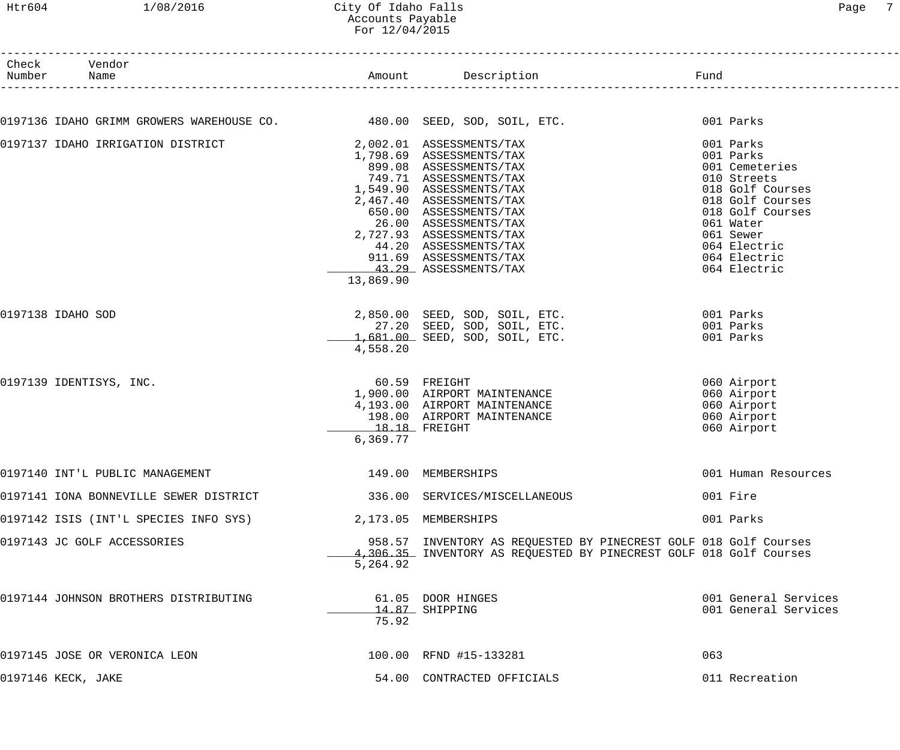City Of Idaho Falls
Accounts Payable
For 12/04/2015

| Check Number | Vendor Name | Amount | Description | Fund |
|---|---|---|---|---|
| 0197136 | IDAHO GRIMM GROWERS WAREHOUSE CO. | 480.00 | SEED, SOD, SOIL, ETC. | 001 Parks |
| 0197137 | IDAHO IRRIGATION DISTRICT | 2,002.01 | ASSESSMENTS/TAX | 001 Parks |
| | | 1,798.69 | ASSESSMENTS/TAX | 001 Parks |
| | | 899.08 | ASSESSMENTS/TAX | 001 Cemeteries |
| | | 749.71 | ASSESSMENTS/TAX | 010 Streets |
| | | 1,549.90 | ASSESSMENTS/TAX | 018 Golf Courses |
| | | 2,467.40 | ASSESSMENTS/TAX | 018 Golf Courses |
| | | 650.00 | ASSESSMENTS/TAX | 018 Golf Courses |
| | | 26.00 | ASSESSMENTS/TAX | 061 Water |
| | | 2,727.93 | ASSESSMENTS/TAX | 061 Sewer |
| | | 44.20 | ASSESSMENTS/TAX | 064 Electric |
| | | 911.69 | ASSESSMENTS/TAX | 064 Electric |
| | | 43.29 | ASSESSMENTS/TAX | 064 Electric |
| | | 13,869.90 | | |
| 0197138 | IDAHO SOD | 2,850.00 | SEED, SOD, SOIL, ETC. | 001 Parks |
| | | 27.20 | SEED, SOD, SOIL, ETC. | 001 Parks |
| | | 1,681.00 | SEED, SOD, SOIL, ETC. | 001 Parks |
| | | 4,558.20 | | |
| 0197139 | IDENTISYS, INC. | 60.59 | FREIGHT | 060 Airport |
| | | 1,900.00 | AIRPORT MAINTENANCE | 060 Airport |
| | | 4,193.00 | AIRPORT MAINTENANCE | 060 Airport |
| | | 198.00 | AIRPORT MAINTENANCE | 060 Airport |
| | | 18.18 | FREIGHT | 060 Airport |
| | | 6,369.77 | | |
| 0197140 | INT'L PUBLIC MANAGEMENT | 149.00 | MEMBERSHIPS | 001 Human Resources |
| 0197141 | IONA BONNEVILLE SEWER DISTRICT | 336.00 | SERVICES/MISCELLANEOUS | 001 Fire |
| 0197142 | ISIS (INT'L SPECIES INFO SYS) | 2,173.05 | MEMBERSHIPS | 001 Parks |
| 0197143 | JC GOLF ACCESSORIES | 958.57 | INVENTORY AS REQUESTED BY PINECREST GOLF | 018 Golf Courses |
| | | 4,306.35 | INVENTORY AS REQUESTED BY PINECREST GOLF | 018 Golf Courses |
| | | 5,264.92 | | |
| 0197144 | JOHNSON BROTHERS DISTRIBUTING | 61.05 | DOOR HINGES | 001 General Services |
| | | 14.87 | SHIPPING | 001 General Services |
| | | 75.92 | | |
| 0197145 | JOSE OR VERONICA LEON | 100.00 | RFND #15-133281 | 063 |
| 0197146 | KECK, JAKE | 54.00 | CONTRACTED OFFICIALS | 011 Recreation |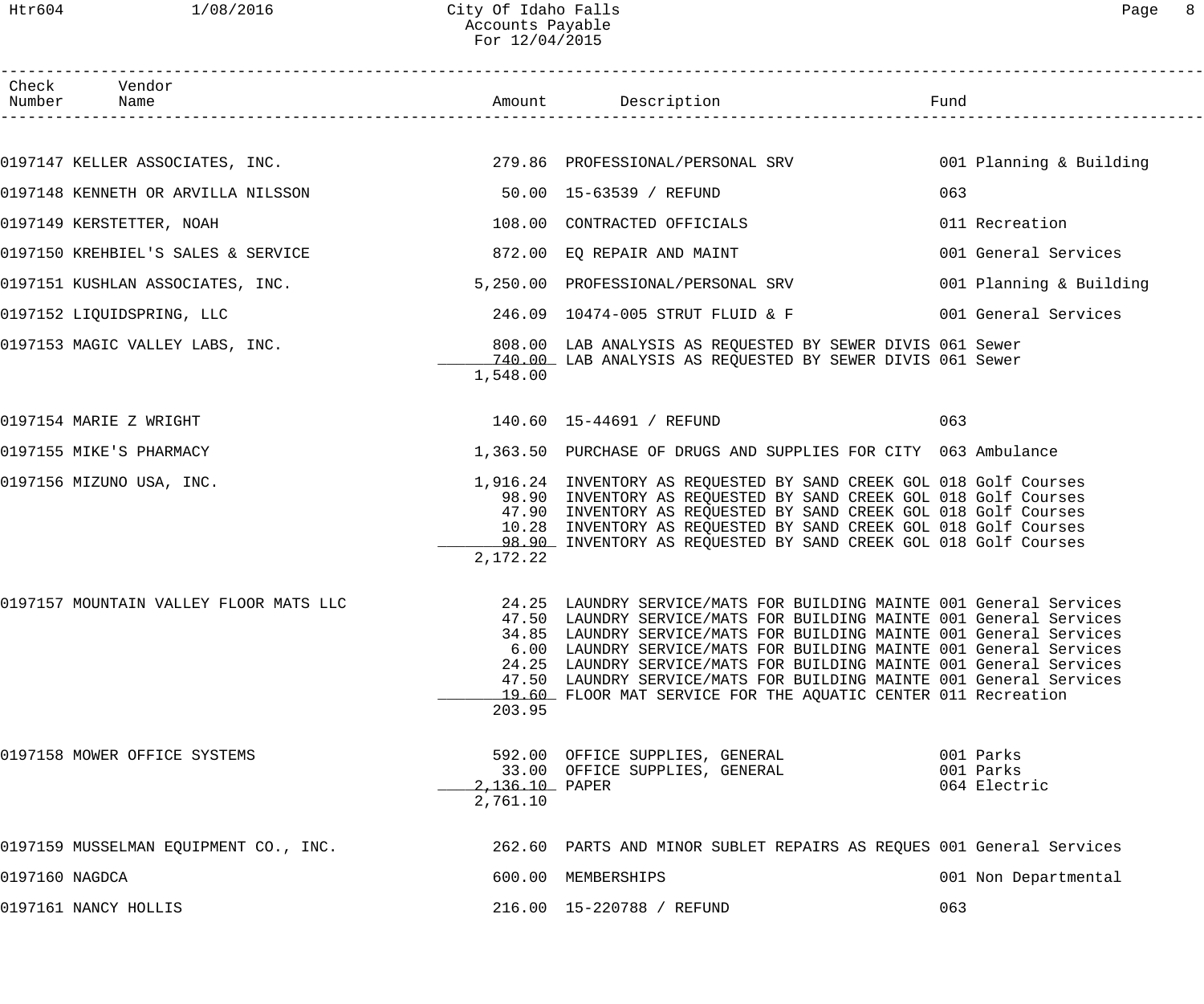| Check Number | Vendor Name | Amount | Description | Fund |
|---|---|---|---|---|
| 0197147 | KELLER ASSOCIATES, INC. | 279.86 | PROFESSIONAL/PERSONAL SRV | 001 Planning & Building |
| 0197148 | KENNETH OR ARVILLA NILSSON | 50.00 | 15-63539 / REFUND | 063 |
| 0197149 | KERSTETTER, NOAH | 108.00 | CONTRACTED OFFICIALS | 011 Recreation |
| 0197150 | KREHBIEL'S SALES & SERVICE | 872.00 | EQ REPAIR AND MAINT | 001 General Services |
| 0197151 | KUSHLAN ASSOCIATES, INC. | 5,250.00 | PROFESSIONAL/PERSONAL SRV | 001 Planning & Building |
| 0197152 | LIQUIDSPRING, LLC | 246.09 | 10474-005 STRUT FLUID & F | 001 General Services |
| 0197153 | MAGIC VALLEY LABS, INC. | 808.00 | LAB ANALYSIS AS REQUESTED BY SEWER DIVIS | 061 Sewer |
| | | 740.00 | LAB ANALYSIS AS REQUESTED BY SEWER DIVIS | 061 Sewer |
| | | 1,548.00 | | |
| 0197154 | MARIE Z WRIGHT | 140.60 | 15-44691 / REFUND | 063 |
| 0197155 | MIKE'S PHARMACY | 1,363.50 | PURCHASE OF DRUGS AND SUPPLIES FOR CITY | 063 Ambulance |
| 0197156 | MIZUNO USA, INC. | 1,916.24 | INVENTORY AS REQUESTED BY SAND CREEK GOL | 018 Golf Courses |
| | | 98.90 | INVENTORY AS REQUESTED BY SAND CREEK GOL | 018 Golf Courses |
| | | 47.90 | INVENTORY AS REQUESTED BY SAND CREEK GOL | 018 Golf Courses |
| | | 10.28 | INVENTORY AS REQUESTED BY SAND CREEK GOL | 018 Golf Courses |
| | | 98.90 | INVENTORY AS REQUESTED BY SAND CREEK GOL | 018 Golf Courses |
| | | 2,172.22 | | |
| 0197157 | MOUNTAIN VALLEY FLOOR MATS LLC | 24.25 | LAUNDRY SERVICE/MATS FOR BUILDING MAINTE | 001 General Services |
| | | 47.50 | LAUNDRY SERVICE/MATS FOR BUILDING MAINTE | 001 General Services |
| | | 34.85 | LAUNDRY SERVICE/MATS FOR BUILDING MAINTE | 001 General Services |
| | | 6.00 | LAUNDRY SERVICE/MATS FOR BUILDING MAINTE | 001 General Services |
| | | 24.25 | LAUNDRY SERVICE/MATS FOR BUILDING MAINTE | 001 General Services |
| | | 47.50 | LAUNDRY SERVICE/MATS FOR BUILDING MAINTE | 001 General Services |
| | | 19.60 | FLOOR MAT SERVICE FOR THE AQUATIC CENTER | 011 Recreation |
| | | 203.95 | | |
| 0197158 | MOWER OFFICE SYSTEMS | 592.00 | OFFICE SUPPLIES, GENERAL | 001 Parks |
| | | 33.00 | OFFICE SUPPLIES, GENERAL | 001 Parks |
| | | 2,136.10 | PAPER | 064 Electric |
| | | 2,761.10 | | |
| 0197159 | MUSSELMAN EQUIPMENT CO., INC. | 262.60 | PARTS AND MINOR SUBLET REPAIRS AS REQUES | 001 General Services |
| 0197160 | NAGDCA | 600.00 | MEMBERSHIPS | 001 Non Departmental |
| 0197161 | NANCY HOLLIS | 216.00 | 15-220788 / REFUND | 063 |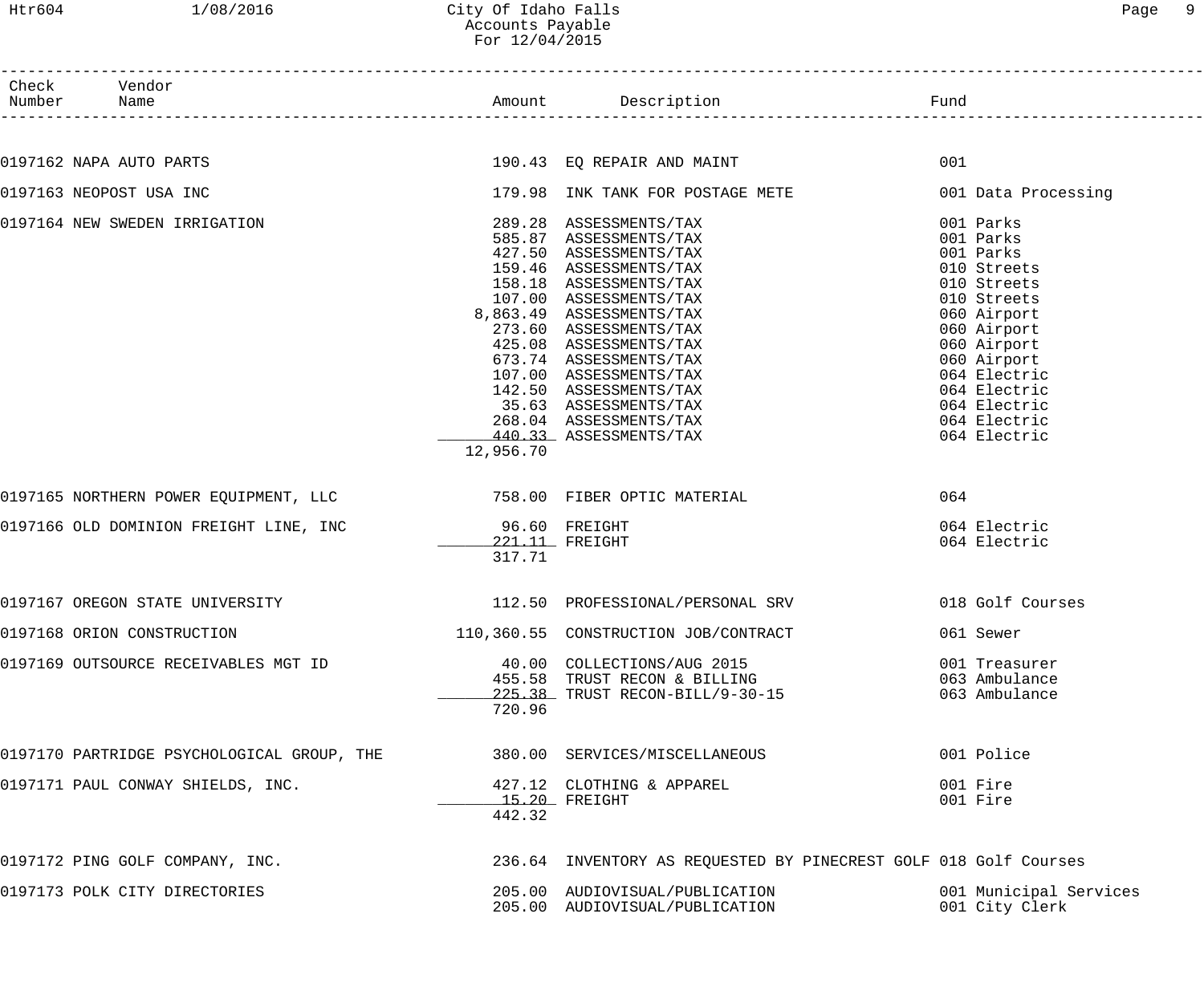# City Of Idaho Falls
## Accounts Payable
### For 12/04/2015

| Check Number | Vendor Name | Amount | Description | Fund |
|---|---|---|---|---|
| 0197162 | NAPA AUTO PARTS | 190.43 | EQ REPAIR AND MAINT | 001 |
| 0197163 | NEOPOST USA INC | 179.98 | INK TANK FOR POSTAGE METE | 001 Data Processing |
| 0197164 | NEW SWEDEN IRRIGATION | 289.28 | ASSESSMENTS/TAX | 001 Parks |
| | | 585.87 | ASSESSMENTS/TAX | 001 Parks |
| | | 427.50 | ASSESSMENTS/TAX | 001 Parks |
| | | 159.46 | ASSESSMENTS/TAX | 010 Streets |
| | | 158.18 | ASSESSMENTS/TAX | 010 Streets |
| | | 107.00 | ASSESSMENTS/TAX | 010 Streets |
| | | 8,863.49 | ASSESSMENTS/TAX | 060 Airport |
| | | 273.60 | ASSESSMENTS/TAX | 060 Airport |
| | | 425.08 | ASSESSMENTS/TAX | 060 Airport |
| | | 673.74 | ASSESSMENTS/TAX | 060 Airport |
| | | 107.00 | ASSESSMENTS/TAX | 064 Electric |
| | | 142.50 | ASSESSMENTS/TAX | 064 Electric |
| | | 35.63 | ASSESSMENTS/TAX | 064 Electric |
| | | 268.04 | ASSESSMENTS/TAX | 064 Electric |
| | | 440.33 | ASSESSMENTS/TAX | 064 Electric |
| | | 12,956.70 | | |
| 0197165 | NORTHERN POWER EQUIPMENT, LLC | 758.00 | FIBER OPTIC MATERIAL | 064 |
| 0197166 | OLD DOMINION FREIGHT LINE, INC | 96.60 | FREIGHT | 064 Electric |
| | | 221.11 | FREIGHT | 064 Electric |
| | | 317.71 | | |
| 0197167 | OREGON STATE UNIVERSITY | 112.50 | PROFESSIONAL/PERSONAL SRV | 018 Golf Courses |
| 0197168 | ORION CONSTRUCTION | 110,360.55 | CONSTRUCTION JOB/CONTRACT | 061 Sewer |
| 0197169 | OUTSOURCE RECEIVABLES MGT ID | 40.00 | COLLECTIONS/AUG 2015 | 001 Treasurer |
| | | 455.58 | TRUST RECON & BILLING | 063 Ambulance |
| | | 225.38 | TRUST RECON-BILL/9-30-15 | 063 Ambulance |
| | | 720.96 | | |
| 0197170 | PARTRIDGE PSYCHOLOGICAL GROUP, THE | 380.00 | SERVICES/MISCELLANEOUS | 001 Police |
| 0197171 | PAUL CONWAY SHIELDS, INC. | 427.12 | CLOTHING & APPAREL | 001 Fire |
| | | 15.20 | FREIGHT | 001 Fire |
| | | 442.32 | | |
| 0197172 | PING GOLF COMPANY, INC. | 236.64 | INVENTORY AS REQUESTED BY PINECREST GOLF | 018 Golf Courses |
| 0197173 | POLK CITY DIRECTORIES | 205.00 | AUDIOVISUAL/PUBLICATION | 001 Municipal Services |
| | | 205.00 | AUDIOVISUAL/PUBLICATION | 001 City Clerk |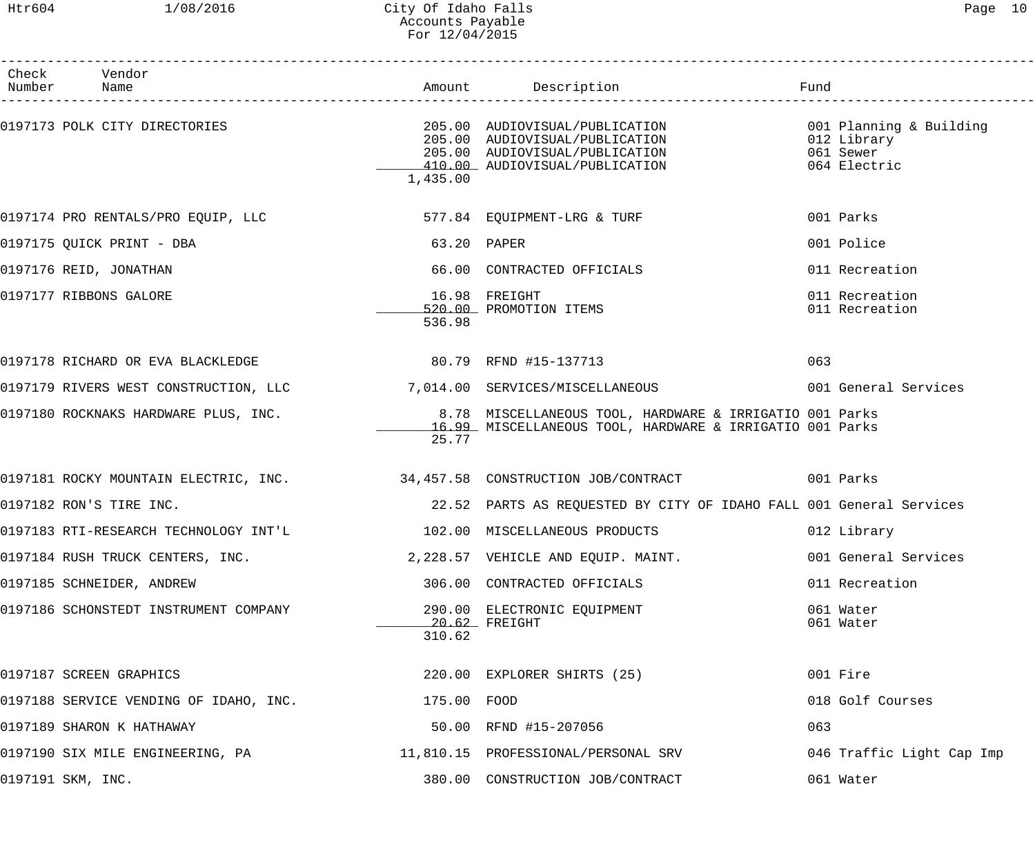| Check Number | Vendor Name | Amount | Description | Fund |
|---|---|---|---|---|
| 0197173 | POLK CITY DIRECTORIES | 205.00 | AUDIOVISUAL/PUBLICATION | 001 Planning & Building |
| | | 205.00 | AUDIOVISUAL/PUBLICATION | 012 Library |
| | | 205.00 | AUDIOVISUAL/PUBLICATION | 061 Sewer |
| | | 410.00 | AUDIOVISUAL/PUBLICATION | 064 Electric |
| | | 1,435.00 | | |
| 0197174 | PRO RENTALS/PRO EQUIP, LLC | 577.84 | EQUIPMENT-LRG & TURF | 001 Parks |
| 0197175 | QUICK PRINT - DBA | 63.20 | PAPER | 001 Police |
| 0197176 | REID, JONATHAN | 66.00 | CONTRACTED OFFICIALS | 011 Recreation |
| 0197177 | RIBBONS GALORE | 16.98 | FREIGHT | 011 Recreation |
| | | 520.00 | PROMOTION ITEMS | 011 Recreation |
| | | 536.98 | | |
| 0197178 | RICHARD OR EVA BLACKLEDGE | 80.79 | RFND #15-137713 | 063 |
| 0197179 | RIVERS WEST CONSTRUCTION, LLC | 7,014.00 | SERVICES/MISCELLANEOUS | 001 General Services |
| 0197180 | ROCKNAKS HARDWARE PLUS, INC. | 8.78 | MISCELLANEOUS TOOL, HARDWARE & IRRIGATIO | 001 Parks |
| | | 16.99 | MISCELLANEOUS TOOL, HARDWARE & IRRIGATIO | 001 Parks |
| | | 25.77 | | |
| 0197181 | ROCKY MOUNTAIN ELECTRIC, INC. | 34,457.58 | CONSTRUCTION JOB/CONTRACT | 001 Parks |
| 0197182 | RON'S TIRE INC. | 22.52 | PARTS AS REQUESTED BY CITY OF IDAHO FALL | 001 General Services |
| 0197183 | RTI-RESEARCH TECHNOLOGY INT'L | 102.00 | MISCELLANEOUS PRODUCTS | 012 Library |
| 0197184 | RUSH TRUCK CENTERS, INC. | 2,228.57 | VEHICLE AND EQUIP. MAINT. | 001 General Services |
| 0197185 | SCHNEIDER, ANDREW | 306.00 | CONTRACTED OFFICIALS | 011 Recreation |
| 0197186 | SCHONSTEDT INSTRUMENT COMPANY | 290.00 | ELECTRONIC EQUIPMENT | 061 Water |
| | | 20.62 | FREIGHT | 061 Water |
| | | 310.62 | | |
| 0197187 | SCREEN GRAPHICS | 220.00 | EXPLORER SHIRTS (25) | 001 Fire |
| 0197188 | SERVICE VENDING OF IDAHO, INC. | 175.00 | FOOD | 018 Golf Courses |
| 0197189 | SHARON K HATHAWAY | 50.00 | RFND #15-207056 | 063 |
| 0197190 | SIX MILE ENGINEERING, PA | 11,810.15 | PROFESSIONAL/PERSONAL SRV | 046 Traffic Light Cap Imp |
| 0197191 | SKM, INC. | 380.00 | CONSTRUCTION JOB/CONTRACT | 061 Water |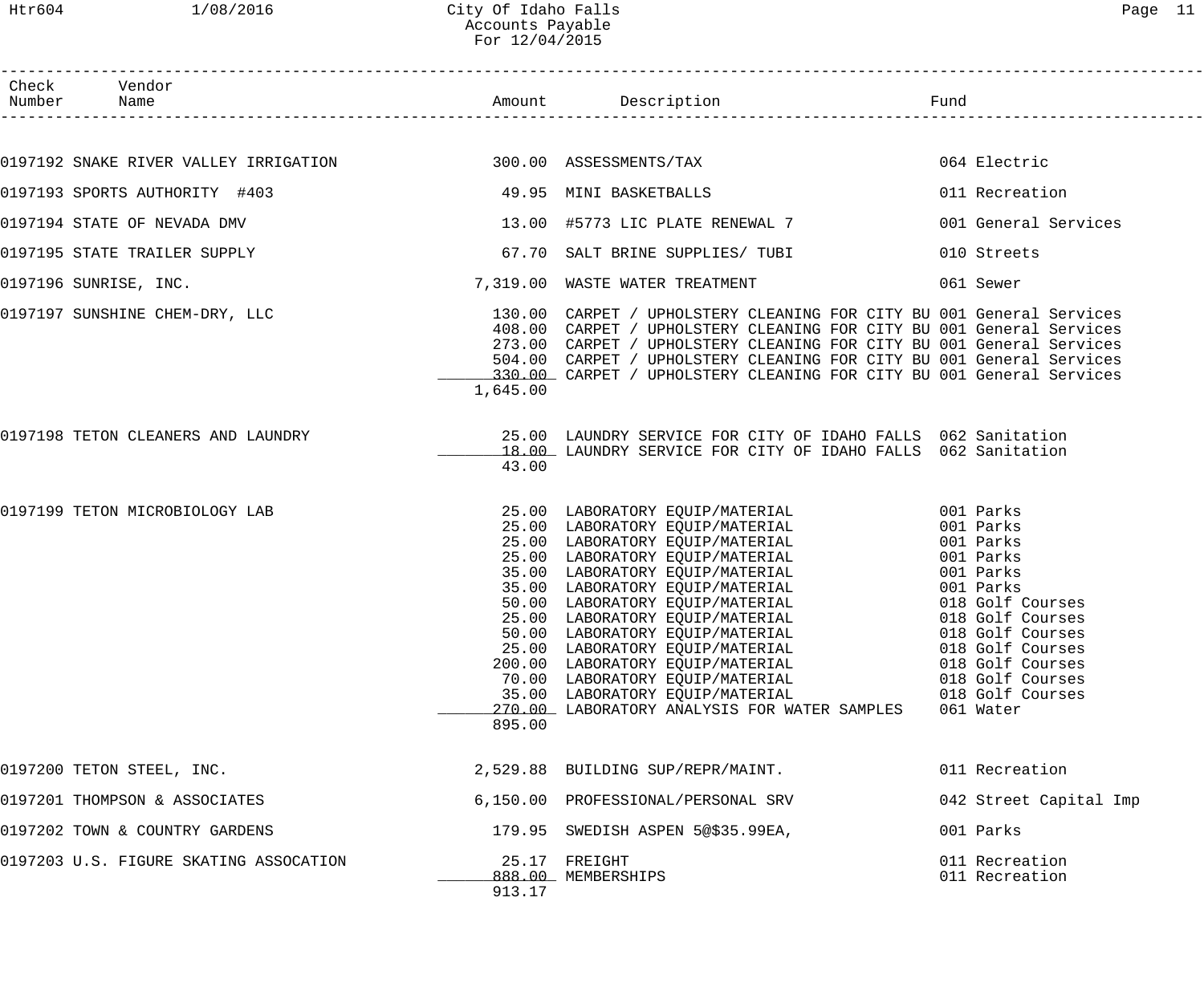City Of Idaho Falls
Accounts Payable
For 12/04/2015

| Check Number | Vendor Name | Amount | Description | Fund |
|---|---|---|---|---|
| 0197192 | SNAKE RIVER VALLEY IRRIGATION | 300.00 | ASSESSMENTS/TAX | 064 Electric |
| 0197193 | SPORTS AUTHORITY #403 | 49.95 | MINI BASKETBALLS | 011 Recreation |
| 0197194 | STATE OF NEVADA DMV | 13.00 | #5773 LIC PLATE RENEWAL 7 | 001 General Services |
| 0197195 | STATE TRAILER SUPPLY | 67.70 | SALT BRINE SUPPLIES/ TUBI | 010 Streets |
| 0197196 | SUNRISE, INC. | 7,319.00 | WASTE WATER TREATMENT | 061 Sewer |
| 0197197 | SUNSHINE CHEM-DRY, LLC | 130.00 | CARPET / UPHOLSTERY CLEANING FOR CITY BU | 001 General Services |
| | | 408.00 | CARPET / UPHOLSTERY CLEANING FOR CITY BU | 001 General Services |
| | | 273.00 | CARPET / UPHOLSTERY CLEANING FOR CITY BU | 001 General Services |
| | | 504.00 | CARPET / UPHOLSTERY CLEANING FOR CITY BU | 001 General Services |
| | | 330.00 | CARPET / UPHOLSTERY CLEANING FOR CITY BU | 001 General Services |
| | | 1,645.00 | | |
| 0197198 | TETON CLEANERS AND LAUNDRY | 25.00 | LAUNDRY SERVICE FOR CITY OF IDAHO FALLS | 062 Sanitation |
| | | 18.00 | LAUNDRY SERVICE FOR CITY OF IDAHO FALLS | 062 Sanitation |
| | | 43.00 | | |
| 0197199 | TETON MICROBIOLOGY LAB | 25.00 | LABORATORY EQUIP/MATERIAL | 001 Parks |
| | | 25.00 | LABORATORY EQUIP/MATERIAL | 001 Parks |
| | | 25.00 | LABORATORY EQUIP/MATERIAL | 001 Parks |
| | | 25.00 | LABORATORY EQUIP/MATERIAL | 001 Parks |
| | | 35.00 | LABORATORY EQUIP/MATERIAL | 001 Parks |
| | | 35.00 | LABORATORY EQUIP/MATERIAL | 001 Parks |
| | | 50.00 | LABORATORY EQUIP/MATERIAL | 018 Golf Courses |
| | | 25.00 | LABORATORY EQUIP/MATERIAL | 018 Golf Courses |
| | | 50.00 | LABORATORY EQUIP/MATERIAL | 018 Golf Courses |
| | | 25.00 | LABORATORY EQUIP/MATERIAL | 018 Golf Courses |
| | | 200.00 | LABORATORY EQUIP/MATERIAL | 018 Golf Courses |
| | | 70.00 | LABORATORY EQUIP/MATERIAL | 018 Golf Courses |
| | | 35.00 | LABORATORY EQUIP/MATERIAL | 018 Golf Courses |
| | | 270.00 | LABORATORY ANALYSIS FOR WATER SAMPLES | 061 Water |
| | | 895.00 | | |
| 0197200 | TETON STEEL, INC. | 2,529.88 | BUILDING SUP/REPR/MAINT. | 011 Recreation |
| 0197201 | THOMPSON & ASSOCIATES | 6,150.00 | PROFESSIONAL/PERSONAL SRV | 042 Street Capital Imp |
| 0197202 | TOWN & COUNTRY GARDENS | 179.95 | SWEDISH ASPEN 5@$35.99EA, | 001 Parks |
| 0197203 | U.S. FIGURE SKATING ASSOCATION | 25.17 | FREIGHT | 011 Recreation |
| | | 888.00 | MEMBERSHIPS | 011 Recreation |
| | | 913.17 | | |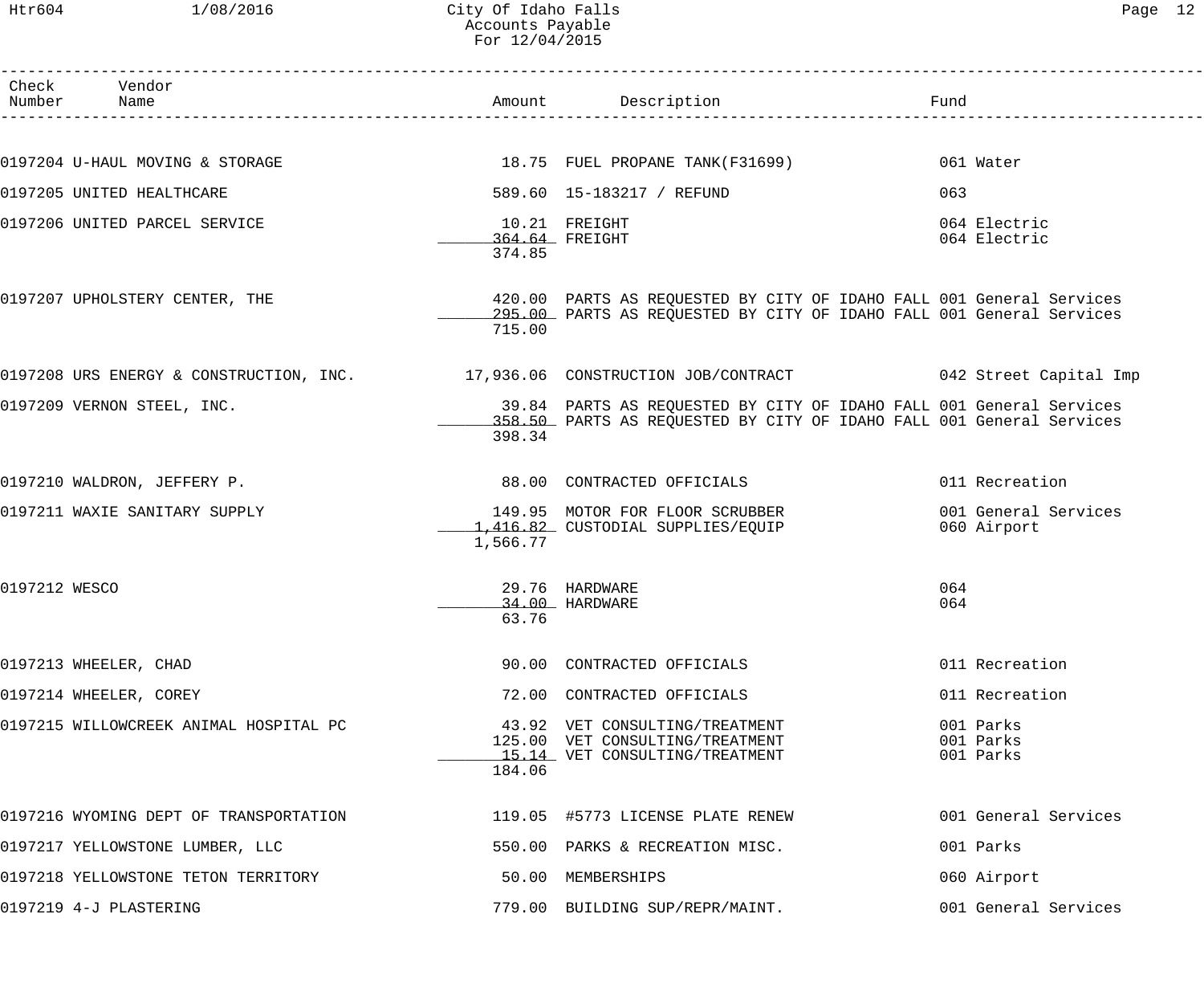| Check Number | Vendor Name | Amount | Description | Fund |
|---|---|---|---|---|
| 0197204 | U-HAUL MOVING & STORAGE | 18.75 | FUEL PROPANE TANK(F31699) | 061 Water |
| 0197205 | UNITED HEALTHCARE | 589.60 | 15-183217 / REFUND | 063 |
| 0197206 | UNITED PARCEL SERVICE | 10.21 | FREIGHT | 064 Electric |
| | | 364.64 | FREIGHT | 064 Electric |
| | | 374.85 | | |
| 0197207 | UPHOLSTERY CENTER, THE | 420.00 | PARTS AS REQUESTED BY CITY OF IDAHO FALL | 001 General Services |
| | | 295.00 | PARTS AS REQUESTED BY CITY OF IDAHO FALL | 001 General Services |
| | | 715.00 | | |
| 0197208 | URS ENERGY & CONSTRUCTION, INC. | 17,936.06 | CONSTRUCTION JOB/CONTRACT | 042 Street Capital Imp |
| 0197209 | VERNON STEEL, INC. | 39.84 | PARTS AS REQUESTED BY CITY OF IDAHO FALL | 001 General Services |
| | | 358.50 | PARTS AS REQUESTED BY CITY OF IDAHO FALL | 001 General Services |
| | | 398.34 | | |
| 0197210 | WALDRON, JEFFERY P. | 88.00 | CONTRACTED OFFICIALS | 011 Recreation |
| 0197211 | WAXIE SANITARY SUPPLY | 149.95 | MOTOR FOR FLOOR SCRUBBER | 001 General Services |
| | | 1,416.82 | CUSTODIAL SUPPLIES/EQUIP | 060 Airport |
| | | 1,566.77 | | |
| 0197212 | WESCO | 29.76 | HARDWARE | 064 |
| | | 34.00 | HARDWARE | 064 |
| | | 63.76 | | |
| 0197213 | WHEELER, CHAD | 90.00 | CONTRACTED OFFICIALS | 011 Recreation |
| 0197214 | WHEELER, COREY | 72.00 | CONTRACTED OFFICIALS | 011 Recreation |
| 0197215 | WILLOWCREEK ANIMAL HOSPITAL PC | 43.92 | VET CONSULTING/TREATMENT | 001 Parks |
| | | 125.00 | VET CONSULTING/TREATMENT | 001 Parks |
| | | 15.14 | VET CONSULTING/TREATMENT | 001 Parks |
| | | 184.06 | | |
| 0197216 | WYOMING DEPT OF TRANSPORTATION | 119.05 | #5773 LICENSE PLATE RENEW | 001 General Services |
| 0197217 | YELLOWSTONE LUMBER, LLC | 550.00 | PARKS & RECREATION MISC. | 001 Parks |
| 0197218 | YELLOWSTONE TETON TERRITORY | 50.00 | MEMBERSHIPS | 060 Airport |
| 0197219 | 4-J PLASTERING | 779.00 | BUILDING SUP/REPR/MAINT. | 001 General Services |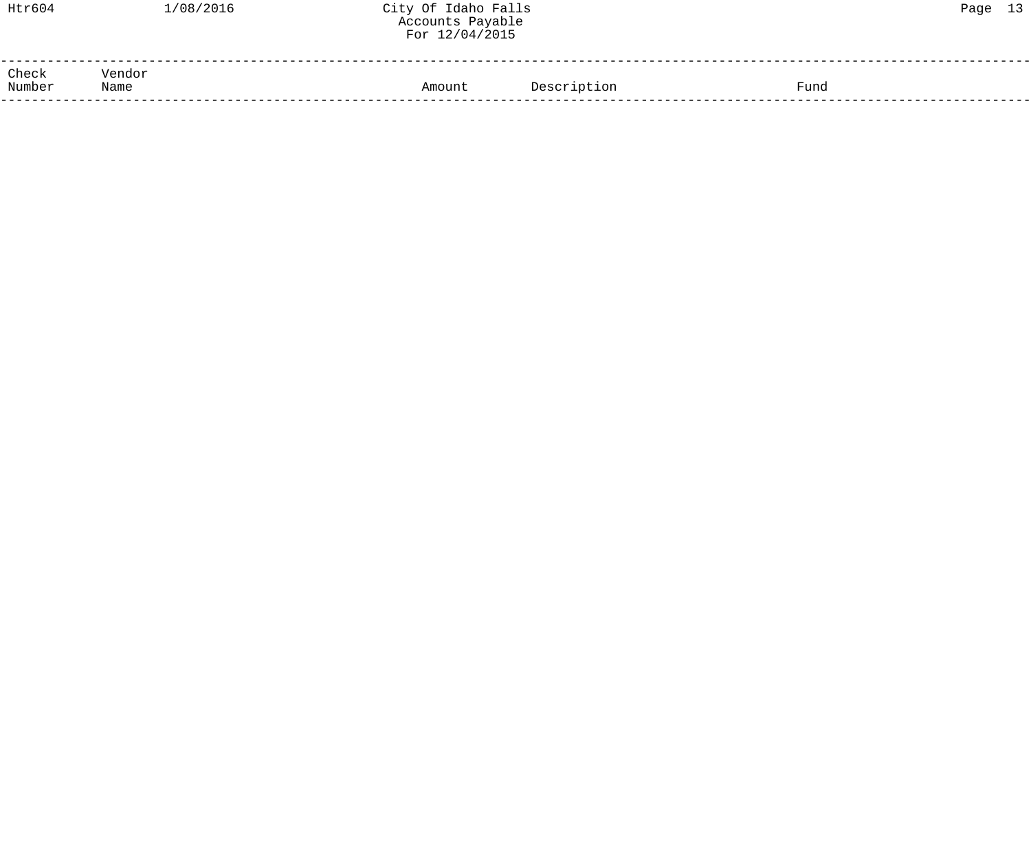| Check Number | Vendor Name | Amount | Description | Fund |
|---|---|---|---|---|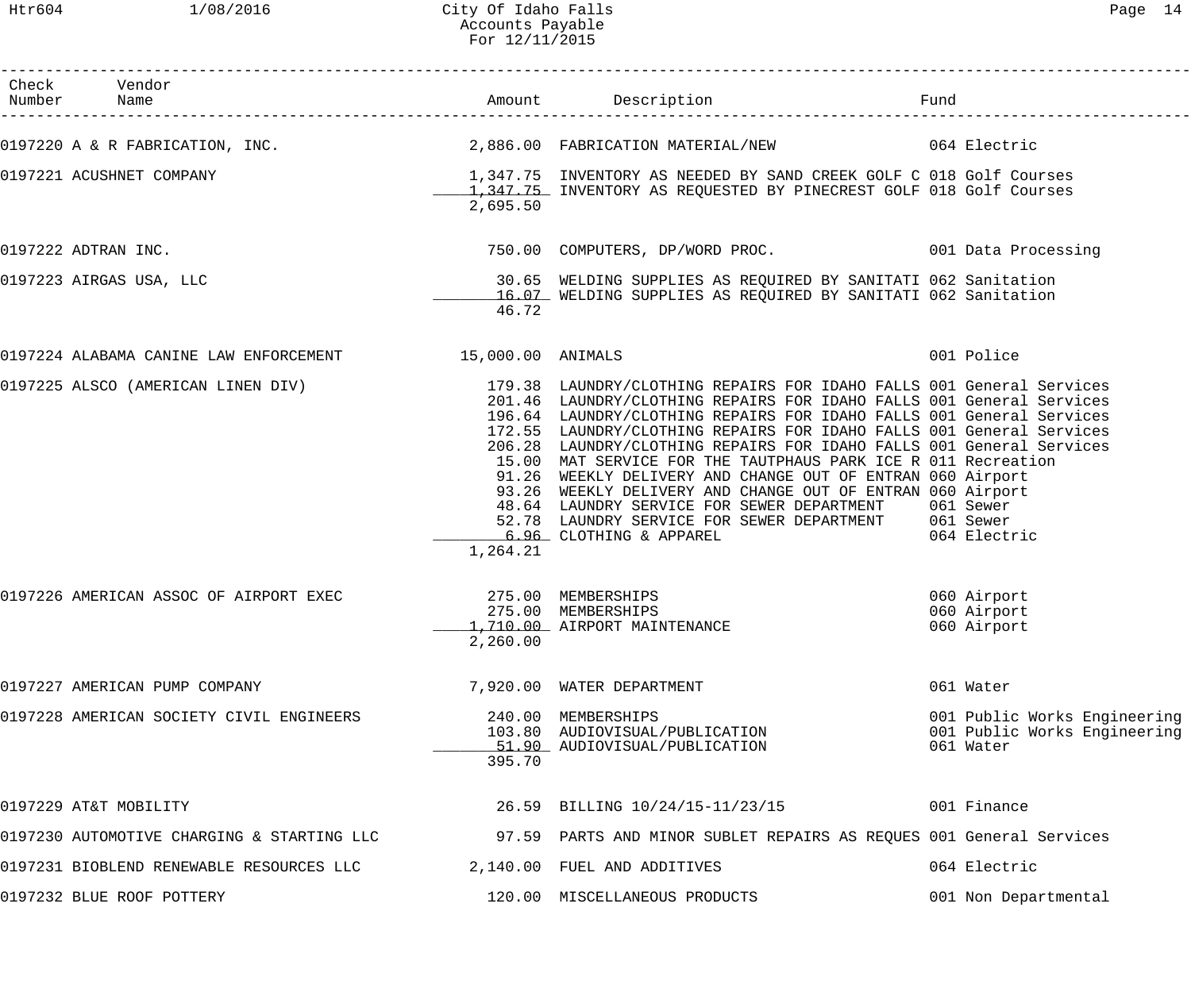# City Of Idaho Falls
## Accounts Payable
### For 12/11/2015

| Check Number | Vendor Name | Amount | Description | Fund |
|---|---|---|---|---|
| 0197220 | A & R FABRICATION, INC. | 2,886.00 | FABRICATION MATERIAL/NEW | 064 Electric |
| 0197221 | ACUSHNET COMPANY | 1,347.75 | INVENTORY AS NEEDED BY SAND CREEK GOLF C | 018 Golf Courses |
| | | 1,347.75 | INVENTORY AS REQUESTED BY PINECREST GOLF | 018 Golf Courses |
| | | 2,695.50 | | |
| 0197222 | ADTRAN INC. | 750.00 | COMPUTERS, DP/WORD PROC. | 001 Data Processing |
| 0197223 | AIRGAS USA, LLC | 30.65 | WELDING SUPPLIES AS REQUIRED BY SANITATI | 062 Sanitation |
| | | 16.07 | WELDING SUPPLIES AS REQUIRED BY SANITATI | 062 Sanitation |
| | | 46.72 | | |
| 0197224 | ALABAMA CANINE LAW ENFORCEMENT | 15,000.00 | ANIMALS | 001 Police |
| 0197225 | ALSCO (AMERICAN LINEN DIV) | 179.38 | LAUNDRY/CLOTHING REPAIRS FOR IDAHO FALLS | 001 General Services |
| | | 201.46 | LAUNDRY/CLOTHING REPAIRS FOR IDAHO FALLS | 001 General Services |
| | | 196.64 | LAUNDRY/CLOTHING REPAIRS FOR IDAHO FALLS | 001 General Services |
| | | 172.55 | LAUNDRY/CLOTHING REPAIRS FOR IDAHO FALLS | 001 General Services |
| | | 206.28 | LAUNDRY/CLOTHING REPAIRS FOR IDAHO FALLS | 001 General Services |
| | | 15.00 | MAT SERVICE FOR THE TAUTPHAUS PARK ICE R | 011 Recreation |
| | | 91.26 | WEEKLY DELIVERY AND CHANGE OUT OF ENTRAN | 060 Airport |
| | | 93.26 | WEEKLY DELIVERY AND CHANGE OUT OF ENTRAN | 060 Airport |
| | | 48.64 | LAUNDRY SERVICE FOR SEWER DEPARTMENT | 061 Sewer |
| | | 52.78 | LAUNDRY SERVICE FOR SEWER DEPARTMENT | 061 Sewer |
| | | 6.96 | CLOTHING & APPAREL | 064 Electric |
| | | 1,264.21 | | |
| 0197226 | AMERICAN ASSOC OF AIRPORT EXEC | 275.00 | MEMBERSHIPS | 060 Airport |
| | | 275.00 | MEMBERSHIPS | 060 Airport |
| | | 1,710.00 | AIRPORT MAINTENANCE | 060 Airport |
| | | 2,260.00 | | |
| 0197227 | AMERICAN PUMP COMPANY | 7,920.00 | WATER DEPARTMENT | 061 Water |
| 0197228 | AMERICAN SOCIETY CIVIL ENGINEERS | 240.00 | MEMBERSHIPS | 001 Public Works Engineering |
| | | 103.80 | AUDIOVISUAL/PUBLICATION | 001 Public Works Engineering |
| | | 51.90 | AUDIOVISUAL/PUBLICATION | 061 Water |
| | | 395.70 | | |
| 0197229 | AT&T MOBILITY | 26.59 | BILLING 10/24/15-11/23/15 | 001 Finance |
| 0197230 | AUTOMOTIVE CHARGING & STARTING LLC | 97.59 | PARTS AND MINOR SUBLET REPAIRS AS REQUES | 001 General Services |
| 0197231 | BIOBLEND RENEWABLE RESOURCES LLC | 2,140.00 | FUEL AND ADDITIVES | 064 Electric |
| 0197232 | BLUE ROOF POTTERY | 120.00 | MISCELLANEOUS PRODUCTS | 001 Non Departmental |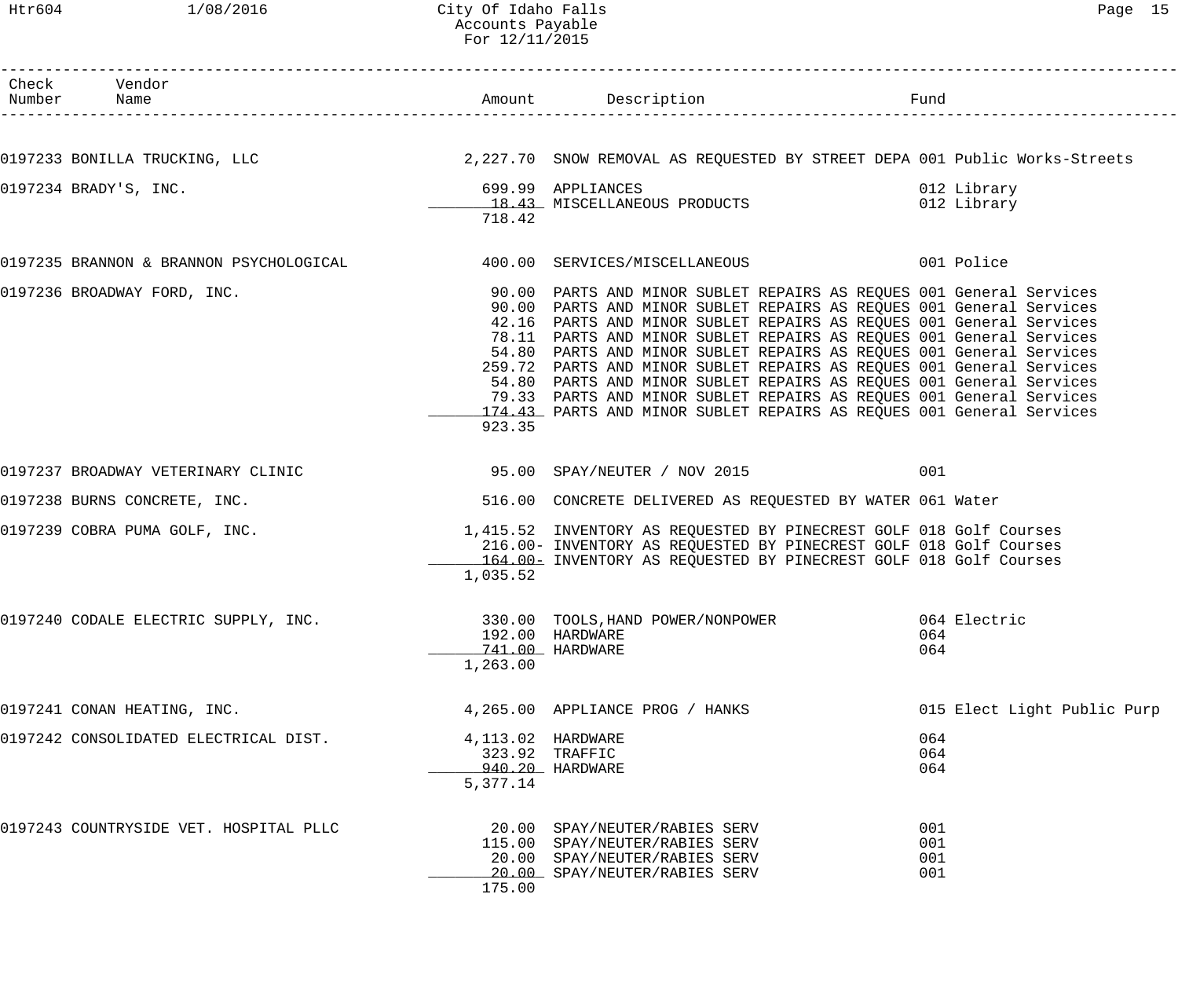City Of Idaho Falls
Accounts Payable
For 12/11/2015

| Check Number | Vendor Name | Amount | Description | Fund |
|---|---|---|---|---|
| 0197233 | BONILLA TRUCKING, LLC | 2,227.70 | SNOW REMOVAL AS REQUESTED BY STREET DEPA | 001 Public Works-Streets |
| 0197234 | BRADY'S, INC. | 699.99 | APPLIANCES | 012 Library |
| | | 18.43 | MISCELLANEOUS PRODUCTS | 012 Library |
| | | 718.42 | | |
| 0197235 | BRANNON & BRANNON PSYCHOLOGICAL | 400.00 | SERVICES/MISCELLANEOUS | 001 Police |
| 0197236 | BROADWAY FORD, INC. | 90.00 | PARTS AND MINOR SUBLET REPAIRS AS REQUES | 001 General Services |
| | | 90.00 | PARTS AND MINOR SUBLET REPAIRS AS REQUES | 001 General Services |
| | | 42.16 | PARTS AND MINOR SUBLET REPAIRS AS REQUES | 001 General Services |
| | | 78.11 | PARTS AND MINOR SUBLET REPAIRS AS REQUES | 001 General Services |
| | | 54.80 | PARTS AND MINOR SUBLET REPAIRS AS REQUES | 001 General Services |
| | | 259.72 | PARTS AND MINOR SUBLET REPAIRS AS REQUES | 001 General Services |
| | | 54.80 | PARTS AND MINOR SUBLET REPAIRS AS REQUES | 001 General Services |
| | | 79.33 | PARTS AND MINOR SUBLET REPAIRS AS REQUES | 001 General Services |
| | | 174.43 | PARTS AND MINOR SUBLET REPAIRS AS REQUES | 001 General Services |
| | | 923.35 | | |
| 0197237 | BROADWAY VETERINARY CLINIC | 95.00 | SPAY/NEUTER / NOV 2015 | 001 |
| 0197238 | BURNS CONCRETE, INC. | 516.00 | CONCRETE DELIVERED AS REQUESTED BY WATER | 061 Water |
| 0197239 | COBRA PUMA GOLF, INC. | 1,415.52 | INVENTORY AS REQUESTED BY PINECREST GOLF | 018 Golf Courses |
| | | 216.00- | INVENTORY AS REQUESTED BY PINECREST GOLF | 018 Golf Courses |
| | | 164.00- | INVENTORY AS REQUESTED BY PINECREST GOLF | 018 Golf Courses |
| | | 1,035.52 | | |
| 0197240 | CODALE ELECTRIC SUPPLY, INC. | 330.00 | TOOLS,HAND POWER/NONPOWER | 064 Electric |
| | | 192.00 | HARDWARE | 064 |
| | | 741.00 | HARDWARE | 064 |
| | | 1,263.00 | | |
| 0197241 | CONAN HEATING, INC. | 4,265.00 | APPLIANCE PROG / HANKS | 015 Elect Light Public Purp |
| 0197242 | CONSOLIDATED ELECTRICAL DIST. | 4,113.02 | HARDWARE | 064 |
| | | 323.92 | TRAFFIC | 064 |
| | | 940.20 | HARDWARE | 064 |
| | | 5,377.14 | | |
| 0197243 | COUNTRYSIDE VET. HOSPITAL PLLC | 20.00 | SPAY/NEUTER/RABIES SERV | 001 |
| | | 115.00 | SPAY/NEUTER/RABIES SERV | 001 |
| | | 20.00 | SPAY/NEUTER/RABIES SERV | 001 |
| | | 20.00 | SPAY/NEUTER/RABIES SERV | 001 |
| | | 175.00 | | |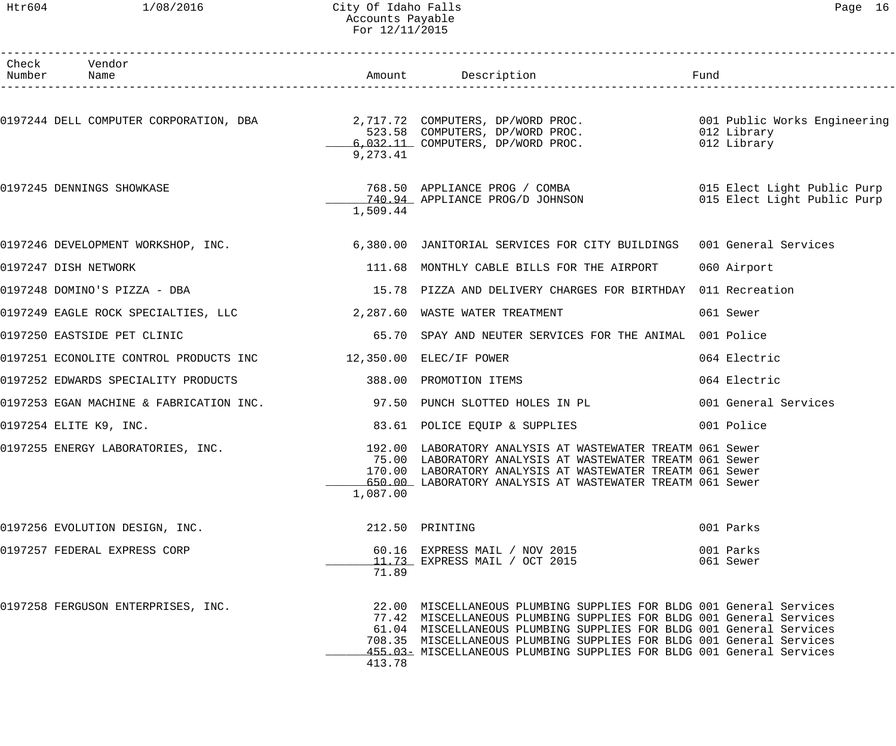# City Of Idaho Falls
## Accounts Payable
### For 12/11/2015

| Check Number | Vendor Name | Amount | Description | Fund |
|---|---|---|---|---|
| 0197244 | DELL COMPUTER CORPORATION, DBA | 2,717.72 | COMPUTERS, DP/WORD PROC. | 001 Public Works Engineering |
| | | 523.58 | COMPUTERS, DP/WORD PROC. | 012 Library |
| | | 6,032.11 | COMPUTERS, DP/WORD PROC. | 012 Library |
| | | 9,273.41 | | |
| 0197245 | DENNINGS SHOWKASE | 768.50 | APPLIANCE PROG / COMBA | 015 Elect Light Public Purp |
| | | 740.94 | APPLIANCE PROG/D JOHNSON | 015 Elect Light Public Purp |
| | | 1,509.44 | | |
| 0197246 | DEVELOPMENT WORKSHOP, INC. | 6,380.00 | JANITORIAL SERVICES FOR CITY BUILDINGS | 001 General Services |
| 0197247 | DISH NETWORK | 111.68 | MONTHLY CABLE BILLS FOR THE AIRPORT | 060 Airport |
| 0197248 | DOMINO'S PIZZA - DBA | 15.78 | PIZZA AND DELIVERY CHARGES FOR BIRTHDAY | 011 Recreation |
| 0197249 | EAGLE ROCK SPECIALTIES, LLC | 2,287.60 | WASTE WATER TREATMENT | 061 Sewer |
| 0197250 | EASTSIDE PET CLINIC | 65.70 | SPAY AND NEUTER SERVICES FOR THE ANIMAL | 001 Police |
| 0197251 | ECONOLITE CONTROL PRODUCTS INC | 12,350.00 | ELEC/IF POWER | 064 Electric |
| 0197252 | EDWARDS SPECIALITY PRODUCTS | 388.00 | PROMOTION ITEMS | 064 Electric |
| 0197253 | EGAN MACHINE & FABRICATION INC. | 97.50 | PUNCH SLOTTED HOLES IN PL | 001 General Services |
| 0197254 | ELITE K9, INC. | 83.61 | POLICE EQUIP & SUPPLIES | 001 Police |
| 0197255 | ENERGY LABORATORIES, INC. | 192.00 | LABORATORY ANALYSIS AT WASTEWATER TREATM | 061 Sewer |
| | | 75.00 | LABORATORY ANALYSIS AT WASTEWATER TREATM | 061 Sewer |
| | | 170.00 | LABORATORY ANALYSIS AT WASTEWATER TREATM | 061 Sewer |
| | | 650.00 | LABORATORY ANALYSIS AT WASTEWATER TREATM | 061 Sewer |
| | | 1,087.00 | | |
| 0197256 | EVOLUTION DESIGN, INC. | 212.50 | PRINTING | 001 Parks |
| 0197257 | FEDERAL EXPRESS CORP | 60.16 | EXPRESS MAIL / NOV 2015 | 001 Parks |
| | | 11.73 | EXPRESS MAIL / OCT 2015 | 061 Sewer |
| | | 71.89 | | |
| 0197258 | FERGUSON ENTERPRISES, INC. | 22.00 | MISCELLANEOUS PLUMBING SUPPLIES FOR BLDG | 001 General Services |
| | | 77.42 | MISCELLANEOUS PLUMBING SUPPLIES FOR BLDG | 001 General Services |
| | | 61.04 | MISCELLANEOUS PLUMBING SUPPLIES FOR BLDG | 001 General Services |
| | | 708.35 | MISCELLANEOUS PLUMBING SUPPLIES FOR BLDG | 001 General Services |
| | | 455.03- | MISCELLANEOUS PLUMBING SUPPLIES FOR BLDG | 001 General Services |
| | | 413.78 | | |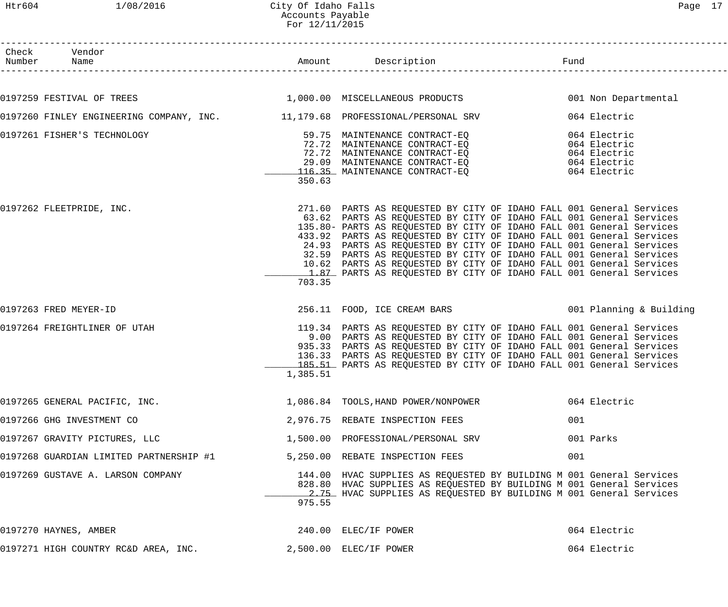| Check Number | Vendor Name | Amount | Description | Fund |
|---|---|---|---|---|
| 0197259 | FESTIVAL OF TREES | 1,000.00 | MISCELLANEOUS PRODUCTS | 001 Non Departmental |
| 0197260 | FINLEY ENGINEERING COMPANY, INC. | 11,179.68 | PROFESSIONAL/PERSONAL SRV | 064 Electric |
| 0197261 | FISHER'S TECHNOLOGY | 59.75 | MAINTENANCE CONTRACT-EQ | 064 Electric |
| | | 72.72 | MAINTENANCE CONTRACT-EQ | 064 Electric |
| | | 72.72 | MAINTENANCE CONTRACT-EQ | 064 Electric |
| | | 29.09 | MAINTENANCE CONTRACT-EQ | 064 Electric |
| | | 116.35 | MAINTENANCE CONTRACT-EQ | 064 Electric |
| | | 350.63 | | |
| 0197262 | FLEETPRIDE, INC. | 271.60 | PARTS AS REQUESTED BY CITY OF IDAHO FALL | 001 General Services |
| | | 63.62 | PARTS AS REQUESTED BY CITY OF IDAHO FALL | 001 General Services |
| | | 135.80- | PARTS AS REQUESTED BY CITY OF IDAHO FALL | 001 General Services |
| | | 433.92 | PARTS AS REQUESTED BY CITY OF IDAHO FALL | 001 General Services |
| | | 24.93 | PARTS AS REQUESTED BY CITY OF IDAHO FALL | 001 General Services |
| | | 32.59 | PARTS AS REQUESTED BY CITY OF IDAHO FALL | 001 General Services |
| | | 10.62 | PARTS AS REQUESTED BY CITY OF IDAHO FALL | 001 General Services |
| | | 1.87 | PARTS AS REQUESTED BY CITY OF IDAHO FALL | 001 General Services |
| | | 703.35 | | |
| 0197263 | FRED MEYER-ID | 256.11 | FOOD, ICE CREAM BARS | 001 Planning & Building |
| 0197264 | FREIGHTLINER OF UTAH | 119.34 | PARTS AS REQUESTED BY CITY OF IDAHO FALL | 001 General Services |
| | | 9.00 | PARTS AS REQUESTED BY CITY OF IDAHO FALL | 001 General Services |
| | | 935.33 | PARTS AS REQUESTED BY CITY OF IDAHO FALL | 001 General Services |
| | | 136.33 | PARTS AS REQUESTED BY CITY OF IDAHO FALL | 001 General Services |
| | | 185.51 | PARTS AS REQUESTED BY CITY OF IDAHO FALL | 001 General Services |
| | | 1,385.51 | | |
| 0197265 | GENERAL PACIFIC, INC. | 1,086.84 | TOOLS,HAND POWER/NONPOWER | 064 Electric |
| 0197266 | GHG INVESTMENT CO | 2,976.75 | REBATE INSPECTION FEES | 001 |
| 0197267 | GRAVITY PICTURES, LLC | 1,500.00 | PROFESSIONAL/PERSONAL SRV | 001 Parks |
| 0197268 | GUARDIAN LIMITED PARTNERSHIP #1 | 5,250.00 | REBATE INSPECTION FEES | 001 |
| 0197269 | GUSTAVE A. LARSON COMPANY | 144.00 | HVAC SUPPLIES AS REQUESTED BY BUILDING M | 001 General Services |
| | | 828.80 | HVAC SUPPLIES AS REQUESTED BY BUILDING M | 001 General Services |
| | | 2.75 | HVAC SUPPLIES AS REQUESTED BY BUILDING M | 001 General Services |
| | | 975.55 | | |
| 0197270 | HAYNES, AMBER | 240.00 | ELEC/IF POWER | 064 Electric |
| 0197271 | HIGH COUNTRY RC&D AREA, INC. | 2,500.00 | ELEC/IF POWER | 064 Electric |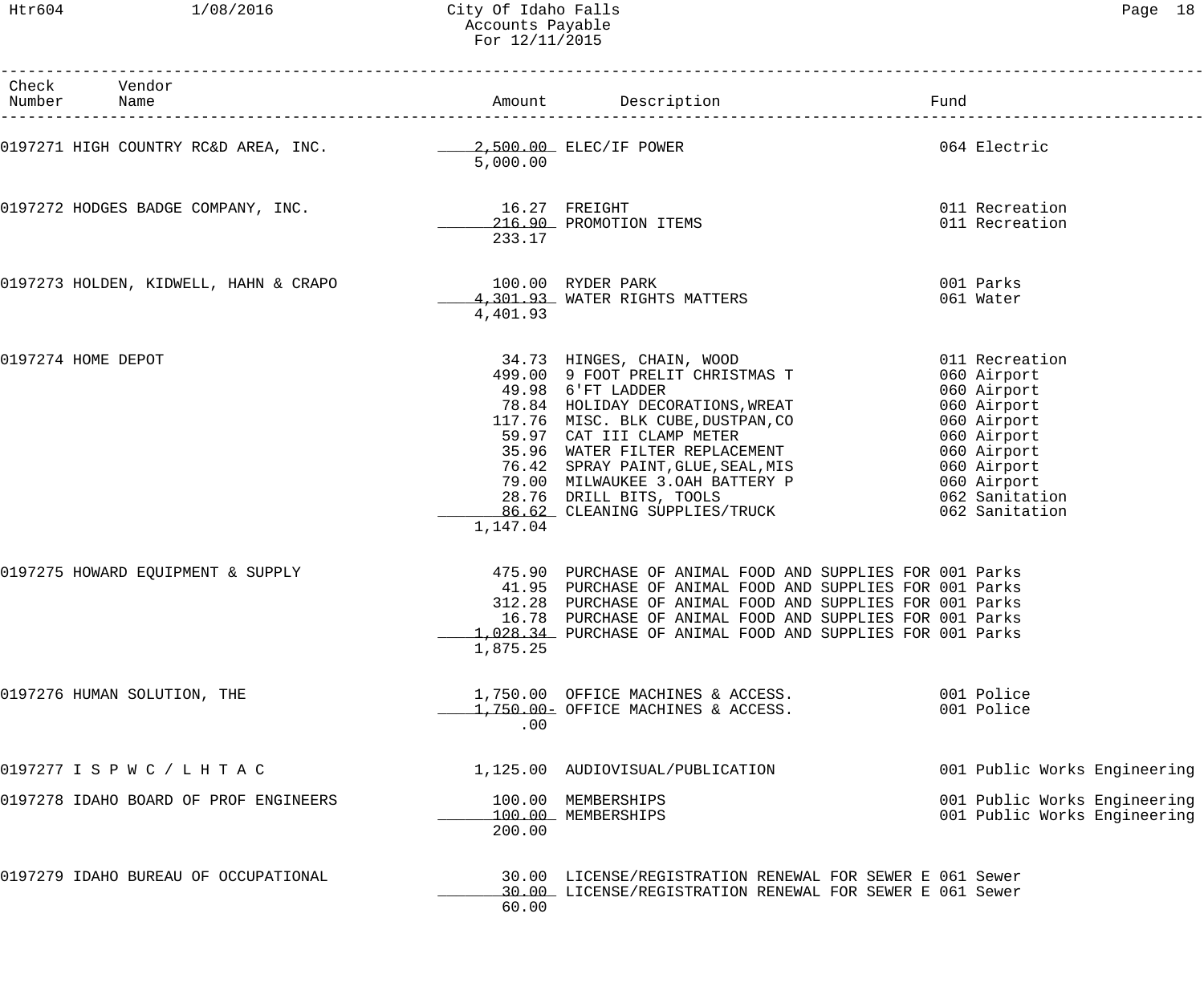| Check Number | Vendor Name | Amount | Description | Fund |
|---|---|---|---|---|
| 0197271 | HIGH COUNTRY RC&D AREA, INC. | 2,500.00 | ELEC/IF POWER | 064 Electric |
| | | 5,000.00 | | |
| 0197272 | HODGES BADGE COMPANY, INC. | 16.27 | FREIGHT | 011 Recreation |
| | | 216.90 | PROMOTION ITEMS | 011 Recreation |
| | | 233.17 | | |
| 0197273 | HOLDEN, KIDWELL, HAHN & CRAPO | 100.00 | RYDER PARK | 001 Parks |
| | | 4,301.93 | WATER RIGHTS MATTERS | 061 Water |
| | | 4,401.93 | | |
| 0197274 | HOME DEPOT | 34.73 | HINGES, CHAIN, WOOD | 011 Recreation |
| | | 499.00 | 9 FOOT PRELIT CHRISTMAS T | 060 Airport |
| | | 49.98 | 6'FT LADDER | 060 Airport |
| | | 78.84 | HOLIDAY DECORATIONS,WREAT | 060 Airport |
| | | 117.76 | MISC. BLK CUBE,DUSTPAN,CO | 060 Airport |
| | | 59.97 | CAT III CLAMP METER | 060 Airport |
| | | 35.96 | WATER FILTER REPLACEMENT | 060 Airport |
| | | 76.42 | SPRAY PAINT,GLUE,SEAL,MIS | 060 Airport |
| | | 79.00 | MILWAUKEE 3.OAH BATTERY P | 060 Airport |
| | | 28.76 | DRILL BITS, TOOLS | 062 Sanitation |
| | | 86.62 | CLEANING SUPPLIES/TRUCK | 062 Sanitation |
| | | 1,147.04 | | |
| 0197275 | HOWARD EQUIPMENT & SUPPLY | 475.90 | PURCHASE OF ANIMAL FOOD AND SUPPLIES FOR | 001 Parks |
| | | 41.95 | PURCHASE OF ANIMAL FOOD AND SUPPLIES FOR | 001 Parks |
| | | 312.28 | PURCHASE OF ANIMAL FOOD AND SUPPLIES FOR | 001 Parks |
| | | 16.78 | PURCHASE OF ANIMAL FOOD AND SUPPLIES FOR | 001 Parks |
| | | 1,028.34 | PURCHASE OF ANIMAL FOOD AND SUPPLIES FOR | 001 Parks |
| | | 1,875.25 | | |
| 0197276 | HUMAN SOLUTION, THE | 1,750.00 | OFFICE MACHINES & ACCESS. | 001 Police |
| | | 1,750.00- | OFFICE MACHINES & ACCESS. | 001 Police |
| | | .00 | | |
| 0197277 | I S P W C / L H T A C | 1,125.00 | AUDIOVISUAL/PUBLICATION | 001 Public Works Engineering |
| 0197278 | IDAHO BOARD OF PROF ENGINEERS | 100.00 | MEMBERSHIPS | 001 Public Works Engineering |
| | | 100.00 | MEMBERSHIPS | 001 Public Works Engineering |
| | | 200.00 | | |
| 0197279 | IDAHO BUREAU OF OCCUPATIONAL | 30.00 | LICENSE/REGISTRATION RENEWAL FOR SEWER E | 061 Sewer |
| | | 30.00 | LICENSE/REGISTRATION RENEWAL FOR SEWER E | 061 Sewer |
| | | 60.00 | | |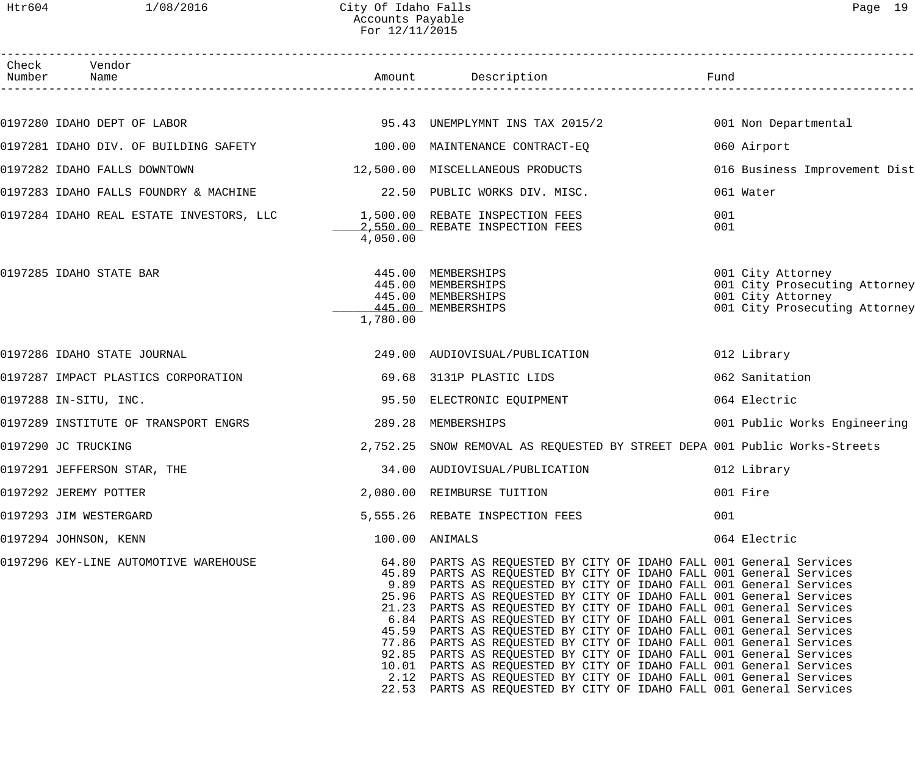City Of Idaho Falls
Accounts Payable
For 12/11/2015

| Check Number | Vendor Name | Amount | Description | Fund |
|---|---|---|---|---|
| 0197280 | IDAHO DEPT OF LABOR | 95.43 | UNEMPLYMNT INS TAX 2015/2 | 001 Non Departmental |
| 0197281 | IDAHO DIV. OF BUILDING SAFETY | 100.00 | MAINTENANCE CONTRACT-EQ | 060 Airport |
| 0197282 | IDAHO FALLS DOWNTOWN | 12,500.00 | MISCELLANEOUS PRODUCTS | 016 Business Improvement Dist |
| 0197283 | IDAHO FALLS FOUNDRY & MACHINE | 22.50 | PUBLIC WORKS DIV. MISC. | 061 Water |
| 0197284 | IDAHO REAL ESTATE INVESTORS, LLC | 1,500.00 | REBATE INSPECTION FEES | 001 |
| | | 2,550.00 | REBATE INSPECTION FEES | 001 |
| | | 4,050.00 | | |
| 0197285 | IDAHO STATE BAR | 445.00 | MEMBERSHIPS | 001 City Attorney |
| | | 445.00 | MEMBERSHIPS | 001 City Prosecuting Attorney |
| | | 445.00 | MEMBERSHIPS | 001 City Attorney |
| | | 445.00 | MEMBERSHIPS | 001 City Prosecuting Attorney |
| | | 1,780.00 | | |
| 0197286 | IDAHO STATE JOURNAL | 249.00 | AUDIOVISUAL/PUBLICATION | 012 Library |
| 0197287 | IMPACT PLASTICS CORPORATION | 69.68 | 3131P PLASTIC LIDS | 062 Sanitation |
| 0197288 | IN-SITU, INC. | 95.50 | ELECTRONIC EQUIPMENT | 064 Electric |
| 0197289 | INSTITUTE OF TRANSPORT ENGRS | 289.28 | MEMBERSHIPS | 001 Public Works Engineering |
| 0197290 | JC TRUCKING | 2,752.25 | SNOW REMOVAL AS REQUESTED BY STREET DEPA | 001 Public Works-Streets |
| 0197291 | JEFFERSON STAR, THE | 34.00 | AUDIOVISUAL/PUBLICATION | 012 Library |
| 0197292 | JEREMY POTTER | 2,080.00 | REIMBURSE TUITION | 001 Fire |
| 0197293 | JIM WESTERGARD | 5,555.26 | REBATE INSPECTION FEES | 001 |
| 0197294 | JOHNSON, KENN | 100.00 | ANIMALS | 064 Electric |
| 0197296 | KEY-LINE AUTOMOTIVE WAREHOUSE | 64.80 | PARTS AS REQUESTED BY CITY OF IDAHO FALL | 001 General Services |
| | | 45.89 | PARTS AS REQUESTED BY CITY OF IDAHO FALL | 001 General Services |
| | | 9.89 | PARTS AS REQUESTED BY CITY OF IDAHO FALL | 001 General Services |
| | | 25.96 | PARTS AS REQUESTED BY CITY OF IDAHO FALL | 001 General Services |
| | | 21.23 | PARTS AS REQUESTED BY CITY OF IDAHO FALL | 001 General Services |
| | | 6.84 | PARTS AS REQUESTED BY CITY OF IDAHO FALL | 001 General Services |
| | | 45.59 | PARTS AS REQUESTED BY CITY OF IDAHO FALL | 001 General Services |
| | | 77.86 | PARTS AS REQUESTED BY CITY OF IDAHO FALL | 001 General Services |
| | | 92.85 | PARTS AS REQUESTED BY CITY OF IDAHO FALL | 001 General Services |
| | | 10.01 | PARTS AS REQUESTED BY CITY OF IDAHO FALL | 001 General Services |
| | | 2.12 | PARTS AS REQUESTED BY CITY OF IDAHO FALL | 001 General Services |
| | | 22.53 | PARTS AS REQUESTED BY CITY OF IDAHO FALL | 001 General Services |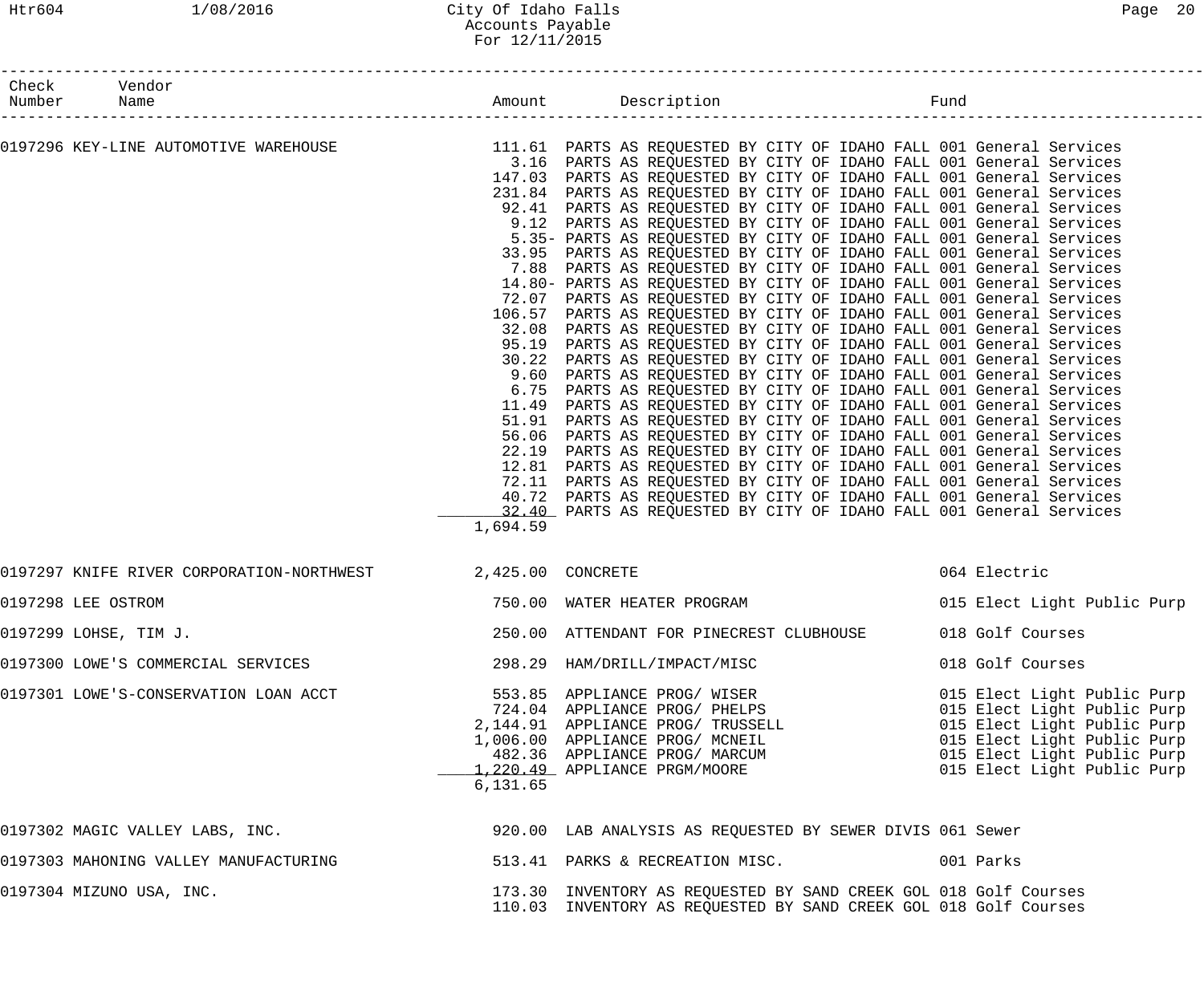| Check Number | Vendor Name | Amount | Description | Fund |
|---|---|---|---|---|
| 0197296 | KEY-LINE AUTOMOTIVE WAREHOUSE | 111.61 | PARTS AS REQUESTED BY CITY OF IDAHO FALL | 001 General Services |
| | | 3.16 | PARTS AS REQUESTED BY CITY OF IDAHO FALL | 001 General Services |
| | | 147.03 | PARTS AS REQUESTED BY CITY OF IDAHO FALL | 001 General Services |
| | | 231.84 | PARTS AS REQUESTED BY CITY OF IDAHO FALL | 001 General Services |
| | | 92.41 | PARTS AS REQUESTED BY CITY OF IDAHO FALL | 001 General Services |
| | | 9.12 | PARTS AS REQUESTED BY CITY OF IDAHO FALL | 001 General Services |
| | | 5.35- | PARTS AS REQUESTED BY CITY OF IDAHO FALL | 001 General Services |
| | | 33.95 | PARTS AS REQUESTED BY CITY OF IDAHO FALL | 001 General Services |
| | | 7.88 | PARTS AS REQUESTED BY CITY OF IDAHO FALL | 001 General Services |
| | | 14.80- | PARTS AS REQUESTED BY CITY OF IDAHO FALL | 001 General Services |
| | | 72.07 | PARTS AS REQUESTED BY CITY OF IDAHO FALL | 001 General Services |
| | | 106.57 | PARTS AS REQUESTED BY CITY OF IDAHO FALL | 001 General Services |
| | | 32.08 | PARTS AS REQUESTED BY CITY OF IDAHO FALL | 001 General Services |
| | | 95.19 | PARTS AS REQUESTED BY CITY OF IDAHO FALL | 001 General Services |
| | | 30.22 | PARTS AS REQUESTED BY CITY OF IDAHO FALL | 001 General Services |
| | | 9.60 | PARTS AS REQUESTED BY CITY OF IDAHO FALL | 001 General Services |
| | | 6.75 | PARTS AS REQUESTED BY CITY OF IDAHO FALL | 001 General Services |
| | | 11.49 | PARTS AS REQUESTED BY CITY OF IDAHO FALL | 001 General Services |
| | | 51.91 | PARTS AS REQUESTED BY CITY OF IDAHO FALL | 001 General Services |
| | | 56.06 | PARTS AS REQUESTED BY CITY OF IDAHO FALL | 001 General Services |
| | | 22.19 | PARTS AS REQUESTED BY CITY OF IDAHO FALL | 001 General Services |
| | | 12.81 | PARTS AS REQUESTED BY CITY OF IDAHO FALL | 001 General Services |
| | | 72.11 | PARTS AS REQUESTED BY CITY OF IDAHO FALL | 001 General Services |
| | | 40.72 | PARTS AS REQUESTED BY CITY OF IDAHO FALL | 001 General Services |
| | | 32.40 | PARTS AS REQUESTED BY CITY OF IDAHO FALL | 001 General Services |
| | | 1,694.59 | | |
| 0197297 | KNIFE RIVER CORPORATION-NORTHWEST | 2,425.00 | CONCRETE | 064 Electric |
| 0197298 | LEE OSTROM | 750.00 | WATER HEATER PROGRAM | 015 Elect Light Public Purp |
| 0197299 | LOHSE, TIM J. | 250.00 | ATTENDANT FOR PINECREST CLUBHOUSE | 018 Golf Courses |
| 0197300 | LOWE'S COMMERCIAL SERVICES | 298.29 | HAM/DRILL/IMPACT/MISC | 018 Golf Courses |
| 0197301 | LOWE'S-CONSERVATION LOAN ACCT | 553.85 | APPLIANCE PROG/ WISER | 015 Elect Light Public Purp |
| | | 724.04 | APPLIANCE PROG/ PHELPS | 015 Elect Light Public Purp |
| | | 2,144.91 | APPLIANCE PROG/ TRUSSELL | 015 Elect Light Public Purp |
| | | 1,006.00 | APPLIANCE PROG/ MCNEIL | 015 Elect Light Public Purp |
| | | 482.36 | APPLIANCE PROG/ MARCUM | 015 Elect Light Public Purp |
| | | 1,220.49 | APPLIANCE PRGM/MOORE | 015 Elect Light Public Purp |
| | | 6,131.65 | | |
| 0197302 | MAGIC VALLEY LABS, INC. | 920.00 | LAB ANALYSIS AS REQUESTED BY SEWER DIVIS | 061 Sewer |
| 0197303 | MAHONING VALLEY MANUFACTURING | 513.41 | PARKS & RECREATION MISC. | 001 Parks |
| 0197304 | MIZUNO USA, INC. | 173.30 | INVENTORY AS REQUESTED BY SAND CREEK GOL | 018 Golf Courses |
| | | 110.03 | INVENTORY AS REQUESTED BY SAND CREEK GOL | 018 Golf Courses |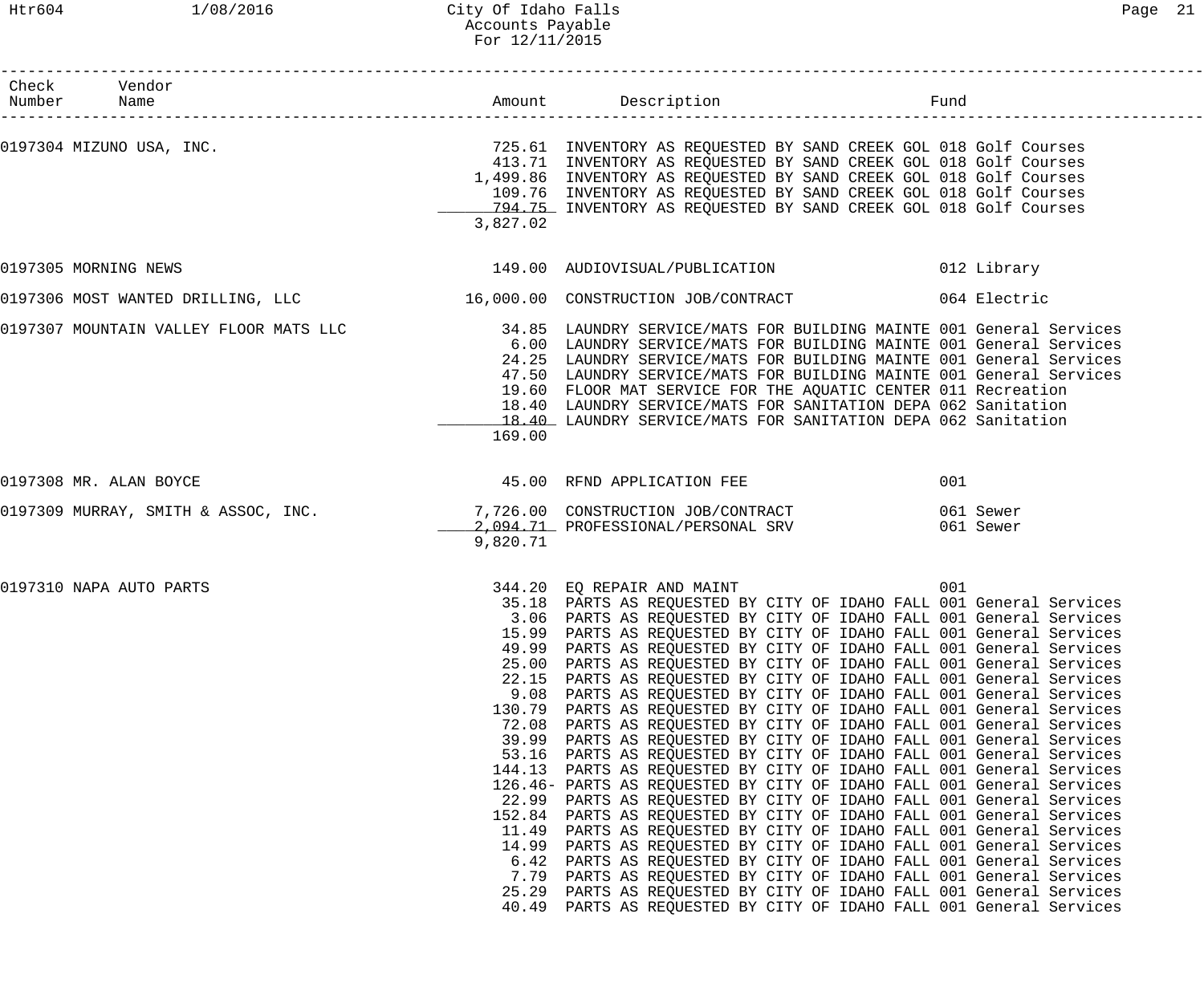City Of Idaho Falls
Accounts Payable
For 12/11/2015

| Check Number | Vendor Name | Amount | Description | Fund |
|---|---|---|---|---|
| 0197304 | MIZUNO USA, INC. | 725.61 | INVENTORY AS REQUESTED BY SAND CREEK GOL | 018 Golf Courses |
| | | 413.71 | INVENTORY AS REQUESTED BY SAND CREEK GOL | 018 Golf Courses |
| | | 1,499.86 | INVENTORY AS REQUESTED BY SAND CREEK GOL | 018 Golf Courses |
| | | 109.76 | INVENTORY AS REQUESTED BY SAND CREEK GOL | 018 Golf Courses |
| | | 794.75 | INVENTORY AS REQUESTED BY SAND CREEK GOL | 018 Golf Courses |
| | | 3,827.02 | | |
| 0197305 | MORNING NEWS | 149.00 | AUDIOVISUAL/PUBLICATION | 012 Library |
| 0197306 | MOST WANTED DRILLING, LLC | 16,000.00 | CONSTRUCTION JOB/CONTRACT | 064 Electric |
| 0197307 | MOUNTAIN VALLEY FLOOR MATS LLC | 34.85 | LAUNDRY SERVICE/MATS FOR BUILDING MAINTE | 001 General Services |
| | | 6.00 | LAUNDRY SERVICE/MATS FOR BUILDING MAINTE | 001 General Services |
| | | 24.25 | LAUNDRY SERVICE/MATS FOR BUILDING MAINTE | 001 General Services |
| | | 47.50 | LAUNDRY SERVICE/MATS FOR BUILDING MAINTE | 001 General Services |
| | | 19.60 | FLOOR MAT SERVICE FOR THE AQUATIC CENTER | 011 Recreation |
| | | 18.40 | LAUNDRY SERVICE/MATS FOR SANITATION DEPA | 062 Sanitation |
| | | 18.40 | LAUNDRY SERVICE/MATS FOR SANITATION DEPA | 062 Sanitation |
| | | 169.00 | | |
| 0197308 | MR. ALAN BOYCE | 45.00 | RFND APPLICATION FEE | 001 |
| 0197309 | MURRAY, SMITH & ASSOC, INC. | 7,726.00 | CONSTRUCTION JOB/CONTRACT | 061 Sewer |
| | | 2,094.71 | PROFESSIONAL/PERSONAL SRV | 061 Sewer |
| | | 9,820.71 | | |
| 0197310 | NAPA AUTO PARTS | 344.20 | EQ REPAIR AND MAINT | 001 |
| | | 35.18 | PARTS AS REQUESTED BY CITY OF IDAHO FALL | 001 General Services |
| | | 3.06 | PARTS AS REQUESTED BY CITY OF IDAHO FALL | 001 General Services |
| | | 15.99 | PARTS AS REQUESTED BY CITY OF IDAHO FALL | 001 General Services |
| | | 49.99 | PARTS AS REQUESTED BY CITY OF IDAHO FALL | 001 General Services |
| | | 25.00 | PARTS AS REQUESTED BY CITY OF IDAHO FALL | 001 General Services |
| | | 22.15 | PARTS AS REQUESTED BY CITY OF IDAHO FALL | 001 General Services |
| | | 9.08 | PARTS AS REQUESTED BY CITY OF IDAHO FALL | 001 General Services |
| | | 130.79 | PARTS AS REQUESTED BY CITY OF IDAHO FALL | 001 General Services |
| | | 72.08 | PARTS AS REQUESTED BY CITY OF IDAHO FALL | 001 General Services |
| | | 39.99 | PARTS AS REQUESTED BY CITY OF IDAHO FALL | 001 General Services |
| | | 53.16 | PARTS AS REQUESTED BY CITY OF IDAHO FALL | 001 General Services |
| | | 144.13 | PARTS AS REQUESTED BY CITY OF IDAHO FALL | 001 General Services |
| | | 126.46- | PARTS AS REQUESTED BY CITY OF IDAHO FALL | 001 General Services |
| | | 22.99 | PARTS AS REQUESTED BY CITY OF IDAHO FALL | 001 General Services |
| | | 152.84 | PARTS AS REQUESTED BY CITY OF IDAHO FALL | 001 General Services |
| | | 11.49 | PARTS AS REQUESTED BY CITY OF IDAHO FALL | 001 General Services |
| | | 14.99 | PARTS AS REQUESTED BY CITY OF IDAHO FALL | 001 General Services |
| | | 6.42 | PARTS AS REQUESTED BY CITY OF IDAHO FALL | 001 General Services |
| | | 7.79 | PARTS AS REQUESTED BY CITY OF IDAHO FALL | 001 General Services |
| | | 25.29 | PARTS AS REQUESTED BY CITY OF IDAHO FALL | 001 General Services |
| | | 40.49 | PARTS AS REQUESTED BY CITY OF IDAHO FALL | 001 General Services |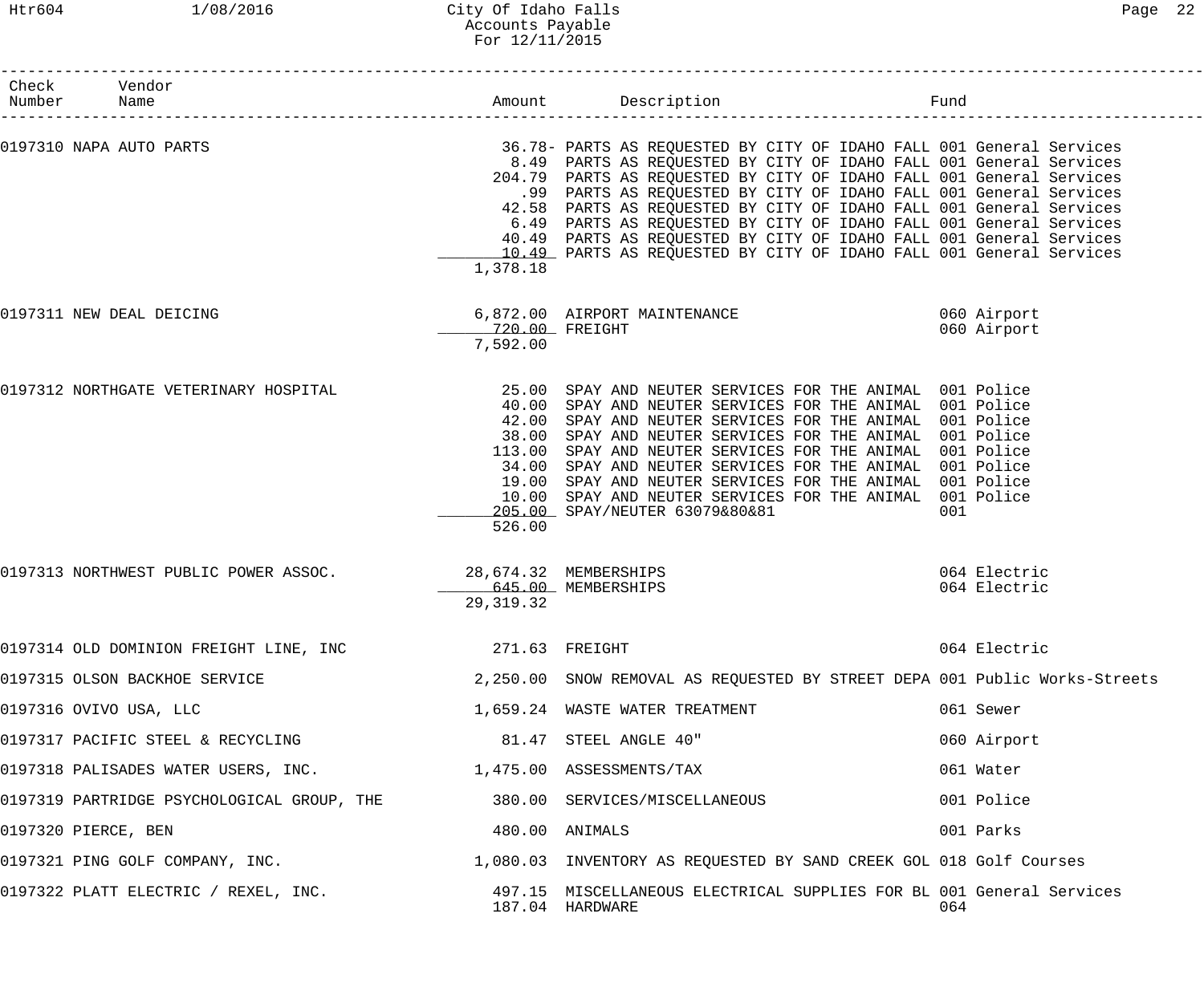| Check Number | Vendor Name | Amount | Description | Fund |
|---|---|---|---|---|
| 0197310 | NAPA AUTO PARTS | 36.78- | PARTS AS REQUESTED BY CITY OF IDAHO FALL | 001 General Services |
| | | 8.49 | PARTS AS REQUESTED BY CITY OF IDAHO FALL | 001 General Services |
| | | 204.79 | PARTS AS REQUESTED BY CITY OF IDAHO FALL | 001 General Services |
| | | .99 | PARTS AS REQUESTED BY CITY OF IDAHO FALL | 001 General Services |
| | | 42.58 | PARTS AS REQUESTED BY CITY OF IDAHO FALL | 001 General Services |
| | | 6.49 | PARTS AS REQUESTED BY CITY OF IDAHO FALL | 001 General Services |
| | | 40.49 | PARTS AS REQUESTED BY CITY OF IDAHO FALL | 001 General Services |
| | | 10.49 | PARTS AS REQUESTED BY CITY OF IDAHO FALL | 001 General Services |
| | | 1,378.18 | | |
| 0197311 | NEW DEAL DEICING | 6,872.00 | AIRPORT MAINTENANCE | 060 Airport |
| | | 720.00 | FREIGHT | 060 Airport |
| | | 7,592.00 | | |
| 0197312 | NORTHGATE VETERINARY HOSPITAL | 25.00 | SPAY AND NEUTER SERVICES FOR THE ANIMAL | 001 Police |
| | | 40.00 | SPAY AND NEUTER SERVICES FOR THE ANIMAL | 001 Police |
| | | 42.00 | SPAY AND NEUTER SERVICES FOR THE ANIMAL | 001 Police |
| | | 38.00 | SPAY AND NEUTER SERVICES FOR THE ANIMAL | 001 Police |
| | | 113.00 | SPAY AND NEUTER SERVICES FOR THE ANIMAL | 001 Police |
| | | 34.00 | SPAY AND NEUTER SERVICES FOR THE ANIMAL | 001 Police |
| | | 19.00 | SPAY AND NEUTER SERVICES FOR THE ANIMAL | 001 Police |
| | | 10.00 | SPAY AND NEUTER SERVICES FOR THE ANIMAL | 001 Police |
| | | 205.00 | SPAY/NEUTER 63079&80&81 | 001 |
| | | 526.00 | | |
| 0197313 | NORTHWEST PUBLIC POWER ASSOC. | 28,674.32 | MEMBERSHIPS | 064 Electric |
| | | 645.00 | MEMBERSHIPS | 064 Electric |
| | | 29,319.32 | | |
| 0197314 | OLD DOMINION FREIGHT LINE, INC | 271.63 | FREIGHT | 064 Electric |
| 0197315 | OLSON BACKHOE SERVICE | 2,250.00 | SNOW REMOVAL AS REQUESTED BY STREET DEPA | 001 Public Works-Streets |
| 0197316 | OVIVO USA, LLC | 1,659.24 | WASTE WATER TREATMENT | 061 Sewer |
| 0197317 | PACIFIC STEEL & RECYCLING | 81.47 | STEEL ANGLE 40" | 060 Airport |
| 0197318 | PALISADES WATER USERS, INC. | 1,475.00 | ASSESSMENTS/TAX | 061 Water |
| 0197319 | PARTRIDGE PSYCHOLOGICAL GROUP, THE | 380.00 | SERVICES/MISCELLANEOUS | 001 Police |
| 0197320 | PIERCE, BEN | 480.00 | ANIMALS | 001 Parks |
| 0197321 | PING GOLF COMPANY, INC. | 1,080.03 | INVENTORY AS REQUESTED BY SAND CREEK GOL | 018 Golf Courses |
| 0197322 | PLATT ELECTRIC / REXEL, INC. | 497.15 | MISCELLANEOUS ELECTRICAL SUPPLIES FOR BL | 001 General Services |
| | | 187.04 | HARDWARE | 064 |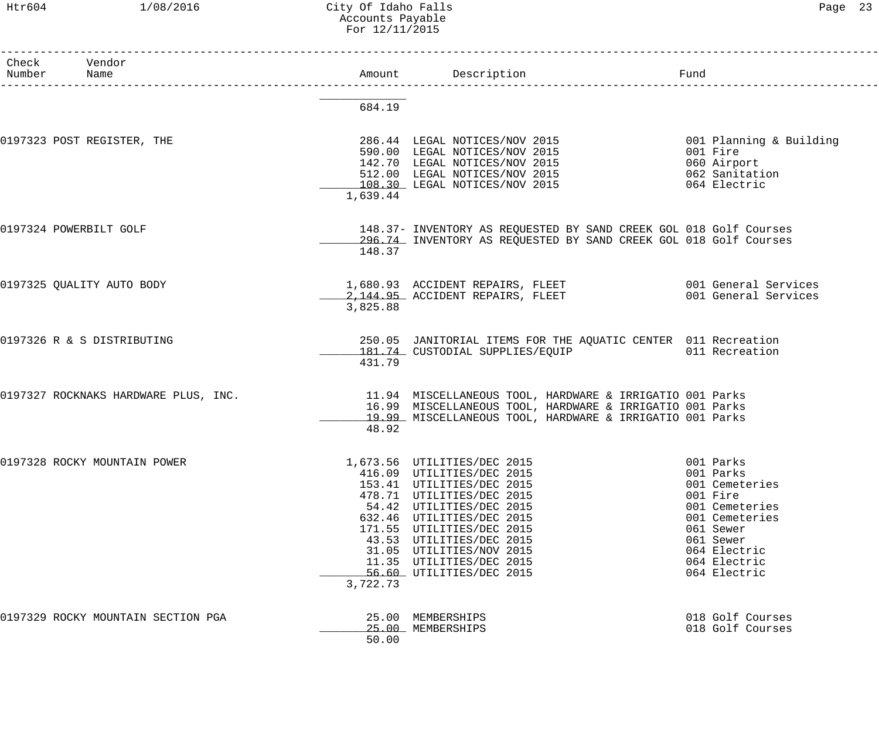# City Of Idaho Falls
## Accounts Payable
### For 12/11/2015

| Check Number | Vendor Name | Amount | Description | Fund |
|---|---|---|---|---|
| | | 684.19 | | |
| 0197323 | POST REGISTER, THE | 286.44 | LEGAL NOTICES/NOV 2015 | 001 Planning & Building |
| | | 590.00 | LEGAL NOTICES/NOV 2015 | 001 Fire |
| | | 142.70 | LEGAL NOTICES/NOV 2015 | 060 Airport |
| | | 512.00 | LEGAL NOTICES/NOV 2015 | 062 Sanitation |
| | | 108.30 | LEGAL NOTICES/NOV 2015 | 064 Electric |
| | | 1,639.44 | | |
| 0197324 | POWERBILT GOLF | 148.37- | INVENTORY AS REQUESTED BY SAND CREEK GOL | 018 Golf Courses |
| | | 296.74 | INVENTORY AS REQUESTED BY SAND CREEK GOL | 018 Golf Courses |
| | | 148.37 | | |
| 0197325 | QUALITY AUTO BODY | 1,680.93 | ACCIDENT REPAIRS, FLEET | 001 General Services |
| | | 2,144.95 | ACCIDENT REPAIRS, FLEET | 001 General Services |
| | | 3,825.88 | | |
| 0197326 | R & S DISTRIBUTING | 250.05 | JANITORIAL ITEMS FOR THE AQUATIC CENTER | 011 Recreation |
| | | 181.74 | CUSTODIAL SUPPLIES/EQUIP | 011 Recreation |
| | | 431.79 | | |
| 0197327 | ROCKNAKS HARDWARE PLUS, INC. | 11.94 | MISCELLANEOUS TOOL, HARDWARE & IRRIGATIO | 001 Parks |
| | | 16.99 | MISCELLANEOUS TOOL, HARDWARE & IRRIGATIO | 001 Parks |
| | | 19.99 | MISCELLANEOUS TOOL, HARDWARE & IRRIGATIO | 001 Parks |
| | | 48.92 | | |
| 0197328 | ROCKY MOUNTAIN POWER | 1,673.56 | UTILITIES/DEC 2015 | 001 Parks |
| | | 416.09 | UTILITIES/DEC 2015 | 001 Parks |
| | | 153.41 | UTILITIES/DEC 2015 | 001 Cemeteries |
| | | 478.71 | UTILITIES/DEC 2015 | 001 Fire |
| | | 54.42 | UTILITIES/DEC 2015 | 001 Cemeteries |
| | | 632.46 | UTILITIES/DEC 2015 | 001 Cemeteries |
| | | 171.55 | UTILITIES/DEC 2015 | 061 Sewer |
| | | 43.53 | UTILITIES/DEC 2015 | 061 Sewer |
| | | 31.05 | UTILITIES/NOV 2015 | 064 Electric |
| | | 11.35 | UTILITIES/DEC 2015 | 064 Electric |
| | | 56.60 | UTILITIES/DEC 2015 | 064 Electric |
| | | 3,722.73 | | |
| 0197329 | ROCKY MOUNTAIN SECTION PGA | 25.00 | MEMBERSHIPS | 018 Golf Courses |
| | | 25.00 | MEMBERSHIPS | 018 Golf Courses |
| | | 50.00 | | |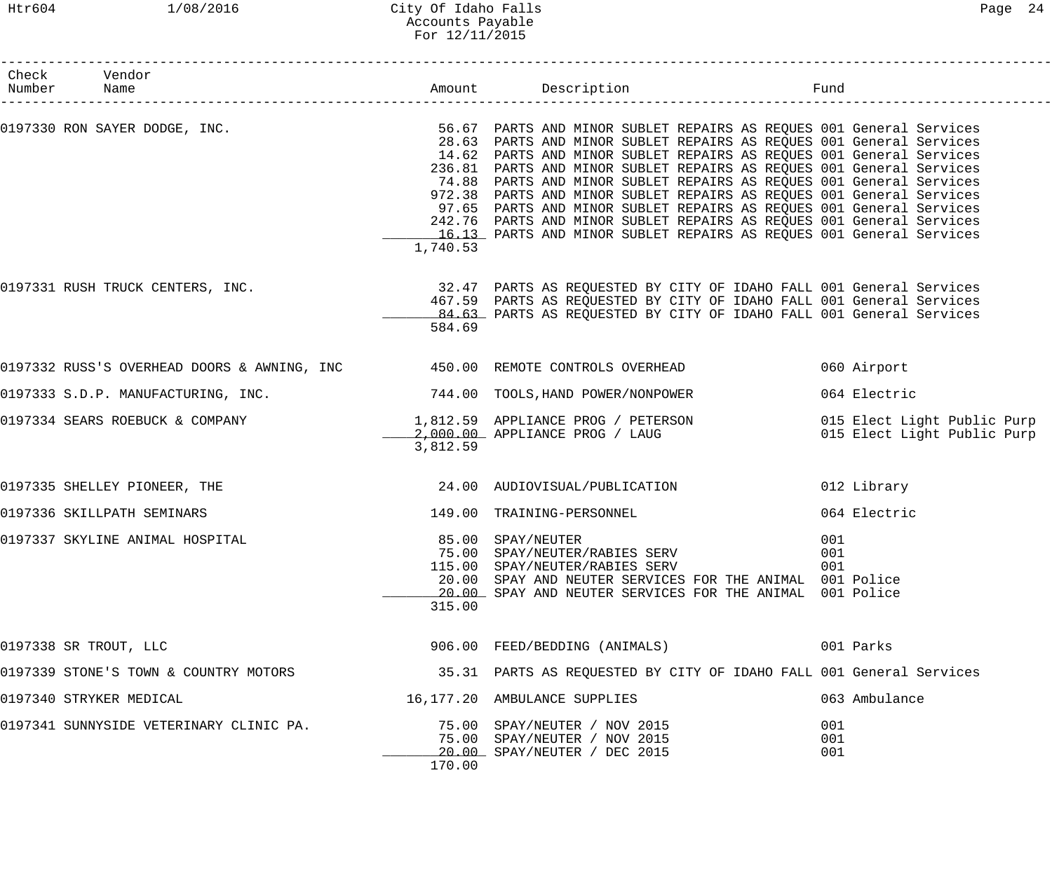City Of Idaho Falls
Accounts Payable
For 12/11/2015

| Check Number | Vendor Name | Amount | Description | Fund |
|---|---|---|---|---|
| 0197330 | RON SAYER DODGE, INC. | 56.67 | PARTS AND MINOR SUBLET REPAIRS AS REQUES | 001 General Services |
| | | 28.63 | PARTS AND MINOR SUBLET REPAIRS AS REQUES | 001 General Services |
| | | 14.62 | PARTS AND MINOR SUBLET REPAIRS AS REQUES | 001 General Services |
| | | 236.81 | PARTS AND MINOR SUBLET REPAIRS AS REQUES | 001 General Services |
| | | 74.88 | PARTS AND MINOR SUBLET REPAIRS AS REQUES | 001 General Services |
| | | 972.38 | PARTS AND MINOR SUBLET REPAIRS AS REQUES | 001 General Services |
| | | 97.65 | PARTS AND MINOR SUBLET REPAIRS AS REQUES | 001 General Services |
| | | 242.76 | PARTS AND MINOR SUBLET REPAIRS AS REQUES | 001 General Services |
| | | 16.13 | PARTS AND MINOR SUBLET REPAIRS AS REQUES | 001 General Services |
| | | 1,740.53 | | |
| 0197331 | RUSH TRUCK CENTERS, INC. | 32.47 | PARTS AS REQUESTED BY CITY OF IDAHO FALL | 001 General Services |
| | | 467.59 | PARTS AS REQUESTED BY CITY OF IDAHO FALL | 001 General Services |
| | | 84.63 | PARTS AS REQUESTED BY CITY OF IDAHO FALL | 001 General Services |
| | | 584.69 | | |
| 0197332 | RUSS'S OVERHEAD DOORS & AWNING, INC | 450.00 | REMOTE CONTROLS OVERHEAD | 060 Airport |
| 0197333 | S.D.P. MANUFACTURING, INC. | 744.00 | TOOLS,HAND POWER/NONPOWER | 064 Electric |
| 0197334 | SEARS ROEBUCK & COMPANY | 1,812.59 | APPLIANCE PROG / PETERSON | 015 Elect Light Public Purp |
| | | 2,000.00 | APPLIANCE PROG / LAUG | 015 Elect Light Public Purp |
| | | 3,812.59 | | |
| 0197335 | SHELLEY PIONEER, THE | 24.00 | AUDIOVISUAL/PUBLICATION | 012 Library |
| 0197336 | SKILLPATH SEMINARS | 149.00 | TRAINING-PERSONNEL | 064 Electric |
| 0197337 | SKYLINE ANIMAL HOSPITAL | 85.00 | SPAY/NEUTER | 001 |
| | | 75.00 | SPAY/NEUTER/RABIES SERV | 001 |
| | | 115.00 | SPAY/NEUTER/RABIES SERV | 001 |
| | | 20.00 | SPAY AND NEUTER SERVICES FOR THE ANIMAL | 001 Police |
| | | 20.00 | SPAY AND NEUTER SERVICES FOR THE ANIMAL | 001 Police |
| | | 315.00 | | |
| 0197338 | SR TROUT, LLC | 906.00 | FEED/BEDDING (ANIMALS) | 001 Parks |
| 0197339 | STONE'S TOWN & COUNTRY MOTORS | 35.31 | PARTS AS REQUESTED BY CITY OF IDAHO FALL | 001 General Services |
| 0197340 | STRYKER MEDICAL | 16,177.20 | AMBULANCE SUPPLIES | 063 Ambulance |
| 0197341 | SUNNYSIDE VETERINARY CLINIC PA. | 75.00 | SPAY/NEUTER / NOV 2015 | 001 |
| | | 75.00 | SPAY/NEUTER / NOV 2015 | 001 |
| | | 20.00 | SPAY/NEUTER / DEC 2015 | 001 |
| | | 170.00 | | |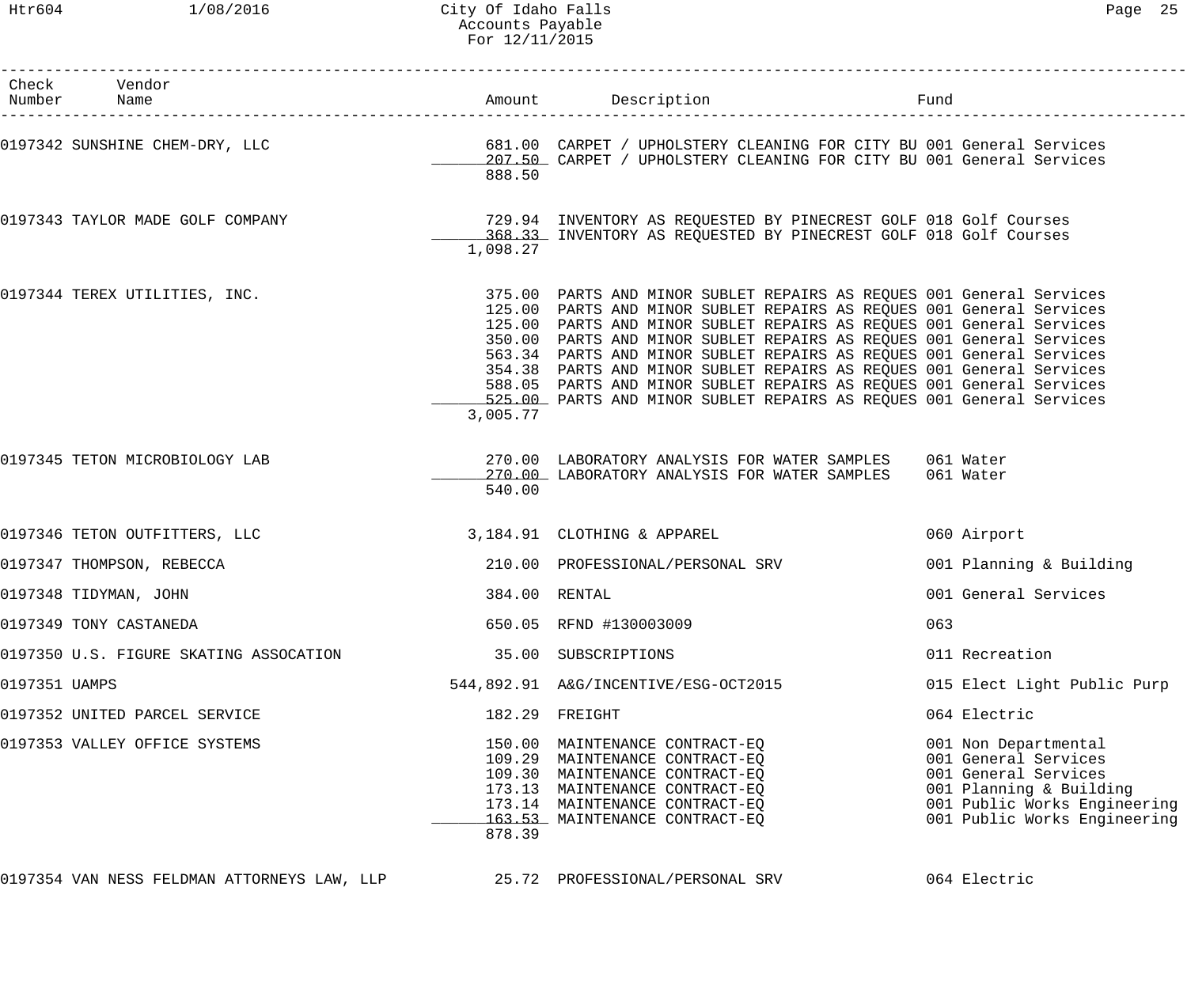| Check Number | Vendor Name | Amount | Description | Fund |
|---|---|---|---|---|
| 0197342 | SUNSHINE CHEM-DRY, LLC | 681.00 | CARPET / UPHOLSTERY CLEANING FOR CITY BU | 001 General Services |
| | | 207.50 | CARPET / UPHOLSTERY CLEANING FOR CITY BU | 001 General Services |
| | | 888.50 | | |
| 0197343 | TAYLOR MADE GOLF COMPANY | 729.94 | INVENTORY AS REQUESTED BY PINECREST GOLF | 018 Golf Courses |
| | | 368.33 | INVENTORY AS REQUESTED BY PINECREST GOLF | 018 Golf Courses |
| | | 1,098.27 | | |
| 0197344 | TEREX UTILITIES, INC. | 375.00 | PARTS AND MINOR SUBLET REPAIRS AS REQUES | 001 General Services |
| | | 125.00 | PARTS AND MINOR SUBLET REPAIRS AS REQUES | 001 General Services |
| | | 125.00 | PARTS AND MINOR SUBLET REPAIRS AS REQUES | 001 General Services |
| | | 350.00 | PARTS AND MINOR SUBLET REPAIRS AS REQUES | 001 General Services |
| | | 563.34 | PARTS AND MINOR SUBLET REPAIRS AS REQUES | 001 General Services |
| | | 354.38 | PARTS AND MINOR SUBLET REPAIRS AS REQUES | 001 General Services |
| | | 588.05 | PARTS AND MINOR SUBLET REPAIRS AS REQUES | 001 General Services |
| | | 525.00 | PARTS AND MINOR SUBLET REPAIRS AS REQUES | 001 General Services |
| | | 3,005.77 | | |
| 0197345 | TETON MICROBIOLOGY LAB | 270.00 | LABORATORY ANALYSIS FOR WATER SAMPLES | 061 Water |
| | | 270.00 | LABORATORY ANALYSIS FOR WATER SAMPLES | 061 Water |
| | | 540.00 | | |
| 0197346 | TETON OUTFITTERS, LLC | 3,184.91 | CLOTHING & APPAREL | 060 Airport |
| 0197347 | THOMPSON, REBECCA | 210.00 | PROFESSIONAL/PERSONAL SRV | 001 Planning & Building |
| 0197348 | TIDYMAN, JOHN | 384.00 | RENTAL | 001 General Services |
| 0197349 | TONY CASTANEDA | 650.05 | RFND #130003009 | 063 |
| 0197350 | U.S. FIGURE SKATING ASSOCATION | 35.00 | SUBSCRIPTIONS | 011 Recreation |
| 0197351 | UAMPS | 544,892.91 | A&G/INCENTIVE/ESG-OCT2015 | 015 Elect Light Public Purp |
| 0197352 | UNITED PARCEL SERVICE | 182.29 | FREIGHT | 064 Electric |
| 0197353 | VALLEY OFFICE SYSTEMS | 150.00 | MAINTENANCE CONTRACT-EQ | 001 Non Departmental |
| | | 109.29 | MAINTENANCE CONTRACT-EQ | 001 General Services |
| | | 109.30 | MAINTENANCE CONTRACT-EQ | 001 General Services |
| | | 173.13 | MAINTENANCE CONTRACT-EQ | 001 Planning & Building |
| | | 173.14 | MAINTENANCE CONTRACT-EQ | 001 Public Works Engineering |
| | | 163.53 | MAINTENANCE CONTRACT-EQ | 001 Public Works Engineering |
| | | 878.39 | | |
| 0197354 | VAN NESS FELDMAN ATTORNEYS LAW, LLP | 25.72 | PROFESSIONAL/PERSONAL SRV | 064 Electric |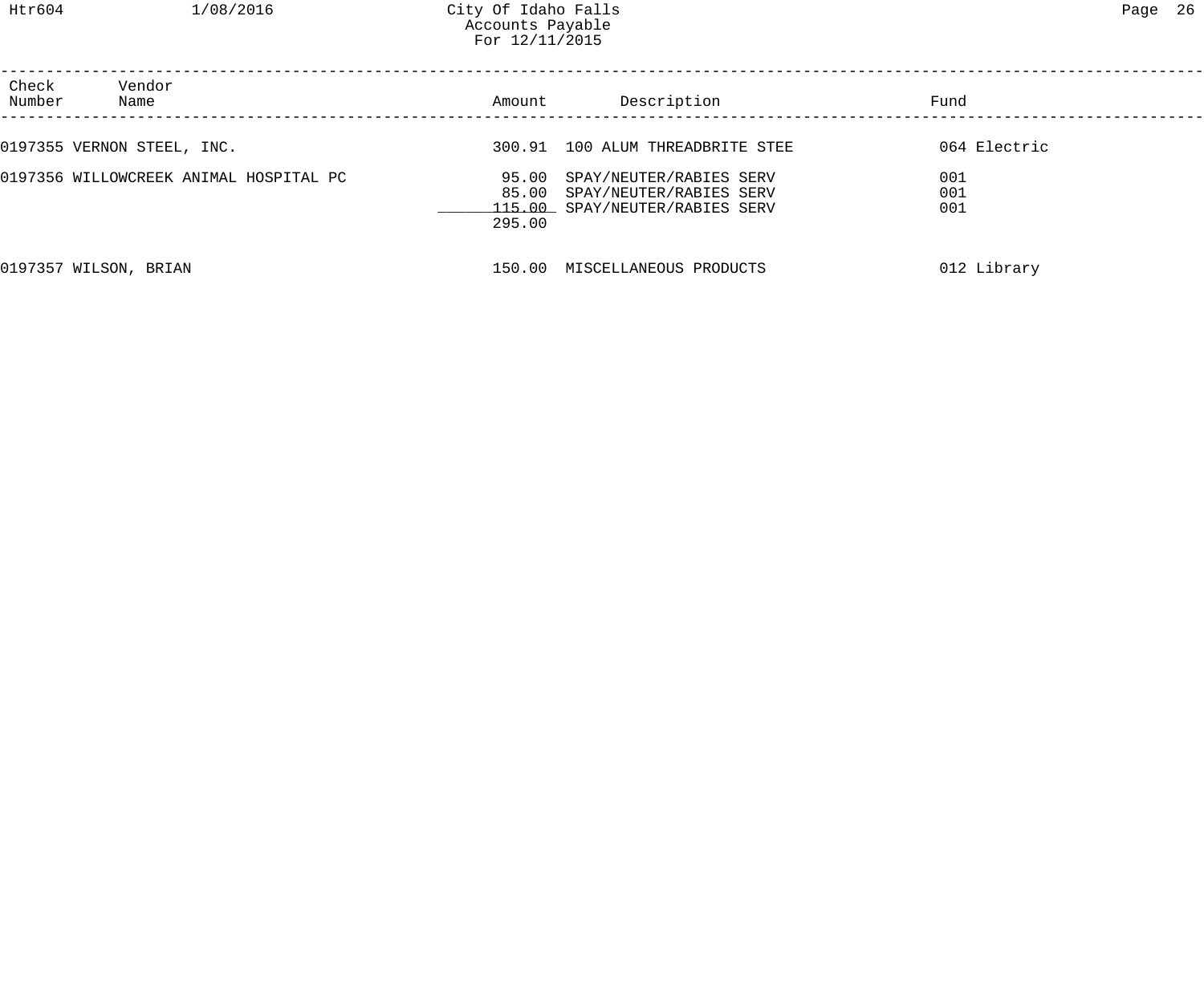| Check Number | Vendor Name | Amount | Description | Fund |
| --- | --- | --- | --- | --- |
| 0197355 | VERNON STEEL, INC. | 300.91 | 100 ALUM THREADBRITE STEE | 064 Electric |
| 0197356 | WILLOWCREEK ANIMAL HOSPITAL PC | 95.00 | SPAY/NEUTER/RABIES SERV | 001 |
| | | 85.00 | SPAY/NEUTER/RABIES SERV | 001 |
| | | 115.00 | SPAY/NEUTER/RABIES SERV | 001 |
| | | 295.00 | | |
| 0197357 | WILSON, BRIAN | 150.00 | MISCELLANEOUS PRODUCTS | 012 Library |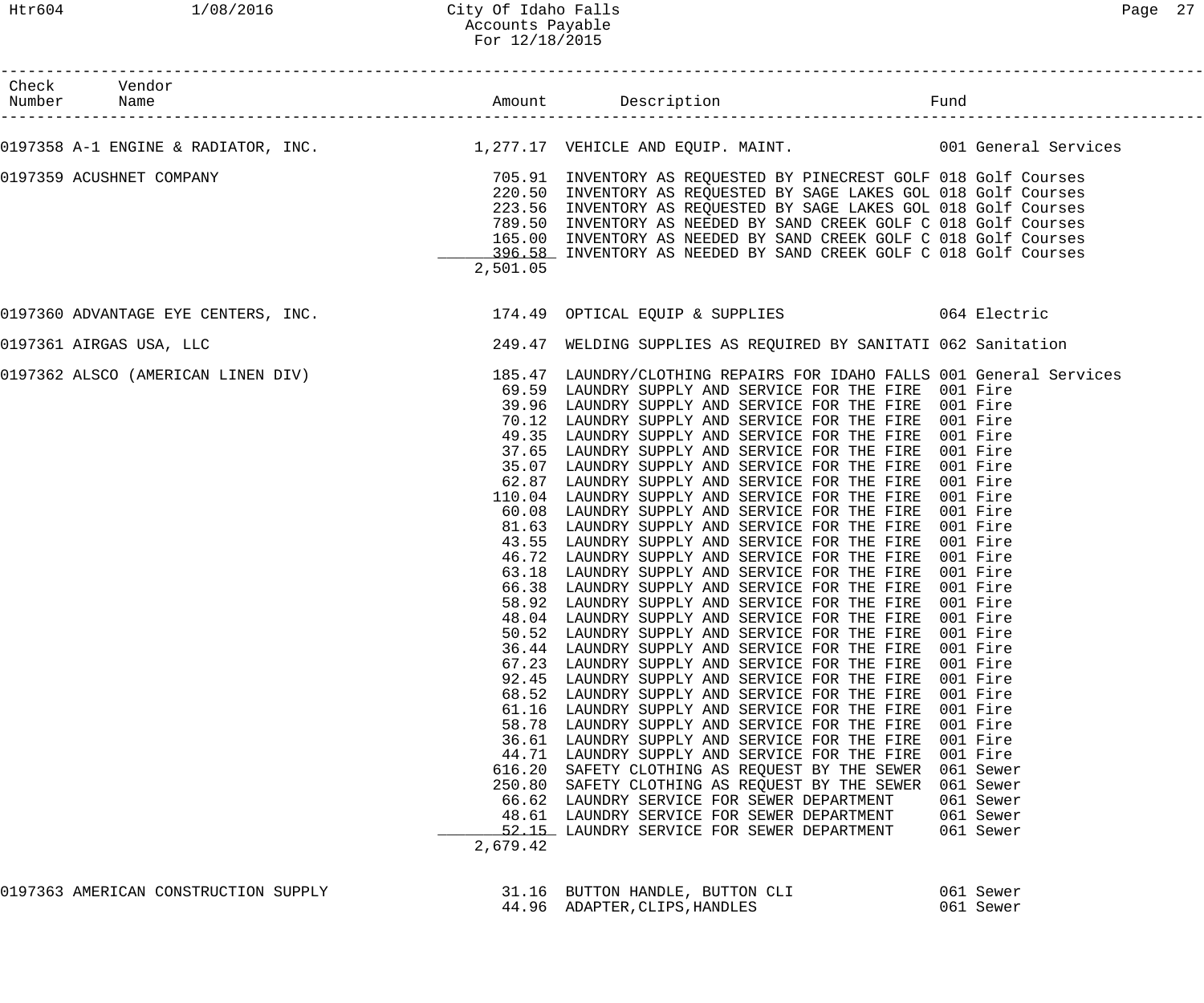City Of Idaho Falls
Accounts Payable
For 12/18/2015

| Check Number | Vendor Name | Amount | Description | Fund |
|---|---|---|---|---|
| 0197358 | A-1 ENGINE & RADIATOR, INC. | 1,277.17 | VEHICLE AND EQUIP. MAINT. | 001 General Services |
| 0197359 | ACUSHNET COMPANY | 705.91 | INVENTORY AS REQUESTED BY PINECREST GOLF | 018 Golf Courses |
| | | 220.50 | INVENTORY AS REQUESTED BY SAGE LAKES GOL | 018 Golf Courses |
| | | 223.56 | INVENTORY AS REQUESTED BY SAGE LAKES GOL | 018 Golf Courses |
| | | 789.50 | INVENTORY AS NEEDED BY SAND CREEK GOLF C | 018 Golf Courses |
| | | 165.00 | INVENTORY AS NEEDED BY SAND CREEK GOLF C | 018 Golf Courses |
| | | 396.58 | INVENTORY AS NEEDED BY SAND CREEK GOLF C | 018 Golf Courses |
| | | 2,501.05 | | |
| 0197360 | ADVANTAGE EYE CENTERS, INC. | 174.49 | OPTICAL EQUIP & SUPPLIES | 064 Electric |
| 0197361 | AIRGAS USA, LLC | 249.47 | WELDING SUPPLIES AS REQUIRED BY SANITATI | 062 Sanitation |
| 0197362 | ALSCO (AMERICAN LINEN DIV) | 185.47 | LAUNDRY/CLOTHING REPAIRS FOR IDAHO FALLS | 001 General Services |
| | | 69.59 | LAUNDRY SUPPLY AND SERVICE FOR THE FIRE | 001 Fire |
| | | 39.96 | LAUNDRY SUPPLY AND SERVICE FOR THE FIRE | 001 Fire |
| | | 70.12 | LAUNDRY SUPPLY AND SERVICE FOR THE FIRE | 001 Fire |
| | | 49.35 | LAUNDRY SUPPLY AND SERVICE FOR THE FIRE | 001 Fire |
| | | 37.65 | LAUNDRY SUPPLY AND SERVICE FOR THE FIRE | 001 Fire |
| | | 35.07 | LAUNDRY SUPPLY AND SERVICE FOR THE FIRE | 001 Fire |
| | | 62.87 | LAUNDRY SUPPLY AND SERVICE FOR THE FIRE | 001 Fire |
| | | 110.04 | LAUNDRY SUPPLY AND SERVICE FOR THE FIRE | 001 Fire |
| | | 60.08 | LAUNDRY SUPPLY AND SERVICE FOR THE FIRE | 001 Fire |
| | | 81.63 | LAUNDRY SUPPLY AND SERVICE FOR THE FIRE | 001 Fire |
| | | 43.55 | LAUNDRY SUPPLY AND SERVICE FOR THE FIRE | 001 Fire |
| | | 46.72 | LAUNDRY SUPPLY AND SERVICE FOR THE FIRE | 001 Fire |
| | | 63.18 | LAUNDRY SUPPLY AND SERVICE FOR THE FIRE | 001 Fire |
| | | 66.38 | LAUNDRY SUPPLY AND SERVICE FOR THE FIRE | 001 Fire |
| | | 58.92 | LAUNDRY SUPPLY AND SERVICE FOR THE FIRE | 001 Fire |
| | | 48.04 | LAUNDRY SUPPLY AND SERVICE FOR THE FIRE | 001 Fire |
| | | 50.52 | LAUNDRY SUPPLY AND SERVICE FOR THE FIRE | 001 Fire |
| | | 36.44 | LAUNDRY SUPPLY AND SERVICE FOR THE FIRE | 001 Fire |
| | | 67.23 | LAUNDRY SUPPLY AND SERVICE FOR THE FIRE | 001 Fire |
| | | 92.45 | LAUNDRY SUPPLY AND SERVICE FOR THE FIRE | 001 Fire |
| | | 68.52 | LAUNDRY SUPPLY AND SERVICE FOR THE FIRE | 001 Fire |
| | | 61.16 | LAUNDRY SUPPLY AND SERVICE FOR THE FIRE | 001 Fire |
| | | 58.78 | LAUNDRY SUPPLY AND SERVICE FOR THE FIRE | 001 Fire |
| | | 36.61 | LAUNDRY SUPPLY AND SERVICE FOR THE FIRE | 001 Fire |
| | | 44.71 | LAUNDRY SUPPLY AND SERVICE FOR THE FIRE | 001 Fire |
| | | 616.20 | SAFETY CLOTHING AS REQUEST BY THE SEWER | 061 Sewer |
| | | 250.80 | SAFETY CLOTHING AS REQUEST BY THE SEWER | 061 Sewer |
| | | 66.62 | LAUNDRY SERVICE FOR SEWER DEPARTMENT | 061 Sewer |
| | | 48.61 | LAUNDRY SERVICE FOR SEWER DEPARTMENT | 061 Sewer |
| | | 52.15 | LAUNDRY SERVICE FOR SEWER DEPARTMENT | 061 Sewer |
| | | 2,679.42 | | |
| 0197363 | AMERICAN CONSTRUCTION SUPPLY | 31.16 | BUTTON HANDLE, BUTTON CLI | 061 Sewer |
| | | 44.96 | ADAPTER,CLIPS,HANDLES | 061 Sewer |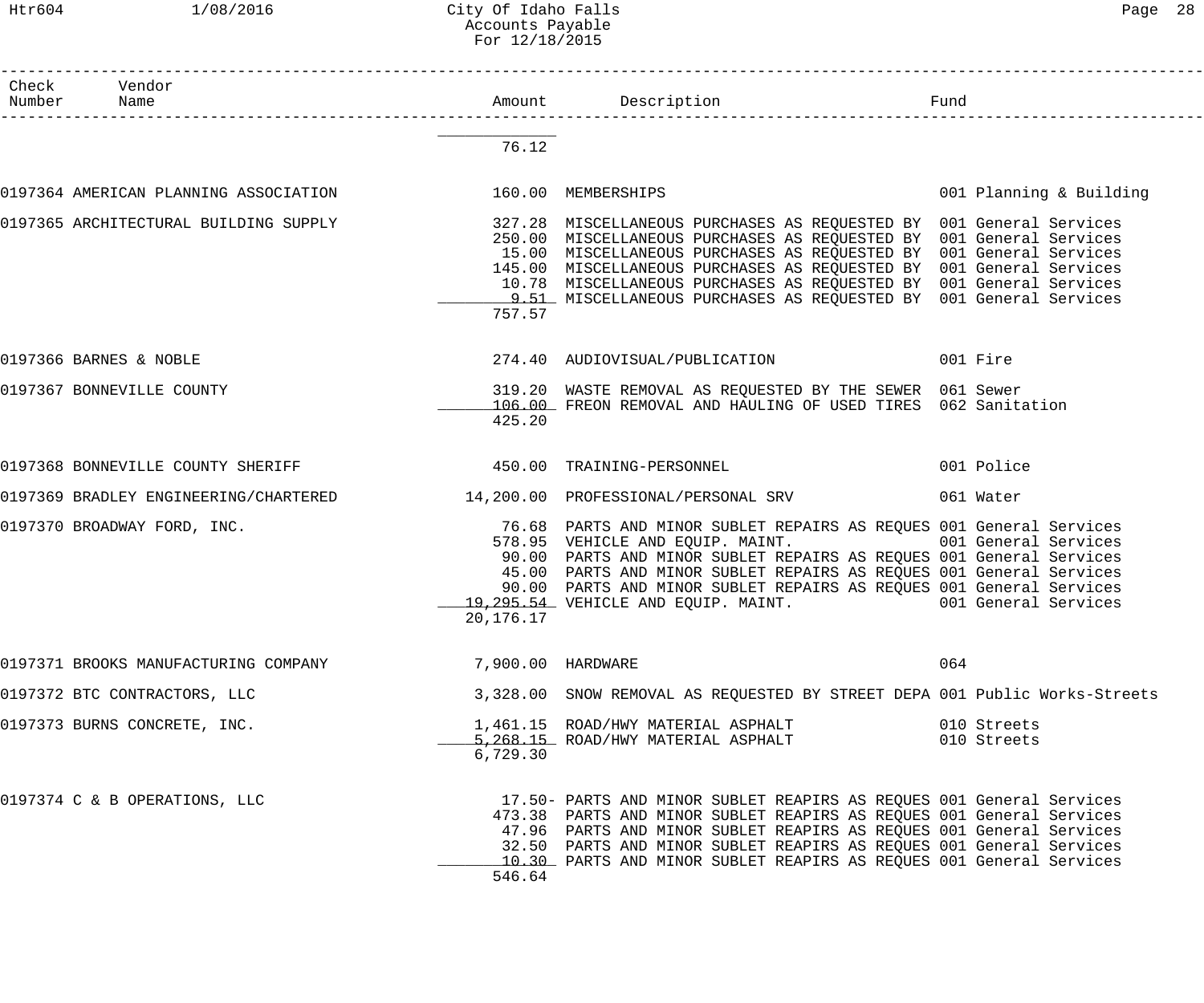City Of Idaho Falls
Accounts Payable
For 12/18/2015

| Check Number | Vendor Name | Amount | Description | Fund |
|---|---|---|---|---|
| | | 76.12 | | |
| 0197364 | AMERICAN PLANNING ASSOCIATION | 160.00 | MEMBERSHIPS | 001 Planning & Building |
| 0197365 | ARCHITECTURAL BUILDING SUPPLY | 327.28 | MISCELLANEOUS PURCHASES AS REQUESTED BY | 001 General Services |
| | | 250.00 | MISCELLANEOUS PURCHASES AS REQUESTED BY | 001 General Services |
| | | 15.00 | MISCELLANEOUS PURCHASES AS REQUESTED BY | 001 General Services |
| | | 145.00 | MISCELLANEOUS PURCHASES AS REQUESTED BY | 001 General Services |
| | | 10.78 | MISCELLANEOUS PURCHASES AS REQUESTED BY | 001 General Services |
| | | 9.51 | MISCELLANEOUS PURCHASES AS REQUESTED BY | 001 General Services |
| | | 757.57 | | |
| 0197366 | BARNES & NOBLE | 274.40 | AUDIOVISUAL/PUBLICATION | 001 Fire |
| 0197367 | BONNEVILLE COUNTY | 319.20 | WASTE REMOVAL AS REQUESTED BY THE SEWER | 061 Sewer |
| | | 106.00 | FREON REMOVAL AND HAULING OF USED TIRES | 062 Sanitation |
| | | 425.20 | | |
| 0197368 | BONNEVILLE COUNTY SHERIFF | 450.00 | TRAINING-PERSONNEL | 001 Police |
| 0197369 | BRADLEY ENGINEERING/CHARTERED | 14,200.00 | PROFESSIONAL/PERSONAL SRV | 061 Water |
| 0197370 | BROADWAY FORD, INC. | 76.68 | PARTS AND MINOR SUBLET REPAIRS AS REQUES | 001 General Services |
| | | 578.95 | VEHICLE AND EQUIP. MAINT. | 001 General Services |
| | | 90.00 | PARTS AND MINOR SUBLET REPAIRS AS REQUES | 001 General Services |
| | | 45.00 | PARTS AND MINOR SUBLET REPAIRS AS REQUES | 001 General Services |
| | | 90.00 | PARTS AND MINOR SUBLET REPAIRS AS REQUES | 001 General Services |
| | | 19,295.54 | VEHICLE AND EQUIP. MAINT. | 001 General Services |
| | | 20,176.17 | | |
| 0197371 | BROOKS MANUFACTURING COMPANY | 7,900.00 | HARDWARE | 064 |
| 0197372 | BTC CONTRACTORS, LLC | 3,328.00 | SNOW REMOVAL AS REQUESTED BY STREET DEPA | 001 Public Works-Streets |
| 0197373 | BURNS CONCRETE, INC. | 1,461.15 | ROAD/HWY MATERIAL ASPHALT | 010 Streets |
| | | 5,268.15 | ROAD/HWY MATERIAL ASPHALT | 010 Streets |
| | | 6,729.30 | | |
| 0197374 | C & B OPERATIONS, LLC | 17.50- | PARTS AND MINOR SUBLET REAPIRS AS REQUES | 001 General Services |
| | | 473.38 | PARTS AND MINOR SUBLET REAPIRS AS REQUES | 001 General Services |
| | | 47.96 | PARTS AND MINOR SUBLET REAPIRS AS REQUES | 001 General Services |
| | | 32.50 | PARTS AND MINOR SUBLET REAPIRS AS REQUES | 001 General Services |
| | | 10.30 | PARTS AND MINOR SUBLET REAPIRS AS REQUES | 001 General Services |
| | | 546.64 | | |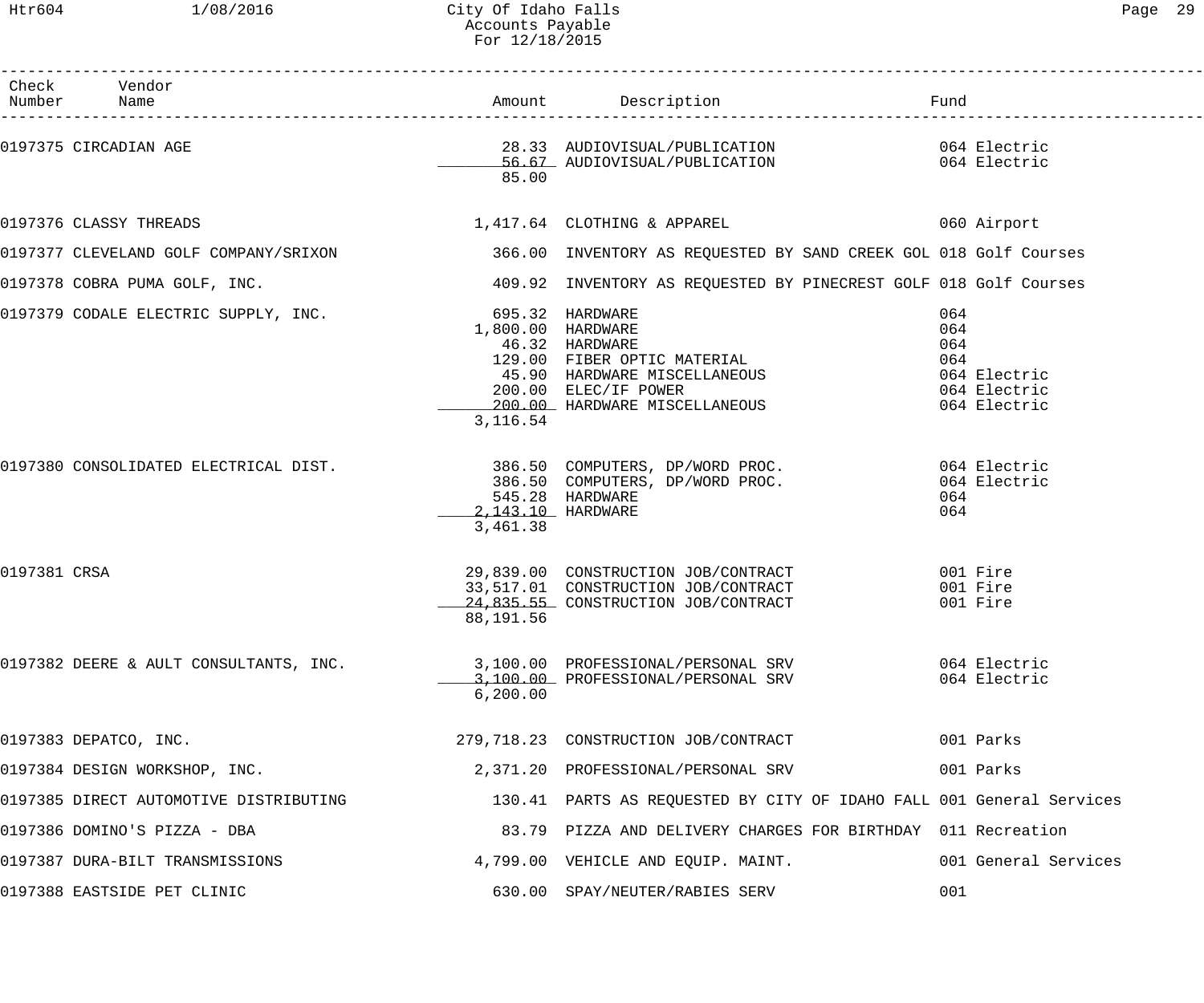City Of Idaho Falls
Accounts Payable
For 12/18/2015

| Check Number | Vendor Name | Amount | Description | Fund |
|---|---|---|---|---|
| 0197375 | CIRCADIAN AGE | 28.33 | AUDIOVISUAL/PUBLICATION | 064 Electric |
| | | 56.67 | AUDIOVISUAL/PUBLICATION | 064 Electric |
| | | 85.00 | | |
| 0197376 | CLASSY THREADS | 1,417.64 | CLOTHING & APPAREL | 060 Airport |
| 0197377 | CLEVELAND GOLF COMPANY/SRIXON | 366.00 | INVENTORY AS REQUESTED BY SAND CREEK GOL | 018 Golf Courses |
| 0197378 | COBRA PUMA GOLF, INC. | 409.92 | INVENTORY AS REQUESTED BY PINECREST GOLF | 018 Golf Courses |
| 0197379 | CODALE ELECTRIC SUPPLY, INC. | 695.32 | HARDWARE | 064 |
| | | 1,800.00 | HARDWARE | 064 |
| | | 46.32 | HARDWARE | 064 |
| | | 129.00 | FIBER OPTIC MATERIAL | 064 |
| | | 45.90 | HARDWARE MISCELLANEOUS | 064 Electric |
| | | 200.00 | ELEC/IF POWER | 064 Electric |
| | | 200.00 | HARDWARE MISCELLANEOUS | 064 Electric |
| | | 3,116.54 | | |
| 0197380 | CONSOLIDATED ELECTRICAL DIST. | 386.50 | COMPUTERS, DP/WORD PROC. | 064 Electric |
| | | 386.50 | COMPUTERS, DP/WORD PROC. | 064 Electric |
| | | 545.28 | HARDWARE | 064 |
| | | 2,143.10 | HARDWARE | 064 |
| | | 3,461.38 | | |
| 0197381 | CRSA | 29,839.00 | CONSTRUCTION JOB/CONTRACT | 001 Fire |
| | | 33,517.01 | CONSTRUCTION JOB/CONTRACT | 001 Fire |
| | | 24,835.55 | CONSTRUCTION JOB/CONTRACT | 001 Fire |
| | | 88,191.56 | | |
| 0197382 | DEERE & AULT CONSULTANTS, INC. | 3,100.00 | PROFESSIONAL/PERSONAL SRV | 064 Electric |
| | | 3,100.00 | PROFESSIONAL/PERSONAL SRV | 064 Electric |
| | | 6,200.00 | | |
| 0197383 | DEPATCO, INC. | 279,718.23 | CONSTRUCTION JOB/CONTRACT | 001 Parks |
| 0197384 | DESIGN WORKSHOP, INC. | 2,371.20 | PROFESSIONAL/PERSONAL SRV | 001 Parks |
| 0197385 | DIRECT AUTOMOTIVE DISTRIBUTING | 130.41 | PARTS AS REQUESTED BY CITY OF IDAHO FALL | 001 General Services |
| 0197386 | DOMINO'S PIZZA - DBA | 83.79 | PIZZA AND DELIVERY CHARGES FOR BIRTHDAY | 011 Recreation |
| 0197387 | DURA-BILT TRANSMISSIONS | 4,799.00 | VEHICLE AND EQUIP. MAINT. | 001 General Services |
| 0197388 | EASTSIDE PET CLINIC | 630.00 | SPAY/NEUTER/RABIES SERV | 001 |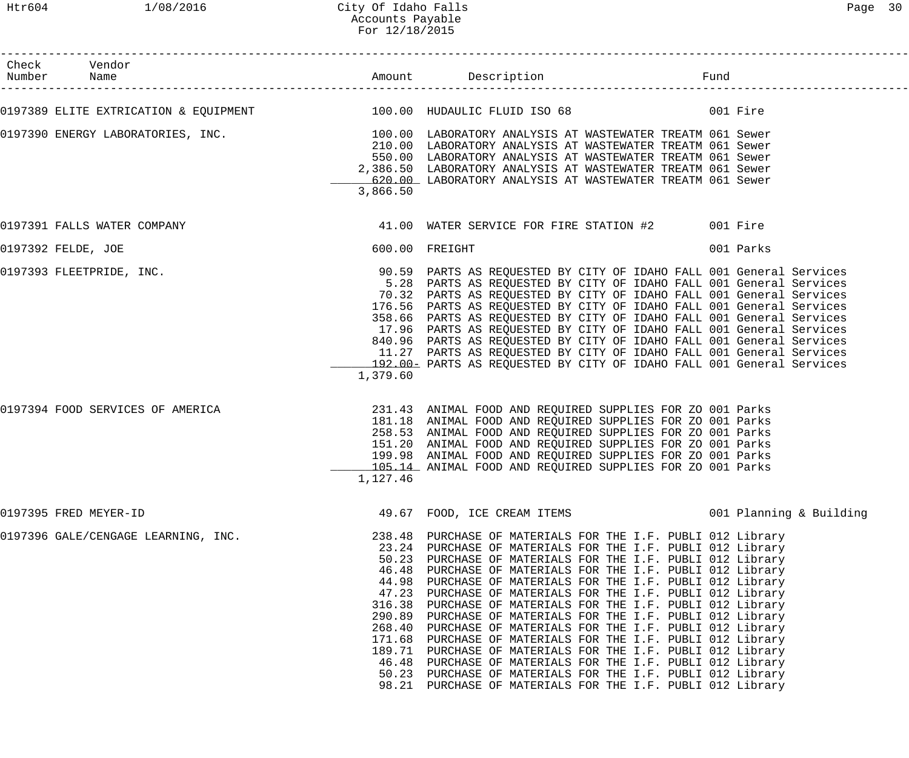# City Of Idaho Falls
## Accounts Payable
### For 12/18/2015

| Check Number | Vendor Name | Amount | Description | Fund |
|---|---|---|---|---|
| 0197389 | ELITE EXTRICATION & EQUIPMENT | 100.00 | HUDAULIC FLUID ISO 68 | 001 Fire |
| 0197390 | ENERGY LABORATORIES, INC. | 100.00 | LABORATORY ANALYSIS AT WASTEWATER TREATM | 061 Sewer |
| | | 210.00 | LABORATORY ANALYSIS AT WASTEWATER TREATM | 061 Sewer |
| | | 550.00 | LABORATORY ANALYSIS AT WASTEWATER TREATM | 061 Sewer |
| | | 2,386.50 | LABORATORY ANALYSIS AT WASTEWATER TREATM | 061 Sewer |
| | | 620.00 | LABORATORY ANALYSIS AT WASTEWATER TREATM | 061 Sewer |
| | | 3,866.50 | | |
| 0197391 | FALLS WATER COMPANY | 41.00 | WATER SERVICE FOR FIRE STATION #2 | 001 Fire |
| 0197392 | FELDE, JOE | 600.00 | FREIGHT | 001 Parks |
| 0197393 | FLEETPRIDE, INC. | 90.59 | PARTS AS REQUESTED BY CITY OF IDAHO FALL | 001 General Services |
| | | 5.28 | PARTS AS REQUESTED BY CITY OF IDAHO FALL | 001 General Services |
| | | 70.32 | PARTS AS REQUESTED BY CITY OF IDAHO FALL | 001 General Services |
| | | 176.56 | PARTS AS REQUESTED BY CITY OF IDAHO FALL | 001 General Services |
| | | 358.66 | PARTS AS REQUESTED BY CITY OF IDAHO FALL | 001 General Services |
| | | 17.96 | PARTS AS REQUESTED BY CITY OF IDAHO FALL | 001 General Services |
| | | 840.96 | PARTS AS REQUESTED BY CITY OF IDAHO FALL | 001 General Services |
| | | 11.27 | PARTS AS REQUESTED BY CITY OF IDAHO FALL | 001 General Services |
| | | 192.00- | PARTS AS REQUESTED BY CITY OF IDAHO FALL | 001 General Services |
| | | 1,379.60 | | |
| 0197394 | FOOD SERVICES OF AMERICA | 231.43 | ANIMAL FOOD AND REQUIRED SUPPLIES FOR ZO | 001 Parks |
| | | 181.18 | ANIMAL FOOD AND REQUIRED SUPPLIES FOR ZO | 001 Parks |
| | | 258.53 | ANIMAL FOOD AND REQUIRED SUPPLIES FOR ZO | 001 Parks |
| | | 151.20 | ANIMAL FOOD AND REQUIRED SUPPLIES FOR ZO | 001 Parks |
| | | 199.98 | ANIMAL FOOD AND REQUIRED SUPPLIES FOR ZO | 001 Parks |
| | | 105.14 | ANIMAL FOOD AND REQUIRED SUPPLIES FOR ZO | 001 Parks |
| | | 1,127.46 | | |
| 0197395 | FRED MEYER-ID | 49.67 | FOOD, ICE CREAM ITEMS | 001 Planning & Building |
| 0197396 | GALE/CENGAGE LEARNING, INC. | 238.48 | PURCHASE OF MATERIALS FOR THE I.F. PUBLI | 012 Library |
| | | 23.24 | PURCHASE OF MATERIALS FOR THE I.F. PUBLI | 012 Library |
| | | 50.23 | PURCHASE OF MATERIALS FOR THE I.F. PUBLI | 012 Library |
| | | 46.48 | PURCHASE OF MATERIALS FOR THE I.F. PUBLI | 012 Library |
| | | 44.98 | PURCHASE OF MATERIALS FOR THE I.F. PUBLI | 012 Library |
| | | 47.23 | PURCHASE OF MATERIALS FOR THE I.F. PUBLI | 012 Library |
| | | 316.38 | PURCHASE OF MATERIALS FOR THE I.F. PUBLI | 012 Library |
| | | 290.89 | PURCHASE OF MATERIALS FOR THE I.F. PUBLI | 012 Library |
| | | 268.40 | PURCHASE OF MATERIALS FOR THE I.F. PUBLI | 012 Library |
| | | 171.68 | PURCHASE OF MATERIALS FOR THE I.F. PUBLI | 012 Library |
| | | 189.71 | PURCHASE OF MATERIALS FOR THE I.F. PUBLI | 012 Library |
| | | 46.48 | PURCHASE OF MATERIALS FOR THE I.F. PUBLI | 012 Library |
| | | 50.23 | PURCHASE OF MATERIALS FOR THE I.F. PUBLI | 012 Library |
| | | 98.21 | PURCHASE OF MATERIALS FOR THE I.F. PUBLI | 012 Library |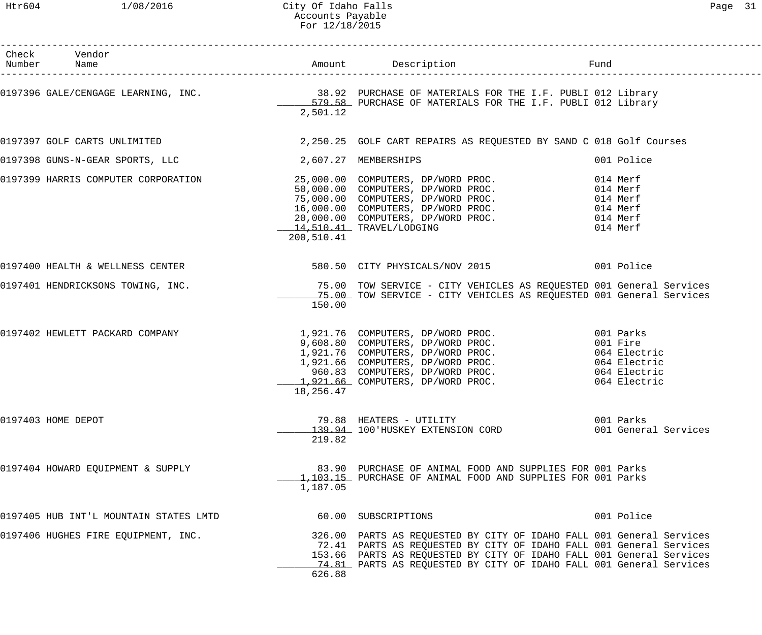| Check Number | Vendor Name | Amount | Description | Fund |
|---|---|---|---|---|
| 0197396 | GALE/CENGAGE LEARNING, INC. | 38.92 | PURCHASE OF MATERIALS FOR THE I.F. PUBLI | 012 Library |
| | | 579.58 | PURCHASE OF MATERIALS FOR THE I.F. PUBLI | 012 Library |
| | | 2,501.12 | | |
| 0197397 | GOLF CARTS UNLIMITED | 2,250.25 | GOLF CART REPAIRS AS REQUESTED BY SAND C | 018 Golf Courses |
| 0197398 | GUNS-N-GEAR SPORTS, LLC | 2,607.27 | MEMBERSHIPS | 001 Police |
| 0197399 | HARRIS COMPUTER CORPORATION | 25,000.00 | COMPUTERS, DP/WORD PROC. | 014 Merf |
| | | 50,000.00 | COMPUTERS, DP/WORD PROC. | 014 Merf |
| | | 75,000.00 | COMPUTERS, DP/WORD PROC. | 014 Merf |
| | | 16,000.00 | COMPUTERS, DP/WORD PROC. | 014 Merf |
| | | 20,000.00 | COMPUTERS, DP/WORD PROC. | 014 Merf |
| | | 14,510.41 | TRAVEL/LODGING | 014 Merf |
| | | 200,510.41 | | |
| 0197400 | HEALTH & WELLNESS CENTER | 580.50 | CITY PHYSICALS/NOV 2015 | 001 Police |
| 0197401 | HENDRICKSONS TOWING, INC. | 75.00 | TOW SERVICE - CITY VEHICLES AS REQUESTED | 001 General Services |
| | | 75.00 | TOW SERVICE - CITY VEHICLES AS REQUESTED | 001 General Services |
| | | 150.00 | | |
| 0197402 | HEWLETT PACKARD COMPANY | 1,921.76 | COMPUTERS, DP/WORD PROC. | 001 Parks |
| | | 9,608.80 | COMPUTERS, DP/WORD PROC. | 001 Fire |
| | | 1,921.76 | COMPUTERS, DP/WORD PROC. | 064 Electric |
| | | 1,921.66 | COMPUTERS, DP/WORD PROC. | 064 Electric |
| | | 960.83 | COMPUTERS, DP/WORD PROC. | 064 Electric |
| | | 1,921.66 | COMPUTERS, DP/WORD PROC. | 064 Electric |
| | | 18,256.47 | | |
| 0197403 | HOME DEPOT | 79.88 | HEATERS - UTILITY | 001 Parks |
| | | 139.94 | 100'HUSKEY EXTENSION CORD | 001 General Services |
| | | 219.82 | | |
| 0197404 | HOWARD EQUIPMENT & SUPPLY | 83.90 | PURCHASE OF ANIMAL FOOD AND SUPPLIES FOR | 001 Parks |
| | | 1,103.15 | PURCHASE OF ANIMAL FOOD AND SUPPLIES FOR | 001 Parks |
| | | 1,187.05 | | |
| 0197405 | HUB INT'L MOUNTAIN STATES LMTD | 60.00 | SUBSCRIPTIONS | 001 Police |
| 0197406 | HUGHES FIRE EQUIPMENT, INC. | 326.00 | PARTS AS REQUESTED BY CITY OF IDAHO FALL | 001 General Services |
| | | 72.41 | PARTS AS REQUESTED BY CITY OF IDAHO FALL | 001 General Services |
| | | 153.66 | PARTS AS REQUESTED BY CITY OF IDAHO FALL | 001 General Services |
| | | 74.81 | PARTS AS REQUESTED BY CITY OF IDAHO FALL | 001 General Services |
| | | 626.88 | | |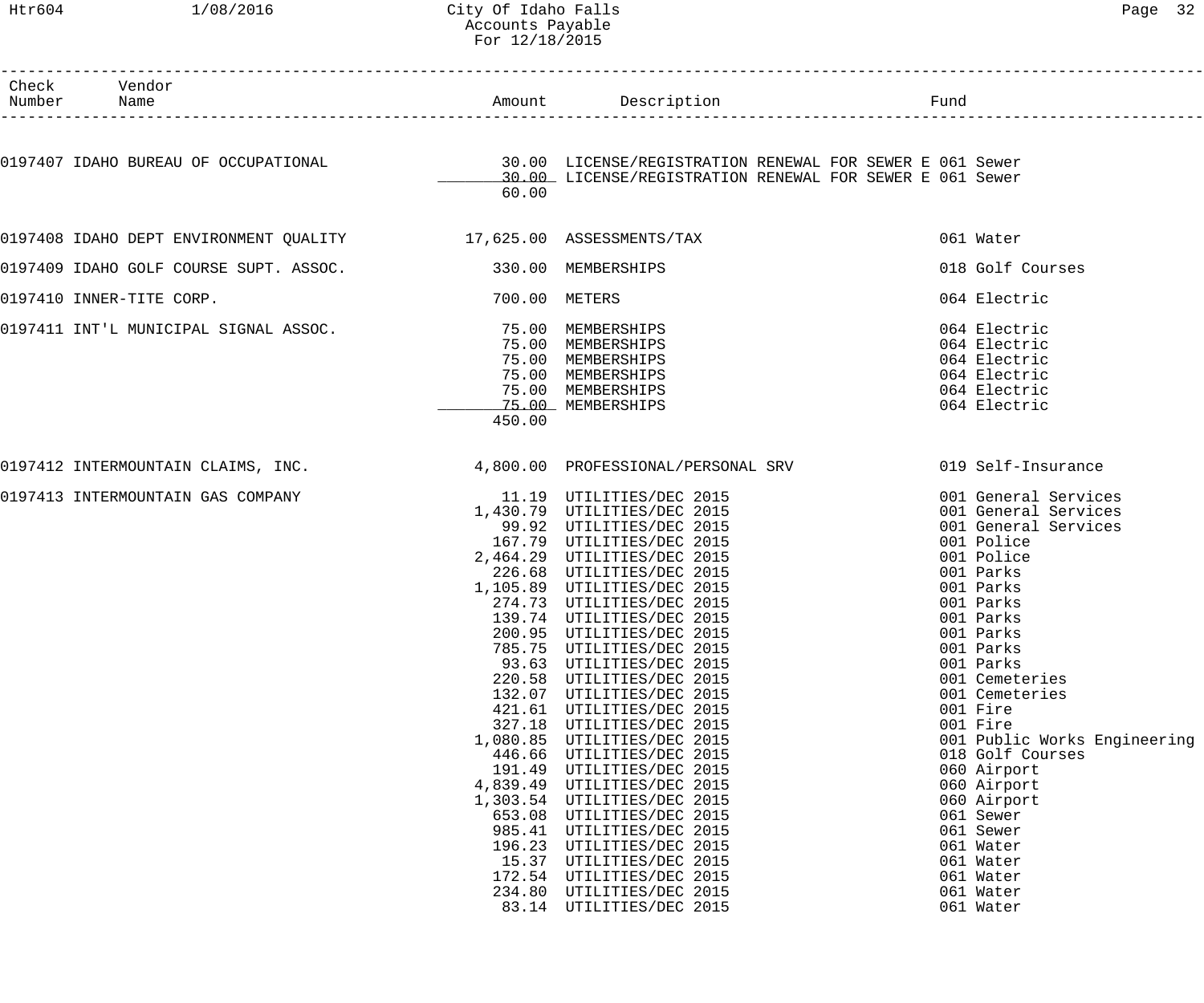| Check Number | Vendor Name | Amount | Description | Fund |
|---|---|---|---|---|
| 0197407 | IDAHO BUREAU OF OCCUPATIONAL | 30.00 | LICENSE/REGISTRATION RENEWAL FOR SEWER E | 061 Sewer |
| | | 30.00 | LICENSE/REGISTRATION RENEWAL FOR SEWER E | 061 Sewer |
| | | 60.00 | | |
| 0197408 | IDAHO DEPT ENVIRONMENT QUALITY | 17,625.00 | ASSESSMENTS/TAX | 061 Water |
| 0197409 | IDAHO GOLF COURSE SUPT. ASSOC. | 330.00 | MEMBERSHIPS | 018 Golf Courses |
| 0197410 | INNER-TITE CORP. | 700.00 | METERS | 064 Electric |
| 0197411 | INT'L MUNICIPAL SIGNAL ASSOC. | 75.00 | MEMBERSHIPS | 064 Electric |
| | | 75.00 | MEMBERSHIPS | 064 Electric |
| | | 75.00 | MEMBERSHIPS | 064 Electric |
| | | 75.00 | MEMBERSHIPS | 064 Electric |
| | | 75.00 | MEMBERSHIPS | 064 Electric |
| | | 75.00 | MEMBERSHIPS | 064 Electric |
| | | 450.00 | | |
| 0197412 | INTERMOUNTAIN CLAIMS, INC. | 4,800.00 | PROFESSIONAL/PERSONAL SRV | 019 Self-Insurance |
| 0197413 | INTERMOUNTAIN GAS COMPANY | 11.19 | UTILITIES/DEC 2015 | 001 General Services |
| | | 1,430.79 | UTILITIES/DEC 2015 | 001 General Services |
| | | 99.92 | UTILITIES/DEC 2015 | 001 General Services |
| | | 167.79 | UTILITIES/DEC 2015 | 001 Police |
| | | 2,464.29 | UTILITIES/DEC 2015 | 001 Police |
| | | 226.68 | UTILITIES/DEC 2015 | 001 Parks |
| | | 1,105.89 | UTILITIES/DEC 2015 | 001 Parks |
| | | 274.73 | UTILITIES/DEC 2015 | 001 Parks |
| | | 139.74 | UTILITIES/DEC 2015 | 001 Parks |
| | | 200.95 | UTILITIES/DEC 2015 | 001 Parks |
| | | 785.75 | UTILITIES/DEC 2015 | 001 Parks |
| | | 93.63 | UTILITIES/DEC 2015 | 001 Parks |
| | | 220.58 | UTILITIES/DEC 2015 | 001 Cemeteries |
| | | 132.07 | UTILITIES/DEC 2015 | 001 Cemeteries |
| | | 421.61 | UTILITIES/DEC 2015 | 001 Fire |
| | | 327.18 | UTILITIES/DEC 2015 | 001 Fire |
| | | 1,080.85 | UTILITIES/DEC 2015 | 001 Public Works Engineering |
| | | 446.66 | UTILITIES/DEC 2015 | 018 Golf Courses |
| | | 191.49 | UTILITIES/DEC 2015 | 060 Airport |
| | | 4,839.49 | UTILITIES/DEC 2015 | 060 Airport |
| | | 1,303.54 | UTILITIES/DEC 2015 | 060 Airport |
| | | 653.08 | UTILITIES/DEC 2015 | 061 Sewer |
| | | 985.41 | UTILITIES/DEC 2015 | 061 Sewer |
| | | 196.23 | UTILITIES/DEC 2015 | 061 Water |
| | | 15.37 | UTILITIES/DEC 2015 | 061 Water |
| | | 172.54 | UTILITIES/DEC 2015 | 061 Water |
| | | 234.80 | UTILITIES/DEC 2015 | 061 Water |
| | | 83.14 | UTILITIES/DEC 2015 | 061 Water |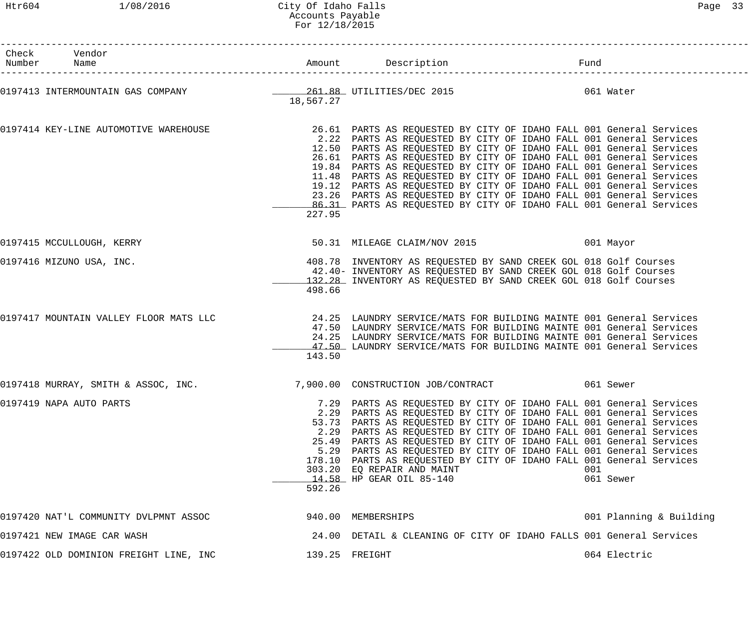| Check Number | Vendor Name | Amount | Description | Fund |
|---|---|---|---|---|
| 0197413 | INTERMOUNTAIN GAS COMPANY | 261.88 | UTILITIES/DEC 2015 | 061 Water |
| | | 18,567.27 | | |
| 0197414 | KEY-LINE AUTOMOTIVE WAREHOUSE | 26.61 | PARTS AS REQUESTED BY CITY OF IDAHO FALL | 001 General Services |
| | | 2.22 | PARTS AS REQUESTED BY CITY OF IDAHO FALL | 001 General Services |
| | | 12.50 | PARTS AS REQUESTED BY CITY OF IDAHO FALL | 001 General Services |
| | | 26.61 | PARTS AS REQUESTED BY CITY OF IDAHO FALL | 001 General Services |
| | | 19.84 | PARTS AS REQUESTED BY CITY OF IDAHO FALL | 001 General Services |
| | | 11.48 | PARTS AS REQUESTED BY CITY OF IDAHO FALL | 001 General Services |
| | | 19.12 | PARTS AS REQUESTED BY CITY OF IDAHO FALL | 001 General Services |
| | | 23.26 | PARTS AS REQUESTED BY CITY OF IDAHO FALL | 001 General Services |
| | | 86.31 | PARTS AS REQUESTED BY CITY OF IDAHO FALL | 001 General Services |
| | | 227.95 | | |
| 0197415 | MCCULLOUGH, KERRY | 50.31 | MILEAGE CLAIM/NOV 2015 | 001 Mayor |
| 0197416 | MIZUNO USA, INC. | 408.78 | INVENTORY AS REQUESTED BY SAND CREEK GOL | 018 Golf Courses |
| | | 42.40- | INVENTORY AS REQUESTED BY SAND CREEK GOL | 018 Golf Courses |
| | | 132.28 | INVENTORY AS REQUESTED BY SAND CREEK GOL | 018 Golf Courses |
| | | 498.66 | | |
| 0197417 | MOUNTAIN VALLEY FLOOR MATS LLC | 24.25 | LAUNDRY SERVICE/MATS FOR BUILDING MAINTE | 001 General Services |
| | | 47.50 | LAUNDRY SERVICE/MATS FOR BUILDING MAINTE | 001 General Services |
| | | 24.25 | LAUNDRY SERVICE/MATS FOR BUILDING MAINTE | 001 General Services |
| | | 47.50 | LAUNDRY SERVICE/MATS FOR BUILDING MAINTE | 001 General Services |
| | | 143.50 | | |
| 0197418 | MURRAY, SMITH & ASSOC, INC. | 7,900.00 | CONSTRUCTION JOB/CONTRACT | 061 Sewer |
| 0197419 | NAPA AUTO PARTS | 7.29 | PARTS AS REQUESTED BY CITY OF IDAHO FALL | 001 General Services |
| | | 2.29 | PARTS AS REQUESTED BY CITY OF IDAHO FALL | 001 General Services |
| | | 53.73 | PARTS AS REQUESTED BY CITY OF IDAHO FALL | 001 General Services |
| | | 2.29 | PARTS AS REQUESTED BY CITY OF IDAHO FALL | 001 General Services |
| | | 25.49 | PARTS AS REQUESTED BY CITY OF IDAHO FALL | 001 General Services |
| | | 5.29 | PARTS AS REQUESTED BY CITY OF IDAHO FALL | 001 General Services |
| | | 178.10 | PARTS AS REQUESTED BY CITY OF IDAHO FALL | 001 General Services |
| | | 303.20 | EQ REPAIR AND MAINT | 001 |
| | | 14.58 | HP GEAR OIL 85-140 | 061 Sewer |
| | | 592.26 | | |
| 0197420 | NAT'L COMMUNITY DVLPMNT ASSOC | 940.00 | MEMBERSHIPS | 001 Planning & Building |
| 0197421 | NEW IMAGE CAR WASH | 24.00 | DETAIL & CLEANING OF CITY OF IDAHO FALLS | 001 General Services |
| 0197422 | OLD DOMINION FREIGHT LINE, INC | 139.25 | FREIGHT | 064 Electric |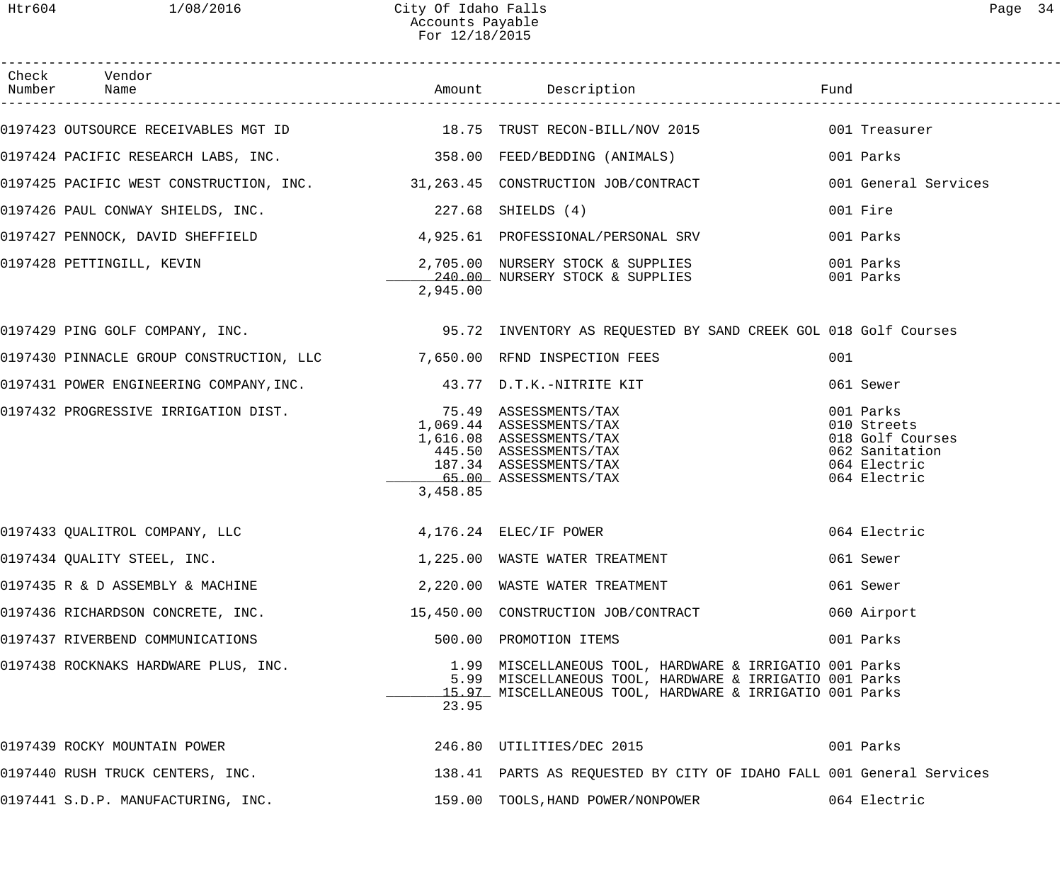# City Of Idaho Falls
## Accounts Payable
### For 12/18/2015

| Check Number | Vendor Name | Amount | Description | Fund |
|---|---|---|---|---|
| 0197423 | OUTSOURCE RECEIVABLES MGT ID | 18.75 | TRUST RECON-BILL/NOV 2015 | 001 Treasurer |
| 0197424 | PACIFIC RESEARCH LABS, INC. | 358.00 | FEED/BEDDING (ANIMALS) | 001 Parks |
| 0197425 | PACIFIC WEST CONSTRUCTION, INC. | 31,263.45 | CONSTRUCTION JOB/CONTRACT | 001 General Services |
| 0197426 | PAUL CONWAY SHIELDS, INC. | 227.68 | SHIELDS (4) | 001 Fire |
| 0197427 | PENNOCK, DAVID SHEFFIELD | 4,925.61 | PROFESSIONAL/PERSONAL SRV | 001 Parks |
| 0197428 | PETTINGILL, KEVIN | 2,705.00 | NURSERY STOCK & SUPPLIES | 001 Parks |
| | | 240.00 | NURSERY STOCK & SUPPLIES | 001 Parks |
| | | 2,945.00 | | |
| 0197429 | PING GOLF COMPANY, INC. | 95.72 | INVENTORY AS REQUESTED BY SAND CREEK GOL | 018 Golf Courses |
| 0197430 | PINNACLE GROUP CONSTRUCTION, LLC | 7,650.00 | RFND INSPECTION FEES | 001 |
| 0197431 | POWER ENGINEERING COMPANY,INC. | 43.77 | D.T.K.-NITRITE KIT | 061 Sewer |
| 0197432 | PROGRESSIVE IRRIGATION DIST. | 75.49 | ASSESSMENTS/TAX | 001 Parks |
| | | 1,069.44 | ASSESSMENTS/TAX | 010 Streets |
| | | 1,616.08 | ASSESSMENTS/TAX | 018 Golf Courses |
| | | 445.50 | ASSESSMENTS/TAX | 062 Sanitation |
| | | 187.34 | ASSESSMENTS/TAX | 064 Electric |
| | | 65.00 | ASSESSMENTS/TAX | 064 Electric |
| | | 3,458.85 | | |
| 0197433 | QUALITROL COMPANY, LLC | 4,176.24 | ELEC/IF POWER | 064 Electric |
| 0197434 | QUALITY STEEL, INC. | 1,225.00 | WASTE WATER TREATMENT | 061 Sewer |
| 0197435 | R & D ASSEMBLY & MACHINE | 2,220.00 | WASTE WATER TREATMENT | 061 Sewer |
| 0197436 | RICHARDSON CONCRETE, INC. | 15,450.00 | CONSTRUCTION JOB/CONTRACT | 060 Airport |
| 0197437 | RIVERBEND COMMUNICATIONS | 500.00 | PROMOTION ITEMS | 001 Parks |
| 0197438 | ROCKNAKS HARDWARE PLUS, INC. | 1.99 | MISCELLANEOUS TOOL, HARDWARE & IRRIGATIO | 001 Parks |
| | | 5.99 | MISCELLANEOUS TOOL, HARDWARE & IRRIGATIO | 001 Parks |
| | | 15.97 | MISCELLANEOUS TOOL, HARDWARE & IRRIGATIO | 001 Parks |
| | | 23.95 | | |
| 0197439 | ROCKY MOUNTAIN POWER | 246.80 | UTILITIES/DEC 2015 | 001 Parks |
| 0197440 | RUSH TRUCK CENTERS, INC. | 138.41 | PARTS AS REQUESTED BY CITY OF IDAHO FALL | 001 General Services |
| 0197441 | S.D.P. MANUFACTURING, INC. | 159.00 | TOOLS,HAND POWER/NONPOWER | 064 Electric |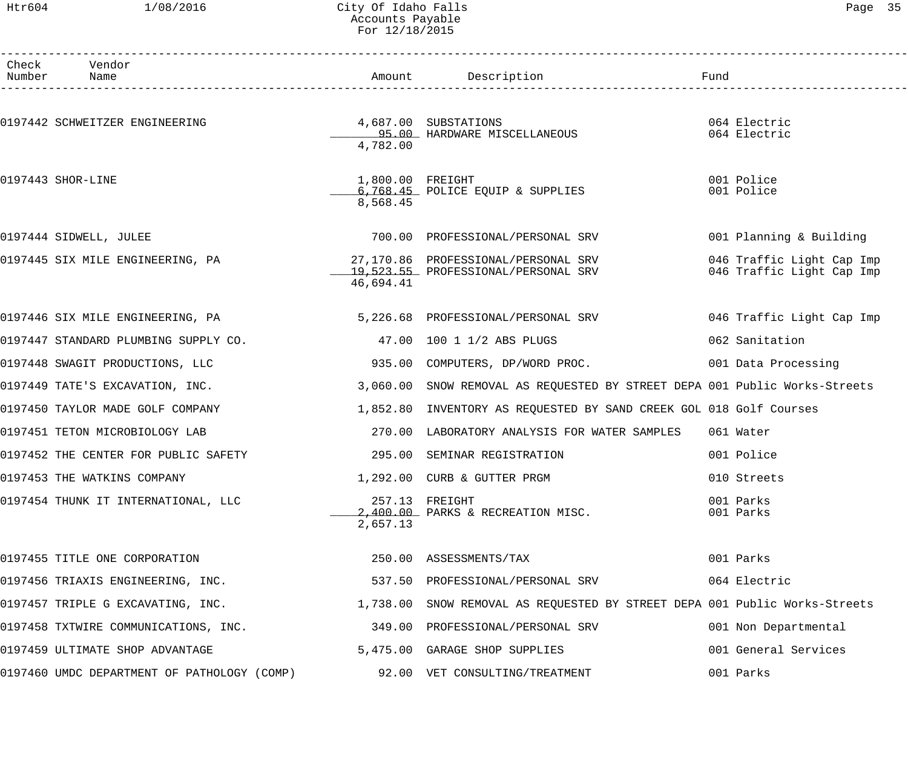# City Of Idaho Falls
## Accounts Payable
### For 12/18/2015

| Check Number | Vendor Name | Amount | Description | Fund |
|---|---|---|---|---|
| 0197442 | SCHWEITZER ENGINEERING | 4,687.00 | SUBSTATIONS | 064 Electric |
| | | 95.00 | HARDWARE MISCELLANEOUS | 064 Electric |
| | | 4,782.00 | | |
| 0197443 | SHOR-LINE | 1,800.00 | FREIGHT | 001 Police |
| | | 6,768.45 | POLICE EQUIP & SUPPLIES | 001 Police |
| | | 8,568.45 | | |
| 0197444 | SIDWELL, JULEE | 700.00 | PROFESSIONAL/PERSONAL SRV | 001 Planning & Building |
| 0197445 | SIX MILE ENGINEERING, PA | 27,170.86 | PROFESSIONAL/PERSONAL SRV | 046 Traffic Light Cap Imp |
| | | 19,523.55 | PROFESSIONAL/PERSONAL SRV | 046 Traffic Light Cap Imp |
| | | 46,694.41 | | |
| 0197446 | SIX MILE ENGINEERING, PA | 5,226.68 | PROFESSIONAL/PERSONAL SRV | 046 Traffic Light Cap Imp |
| 0197447 | STANDARD PLUMBING SUPPLY CO. | 47.00 | 100 1 1/2 ABS PLUGS | 062 Sanitation |
| 0197448 | SWAGIT PRODUCTIONS, LLC | 935.00 | COMPUTERS, DP/WORD PROC. | 001 Data Processing |
| 0197449 | TATE'S EXCAVATION, INC. | 3,060.00 | SNOW REMOVAL AS REQUESTED BY STREET DEPA | 001 Public Works-Streets |
| 0197450 | TAYLOR MADE GOLF COMPANY | 1,852.80 | INVENTORY AS REQUESTED BY SAND CREEK GOL | 018 Golf Courses |
| 0197451 | TETON MICROBIOLOGY LAB | 270.00 | LABORATORY ANALYSIS FOR WATER SAMPLES | 061 Water |
| 0197452 | THE CENTER FOR PUBLIC SAFETY | 295.00 | SEMINAR REGISTRATION | 001 Police |
| 0197453 | THE WATKINS COMPANY | 1,292.00 | CURB & GUTTER PRGM | 010 Streets |
| 0197454 | THUNK IT INTERNATIONAL, LLC | 257.13 | FREIGHT | 001 Parks |
| | | 2,400.00 | PARKS & RECREATION MISC. | 001 Parks |
| | | 2,657.13 | | |
| 0197455 | TITLE ONE CORPORATION | 250.00 | ASSESSMENTS/TAX | 001 Parks |
| 0197456 | TRIAXIS ENGINEERING, INC. | 537.50 | PROFESSIONAL/PERSONAL SRV | 064 Electric |
| 0197457 | TRIPLE G EXCAVATING, INC. | 1,738.00 | SNOW REMOVAL AS REQUESTED BY STREET DEPA | 001 Public Works-Streets |
| 0197458 | TXTWIRE COMMUNICATIONS, INC. | 349.00 | PROFESSIONAL/PERSONAL SRV | 001 Non Departmental |
| 0197459 | ULTIMATE SHOP ADVANTAGE | 5,475.00 | GARAGE SHOP SUPPLIES | 001 General Services |
| 0197460 | UMDC DEPARTMENT OF PATHOLOGY (COMP) | 92.00 | VET CONSULTING/TREATMENT | 001 Parks |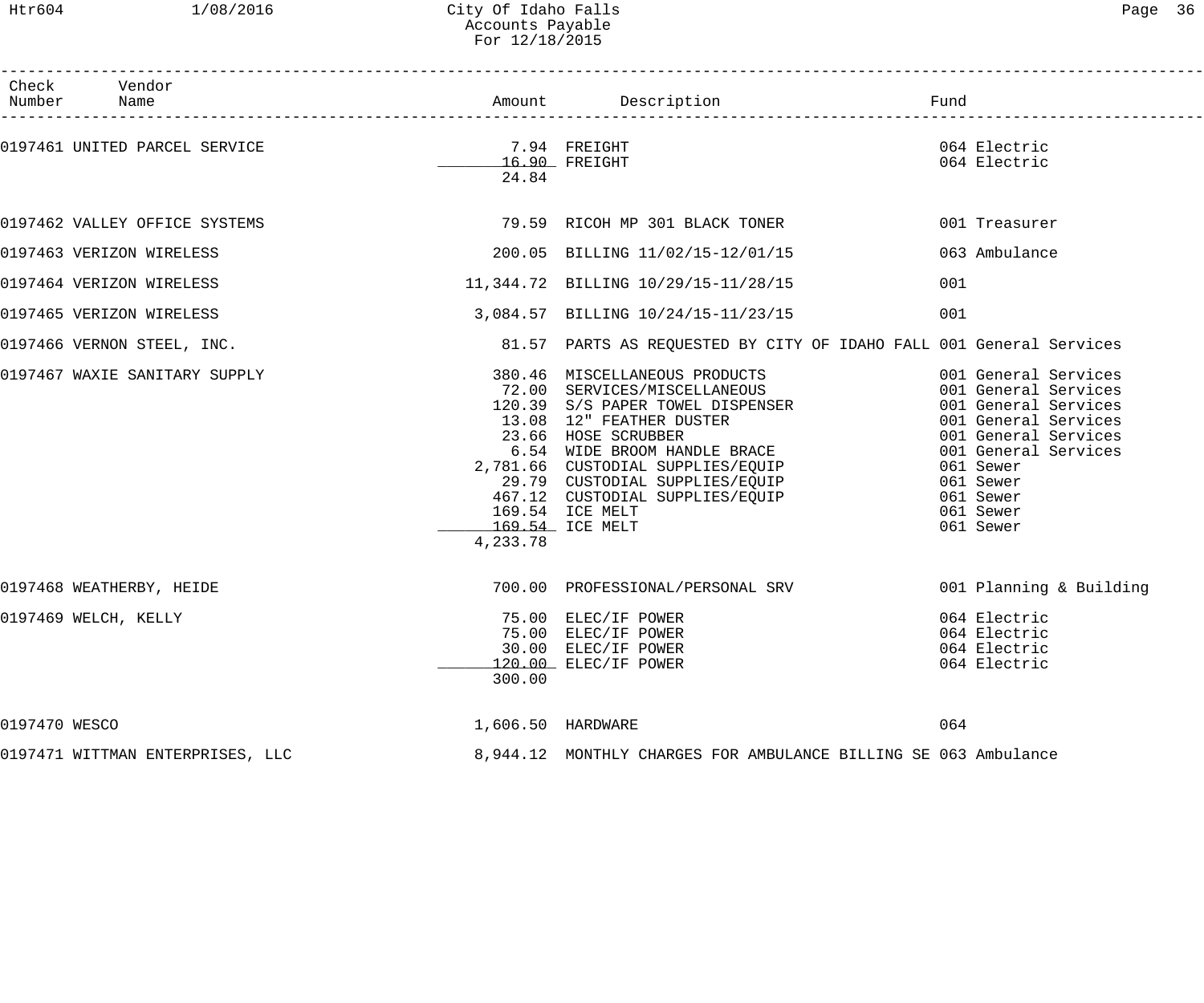| Check Number | Vendor Name | Amount | Description | Fund |
|---|---|---|---|---|
| 0197461 | UNITED PARCEL SERVICE | 7.94 | FREIGHT | 064 Electric |
| | | 16.90 | FREIGHT | 064 Electric |
| | | 24.84 | | |
| 0197462 | VALLEY OFFICE SYSTEMS | 79.59 | RICOH MP 301 BLACK TONER | 001 Treasurer |
| 0197463 | VERIZON WIRELESS | 200.05 | BILLING 11/02/15-12/01/15 | 063 Ambulance |
| 0197464 | VERIZON WIRELESS | 11,344.72 | BILLING 10/29/15-11/28/15 | 001 |
| 0197465 | VERIZON WIRELESS | 3,084.57 | BILLING 10/24/15-11/23/15 | 001 |
| 0197466 | VERNON STEEL, INC. | 81.57 | PARTS AS REQUESTED BY CITY OF IDAHO FALL | 001 General Services |
| 0197467 | WAXIE SANITARY SUPPLY | 380.46 | MISCELLANEOUS PRODUCTS | 001 General Services |
| | | 72.00 | SERVICES/MISCELLANEOUS | 001 General Services |
| | | 120.39 | S/S PAPER TOWEL DISPENSER | 001 General Services |
| | | 13.08 | 12" FEATHER DUSTER | 001 General Services |
| | | 23.66 | HOSE SCRUBBER | 001 General Services |
| | | 6.54 | WIDE BROOM HANDLE BRACE | 001 General Services |
| | | 2,781.66 | CUSTODIAL SUPPLIES/EQUIP | 061 Sewer |
| | | 29.79 | CUSTODIAL SUPPLIES/EQUIP | 061 Sewer |
| | | 467.12 | CUSTODIAL SUPPLIES/EQUIP | 061 Sewer |
| | | 169.54 | ICE MELT | 061 Sewer |
| | | 169.54 | ICE MELT | 061 Sewer |
| | | 4,233.78 | | |
| 0197468 | WEATHERBY, HEIDE | 700.00 | PROFESSIONAL/PERSONAL SRV | 001 Planning & Building |
| 0197469 | WELCH, KELLY | 75.00 | ELEC/IF POWER | 064 Electric |
| | | 75.00 | ELEC/IF POWER | 064 Electric |
| | | 30.00 | ELEC/IF POWER | 064 Electric |
| | | 120.00 | ELEC/IF POWER | 064 Electric |
| | | 300.00 | | |
| 0197470 | WESCO | 1,606.50 | HARDWARE | 064 |
| 0197471 | WITTMAN ENTERPRISES, LLC | 8,944.12 | MONTHLY CHARGES FOR AMBULANCE BILLING SE | 063 Ambulance |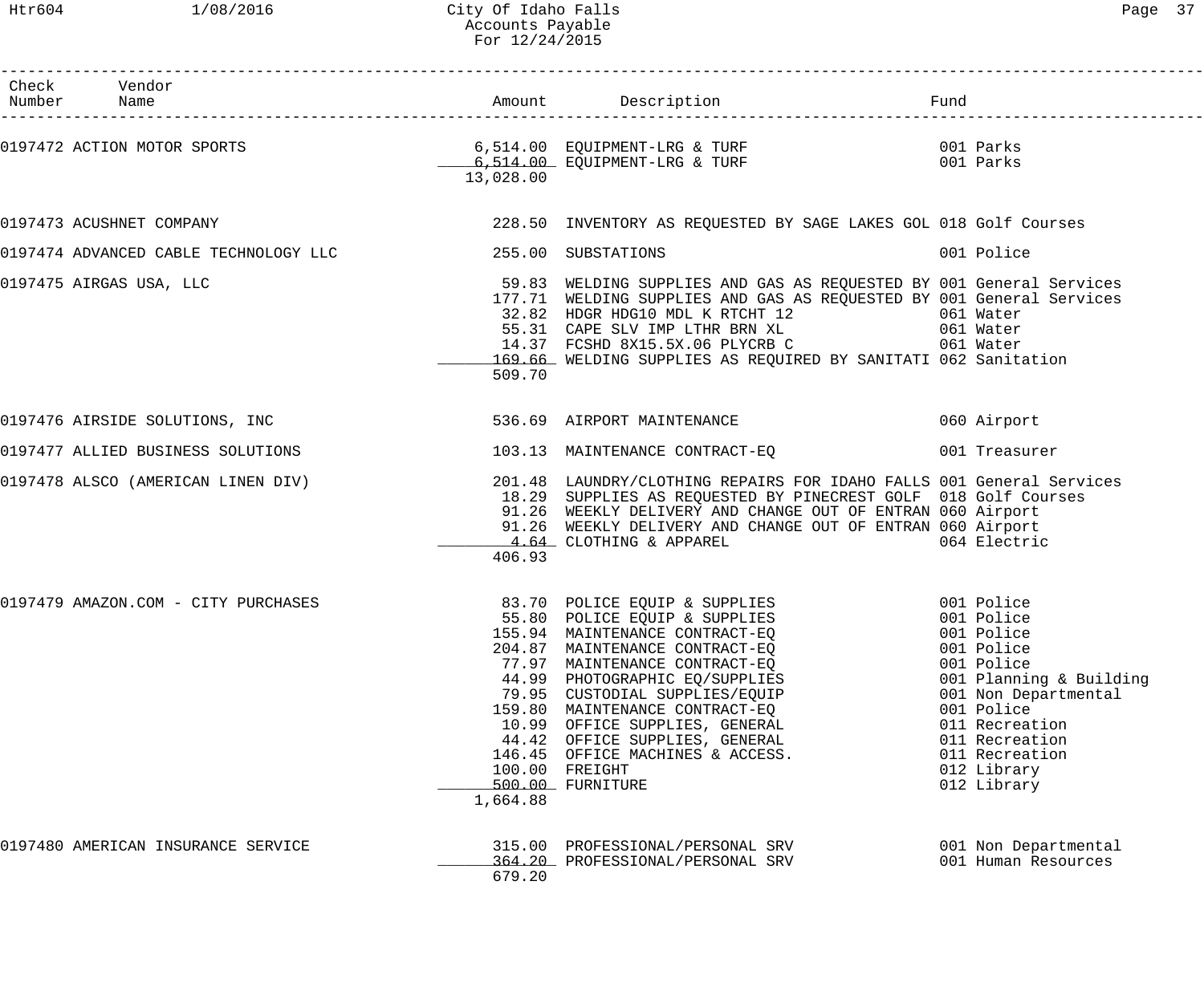# City Of Idaho Falls
## Accounts Payable
### For 12/24/2015

| Check Number | Vendor Name | Amount | Description | Fund |
|---|---|---|---|---|
| 0197472 | ACTION MOTOR SPORTS | 6,514.00 | EQUIPMENT-LRG & TURF | 001 Parks |
| | | 6,514.00 | EQUIPMENT-LRG & TURF | 001 Parks |
| | | 13,028.00 | | |
| 0197473 | ACUSHNET COMPANY | 228.50 | INVENTORY AS REQUESTED BY SAGE LAKES GOL | 018 Golf Courses |
| 0197474 | ADVANCED CABLE TECHNOLOGY LLC | 255.00 | SUBSTATIONS | 001 Police |
| 0197475 | AIRGAS USA, LLC | 59.83 | WELDING SUPPLIES AND GAS AS REQUESTED BY | 001 General Services |
| | | 177.71 | WELDING SUPPLIES AND GAS AS REQUESTED BY | 001 General Services |
| | | 32.82 | HDGR HDG10 MDL K RTCHT 12 | 061 Water |
| | | 55.31 | CAPE SLV IMP LTHR BRN XL | 061 Water |
| | | 14.37 | FCSHD 8X15.5X.06 PLYCRB C | 061 Water |
| | | 169.66 | WELDING SUPPLIES AS REQUIRED BY SANITATI | 062 Sanitation |
| | | 509.70 | | |
| 0197476 | AIRSIDE SOLUTIONS, INC | 536.69 | AIRPORT MAINTENANCE | 060 Airport |
| 0197477 | ALLIED BUSINESS SOLUTIONS | 103.13 | MAINTENANCE CONTRACT-EQ | 001 Treasurer |
| 0197478 | ALSCO (AMERICAN LINEN DIV) | 201.48 | LAUNDRY/CLOTHING REPAIRS FOR IDAHO FALLS | 001 General Services |
| | | 18.29 | SUPPLIES AS REQUESTED BY PINECREST GOLF | 018 Golf Courses |
| | | 91.26 | WEEKLY DELIVERY AND CHANGE OUT OF ENTRAN | 060 Airport |
| | | 91.26 | WEEKLY DELIVERY AND CHANGE OUT OF ENTRAN | 060 Airport |
| | | 4.64 | CLOTHING & APPAREL | 064 Electric |
| | | 406.93 | | |
| 0197479 | AMAZON.COM - CITY PURCHASES | 83.70 | POLICE EQUIP & SUPPLIES | 001 Police |
| | | 55.80 | POLICE EQUIP & SUPPLIES | 001 Police |
| | | 155.94 | MAINTENANCE CONTRACT-EQ | 001 Police |
| | | 204.87 | MAINTENANCE CONTRACT-EQ | 001 Police |
| | | 77.97 | MAINTENANCE CONTRACT-EQ | 001 Police |
| | | 44.99 | PHOTOGRAPHIC EQ/SUPPLIES | 001 Planning & Building |
| | | 79.95 | CUSTODIAL SUPPLIES/EQUIP | 001 Non Departmental |
| | | 159.80 | MAINTENANCE CONTRACT-EQ | 001 Police |
| | | 10.99 | OFFICE SUPPLIES, GENERAL | 011 Recreation |
| | | 44.42 | OFFICE SUPPLIES, GENERAL | 011 Recreation |
| | | 146.45 | OFFICE MACHINES & ACCESS. | 011 Recreation |
| | | 100.00 | FREIGHT | 012 Library |
| | | 500.00 | FURNITURE | 012 Library |
| | | 1,664.88 | | |
| 0197480 | AMERICAN INSURANCE SERVICE | 315.00 | PROFESSIONAL/PERSONAL SRV | 001 Non Departmental |
| | | 364.20 | PROFESSIONAL/PERSONAL SRV | 001 Human Resources |
| | | 679.20 | | |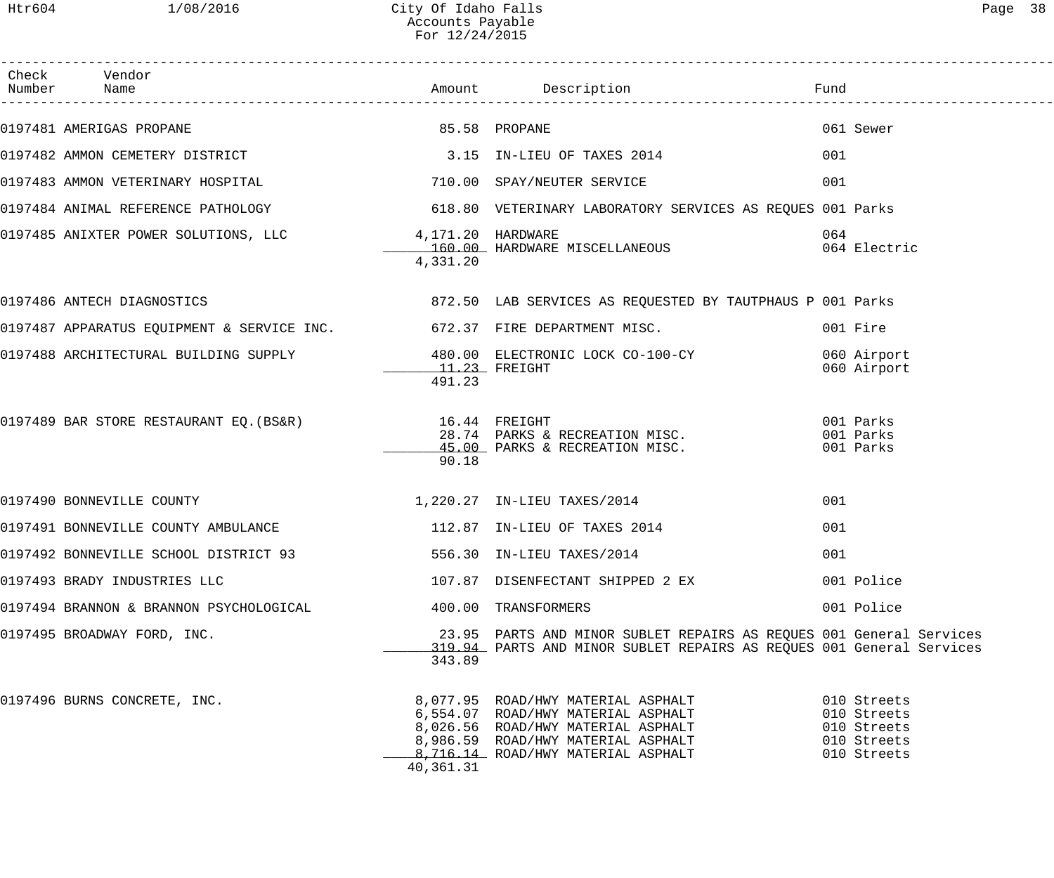# City Of Idaho Falls
## Accounts Payable
### For 12/24/2015

| Check Number | Vendor Name | Amount | Description | Fund |
|---|---|---|---|---|
| 0197481 | AMERIGAS PROPANE | 85.58 | PROPANE | 061 Sewer |
| 0197482 | AMMON CEMETERY DISTRICT | 3.15 | IN-LIEU OF TAXES 2014 | 001 |
| 0197483 | AMMON VETERINARY HOSPITAL | 710.00 | SPAY/NEUTER SERVICE | 001 |
| 0197484 | ANIMAL REFERENCE PATHOLOGY | 618.80 | VETERINARY LABORATORY SERVICES AS REQUES | 001 Parks |
| 0197485 | ANIXTER POWER SOLUTIONS, LLC | 4,171.20 | HARDWARE | 064 |
| | | 160.00 | HARDWARE MISCELLANEOUS | 064 Electric |
| | | 4,331.20 | | |
| 0197486 | ANTECH DIAGNOSTICS | 872.50 | LAB SERVICES AS REQUESTED BY TAUTPHAUS P | 001 Parks |
| 0197487 | APPARATUS EQUIPMENT & SERVICE INC. | 672.37 | FIRE DEPARTMENT MISC. | 001 Fire |
| 0197488 | ARCHITECTURAL BUILDING SUPPLY | 480.00 | ELECTRONIC LOCK CO-100-CY | 060 Airport |
| | | 11.23 | FREIGHT | 060 Airport |
| | | 491.23 | | |
| 0197489 | BAR STORE RESTAURANT EQ.(BS&R) | 16.44 | FREIGHT | 001 Parks |
| | | 28.74 | PARKS & RECREATION MISC. | 001 Parks |
| | | 45.00 | PARKS & RECREATION MISC. | 001 Parks |
| | | 90.18 | | |
| 0197490 | BONNEVILLE COUNTY | 1,220.27 | IN-LIEU TAXES/2014 | 001 |
| 0197491 | BONNEVILLE COUNTY AMBULANCE | 112.87 | IN-LIEU OF TAXES 2014 | 001 |
| 0197492 | BONNEVILLE SCHOOL DISTRICT 93 | 556.30 | IN-LIEU TAXES/2014 | 001 |
| 0197493 | BRADY INDUSTRIES LLC | 107.87 | DISENFECTANT SHIPPED 2 EX | 001 Police |
| 0197494 | BRANNON & BRANNON PSYCHOLOGICAL | 400.00 | TRANSFORMERS | 001 Police |
| 0197495 | BROADWAY FORD, INC. | 23.95 | PARTS AND MINOR SUBLET REPAIRS AS REQUES | 001 General Services |
| | | 319.94 | PARTS AND MINOR SUBLET REPAIRS AS REQUES | 001 General Services |
| | | 343.89 | | |
| 0197496 | BURNS CONCRETE, INC. | 8,077.95 | ROAD/HWY MATERIAL ASPHALT | 010 Streets |
| | | 6,554.07 | ROAD/HWY MATERIAL ASPHALT | 010 Streets |
| | | 8,026.56 | ROAD/HWY MATERIAL ASPHALT | 010 Streets |
| | | 8,986.59 | ROAD/HWY MATERIAL ASPHALT | 010 Streets |
| | | 8,716.14 | ROAD/HWY MATERIAL ASPHALT | 010 Streets |
| | | 40,361.31 | | |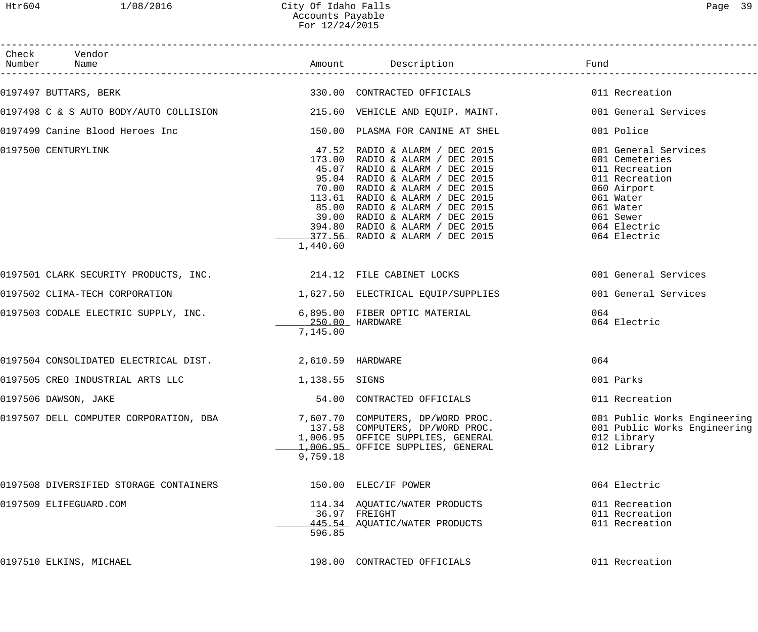# City Of Idaho Falls
## Accounts Payable
### For 12/24/2015

| Check Number | Vendor Name | Amount | Description | Fund |
|---|---|---|---|---|
| 0197497 | BUTTARS, BERK | 330.00 | CONTRACTED OFFICIALS | 011 Recreation |
| 0197498 | C & S AUTO BODY/AUTO COLLISION | 215.60 | VEHICLE AND EQUIP. MAINT. | 001 General Services |
| 0197499 | Canine Blood Heroes Inc | 150.00 | PLASMA FOR CANINE AT SHEL | 001 Police |
| 0197500 | CENTURYLINK | 47.52 | RADIO & ALARM / DEC 2015 | 001 General Services |
| | | 173.00 | RADIO & ALARM / DEC 2015 | 001 Cemeteries |
| | | 45.07 | RADIO & ALARM / DEC 2015 | 011 Recreation |
| | | 95.04 | RADIO & ALARM / DEC 2015 | 011 Recreation |
| | | 70.00 | RADIO & ALARM / DEC 2015 | 060 Airport |
| | | 113.61 | RADIO & ALARM / DEC 2015 | 061 Water |
| | | 85.00 | RADIO & ALARM / DEC 2015 | 061 Water |
| | | 39.00 | RADIO & ALARM / DEC 2015 | 061 Sewer |
| | | 394.80 | RADIO & ALARM / DEC 2015 | 064 Electric |
| | | 377.56 | RADIO & ALARM / DEC 2015 | 064 Electric |
| | | 1,440.60 | | |
| 0197501 | CLARK SECURITY PRODUCTS, INC. | 214.12 | FILE CABINET LOCKS | 001 General Services |
| 0197502 | CLIMA-TECH CORPORATION | 1,627.50 | ELECTRICAL EQUIP/SUPPLIES | 001 General Services |
| 0197503 | CODALE ELECTRIC SUPPLY, INC. | 6,895.00 | FIBER OPTIC MATERIAL | 064 |
| | | 250.00 | HARDWARE | 064 Electric |
| | | 7,145.00 | | |
| 0197504 | CONSOLIDATED ELECTRICAL DIST. | 2,610.59 | HARDWARE | 064 |
| 0197505 | CREO INDUSTRIAL ARTS LLC | 1,138.55 | SIGNS | 001 Parks |
| 0197506 | DAWSON, JAKE | 54.00 | CONTRACTED OFFICIALS | 011 Recreation |
| 0197507 | DELL COMPUTER CORPORATION, DBA | 7,607.70 | COMPUTERS, DP/WORD PROC. | 001 Public Works Engineering |
| | | 137.58 | COMPUTERS, DP/WORD PROC. | 001 Public Works Engineering |
| | | 1,006.95 | OFFICE SUPPLIES, GENERAL | 012 Library |
| | | 1,006.95 | OFFICE SUPPLIES, GENERAL | 012 Library |
| | | 9,759.18 | | |
| 0197508 | DIVERSIFIED STORAGE CONTAINERS | 150.00 | ELEC/IF POWER | 064 Electric |
| 0197509 | ELIFEGUARD.COM | 114.34 | AQUATIC/WATER PRODUCTS | 011 Recreation |
| | | 36.97 | FREIGHT | 011 Recreation |
| | | 445.54 | AQUATIC/WATER PRODUCTS | 011 Recreation |
| | | 596.85 | | |
| 0197510 | ELKINS, MICHAEL | 198.00 | CONTRACTED OFFICIALS | 011 Recreation |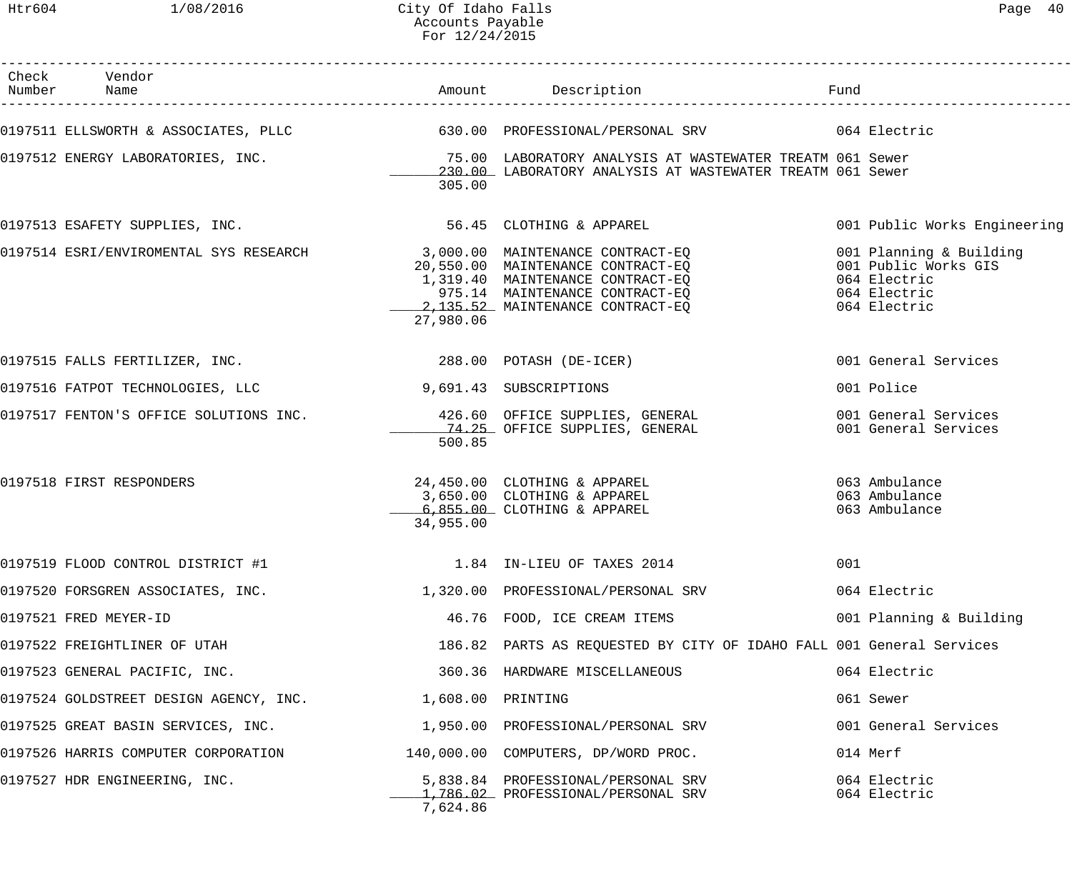# City Of Idaho Falls
## Accounts Payable
### For 12/24/2015

| Check Number | Vendor Name | Amount | Description | Fund |
|---|---|---|---|---|
| 0197511 | ELLSWORTH & ASSOCIATES, PLLC | 630.00 | PROFESSIONAL/PERSONAL SRV | 064 Electric |
| 0197512 | ENERGY LABORATORIES, INC. | 75.00 | LABORATORY ANALYSIS AT WASTEWATER TREATM | 061 Sewer |
| | | 230.00 | LABORATORY ANALYSIS AT WASTEWATER TREATM | 061 Sewer |
| | | 305.00 | | |
| 0197513 | ESAFETY SUPPLIES, INC. | 56.45 | CLOTHING & APPAREL | 001 Public Works Engineering |
| 0197514 | ESRI/ENVIROMENTAL SYS RESEARCH | 3,000.00 | MAINTENANCE CONTRACT-EQ | 001 Planning & Building |
| | | 20,550.00 | MAINTENANCE CONTRACT-EQ | 001 Public Works GIS |
| | | 1,319.40 | MAINTENANCE CONTRACT-EQ | 064 Electric |
| | | 975.14 | MAINTENANCE CONTRACT-EQ | 064 Electric |
| | | 2,135.52 | MAINTENANCE CONTRACT-EQ | 064 Electric |
| | | 27,980.06 | | |
| 0197515 | FALLS FERTILIZER, INC. | 288.00 | POTASH (DE-ICER) | 001 General Services |
| 0197516 | FATPOT TECHNOLOGIES, LLC | 9,691.43 | SUBSCRIPTIONS | 001 Police |
| 0197517 | FENTON'S OFFICE SOLUTIONS INC. | 426.60 | OFFICE SUPPLIES, GENERAL | 001 General Services |
| | | 74.25 | OFFICE SUPPLIES, GENERAL | 001 General Services |
| | | 500.85 | | |
| 0197518 | FIRST RESPONDERS | 24,450.00 | CLOTHING & APPAREL | 063 Ambulance |
| | | 3,650.00 | CLOTHING & APPAREL | 063 Ambulance |
| | | 6,855.00 | CLOTHING & APPAREL | 063 Ambulance |
| | | 34,955.00 | | |
| 0197519 | FLOOD CONTROL DISTRICT #1 | 1.84 | IN-LIEU OF TAXES 2014 | 001 |
| 0197520 | FORSGREN ASSOCIATES, INC. | 1,320.00 | PROFESSIONAL/PERSONAL SRV | 064 Electric |
| 0197521 | FRED MEYER-ID | 46.76 | FOOD, ICE CREAM ITEMS | 001 Planning & Building |
| 0197522 | FREIGHTLINER OF UTAH | 186.82 | PARTS AS REQUESTED BY CITY OF IDAHO FALL | 001 General Services |
| 0197523 | GENERAL PACIFIC, INC. | 360.36 | HARDWARE MISCELLANEOUS | 064 Electric |
| 0197524 | GOLDSTREET DESIGN AGENCY, INC. | 1,608.00 | PRINTING | 061 Sewer |
| 0197525 | GREAT BASIN SERVICES, INC. | 1,950.00 | PROFESSIONAL/PERSONAL SRV | 001 General Services |
| 0197526 | HARRIS COMPUTER CORPORATION | 140,000.00 | COMPUTERS, DP/WORD PROC. | 014 Merf |
| 0197527 | HDR ENGINEERING, INC. | 5,838.84 | PROFESSIONAL/PERSONAL SRV | 064 Electric |
| | | 1,786.02 | PROFESSIONAL/PERSONAL SRV | 064 Electric |
| | | 7,624.86 | | |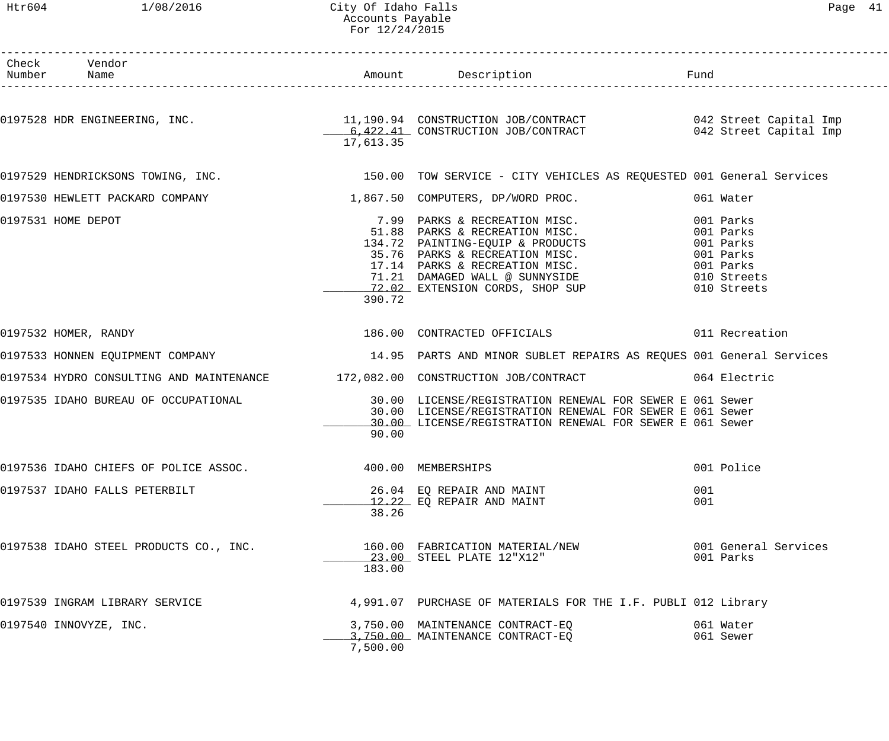# City Of Idaho Falls
## Accounts Payable
### For 12/24/2015

| Check Number | Vendor Name | Amount | Description | Fund |
|---|---|---|---|---|
| 0197528 | HDR ENGINEERING, INC. | 11,190.94 | CONSTRUCTION JOB/CONTRACT | 042 Street Capital Imp |
| | | 6,422.41 | CONSTRUCTION JOB/CONTRACT | 042 Street Capital Imp |
| | | 17,613.35 | | |
| 0197529 | HENDRICKSONS TOWING, INC. | 150.00 | TOW SERVICE - CITY VEHICLES AS REQUESTED | 001 General Services |
| 0197530 | HEWLETT PACKARD COMPANY | 1,867.50 | COMPUTERS, DP/WORD PROC. | 061 Water |
| 0197531 | HOME DEPOT | 7.99 | PARKS & RECREATION MISC. | 001 Parks |
| | | 51.88 | PARKS & RECREATION MISC. | 001 Parks |
| | | 134.72 | PAINTING-EQUIP & PRODUCTS | 001 Parks |
| | | 35.76 | PARKS & RECREATION MISC. | 001 Parks |
| | | 17.14 | PARKS & RECREATION MISC. | 001 Parks |
| | | 71.21 | DAMAGED WALL @ SUNNYSIDE | 010 Streets |
| | | 72.02 | EXTENSION CORDS, SHOP SUP | 010 Streets |
| | | 390.72 | | |
| 0197532 | HOMER, RANDY | 186.00 | CONTRACTED OFFICIALS | 011 Recreation |
| 0197533 | HONNEN EQUIPMENT COMPANY | 14.95 | PARTS AND MINOR SUBLET REPAIRS AS REQUES | 001 General Services |
| 0197534 | HYDRO CONSULTING AND MAINTENANCE | 172,082.00 | CONSTRUCTION JOB/CONTRACT | 064 Electric |
| 0197535 | IDAHO BUREAU OF OCCUPATIONAL | 30.00 | LICENSE/REGISTRATION RENEWAL FOR SEWER E | 061 Sewer |
| | | 30.00 | LICENSE/REGISTRATION RENEWAL FOR SEWER E | 061 Sewer |
| | | 30.00 | LICENSE/REGISTRATION RENEWAL FOR SEWER E | 061 Sewer |
| | | 90.00 | | |
| 0197536 | IDAHO CHIEFS OF POLICE ASSOC. | 400.00 | MEMBERSHIPS | 001 Police |
| 0197537 | IDAHO FALLS PETERBILT | 26.04 | EQ REPAIR AND MAINT | 001 |
| | | 12.22 | EQ REPAIR AND MAINT | 001 |
| | | 38.26 | | |
| 0197538 | IDAHO STEEL PRODUCTS CO., INC. | 160.00 | FABRICATION MATERIAL/NEW | 001 General Services |
| | | 23.00 | STEEL PLATE 12"X12" | 001 Parks |
| | | 183.00 | | |
| 0197539 | INGRAM LIBRARY SERVICE | 4,991.07 | PURCHASE OF MATERIALS FOR THE I.F. PUBLI | 012 Library |
| 0197540 | INNOVYZE, INC. | 3,750.00 | MAINTENANCE CONTRACT-EQ | 061 Water |
| | | 3,750.00 | MAINTENANCE CONTRACT-EQ | 061 Sewer |
| | | 7,500.00 | | |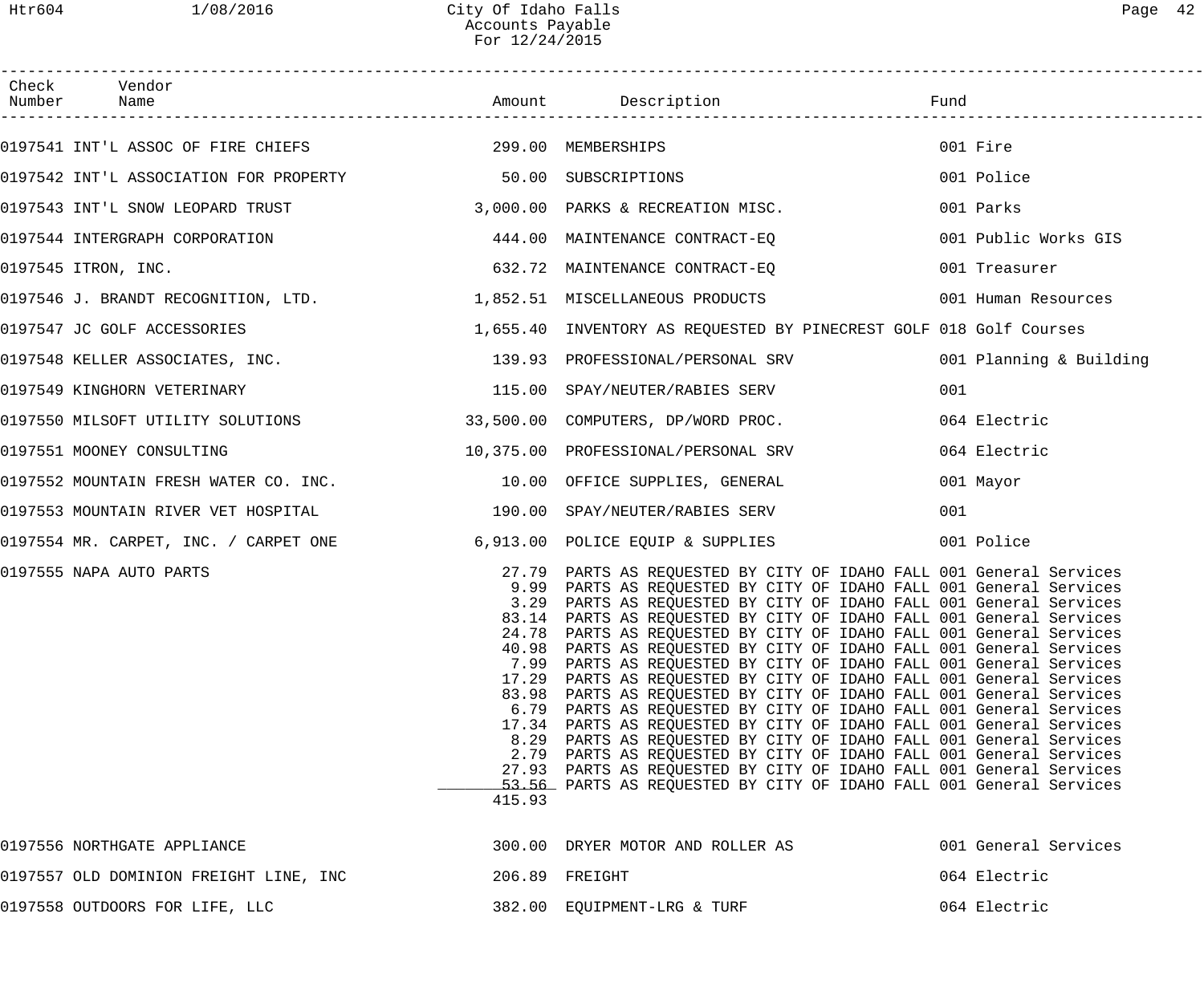| Check Number | Vendor Name | Amount | Description | Fund |
|---|---|---|---|---|
| 0197541 | INT'L ASSOC OF FIRE CHIEFS | 299.00 | MEMBERSHIPS | 001 Fire |
| 0197542 | INT'L ASSOCIATION FOR PROPERTY | 50.00 | SUBSCRIPTIONS | 001 Police |
| 0197543 | INT'L SNOW LEOPARD TRUST | 3,000.00 | PARKS & RECREATION MISC. | 001 Parks |
| 0197544 | INTERGRAPH CORPORATION | 444.00 | MAINTENANCE CONTRACT-EQ | 001 Public Works GIS |
| 0197545 | ITRON, INC. | 632.72 | MAINTENANCE CONTRACT-EQ | 001 Treasurer |
| 0197546 | J. BRANDT RECOGNITION, LTD. | 1,852.51 | MISCELLANEOUS PRODUCTS | 001 Human Resources |
| 0197547 | JC GOLF ACCESSORIES | 1,655.40 | INVENTORY AS REQUESTED BY PINECREST GOLF | 018 Golf Courses |
| 0197548 | KELLER ASSOCIATES, INC. | 139.93 | PROFESSIONAL/PERSONAL SRV | 001 Planning & Building |
| 0197549 | KINGHORN VETERINARY | 115.00 | SPAY/NEUTER/RABIES SERV | 001 |
| 0197550 | MILSOFT UTILITY SOLUTIONS | 33,500.00 | COMPUTERS, DP/WORD PROC. | 064 Electric |
| 0197551 | MOONEY CONSULTING | 10,375.00 | PROFESSIONAL/PERSONAL SRV | 064 Electric |
| 0197552 | MOUNTAIN FRESH WATER CO. INC. | 10.00 | OFFICE SUPPLIES, GENERAL | 001 Mayor |
| 0197553 | MOUNTAIN RIVER VET HOSPITAL | 190.00 | SPAY/NEUTER/RABIES SERV | 001 |
| 0197554 | MR. CARPET, INC. / CARPET ONE | 6,913.00 | POLICE EQUIP & SUPPLIES | 001 Police |
| 0197555 | NAPA AUTO PARTS | 27.79 | PARTS AS REQUESTED BY CITY OF IDAHO FALL | 001 General Services |
| | | 9.99 | PARTS AS REQUESTED BY CITY OF IDAHO FALL | 001 General Services |
| | | 3.29 | PARTS AS REQUESTED BY CITY OF IDAHO FALL | 001 General Services |
| | | 83.14 | PARTS AS REQUESTED BY CITY OF IDAHO FALL | 001 General Services |
| | | 24.78 | PARTS AS REQUESTED BY CITY OF IDAHO FALL | 001 General Services |
| | | 40.98 | PARTS AS REQUESTED BY CITY OF IDAHO FALL | 001 General Services |
| | | 7.99 | PARTS AS REQUESTED BY CITY OF IDAHO FALL | 001 General Services |
| | | 17.29 | PARTS AS REQUESTED BY CITY OF IDAHO FALL | 001 General Services |
| | | 83.98 | PARTS AS REQUESTED BY CITY OF IDAHO FALL | 001 General Services |
| | | 6.79 | PARTS AS REQUESTED BY CITY OF IDAHO FALL | 001 General Services |
| | | 17.34 | PARTS AS REQUESTED BY CITY OF IDAHO FALL | 001 General Services |
| | | 8.29 | PARTS AS REQUESTED BY CITY OF IDAHO FALL | 001 General Services |
| | | 2.79 | PARTS AS REQUESTED BY CITY OF IDAHO FALL | 001 General Services |
| | | 27.93 | PARTS AS REQUESTED BY CITY OF IDAHO FALL | 001 General Services |
| | | 53.56 | PARTS AS REQUESTED BY CITY OF IDAHO FALL | 001 General Services |
| | | 415.93 | | |
| 0197556 | NORTHGATE APPLIANCE | 300.00 | DRYER MOTOR AND ROLLER AS | 001 General Services |
| 0197557 | OLD DOMINION FREIGHT LINE, INC | 206.89 | FREIGHT | 064 Electric |
| 0197558 | OUTDOORS FOR LIFE, LLC | 382.00 | EQUIPMENT-LRG & TURF | 064 Electric |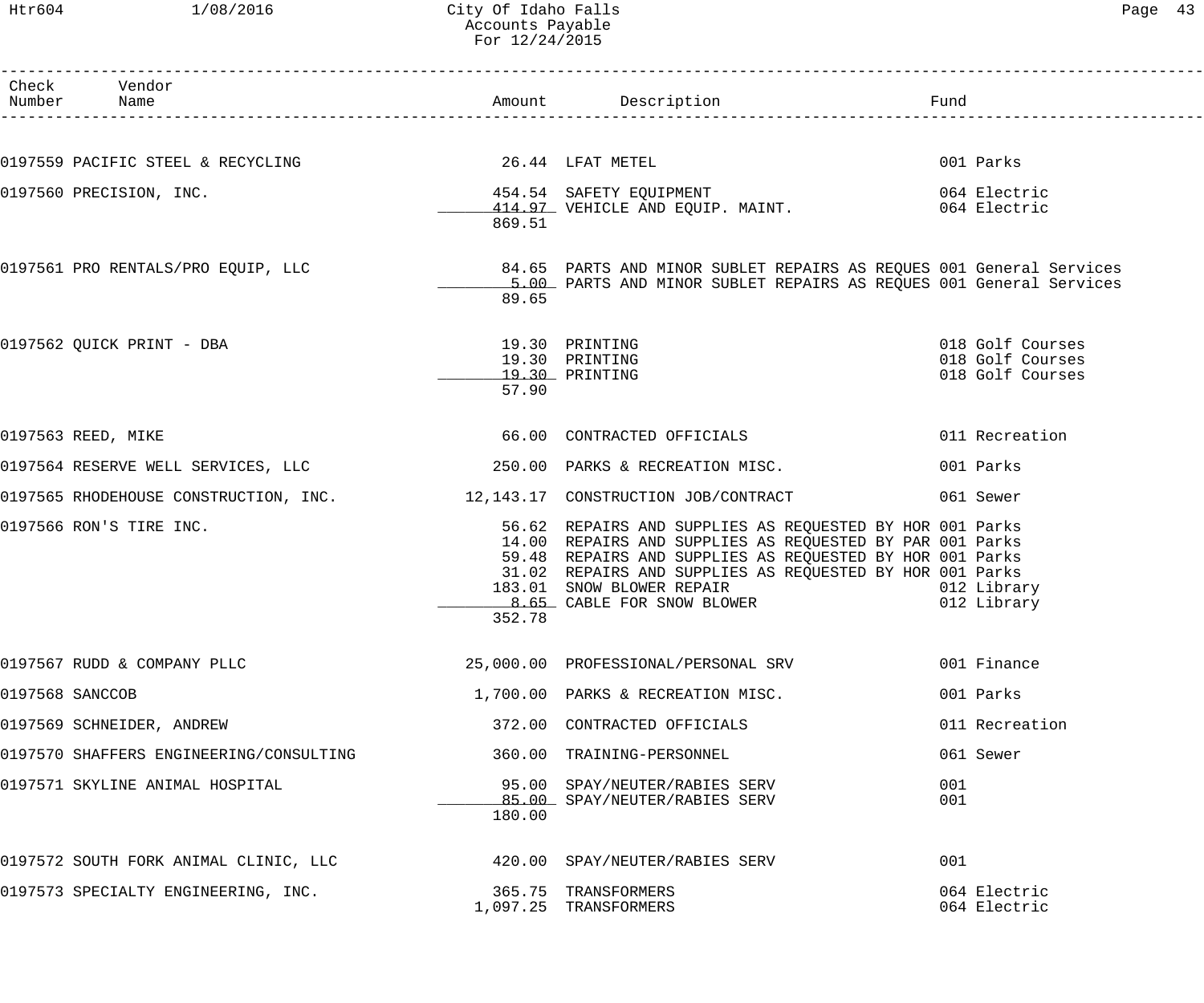# City Of Idaho Falls
## Accounts Payable
### For 12/24/2015

| Check Number | Vendor Name | Amount | Description | Fund |
|---|---|---|---|---|
| 0197559 | PACIFIC STEEL & RECYCLING | 26.44 | LFAT METEL | 001 Parks |
| 0197560 | PRECISION, INC. | 454.54 | SAFETY EQUIPMENT | 064 Electric |
| | | 414.97 | VEHICLE AND EQUIP. MAINT. | 064 Electric |
| | | 869.51 | | |
| 0197561 | PRO RENTALS/PRO EQUIP, LLC | 84.65 | PARTS AND MINOR SUBLET REPAIRS AS REQUES | 001 General Services |
| | | 5.00 | PARTS AND MINOR SUBLET REPAIRS AS REQUES | 001 General Services |
| | | 89.65 | | |
| 0197562 | QUICK PRINT - DBA | 19.30 | PRINTING | 018 Golf Courses |
| | | 19.30 | PRINTING | 018 Golf Courses |
| | | 19.30 | PRINTING | 018 Golf Courses |
| | | 57.90 | | |
| 0197563 | REED, MIKE | 66.00 | CONTRACTED OFFICIALS | 011 Recreation |
| 0197564 | RESERVE WELL SERVICES, LLC | 250.00 | PARKS & RECREATION MISC. | 001 Parks |
| 0197565 | RHODEHOUSE CONSTRUCTION, INC. | 12,143.17 | CONSTRUCTION JOB/CONTRACT | 061 Sewer |
| 0197566 | RON'S TIRE INC. | 56.62 | REPAIRS AND SUPPLIES AS REQUESTED BY HOR | 001 Parks |
| | | 14.00 | REPAIRS AND SUPPLIES AS REQUESTED BY PAR | 001 Parks |
| | | 59.48 | REPAIRS AND SUPPLIES AS REQUESTED BY HOR | 001 Parks |
| | | 31.02 | REPAIRS AND SUPPLIES AS REQUESTED BY HOR | 001 Parks |
| | | 183.01 | SNOW BLOWER REPAIR | 012 Library |
| | | 8.65 | CABLE FOR SNOW BLOWER | 012 Library |
| | | 352.78 | | |
| 0197567 | RUDD & COMPANY PLLC | 25,000.00 | PROFESSIONAL/PERSONAL SRV | 001 Finance |
| 0197568 | SANCCOB | 1,700.00 | PARKS & RECREATION MISC. | 001 Parks |
| 0197569 | SCHNEIDER, ANDREW | 372.00 | CONTRACTED OFFICIALS | 011 Recreation |
| 0197570 | SHAFFERS ENGINEERING/CONSULTING | 360.00 | TRAINING-PERSONNEL | 061 Sewer |
| 0197571 | SKYLINE ANIMAL HOSPITAL | 95.00 | SPAY/NEUTER/RABIES SERV | 001 |
| | | 85.00 | SPAY/NEUTER/RABIES SERV | 001 |
| | | 180.00 | | |
| 0197572 | SOUTH FORK ANIMAL CLINIC, LLC | 420.00 | SPAY/NEUTER/RABIES SERV | 001 |
| 0197573 | SPECIALTY ENGINEERING, INC. | 365.75 | TRANSFORMERS | 064 Electric |
| | | 1,097.25 | TRANSFORMERS | 064 Electric |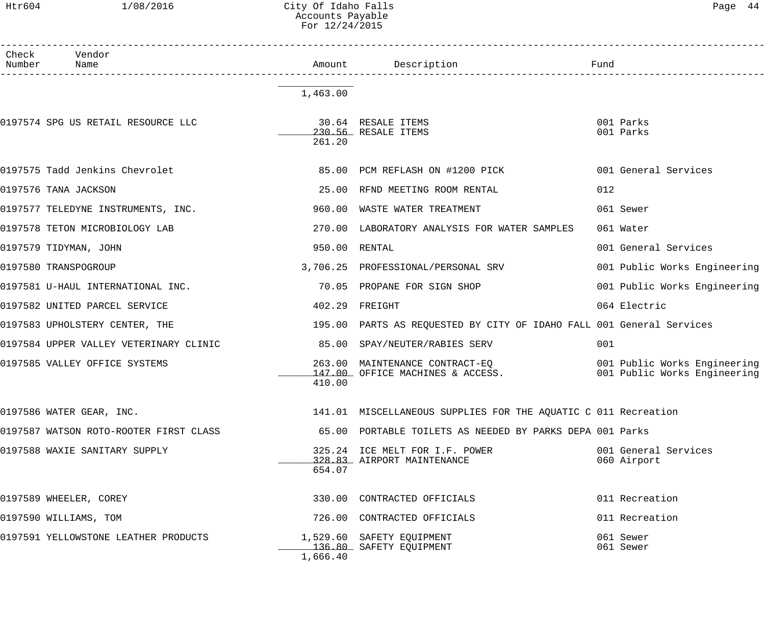| Check Number | Vendor Name | Amount | Description | Fund |
|---|---|---|---|---|
| | | 1,463.00 | | |
| 0197574 | SPG US RETAIL RESOURCE LLC | 30.64 | RESALE ITEMS | 001 Parks |
| | | 230.56 | RESALE ITEMS | 001 Parks |
| | | 261.20 | | |
| 0197575 | Tadd Jenkins Chevrolet | 85.00 | PCM REFLASH ON #1200 PICK | 001 General Services |
| 0197576 | TANA JACKSON | 25.00 | RFND MEETING ROOM RENTAL | 012 |
| 0197577 | TELEDYNE INSTRUMENTS, INC. | 960.00 | WASTE WATER TREATMENT | 061 Sewer |
| 0197578 | TETON MICROBIOLOGY LAB | 270.00 | LABORATORY ANALYSIS FOR WATER SAMPLES | 061 Water |
| 0197579 | TIDYMAN, JOHN | 950.00 | RENTAL | 001 General Services |
| 0197580 | TRANSPOGROUP | 3,706.25 | PROFESSIONAL/PERSONAL SRV | 001 Public Works Engineering |
| 0197581 | U-HAUL INTERNATIONAL INC. | 70.05 | PROPANE FOR SIGN SHOP | 001 Public Works Engineering |
| 0197582 | UNITED PARCEL SERVICE | 402.29 | FREIGHT | 064 Electric |
| 0197583 | UPHOLSTERY CENTER, THE | 195.00 | PARTS AS REQUESTED BY CITY OF IDAHO FALL | 001 General Services |
| 0197584 | UPPER VALLEY VETERINARY CLINIC | 85.00 | SPAY/NEUTER/RABIES SERV | 001 |
| 0197585 | VALLEY OFFICE SYSTEMS | 263.00 | MAINTENANCE CONTRACT-EQ | 001 Public Works Engineering |
| | | 147.00 | OFFICE MACHINES & ACCESS. | 001 Public Works Engineering |
| | | 410.00 | | |
| 0197586 | WATER GEAR, INC. | 141.01 | MISCELLANEOUS SUPPLIES FOR THE AQUATIC C | 011 Recreation |
| 0197587 | WATSON ROTO-ROOTER FIRST CLASS | 65.00 | PORTABLE TOILETS AS NEEDED BY PARKS DEPA | 001 Parks |
| 0197588 | WAXIE SANITARY SUPPLY | 325.24 | ICE MELT FOR I.F. POWER | 001 General Services |
| | | 328.83 | AIRPORT MAINTENANCE | 060 Airport |
| | | 654.07 | | |
| 0197589 | WHEELER, COREY | 330.00 | CONTRACTED OFFICIALS | 011 Recreation |
| 0197590 | WILLIAMS, TOM | 726.00 | CONTRACTED OFFICIALS | 011 Recreation |
| 0197591 | YELLOWSTONE LEATHER PRODUCTS | 1,529.60 | SAFETY EQUIPMENT | 061 Sewer |
| | | 136.80 | SAFETY EQUIPMENT | 061 Sewer |
| | | 1,666.40 | | |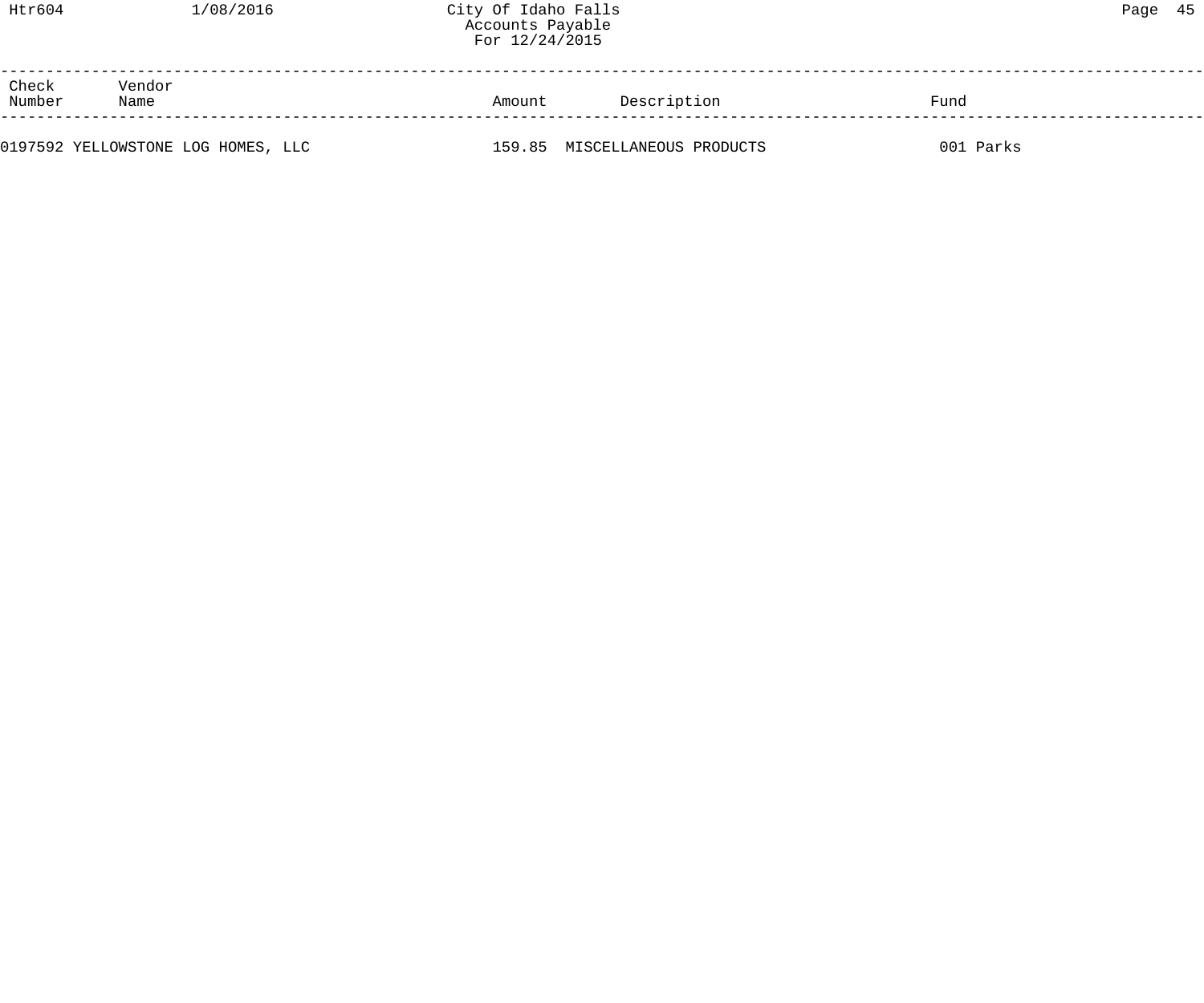| Check Number | Vendor Name | Amount | Description | Fund |
|---|---|---|---|---|
| 0197592 | YELLOWSTONE LOG HOMES, LLC | 159.85 | MISCELLANEOUS PRODUCTS | 001 Parks |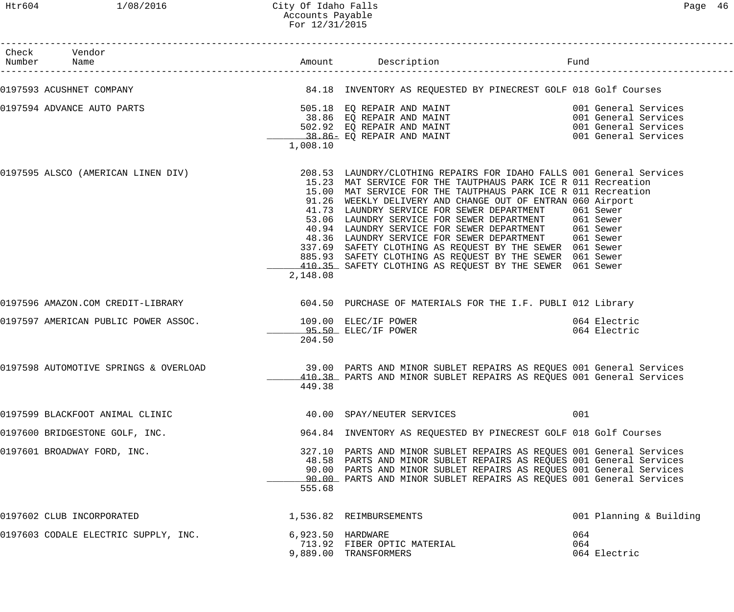City Of Idaho Falls
Accounts Payable
For 12/31/2015

| Check Number | Vendor Name | Amount | Description | Fund |
|---|---|---|---|---|
| 0197593 | ACUSHNET COMPANY | 84.18 | INVENTORY AS REQUESTED BY PINECREST GOLF | 018 Golf Courses |
| 0197594 | ADVANCE AUTO PARTS | 505.18 | EQ REPAIR AND MAINT | 001 General Services |
| | | 38.86 | EQ REPAIR AND MAINT | 001 General Services |
| | | 502.92 | EQ REPAIR AND MAINT | 001 General Services |
| | | 38.86- | EQ REPAIR AND MAINT | 001 General Services |
| | | 1,008.10 | | |
| 0197595 | ALSCO (AMERICAN LINEN DIV) | 208.53 | LAUNDRY/CLOTHING REPAIRS FOR IDAHO FALLS | 001 General Services |
| | | 15.23 | MAT SERVICE FOR THE TAUTPHAUS PARK ICE R | 011 Recreation |
| | | 15.00 | MAT SERVICE FOR THE TAUTPHAUS PARK ICE R | 011 Recreation |
| | | 91.26 | WEEKLY DELIVERY AND CHANGE OUT OF ENTRAN | 060 Airport |
| | | 41.73 | LAUNDRY SERVICE FOR SEWER DEPARTMENT | 061 Sewer |
| | | 53.06 | LAUNDRY SERVICE FOR SEWER DEPARTMENT | 061 Sewer |
| | | 40.94 | LAUNDRY SERVICE FOR SEWER DEPARTMENT | 061 Sewer |
| | | 48.36 | LAUNDRY SERVICE FOR SEWER DEPARTMENT | 061 Sewer |
| | | 337.69 | SAFETY CLOTHING AS REQUEST BY THE SEWER | 061 Sewer |
| | | 885.93 | SAFETY CLOTHING AS REQUEST BY THE SEWER | 061 Sewer |
| | | 410.35 | SAFETY CLOTHING AS REQUEST BY THE SEWER | 061 Sewer |
| | | 2,148.08 | | |
| 0197596 | AMAZON.COM CREDIT-LIBRARY | 604.50 | PURCHASE OF MATERIALS FOR THE I.F. PUBLI | 012 Library |
| 0197597 | AMERICAN PUBLIC POWER ASSOC. | 109.00 | ELEC/IF POWER | 064 Electric |
| | | 95.50 | ELEC/IF POWER | 064 Electric |
| | | 204.50 | | |
| 0197598 | AUTOMOTIVE SPRINGS & OVERLOAD | 39.00 | PARTS AND MINOR SUBLET REPAIRS AS REQUES | 001 General Services |
| | | 410.38 | PARTS AND MINOR SUBLET REPAIRS AS REQUES | 001 General Services |
| | | 449.38 | | |
| 0197599 | BLACKFOOT ANIMAL CLINIC | 40.00 | SPAY/NEUTER SERVICES | 001 |
| 0197600 | BRIDGESTONE GOLF, INC. | 964.84 | INVENTORY AS REQUESTED BY PINECREST GOLF | 018 Golf Courses |
| 0197601 | BROADWAY FORD, INC. | 327.10 | PARTS AND MINOR SUBLET REPAIRS AS REQUES | 001 General Services |
| | | 48.58 | PARTS AND MINOR SUBLET REPAIRS AS REQUES | 001 General Services |
| | | 90.00 | PARTS AND MINOR SUBLET REPAIRS AS REQUES | 001 General Services |
| | | 90.00 | PARTS AND MINOR SUBLET REPAIRS AS REQUES | 001 General Services |
| | | 555.68 | | |
| 0197602 | CLUB INCORPORATED | 1,536.82 | REIMBURSEMENTS | 001 Planning & Building |
| 0197603 | CODALE ELECTRIC SUPPLY, INC. | 6,923.50 | HARDWARE | 064 |
| | | 713.92 | FIBER OPTIC MATERIAL | 064 |
| | | 9,889.00 | TRANSFORMERS | 064 Electric |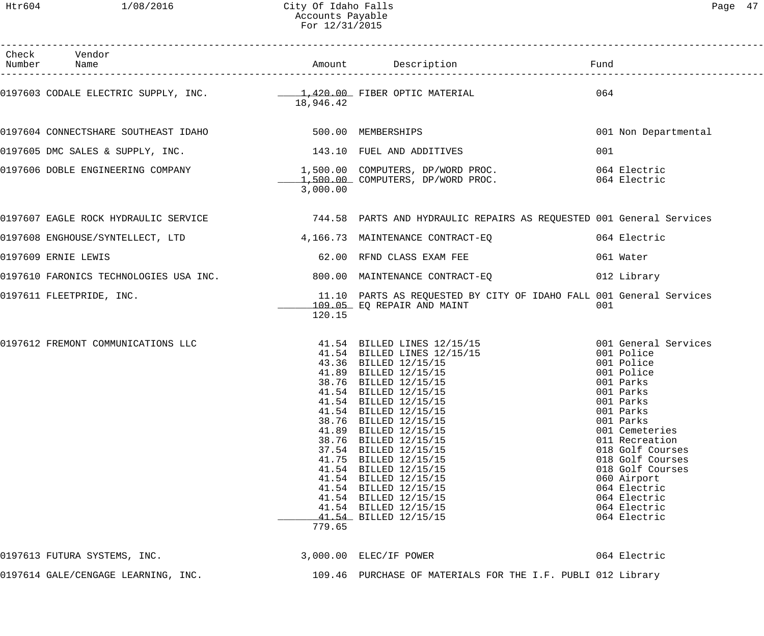| Check Number | Vendor Name | Amount | Description | Fund |
|---|---|---|---|---|
| 0197603 | CODALE ELECTRIC SUPPLY, INC. | 1,420.00 | FIBER OPTIC MATERIAL | 064 |
| | | 18,946.42 | | |
| 0197604 | CONNECTSHARE SOUTHEAST IDAHO | 500.00 | MEMBERSHIPS | 001 Non Departmental |
| 0197605 | DMC SALES & SUPPLY, INC. | 143.10 | FUEL AND ADDITIVES | 001 |
| 0197606 | DOBLE ENGINEERING COMPANY | 1,500.00 | COMPUTERS, DP/WORD PROC. | 064 Electric |
| | | 1,500.00 | COMPUTERS, DP/WORD PROC. | 064 Electric |
| | | 3,000.00 | | |
| 0197607 | EAGLE ROCK HYDRAULIC SERVICE | 744.58 | PARTS AND HYDRAULIC REPAIRS AS REQUESTED | 001 General Services |
| 0197608 | ENGHOUSE/SYNTELLECT, LTD | 4,166.73 | MAINTENANCE CONTRACT-EQ | 064 Electric |
| 0197609 | ERNIE LEWIS | 62.00 | RFND CLASS EXAM FEE | 061 Water |
| 0197610 | FARONICS TECHNOLOGIES USA INC. | 800.00 | MAINTENANCE CONTRACT-EQ | 012 Library |
| 0197611 | FLEETPRIDE, INC. | 11.10 | PARTS AS REQUESTED BY CITY OF IDAHO FALL | 001 General Services |
| | | 109.05 | EQ REPAIR AND MAINT | 001 |
| | | 120.15 | | |
| 0197612 | FREMONT COMMUNICATIONS LLC | 41.54 | BILLED LINES 12/15/15 | 001 General Services |
| | | 41.54 | BILLED LINES 12/15/15 | 001 Police |
| | | 43.36 | BILLED 12/15/15 | 001 Police |
| | | 41.89 | BILLED 12/15/15 | 001 Police |
| | | 38.76 | BILLED 12/15/15 | 001 Parks |
| | | 41.54 | BILLED 12/15/15 | 001 Parks |
| | | 41.54 | BILLED 12/15/15 | 001 Parks |
| | | 41.54 | BILLED 12/15/15 | 001 Parks |
| | | 38.76 | BILLED 12/15/15 | 001 Parks |
| | | 41.89 | BILLED 12/15/15 | 001 Cemeteries |
| | | 38.76 | BILLED 12/15/15 | 011 Recreation |
| | | 37.54 | BILLED 12/15/15 | 018 Golf Courses |
| | | 41.75 | BILLED 12/15/15 | 018 Golf Courses |
| | | 41.54 | BILLED 12/15/15 | 018 Golf Courses |
| | | 41.54 | BILLED 12/15/15 | 060 Airport |
| | | 41.54 | BILLED 12/15/15 | 064 Electric |
| | | 41.54 | BILLED 12/15/15 | 064 Electric |
| | | 41.54 | BILLED 12/15/15 | 064 Electric |
| | | 41.54 | BILLED 12/15/15 | 064 Electric |
| | | 779.65 | | |
| 0197613 | FUTURA SYSTEMS, INC. | 3,000.00 | ELEC/IF POWER | 064 Electric |
| 0197614 | GALE/CENGAGE LEARNING, INC. | 109.46 | PURCHASE OF MATERIALS FOR THE I.F. PUBLI | 012 Library |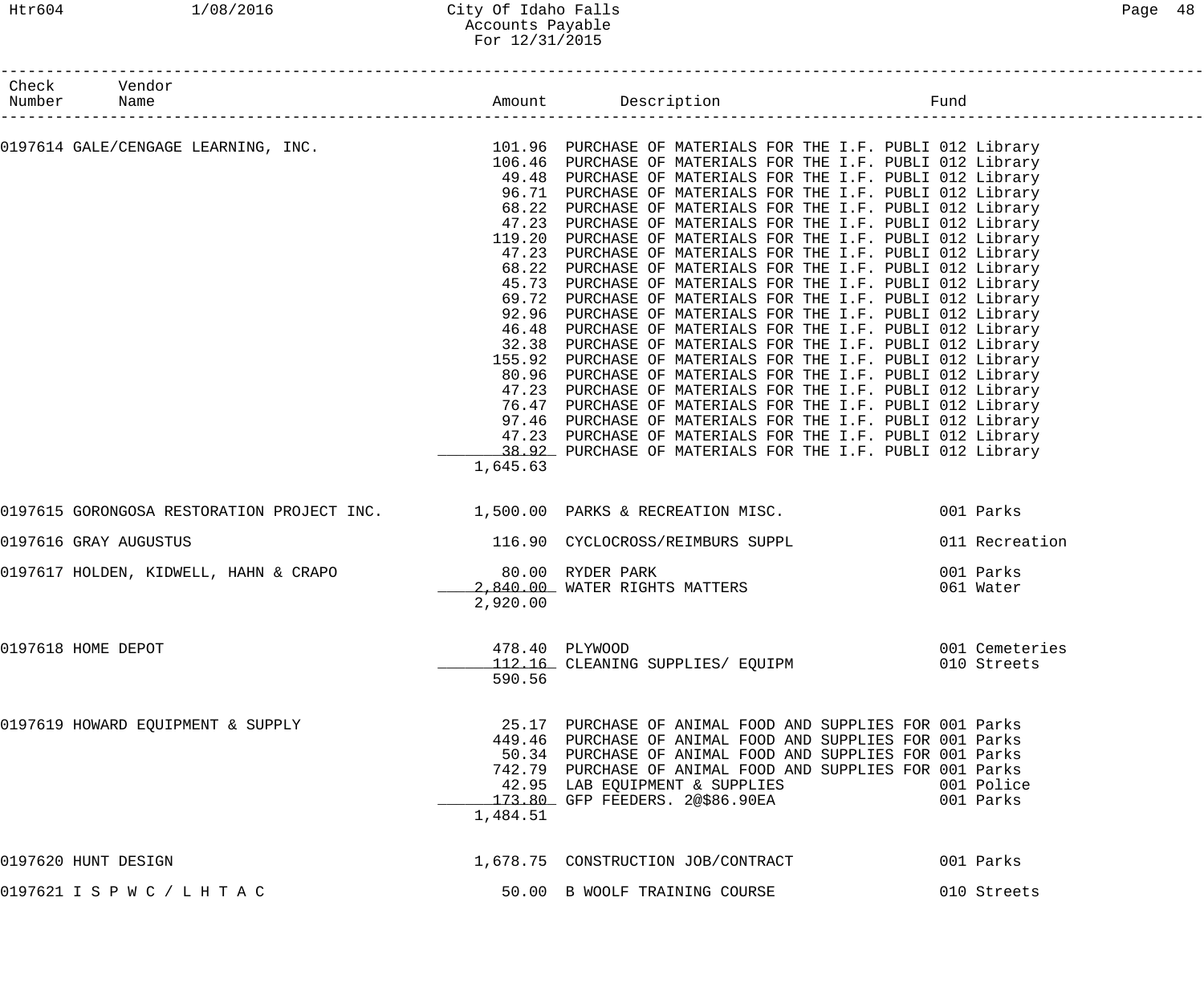| Check Number | Vendor Name | Amount | Description | Fund |
|---|---|---|---|---|
| 0197614 | GALE/CENGAGE LEARNING, INC. | 101.96 | PURCHASE OF MATERIALS FOR THE I.F. PUBLI | 012 Library |
| | | 106.46 | PURCHASE OF MATERIALS FOR THE I.F. PUBLI | 012 Library |
| | | 49.48 | PURCHASE OF MATERIALS FOR THE I.F. PUBLI | 012 Library |
| | | 96.71 | PURCHASE OF MATERIALS FOR THE I.F. PUBLI | 012 Library |
| | | 68.22 | PURCHASE OF MATERIALS FOR THE I.F. PUBLI | 012 Library |
| | | 47.23 | PURCHASE OF MATERIALS FOR THE I.F. PUBLI | 012 Library |
| | | 119.20 | PURCHASE OF MATERIALS FOR THE I.F. PUBLI | 012 Library |
| | | 47.23 | PURCHASE OF MATERIALS FOR THE I.F. PUBLI | 012 Library |
| | | 68.22 | PURCHASE OF MATERIALS FOR THE I.F. PUBLI | 012 Library |
| | | 45.73 | PURCHASE OF MATERIALS FOR THE I.F. PUBLI | 012 Library |
| | | 69.72 | PURCHASE OF MATERIALS FOR THE I.F. PUBLI | 012 Library |
| | | 92.96 | PURCHASE OF MATERIALS FOR THE I.F. PUBLI | 012 Library |
| | | 46.48 | PURCHASE OF MATERIALS FOR THE I.F. PUBLI | 012 Library |
| | | 32.38 | PURCHASE OF MATERIALS FOR THE I.F. PUBLI | 012 Library |
| | | 155.92 | PURCHASE OF MATERIALS FOR THE I.F. PUBLI | 012 Library |
| | | 80.96 | PURCHASE OF MATERIALS FOR THE I.F. PUBLI | 012 Library |
| | | 47.23 | PURCHASE OF MATERIALS FOR THE I.F. PUBLI | 012 Library |
| | | 76.47 | PURCHASE OF MATERIALS FOR THE I.F. PUBLI | 012 Library |
| | | 97.46 | PURCHASE OF MATERIALS FOR THE I.F. PUBLI | 012 Library |
| | | 47.23 | PURCHASE OF MATERIALS FOR THE I.F. PUBLI | 012 Library |
| | | 38.92 | PURCHASE OF MATERIALS FOR THE I.F. PUBLI | 012 Library |
| | | 1,645.63 | | |
| 0197615 | GORONGOSA RESTORATION PROJECT INC. | 1,500.00 | PARKS & RECREATION MISC. | 001 Parks |
| 0197616 | GRAY AUGUSTUS | 116.90 | CYCLOCROSS/REIMBURS SUPPL | 011 Recreation |
| 0197617 | HOLDEN, KIDWELL, HAHN & CRAPO | 80.00 | RYDER PARK | 001 Parks |
| | | 2,840.00 | WATER RIGHTS MATTERS | 061 Water |
| | | 2,920.00 | | |
| 0197618 | HOME DEPOT | 478.40 | PLYWOOD | 001 Cemeteries |
| | | 112.16 | CLEANING SUPPLIES/ EQUIPM | 010 Streets |
| | | 590.56 | | |
| 0197619 | HOWARD EQUIPMENT & SUPPLY | 25.17 | PURCHASE OF ANIMAL FOOD AND SUPPLIES FOR | 001 Parks |
| | | 449.46 | PURCHASE OF ANIMAL FOOD AND SUPPLIES FOR | 001 Parks |
| | | 50.34 | PURCHASE OF ANIMAL FOOD AND SUPPLIES FOR | 001 Parks |
| | | 742.79 | PURCHASE OF ANIMAL FOOD AND SUPPLIES FOR | 001 Parks |
| | | 42.95 | LAB EQUIPMENT & SUPPLIES | 001 Police |
| | | 173.80 | GFP FEEDERS. 2@$86.90EA | 001 Parks |
| | | 1,484.51 | | |
| 0197620 | HUNT DESIGN | 1,678.75 | CONSTRUCTION JOB/CONTRACT | 001 Parks |
| 0197621 | I S P W C / L H T A C | 50.00 | B WOOLF TRAINING COURSE | 010 Streets |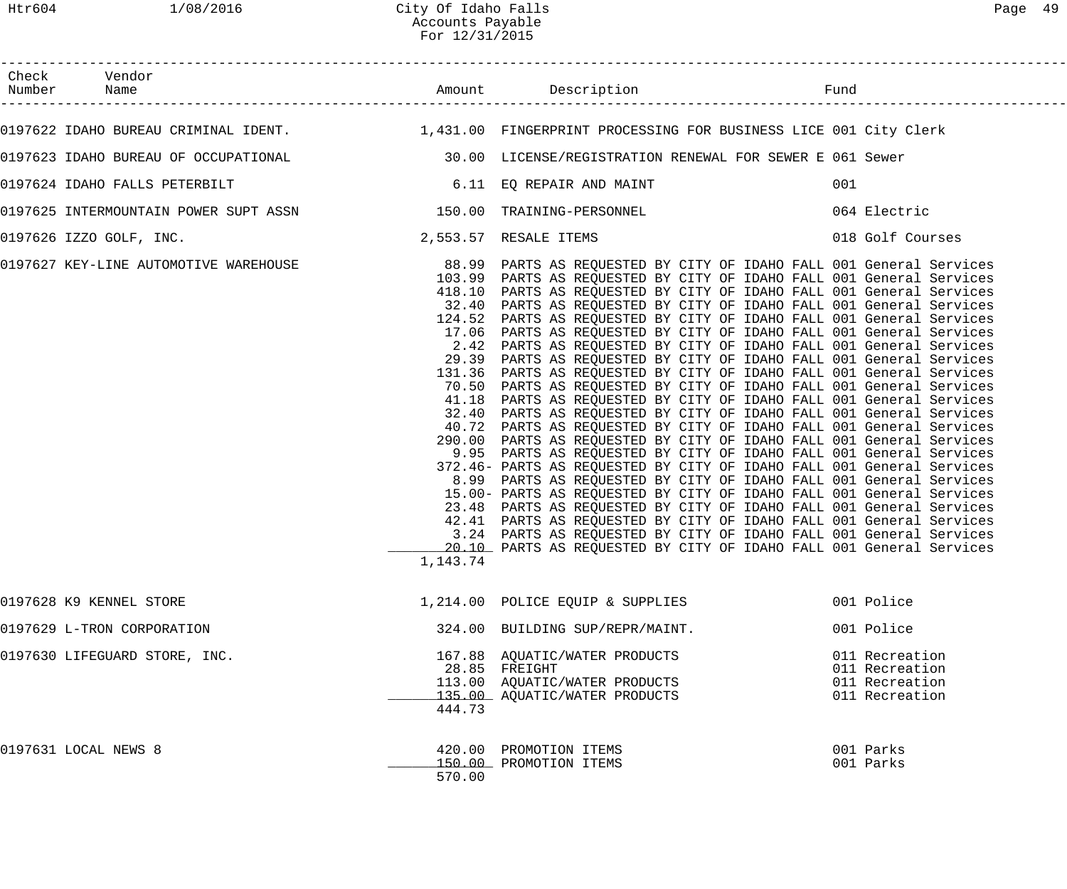City Of Idaho Falls
Accounts Payable
For 12/31/2015

| Check Number | Vendor Name | Amount | Description | Fund |
|---|---|---|---|---|
| 0197622 | IDAHO BUREAU CRIMINAL IDENT. | 1,431.00 | FINGERPRINT PROCESSING FOR BUSINESS LICE | 001 City Clerk |
| 0197623 | IDAHO BUREAU OF OCCUPATIONAL | 30.00 | LICENSE/REGISTRATION RENEWAL FOR SEWER E | 061 Sewer |
| 0197624 | IDAHO FALLS PETERBILT | 6.11 | EQ REPAIR AND MAINT | 001 |
| 0197625 | INTERMOUNTAIN POWER SUPT ASSN | 150.00 | TRAINING-PERSONNEL | 064 Electric |
| 0197626 | IZZO GOLF, INC. | 2,553.57 | RESALE ITEMS | 018 Golf Courses |
| 0197627 | KEY-LINE AUTOMOTIVE WAREHOUSE | 88.99 | PARTS AS REQUESTED BY CITY OF IDAHO FALL | 001 General Services |
| | | 103.99 | PARTS AS REQUESTED BY CITY OF IDAHO FALL | 001 General Services |
| | | 418.10 | PARTS AS REQUESTED BY CITY OF IDAHO FALL | 001 General Services |
| | | 32.40 | PARTS AS REQUESTED BY CITY OF IDAHO FALL | 001 General Services |
| | | 124.52 | PARTS AS REQUESTED BY CITY OF IDAHO FALL | 001 General Services |
| | | 17.06 | PARTS AS REQUESTED BY CITY OF IDAHO FALL | 001 General Services |
| | | 2.42 | PARTS AS REQUESTED BY CITY OF IDAHO FALL | 001 General Services |
| | | 29.39 | PARTS AS REQUESTED BY CITY OF IDAHO FALL | 001 General Services |
| | | 131.36 | PARTS AS REQUESTED BY CITY OF IDAHO FALL | 001 General Services |
| | | 70.50 | PARTS AS REQUESTED BY CITY OF IDAHO FALL | 001 General Services |
| | | 41.18 | PARTS AS REQUESTED BY CITY OF IDAHO FALL | 001 General Services |
| | | 32.40 | PARTS AS REQUESTED BY CITY OF IDAHO FALL | 001 General Services |
| | | 40.72 | PARTS AS REQUESTED BY CITY OF IDAHO FALL | 001 General Services |
| | | 290.00 | PARTS AS REQUESTED BY CITY OF IDAHO FALL | 001 General Services |
| | | 9.95 | PARTS AS REQUESTED BY CITY OF IDAHO FALL | 001 General Services |
| | | 372.46- | PARTS AS REQUESTED BY CITY OF IDAHO FALL | 001 General Services |
| | | 8.99 | PARTS AS REQUESTED BY CITY OF IDAHO FALL | 001 General Services |
| | | 15.00- | PARTS AS REQUESTED BY CITY OF IDAHO FALL | 001 General Services |
| | | 23.48 | PARTS AS REQUESTED BY CITY OF IDAHO FALL | 001 General Services |
| | | 42.41 | PARTS AS REQUESTED BY CITY OF IDAHO FALL | 001 General Services |
| | | 3.24 | PARTS AS REQUESTED BY CITY OF IDAHO FALL | 001 General Services |
| | | 20.10 | PARTS AS REQUESTED BY CITY OF IDAHO FALL | 001 General Services |
| | | 1,143.74 | | |
| 0197628 | K9 KENNEL STORE | 1,214.00 | POLICE EQUIP & SUPPLIES | 001 Police |
| 0197629 | L-TRON CORPORATION | 324.00 | BUILDING SUP/REPR/MAINT. | 001 Police |
| 0197630 | LIFEGUARD STORE, INC. | 167.88 | AQUATIC/WATER PRODUCTS | 011 Recreation |
| | | 28.85 | FREIGHT | 011 Recreation |
| | | 113.00 | AQUATIC/WATER PRODUCTS | 011 Recreation |
| | | 135.00 | AQUATIC/WATER PRODUCTS | 011 Recreation |
| | | 444.73 | | |
| 0197631 | LOCAL NEWS 8 | 420.00 | PROMOTION ITEMS | 001 Parks |
| | | 150.00 | PROMOTION ITEMS | 001 Parks |
| | | 570.00 | | |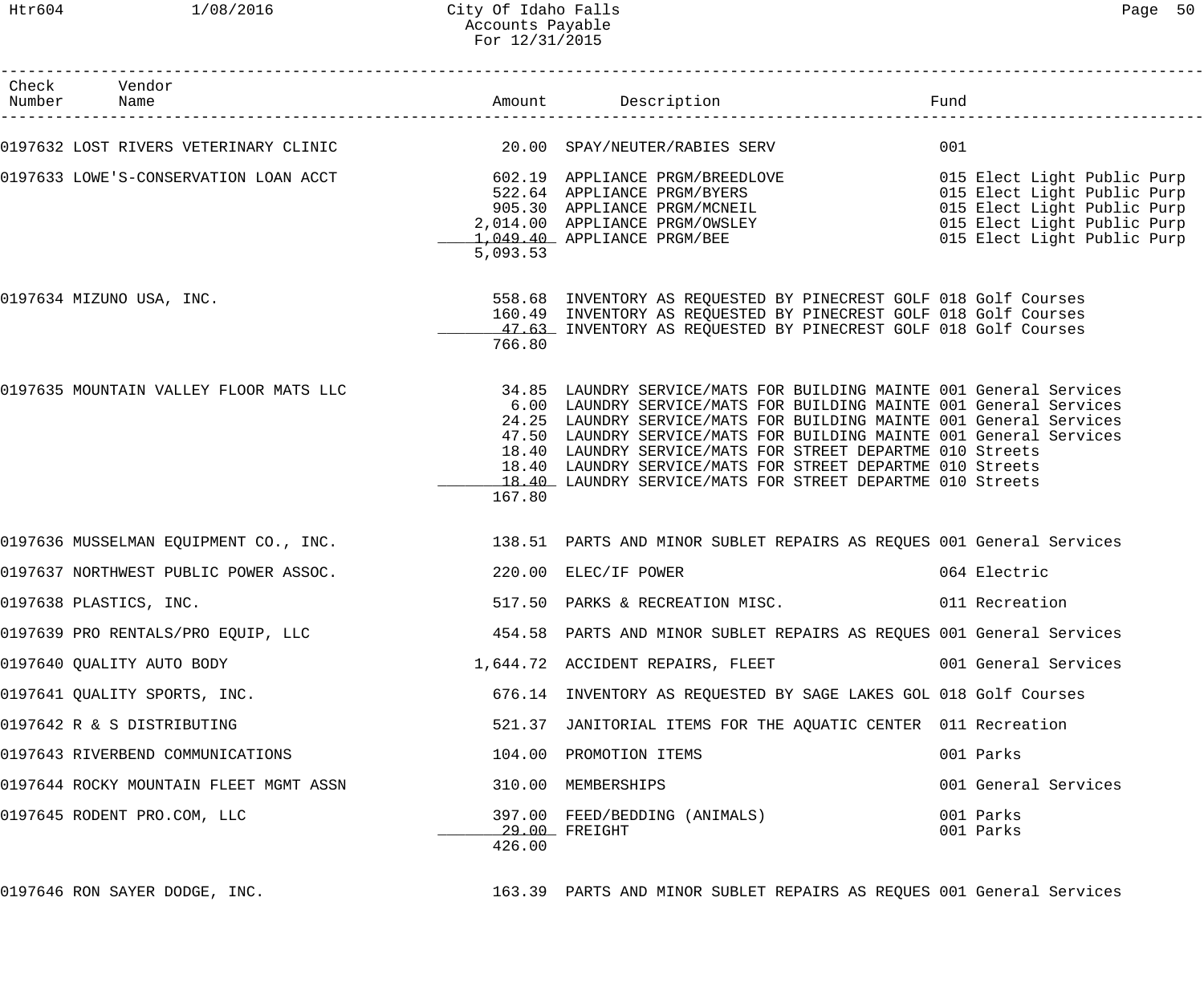| Check Number | Vendor Name | Amount | Description | Fund |
|---|---|---|---|---|
| 0197632 | LOST RIVERS VETERINARY CLINIC | 20.00 | SPAY/NEUTER/RABIES SERV | 001 |
| 0197633 | LOWE'S-CONSERVATION LOAN ACCT | 602.19 | APPLIANCE PRGM/BREEDLOVE | 015 Elect Light Public Purp |
| | | 522.64 | APPLIANCE PRGM/BYERS | 015 Elect Light Public Purp |
| | | 905.30 | APPLIANCE PRGM/MCNEIL | 015 Elect Light Public Purp |
| | | 2,014.00 | APPLIANCE PRGM/OWSLEY | 015 Elect Light Public Purp |
| | | 1,049.40 | APPLIANCE PRGM/BEE | 015 Elect Light Public Purp |
| | | 5,093.53 | | |
| 0197634 | MIZUNO USA, INC. | 558.68 | INVENTORY AS REQUESTED BY PINECREST GOLF | 018 Golf Courses |
| | | 160.49 | INVENTORY AS REQUESTED BY PINECREST GOLF | 018 Golf Courses |
| | | 47.63 | INVENTORY AS REQUESTED BY PINECREST GOLF | 018 Golf Courses |
| | | 766.80 | | |
| 0197635 | MOUNTAIN VALLEY FLOOR MATS LLC | 34.85 | LAUNDRY SERVICE/MATS FOR BUILDING MAINTE | 001 General Services |
| | | 6.00 | LAUNDRY SERVICE/MATS FOR BUILDING MAINTE | 001 General Services |
| | | 24.25 | LAUNDRY SERVICE/MATS FOR BUILDING MAINTE | 001 General Services |
| | | 47.50 | LAUNDRY SERVICE/MATS FOR BUILDING MAINTE | 001 General Services |
| | | 18.40 | LAUNDRY SERVICE/MATS FOR STREET DEPARTME | 010 Streets |
| | | 18.40 | LAUNDRY SERVICE/MATS FOR STREET DEPARTME | 010 Streets |
| | | 18.40 | LAUNDRY SERVICE/MATS FOR STREET DEPARTME | 010 Streets |
| | | 167.80 | | |
| 0197636 | MUSSELMAN EQUIPMENT CO., INC. | 138.51 | PARTS AND MINOR SUBLET REPAIRS AS REQUES | 001 General Services |
| 0197637 | NORTHWEST PUBLIC POWER ASSOC. | 220.00 | ELEC/IF POWER | 064 Electric |
| 0197638 | PLASTICS, INC. | 517.50 | PARKS & RECREATION MISC. | 011 Recreation |
| 0197639 | PRO RENTALS/PRO EQUIP, LLC | 454.58 | PARTS AND MINOR SUBLET REPAIRS AS REQUES | 001 General Services |
| 0197640 | QUALITY AUTO BODY | 1,644.72 | ACCIDENT REPAIRS, FLEET | 001 General Services |
| 0197641 | QUALITY SPORTS, INC. | 676.14 | INVENTORY AS REQUESTED BY SAGE LAKES GOL | 018 Golf Courses |
| 0197642 | R & S DISTRIBUTING | 521.37 | JANITORIAL ITEMS FOR THE AQUATIC CENTER | 011 Recreation |
| 0197643 | RIVERBEND COMMUNICATIONS | 104.00 | PROMOTION ITEMS | 001 Parks |
| 0197644 | ROCKY MOUNTAIN FLEET MGMT ASSN | 310.00 | MEMBERSHIPS | 001 General Services |
| 0197645 | RODENT PRO.COM, LLC | 397.00 | FEED/BEDDING (ANIMALS) | 001 Parks |
| | | 29.00 | FREIGHT | 001 Parks |
| | | 426.00 | | |
| 0197646 | RON SAYER DODGE, INC. | 163.39 | PARTS AND MINOR SUBLET REPAIRS AS REQUES | 001 General Services |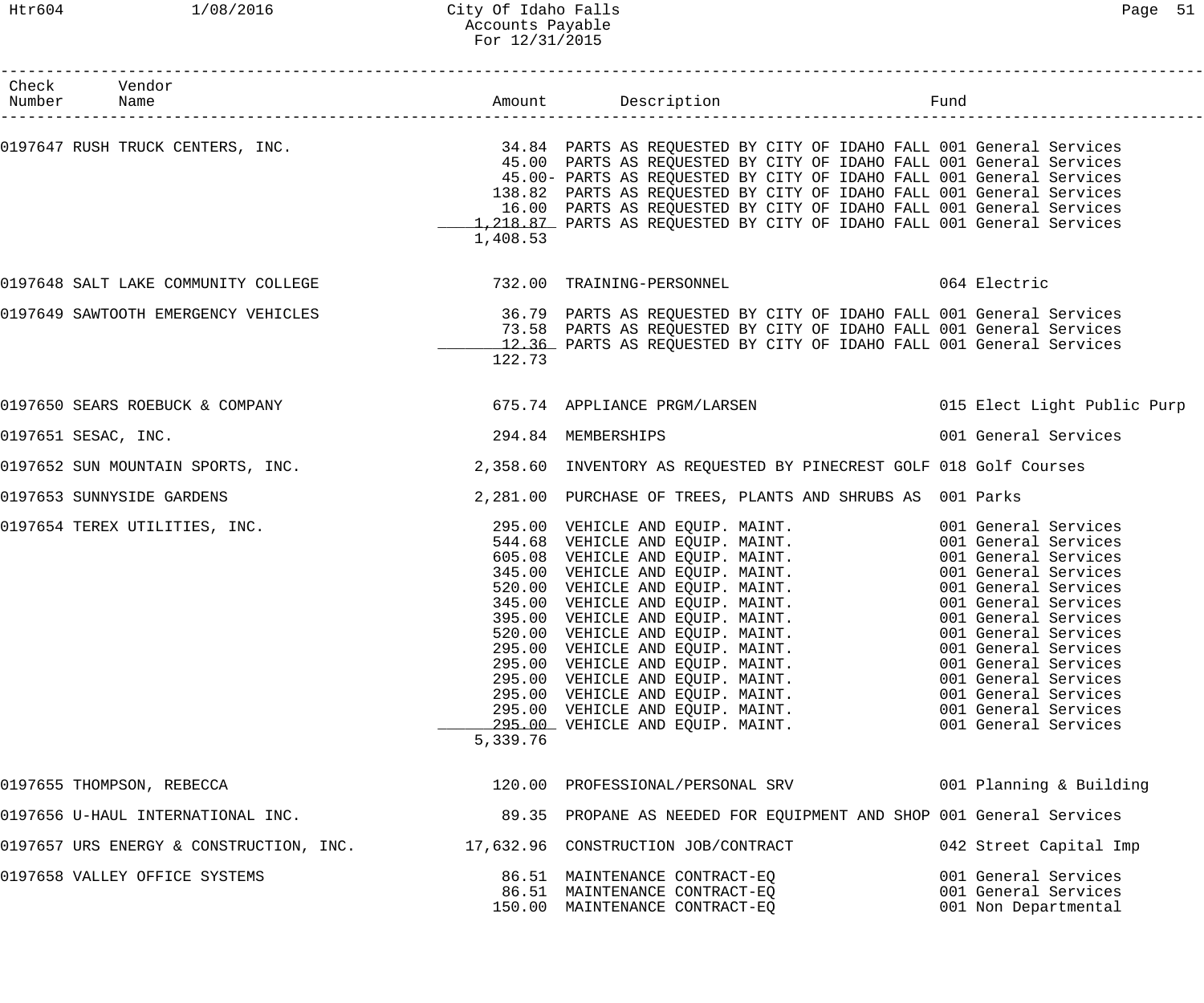| Check Number | Vendor Name | Amount | Description | Fund |
|---|---|---|---|---|
| 0197647 | RUSH TRUCK CENTERS, INC. | 34.84 | PARTS AS REQUESTED BY CITY OF IDAHO FALL | 001 General Services |
| | | 45.00 | PARTS AS REQUESTED BY CITY OF IDAHO FALL | 001 General Services |
| | | 45.00- | PARTS AS REQUESTED BY CITY OF IDAHO FALL | 001 General Services |
| | | 138.82 | PARTS AS REQUESTED BY CITY OF IDAHO FALL | 001 General Services |
| | | 16.00 | PARTS AS REQUESTED BY CITY OF IDAHO FALL | 001 General Services |
| | | 1,218.87 | PARTS AS REQUESTED BY CITY OF IDAHO FALL | 001 General Services |
| | | 1,408.53 | | |
| 0197648 | SALT LAKE COMMUNITY COLLEGE | 732.00 | TRAINING-PERSONNEL | 064 Electric |
| 0197649 | SAWTOOTH EMERGENCY VEHICLES | 36.79 | PARTS AS REQUESTED BY CITY OF IDAHO FALL | 001 General Services |
| | | 73.58 | PARTS AS REQUESTED BY CITY OF IDAHO FALL | 001 General Services |
| | | 12.36 | PARTS AS REQUESTED BY CITY OF IDAHO FALL | 001 General Services |
| | | 122.73 | | |
| 0197650 | SEARS ROEBUCK & COMPANY | 675.74 | APPLIANCE PRGM/LARSEN | 015 Elect Light Public Purp |
| 0197651 | SESAC, INC. | 294.84 | MEMBERSHIPS | 001 General Services |
| 0197652 | SUN MOUNTAIN SPORTS, INC. | 2,358.60 | INVENTORY AS REQUESTED BY PINECREST GOLF | 018 Golf Courses |
| 0197653 | SUNNYSIDE GARDENS | 2,281.00 | PURCHASE OF TREES, PLANTS AND SHRUBS AS | 001 Parks |
| 0197654 | TEREX UTILITIES, INC. | 295.00 | VEHICLE AND EQUIP. MAINT. | 001 General Services |
| | | 544.68 | VEHICLE AND EQUIP. MAINT. | 001 General Services |
| | | 605.08 | VEHICLE AND EQUIP. MAINT. | 001 General Services |
| | | 345.00 | VEHICLE AND EQUIP. MAINT. | 001 General Services |
| | | 520.00 | VEHICLE AND EQUIP. MAINT. | 001 General Services |
| | | 345.00 | VEHICLE AND EQUIP. MAINT. | 001 General Services |
| | | 395.00 | VEHICLE AND EQUIP. MAINT. | 001 General Services |
| | | 520.00 | VEHICLE AND EQUIP. MAINT. | 001 General Services |
| | | 295.00 | VEHICLE AND EQUIP. MAINT. | 001 General Services |
| | | 295.00 | VEHICLE AND EQUIP. MAINT. | 001 General Services |
| | | 295.00 | VEHICLE AND EQUIP. MAINT. | 001 General Services |
| | | 295.00 | VEHICLE AND EQUIP. MAINT. | 001 General Services |
| | | 295.00 | VEHICLE AND EQUIP. MAINT. | 001 General Services |
| | | 295.00 | VEHICLE AND EQUIP. MAINT. | 001 General Services |
| | | 5,339.76 | | |
| 0197655 | THOMPSON, REBECCA | 120.00 | PROFESSIONAL/PERSONAL SRV | 001 Planning & Building |
| 0197656 | U-HAUL INTERNATIONAL INC. | 89.35 | PROPANE AS NEEDED FOR EQUIPMENT AND SHOP | 001 General Services |
| 0197657 | URS ENERGY & CONSTRUCTION, INC. | 17,632.96 | CONSTRUCTION JOB/CONTRACT | 042 Street Capital Imp |
| 0197658 | VALLEY OFFICE SYSTEMS | 86.51 | MAINTENANCE CONTRACT-EQ | 001 General Services |
| | | 86.51 | MAINTENANCE CONTRACT-EQ | 001 General Services |
| | | 150.00 | MAINTENANCE CONTRACT-EQ | 001 Non Departmental |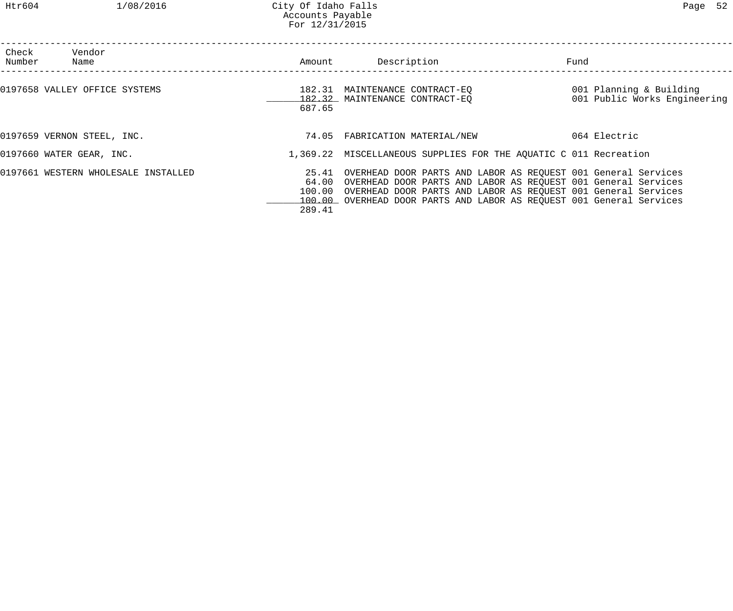City Of Idaho Falls
Accounts Payable
For 12/31/2015

| Check Number | Vendor Name | Amount | Description | Fund |
|---|---|---|---|---|
| 0197658 | VALLEY OFFICE SYSTEMS | 182.31 | MAINTENANCE CONTRACT-EQ | 001 Planning & Building |
| | | 182.32 | MAINTENANCE CONTRACT-EQ | 001 Public Works Engineering |
| | | 687.65 | | |
| 0197659 | VERNON STEEL, INC. | 74.05 | FABRICATION MATERIAL/NEW | 064 Electric |
| 0197660 | WATER GEAR, INC. | 1,369.22 | MISCELLANEOUS SUPPLIES FOR THE AQUATIC C | 011 Recreation |
| 0197661 | WESTERN WHOLESALE INSTALLED | 25.41 | OVERHEAD DOOR PARTS AND LABOR AS REQUEST | 001 General Services |
| | | 64.00 | OVERHEAD DOOR PARTS AND LABOR AS REQUEST | 001 General Services |
| | | 100.00 | OVERHEAD DOOR PARTS AND LABOR AS REQUEST | 001 General Services |
| | | 100.00 | OVERHEAD DOOR PARTS AND LABOR AS REQUEST | 001 General Services |
| | | 289.41 | | |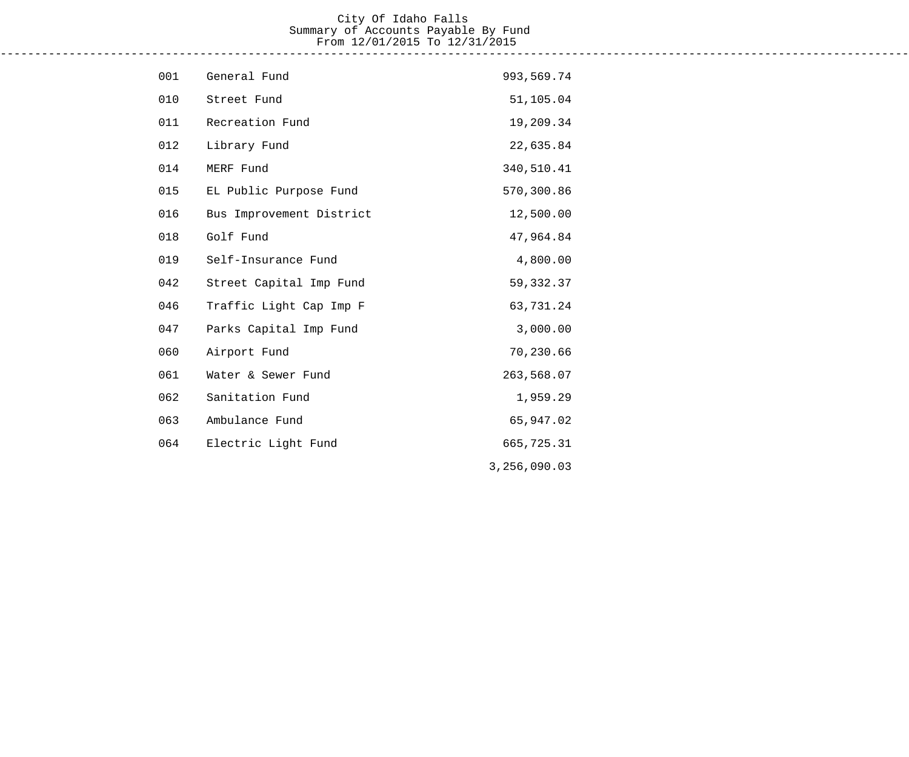City Of Idaho Falls
Summary of Accounts Payable By Fund
From 12/01/2015 To 12/31/2015

| Fund | Description | Amount |
|---|---|---|
| 001 | General Fund | 993,569.74 |
| 010 | Street Fund | 51,105.04 |
| 011 | Recreation Fund | 19,209.34 |
| 012 | Library Fund | 22,635.84 |
| 014 | MERF Fund | 340,510.41 |
| 015 | EL Public Purpose Fund | 570,300.86 |
| 016 | Bus Improvement District | 12,500.00 |
| 018 | Golf Fund | 47,964.84 |
| 019 | Self-Insurance Fund | 4,800.00 |
| 042 | Street Capital Imp Fund | 59,332.37 |
| 046 | Traffic Light Cap Imp F | 63,731.24 |
| 047 | Parks Capital Imp Fund | 3,000.00 |
| 060 | Airport Fund | 70,230.66 |
| 061 | Water & Sewer Fund | 263,568.07 |
| 062 | Sanitation Fund | 1,959.29 |
| 063 | Ambulance Fund | 65,947.02 |
| 064 | Electric Light Fund | 665,725.31 |
| | | 3,256,090.03 |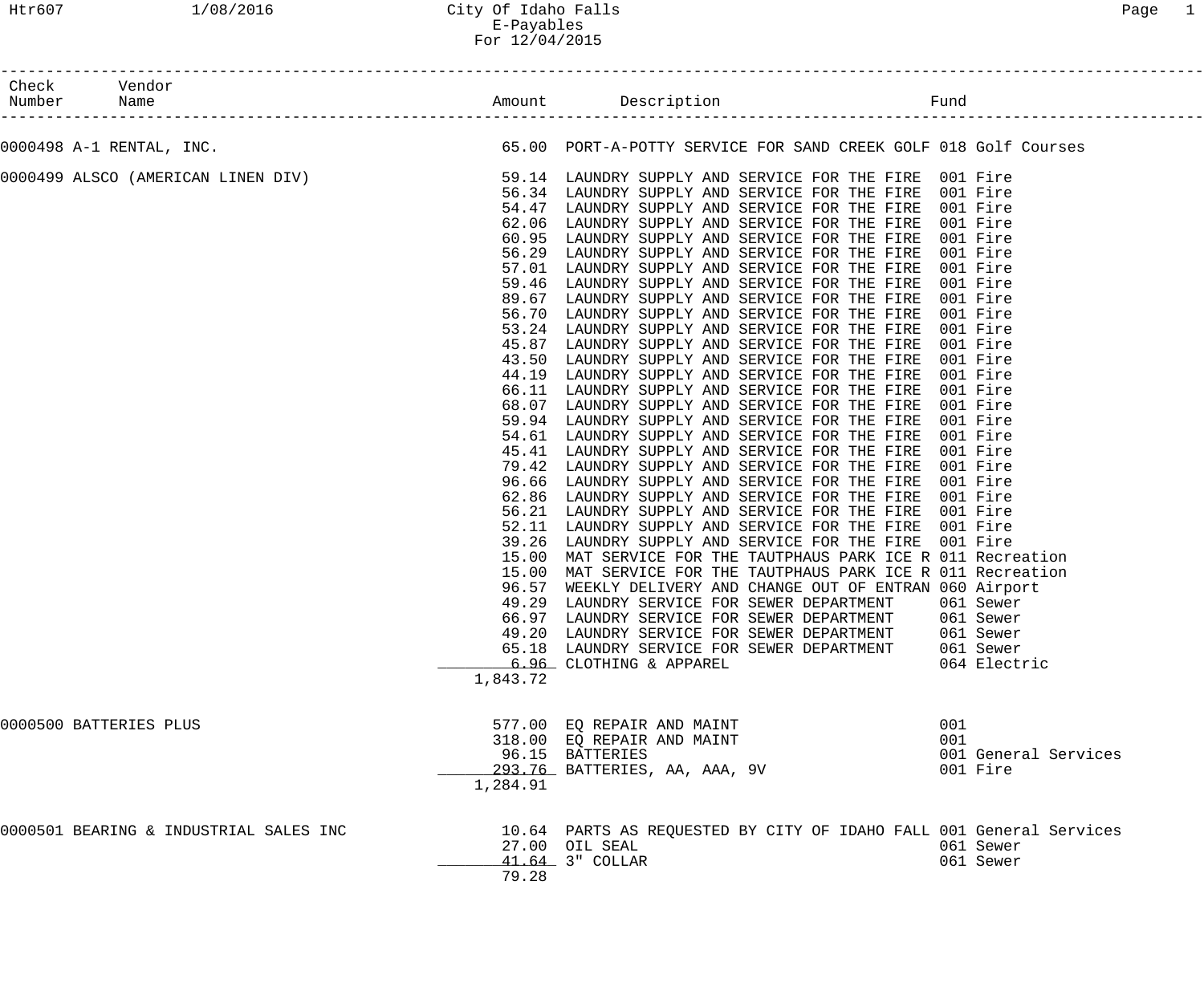City Of Idaho Falls
E-Payables
For 12/04/2015

| Check Number | Vendor Name | Amount | Description | Fund |
|---|---|---|---|---|
| 0000498 | A-1 RENTAL, INC. | 65.00 | PORT-A-POTTY SERVICE FOR SAND CREEK GOLF | 018 Golf Courses |
| 0000499 | ALSCO (AMERICAN LINEN DIV) | 59.14 | LAUNDRY SUPPLY AND SERVICE FOR THE FIRE | 001 Fire |
| | | 56.34 | LAUNDRY SUPPLY AND SERVICE FOR THE FIRE | 001 Fire |
| | | 54.47 | LAUNDRY SUPPLY AND SERVICE FOR THE FIRE | 001 Fire |
| | | 62.06 | LAUNDRY SUPPLY AND SERVICE FOR THE FIRE | 001 Fire |
| | | 60.95 | LAUNDRY SUPPLY AND SERVICE FOR THE FIRE | 001 Fire |
| | | 56.29 | LAUNDRY SUPPLY AND SERVICE FOR THE FIRE | 001 Fire |
| | | 57.01 | LAUNDRY SUPPLY AND SERVICE FOR THE FIRE | 001 Fire |
| | | 59.46 | LAUNDRY SUPPLY AND SERVICE FOR THE FIRE | 001 Fire |
| | | 89.67 | LAUNDRY SUPPLY AND SERVICE FOR THE FIRE | 001 Fire |
| | | 56.70 | LAUNDRY SUPPLY AND SERVICE FOR THE FIRE | 001 Fire |
| | | 53.24 | LAUNDRY SUPPLY AND SERVICE FOR THE FIRE | 001 Fire |
| | | 45.87 | LAUNDRY SUPPLY AND SERVICE FOR THE FIRE | 001 Fire |
| | | 43.50 | LAUNDRY SUPPLY AND SERVICE FOR THE FIRE | 001 Fire |
| | | 44.19 | LAUNDRY SUPPLY AND SERVICE FOR THE FIRE | 001 Fire |
| | | 66.11 | LAUNDRY SUPPLY AND SERVICE FOR THE FIRE | 001 Fire |
| | | 68.07 | LAUNDRY SUPPLY AND SERVICE FOR THE FIRE | 001 Fire |
| | | 59.94 | LAUNDRY SUPPLY AND SERVICE FOR THE FIRE | 001 Fire |
| | | 54.61 | LAUNDRY SUPPLY AND SERVICE FOR THE FIRE | 001 Fire |
| | | 45.41 | LAUNDRY SUPPLY AND SERVICE FOR THE FIRE | 001 Fire |
| | | 79.42 | LAUNDRY SUPPLY AND SERVICE FOR THE FIRE | 001 Fire |
| | | 96.66 | LAUNDRY SUPPLY AND SERVICE FOR THE FIRE | 001 Fire |
| | | 62.86 | LAUNDRY SUPPLY AND SERVICE FOR THE FIRE | 001 Fire |
| | | 56.21 | LAUNDRY SUPPLY AND SERVICE FOR THE FIRE | 001 Fire |
| | | 52.11 | LAUNDRY SUPPLY AND SERVICE FOR THE FIRE | 001 Fire |
| | | 39.26 | LAUNDRY SUPPLY AND SERVICE FOR THE FIRE | 001 Fire |
| | | 15.00 | MAT SERVICE FOR THE TAUTPHAUS PARK ICE R | 011 Recreation |
| | | 15.00 | MAT SERVICE FOR THE TAUTPHAUS PARK ICE R | 011 Recreation |
| | | 96.57 | WEEKLY DELIVERY AND CHANGE OUT OF ENTRAN | 060 Airport |
| | | 49.29 | LAUNDRY SERVICE FOR SEWER DEPARTMENT | 061 Sewer |
| | | 66.97 | LAUNDRY SERVICE FOR SEWER DEPARTMENT | 061 Sewer |
| | | 49.20 | LAUNDRY SERVICE FOR SEWER DEPARTMENT | 061 Sewer |
| | | 65.18 | LAUNDRY SERVICE FOR SEWER DEPARTMENT | 061 Sewer |
| | | 6.96 | CLOTHING & APPAREL | 064 Electric |
| | | 1,843.72 | | |
| 0000500 | BATTERIES PLUS | 577.00 | EQ REPAIR AND MAINT | 001 |
| | | 318.00 | EQ REPAIR AND MAINT | 001 |
| | | 96.15 | BATTERIES | 001 General Services |
| | | 293.76 | BATTERIES, AA, AAA, 9V | 001 Fire |
| | | 1,284.91 | | |
| 0000501 | BEARING & INDUSTRIAL SALES INC | 10.64 | PARTS AS REQUESTED BY CITY OF IDAHO FALL | 001 General Services |
| | | 27.00 | OIL SEAL | 061 Sewer |
| | | 41.64 | 3" COLLAR | 061 Sewer |
| | | 79.28 | | |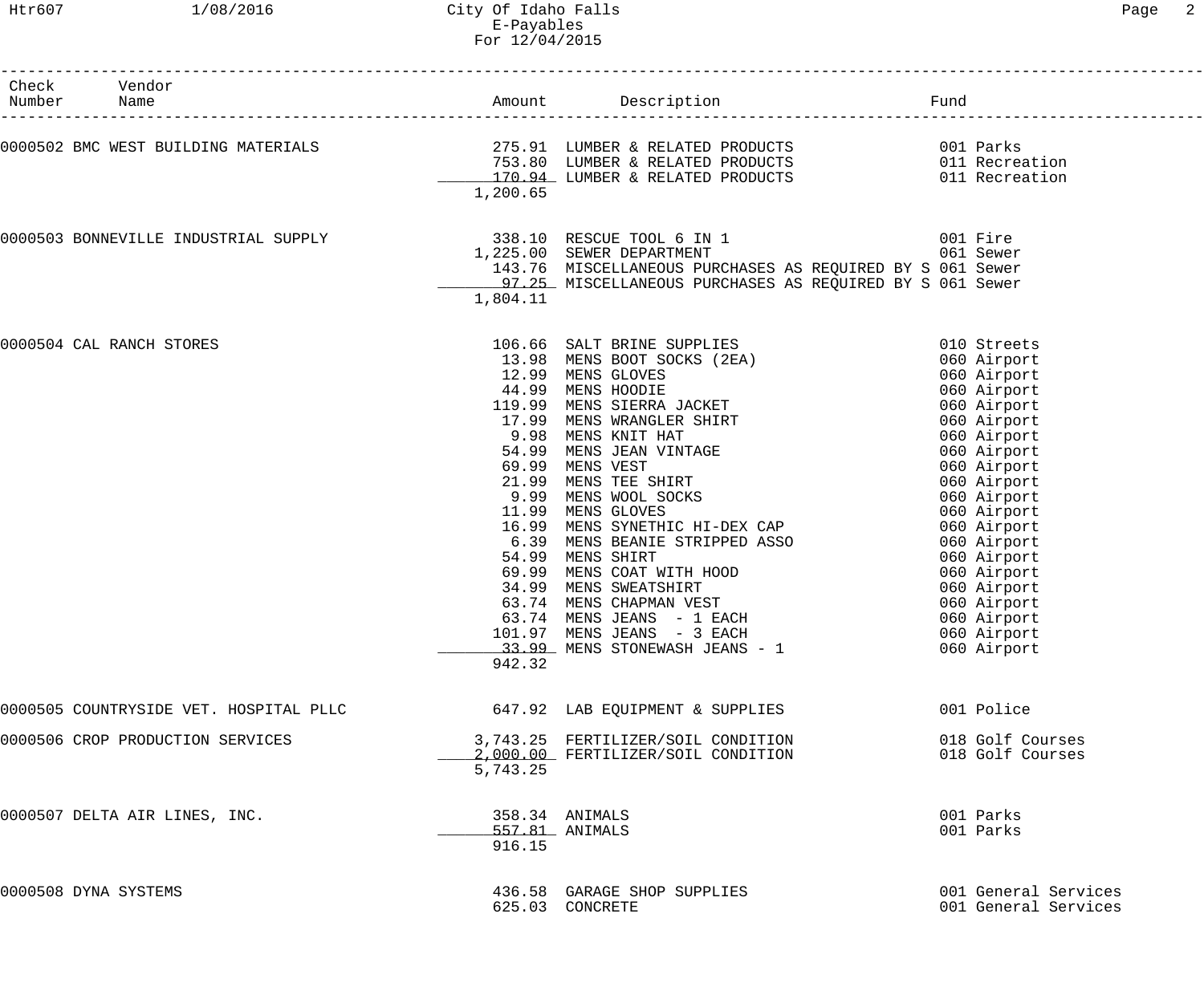City Of Idaho Falls
E-Payables
For 12/04/2015

| Check Number | Vendor Name | Amount | Description | Fund |
|---|---|---|---|---|
| 0000502 | BMC WEST BUILDING MATERIALS | 275.91 | LUMBER & RELATED PRODUCTS | 001 Parks |
| | | 753.80 | LUMBER & RELATED PRODUCTS | 011 Recreation |
| | | 170.94 | LUMBER & RELATED PRODUCTS | 011 Recreation |
| | | 1,200.65 | | |
| 0000503 | BONNEVILLE INDUSTRIAL SUPPLY | 338.10 | RESCUE TOOL 6 IN 1 | 001 Fire |
| | | 1,225.00 | SEWER DEPARTMENT | 061 Sewer |
| | | 143.76 | MISCELLANEOUS PURCHASES AS REQUIRED BY S | 061 Sewer |
| | | 97.25 | MISCELLANEOUS PURCHASES AS REQUIRED BY S | 061 Sewer |
| | | 1,804.11 | | |
| 0000504 | CAL RANCH STORES | 106.66 | SALT BRINE SUPPLIES | 010 Streets |
| | | 13.98 | MENS BOOT SOCKS (2EA) | 060 Airport |
| | | 12.99 | MENS GLOVES | 060 Airport |
| | | 44.99 | MENS HOODIE | 060 Airport |
| | | 119.99 | MENS SIERRA JACKET | 060 Airport |
| | | 17.99 | MENS WRANGLER SHIRT | 060 Airport |
| | | 9.98 | MENS KNIT HAT | 060 Airport |
| | | 54.99 | MENS JEAN VINTAGE | 060 Airport |
| | | 69.99 | MENS VEST | 060 Airport |
| | | 21.99 | MENS TEE SHIRT | 060 Airport |
| | | 9.99 | MENS WOOL SOCKS | 060 Airport |
| | | 11.99 | MENS GLOVES | 060 Airport |
| | | 16.99 | MENS SYNETHIC HI-DEX CAP | 060 Airport |
| | | 6.39 | MENS BEANIE STRIPPED ASSO | 060 Airport |
| | | 54.99 | MENS SHIRT | 060 Airport |
| | | 69.99 | MENS COAT WITH HOOD | 060 Airport |
| | | 34.99 | MENS SWEATSHIRT | 060 Airport |
| | | 63.74 | MENS CHAPMAN VEST | 060 Airport |
| | | 63.74 | MENS JEANS - 1 EACH | 060 Airport |
| | | 101.97 | MENS JEANS - 3 EACH | 060 Airport |
| | | 33.99 | MENS STONEWASH JEANS - 1 | 060 Airport |
| | | 942.32 | | |
| 0000505 | COUNTRYSIDE VET. HOSPITAL PLLC | 647.92 | LAB EQUIPMENT & SUPPLIES | 001 Police |
| 0000506 | CROP PRODUCTION SERVICES | 3,743.25 | FERTILIZER/SOIL CONDITION | 018 Golf Courses |
| | | 2,000.00 | FERTILIZER/SOIL CONDITION | 018 Golf Courses |
| | | 5,743.25 | | |
| 0000507 | DELTA AIR LINES, INC. | 358.34 | ANIMALS | 001 Parks |
| | | 557.81 | ANIMALS | 001 Parks |
| | | 916.15 | | |
| 0000508 | DYNA SYSTEMS | 436.58 | GARAGE SHOP SUPPLIES | 001 General Services |
| | | 625.03 | CONCRETE | 001 General Services |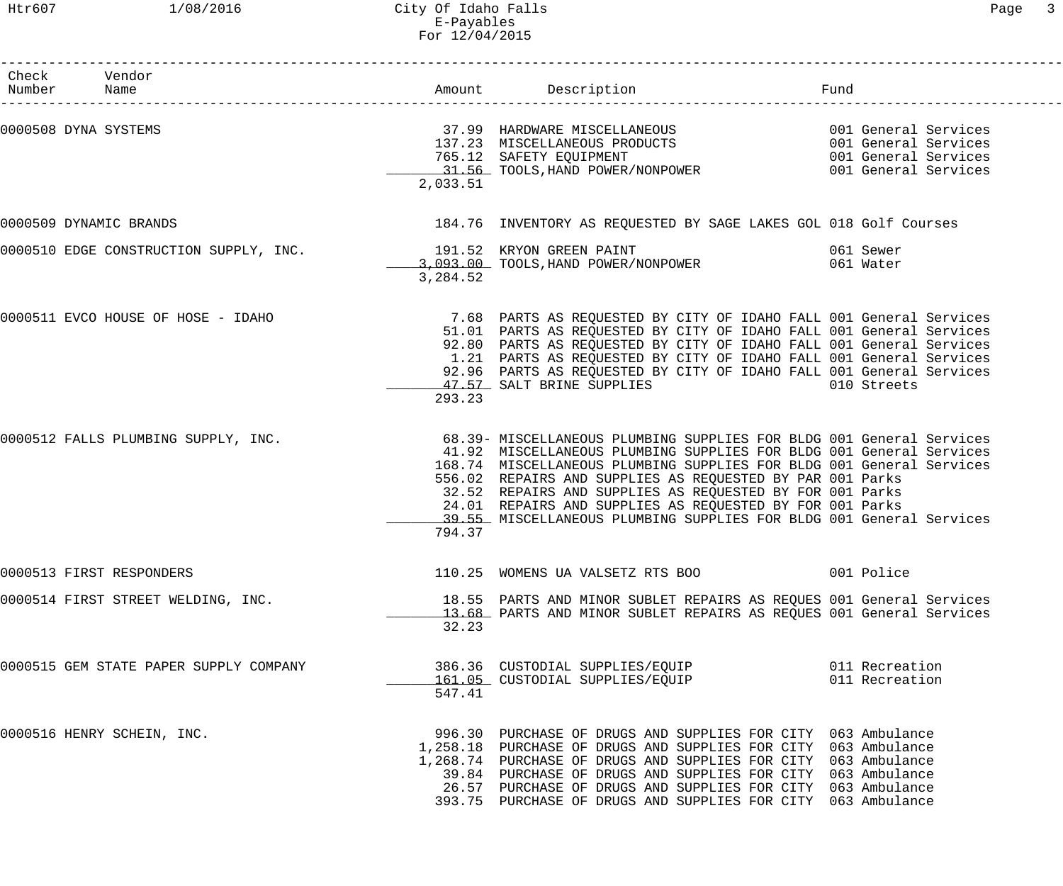| Check Number | Vendor Name | Amount | Description | Fund |
|---|---|---|---|---|
| 0000508 | DYNA SYSTEMS | 37.99 | HARDWARE MISCELLANEOUS | 001 General Services |
| | | 137.23 | MISCELLANEOUS PRODUCTS | 001 General Services |
| | | 765.12 | SAFETY EQUIPMENT | 001 General Services |
| | | 31.56 | TOOLS,HAND POWER/NONPOWER | 001 General Services |
| | | 2,033.51 | | |
| 0000509 | DYNAMIC BRANDS | 184.76 | INVENTORY AS REQUESTED BY SAGE LAKES GOL | 018 Golf Courses |
| 0000510 | EDGE CONSTRUCTION SUPPLY, INC. | 191.52 | KRYON GREEN PAINT | 061 Sewer |
| | | 3,093.00 | TOOLS,HAND POWER/NONPOWER | 061 Water |
| | | 3,284.52 | | |
| 0000511 | EVCO HOUSE OF HOSE - IDAHO | 7.68 | PARTS AS REQUESTED BY CITY OF IDAHO FALL | 001 General Services |
| | | 51.01 | PARTS AS REQUESTED BY CITY OF IDAHO FALL | 001 General Services |
| | | 92.80 | PARTS AS REQUESTED BY CITY OF IDAHO FALL | 001 General Services |
| | | 1.21 | PARTS AS REQUESTED BY CITY OF IDAHO FALL | 001 General Services |
| | | 92.96 | PARTS AS REQUESTED BY CITY OF IDAHO FALL | 001 General Services |
| | | 47.57 | SALT BRINE SUPPLIES | 010 Streets |
| | | 293.23 | | |
| 0000512 | FALLS PLUMBING SUPPLY, INC. | 68.39- | MISCELLANEOUS PLUMBING SUPPLIES FOR BLDG | 001 General Services |
| | | 41.92 | MISCELLANEOUS PLUMBING SUPPLIES FOR BLDG | 001 General Services |
| | | 168.74 | MISCELLANEOUS PLUMBING SUPPLIES FOR BLDG | 001 General Services |
| | | 556.02 | REPAIRS AND SUPPLIES AS REQUESTED BY PAR | 001 Parks |
| | | 32.52 | REPAIRS AND SUPPLIES AS REQUESTED BY FOR | 001 Parks |
| | | 24.01 | REPAIRS AND SUPPLIES AS REQUESTED BY FOR | 001 Parks |
| | | 39.55 | MISCELLANEOUS PLUMBING SUPPLIES FOR BLDG | 001 General Services |
| | | 794.37 | | |
| 0000513 | FIRST RESPONDERS | 110.25 | WOMENS UA VALSETZ RTS BOO | 001 Police |
| 0000514 | FIRST STREET WELDING, INC. | 18.55 | PARTS AND MINOR SUBLET REPAIRS AS REQUES | 001 General Services |
| | | 13.68 | PARTS AND MINOR SUBLET REPAIRS AS REQUES | 001 General Services |
| | | 32.23 | | |
| 0000515 | GEM STATE PAPER SUPPLY COMPANY | 386.36 | CUSTODIAL SUPPLIES/EQUIP | 011 Recreation |
| | | 161.05 | CUSTODIAL SUPPLIES/EQUIP | 011 Recreation |
| | | 547.41 | | |
| 0000516 | HENRY SCHEIN, INC. | 996.30 | PURCHASE OF DRUGS AND SUPPLIES FOR CITY | 063 Ambulance |
| | | 1,258.18 | PURCHASE OF DRUGS AND SUPPLIES FOR CITY | 063 Ambulance |
| | | 1,268.74 | PURCHASE OF DRUGS AND SUPPLIES FOR CITY | 063 Ambulance |
| | | 39.84 | PURCHASE OF DRUGS AND SUPPLIES FOR CITY | 063 Ambulance |
| | | 26.57 | PURCHASE OF DRUGS AND SUPPLIES FOR CITY | 063 Ambulance |
| | | 393.75 | PURCHASE OF DRUGS AND SUPPLIES FOR CITY | 063 Ambulance |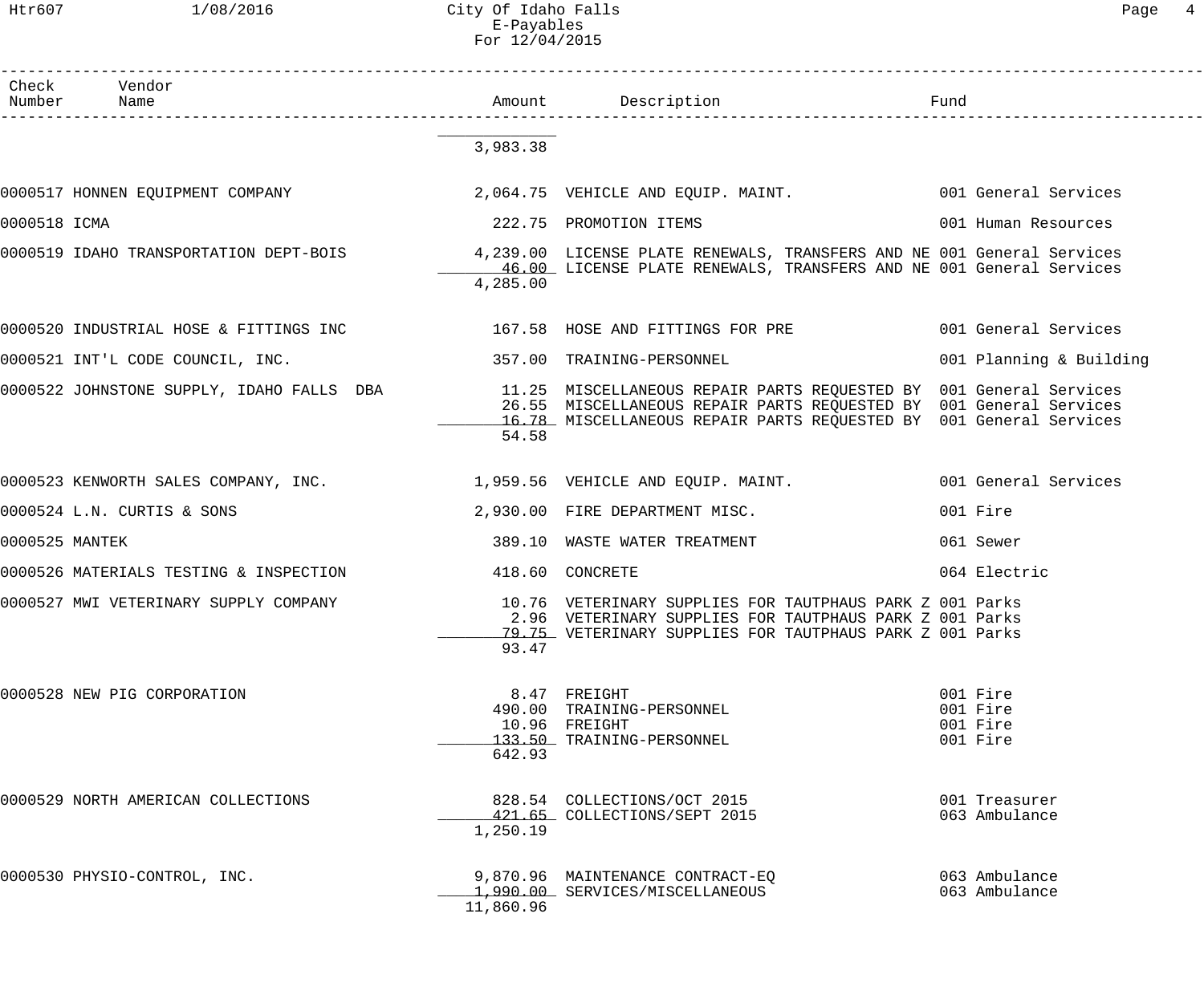| Check Number | Vendor Name | Amount | Description | Fund |
|---|---|---|---|---|
| | | 3,983.38 | | |
| 0000517 | HONNEN EQUIPMENT COMPANY | 2,064.75 | VEHICLE AND EQUIP. MAINT. | 001 General Services |
| 0000518 | ICMA | 222.75 | PROMOTION ITEMS | 001 Human Resources |
| 0000519 | IDAHO TRANSPORTATION DEPT-BOIS | 4,239.00 | LICENSE PLATE RENEWALS, TRANSFERS AND NE | 001 General Services |
| | | 46.00 | LICENSE PLATE RENEWALS, TRANSFERS AND NE | 001 General Services |
| | | 4,285.00 | | |
| 0000520 | INDUSTRIAL HOSE & FITTINGS INC | 167.58 | HOSE AND FITTINGS FOR PRE | 001 General Services |
| 0000521 | INT'L CODE COUNCIL, INC. | 357.00 | TRAINING-PERSONNEL | 001 Planning & Building |
| 0000522 | JOHNSTONE SUPPLY, IDAHO FALLS DBA | 11.25 | MISCELLANEOUS REPAIR PARTS REQUESTED BY | 001 General Services |
| | | 26.55 | MISCELLANEOUS REPAIR PARTS REQUESTED BY | 001 General Services |
| | | 16.78 | MISCELLANEOUS REPAIR PARTS REQUESTED BY | 001 General Services |
| | | 54.58 | | |
| 0000523 | KENWORTH SALES COMPANY, INC. | 1,959.56 | VEHICLE AND EQUIP. MAINT. | 001 General Services |
| 0000524 | L.N. CURTIS & SONS | 2,930.00 | FIRE DEPARTMENT MISC. | 001 Fire |
| 0000525 | MANTEK | 389.10 | WASTE WATER TREATMENT | 061 Sewer |
| 0000526 | MATERIALS TESTING & INSPECTION | 418.60 | CONCRETE | 064 Electric |
| 0000527 | MWI VETERINARY SUPPLY COMPANY | 10.76 | VETERINARY SUPPLIES FOR TAUTPHAUS PARK Z | 001 Parks |
| | | 2.96 | VETERINARY SUPPLIES FOR TAUTPHAUS PARK Z | 001 Parks |
| | | 79.75 | VETERINARY SUPPLIES FOR TAUTPHAUS PARK Z | 001 Parks |
| | | 93.47 | | |
| 0000528 | NEW PIG CORPORATION | 8.47 | FREIGHT | 001 Fire |
| | | 490.00 | TRAINING-PERSONNEL | 001 Fire |
| | | 10.96 | FREIGHT | 001 Fire |
| | | 133.50 | TRAINING-PERSONNEL | 001 Fire |
| | | 642.93 | | |
| 0000529 | NORTH AMERICAN COLLECTIONS | 828.54 | COLLECTIONS/OCT 2015 | 001 Treasurer |
| | | 421.65 | COLLECTIONS/SEPT 2015 | 063 Ambulance |
| | | 1,250.19 | | |
| 0000530 | PHYSIO-CONTROL, INC. | 9,870.96 | MAINTENANCE CONTRACT-EQ | 063 Ambulance |
| | | 1,990.00 | SERVICES/MISCELLANEOUS | 063 Ambulance |
| | | 11,860.96 | | |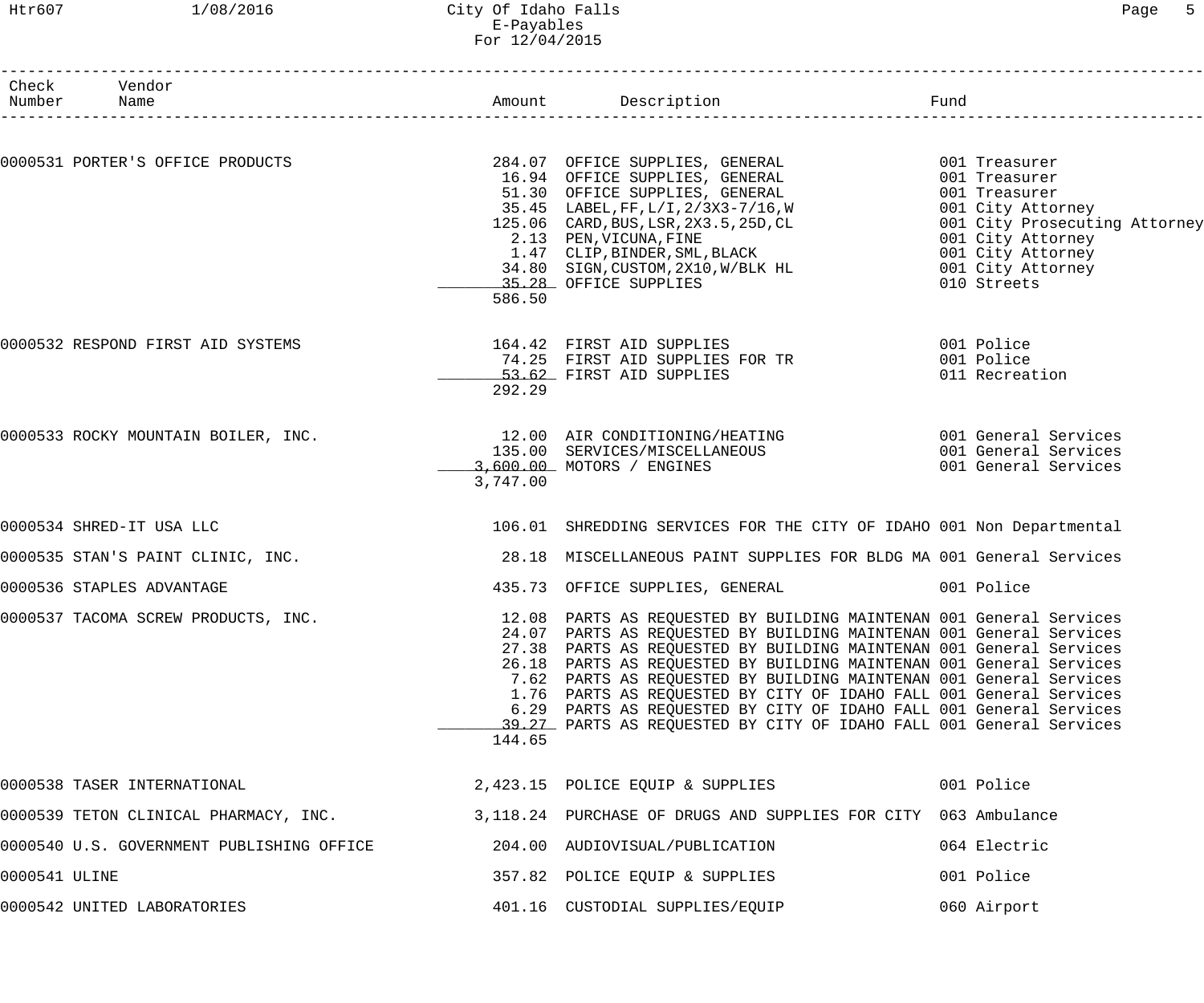| Check Number | Vendor Name | Amount | Description | Fund |
|---|---|---|---|---|
| 0000531 | PORTER'S OFFICE PRODUCTS | 284.07 | OFFICE SUPPLIES, GENERAL | 001 Treasurer |
| | | 16.94 | OFFICE SUPPLIES, GENERAL | 001 Treasurer |
| | | 51.30 | OFFICE SUPPLIES, GENERAL | 001 Treasurer |
| | | 35.45 | LABEL,FF,L/I,2/3X3-7/16,W | 001 City Attorney |
| | | 125.06 | CARD,BUS,LSR,2X3.5,25D,CL | 001 City Prosecuting Attorney |
| | | 2.13 | PEN,VICUNA,FINE | 001 City Attorney |
| | | 1.47 | CLIP,BINDER,SML,BLACK | 001 City Attorney |
| | | 34.80 | SIGN,CUSTOM,2X10,W/BLK HL | 001 City Attorney |
| | | 35.28 | OFFICE SUPPLIES | 010 Streets |
| | | 586.50 | | |
| 0000532 | RESPOND FIRST AID SYSTEMS | 164.42 | FIRST AID SUPPLIES | 001 Police |
| | | 74.25 | FIRST AID SUPPLIES FOR TR | 001 Police |
| | | 53.62 | FIRST AID SUPPLIES | 011 Recreation |
| | | 292.29 | | |
| 0000533 | ROCKY MOUNTAIN BOILER, INC. | 12.00 | AIR CONDITIONING/HEATING | 001 General Services |
| | | 135.00 | SERVICES/MISCELLANEOUS | 001 General Services |
| | | 3,600.00 | MOTORS / ENGINES | 001 General Services |
| | | 3,747.00 | | |
| 0000534 | SHRED-IT USA LLC | 106.01 | SHREDDING SERVICES FOR THE CITY OF IDAHO | 001 Non Departmental |
| 0000535 | STAN'S PAINT CLINIC, INC. | 28.18 | MISCELLANEOUS PAINT SUPPLIES FOR BLDG MA | 001 General Services |
| 0000536 | STAPLES ADVANTAGE | 435.73 | OFFICE SUPPLIES, GENERAL | 001 Police |
| 0000537 | TACOMA SCREW PRODUCTS, INC. | 12.08 | PARTS AS REQUESTED BY BUILDING MAINTENAN | 001 General Services |
| | | 24.07 | PARTS AS REQUESTED BY BUILDING MAINTENAN | 001 General Services |
| | | 27.38 | PARTS AS REQUESTED BY BUILDING MAINTENAN | 001 General Services |
| | | 26.18 | PARTS AS REQUESTED BY BUILDING MAINTENAN | 001 General Services |
| | | 7.62 | PARTS AS REQUESTED BY BUILDING MAINTENAN | 001 General Services |
| | | 1.76 | PARTS AS REQUESTED BY CITY OF IDAHO FALL | 001 General Services |
| | | 6.29 | PARTS AS REQUESTED BY CITY OF IDAHO FALL | 001 General Services |
| | | 39.27 | PARTS AS REQUESTED BY CITY OF IDAHO FALL | 001 General Services |
| | | 144.65 | | |
| 0000538 | TASER INTERNATIONAL | 2,423.15 | POLICE EQUIP & SUPPLIES | 001 Police |
| 0000539 | TETON CLINICAL PHARMACY, INC. | 3,118.24 | PURCHASE OF DRUGS AND SUPPLIES FOR CITY | 063 Ambulance |
| 0000540 | U.S. GOVERNMENT PUBLISHING OFFICE | 204.00 | AUDIOVISUAL/PUBLICATION | 064 Electric |
| 0000541 | ULINE | 357.82 | POLICE EQUIP & SUPPLIES | 001 Police |
| 0000542 | UNITED LABORATORIES | 401.16 | CUSTODIAL SUPPLIES/EQUIP | 060 Airport |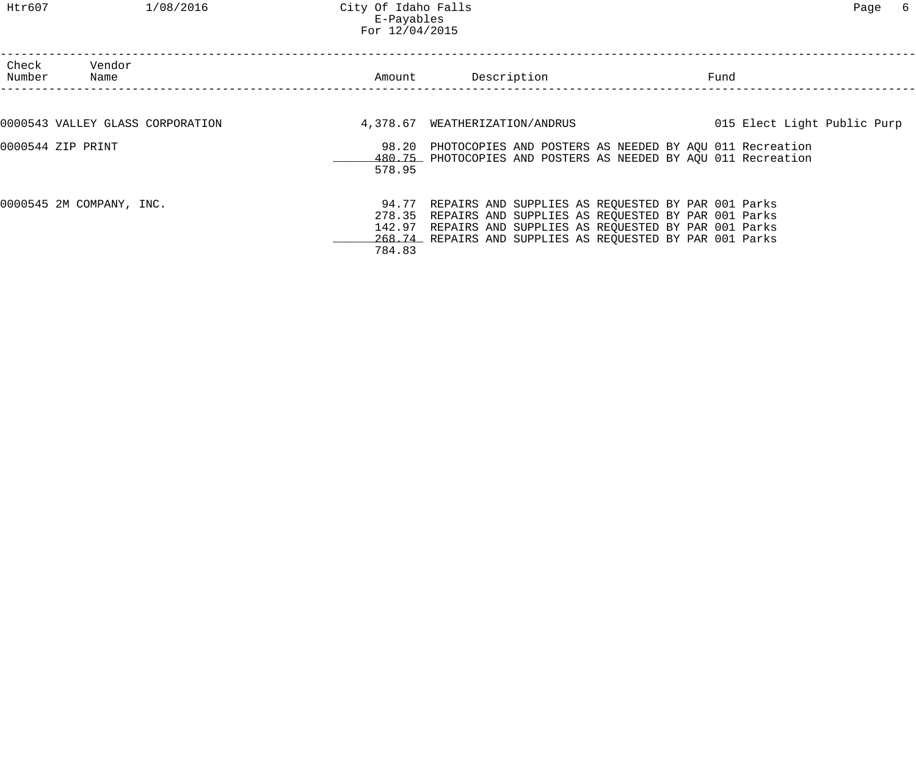| Check Number | Vendor Name | Amount | Description | Fund |
|---|---|---|---|---|
| 0000543 | VALLEY GLASS CORPORATION | 4,378.67 | WEATHERIZATION/ANDRUS | 015 Elect Light Public Purp |
| 0000544 | ZIP PRINT | 98.20 | PHOTOCOPIES AND POSTERS AS NEEDED BY AQU | 011 Recreation |
| | | 480.75 | PHOTOCOPIES AND POSTERS AS NEEDED BY AQU | 011 Recreation |
| | | 578.95 | | |
| 0000545 | 2M COMPANY, INC. | 94.77 | REPAIRS AND SUPPLIES AS REQUESTED BY PAR | 001 Parks |
| | | 278.35 | REPAIRS AND SUPPLIES AS REQUESTED BY PAR | 001 Parks |
| | | 142.97 | REPAIRS AND SUPPLIES AS REQUESTED BY PAR | 001 Parks |
| | | 268.74 | REPAIRS AND SUPPLIES AS REQUESTED BY PAR | 001 Parks |
| | | 784.83 | | |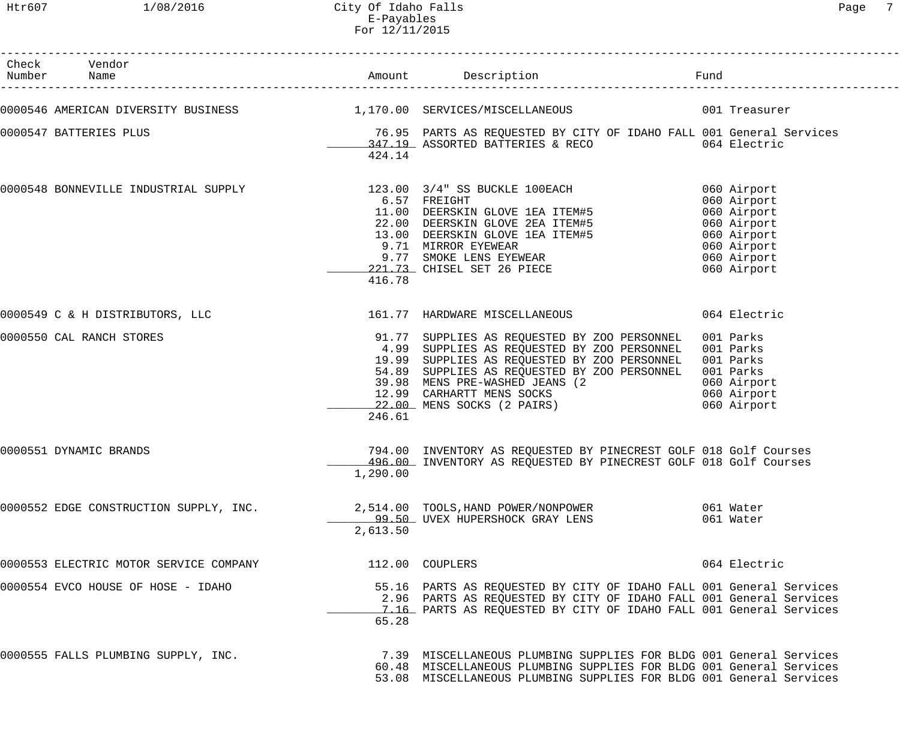City Of Idaho Falls
E-Payables
For 12/11/2015

| Check Number | Vendor Name | Amount | Description | Fund |
|---|---|---|---|---|
| 0000546 | AMERICAN DIVERSITY BUSINESS | 1,170.00 | SERVICES/MISCELLANEOUS | 001 Treasurer |
| 0000547 | BATTERIES PLUS | 76.95 | PARTS AS REQUESTED BY CITY OF IDAHO FALL | 001 General Services |
| | | 347.19 | ASSORTED BATTERIES & RECO | 064 Electric |
| | | 424.14 | | |
| 0000548 | BONNEVILLE INDUSTRIAL SUPPLY | 123.00 | 3/4" SS BUCKLE 100EACH | 060 Airport |
| | | 6.57 | FREIGHT | 060 Airport |
| | | 11.00 | DEERSKIN GLOVE 1EA ITEM#5 | 060 Airport |
| | | 22.00 | DEERSKIN GLOVE 2EA ITEM#5 | 060 Airport |
| | | 13.00 | DEERSKIN GLOVE 1EA ITEM#5 | 060 Airport |
| | | 9.71 | MIRROR EYEWEAR | 060 Airport |
| | | 9.77 | SMOKE LENS EYEWEAR | 060 Airport |
| | | 221.73 | CHISEL SET 26 PIECE | 060 Airport |
| | | 416.78 | | |
| 0000549 | C & H DISTRIBUTORS, LLC | 161.77 | HARDWARE MISCELLANEOUS | 064 Electric |
| 0000550 | CAL RANCH STORES | 91.77 | SUPPLIES AS REQUESTED BY ZOO PERSONNEL | 001 Parks |
| | | 4.99 | SUPPLIES AS REQUESTED BY ZOO PERSONNEL | 001 Parks |
| | | 19.99 | SUPPLIES AS REQUESTED BY ZOO PERSONNEL | 001 Parks |
| | | 54.89 | SUPPLIES AS REQUESTED BY ZOO PERSONNEL | 001 Parks |
| | | 39.98 | MENS PRE-WASHED JEANS (2 | 060 Airport |
| | | 12.99 | CARHARTT MENS SOCKS | 060 Airport |
| | | 22.00 | MENS SOCKS (2 PAIRS) | 060 Airport |
| | | 246.61 | | |
| 0000551 | DYNAMIC BRANDS | 794.00 | INVENTORY AS REQUESTED BY PINECREST GOLF | 018 Golf Courses |
| | | 496.00 | INVENTORY AS REQUESTED BY PINECREST GOLF | 018 Golf Courses |
| | | 1,290.00 | | |
| 0000552 | EDGE CONSTRUCTION SUPPLY, INC. | 2,514.00 | TOOLS,HAND POWER/NONPOWER | 061 Water |
| | | 99.50 | UVEX HUPERSHOCK GRAY LENS | 061 Water |
| | | 2,613.50 | | |
| 0000553 | ELECTRIC MOTOR SERVICE COMPANY | 112.00 | COUPLERS | 064 Electric |
| 0000554 | EVCO HOUSE OF HOSE - IDAHO | 55.16 | PARTS AS REQUESTED BY CITY OF IDAHO FALL | 001 General Services |
| | | 2.96 | PARTS AS REQUESTED BY CITY OF IDAHO FALL | 001 General Services |
| | | 7.16 | PARTS AS REQUESTED BY CITY OF IDAHO FALL | 001 General Services |
| | | 65.28 | | |
| 0000555 | FALLS PLUMBING SUPPLY, INC. | 7.39 | MISCELLANEOUS PLUMBING SUPPLIES FOR BLDG | 001 General Services |
| | | 60.48 | MISCELLANEOUS PLUMBING SUPPLIES FOR BLDG | 001 General Services |
| | | 53.08 | MISCELLANEOUS PLUMBING SUPPLIES FOR BLDG | 001 General Services |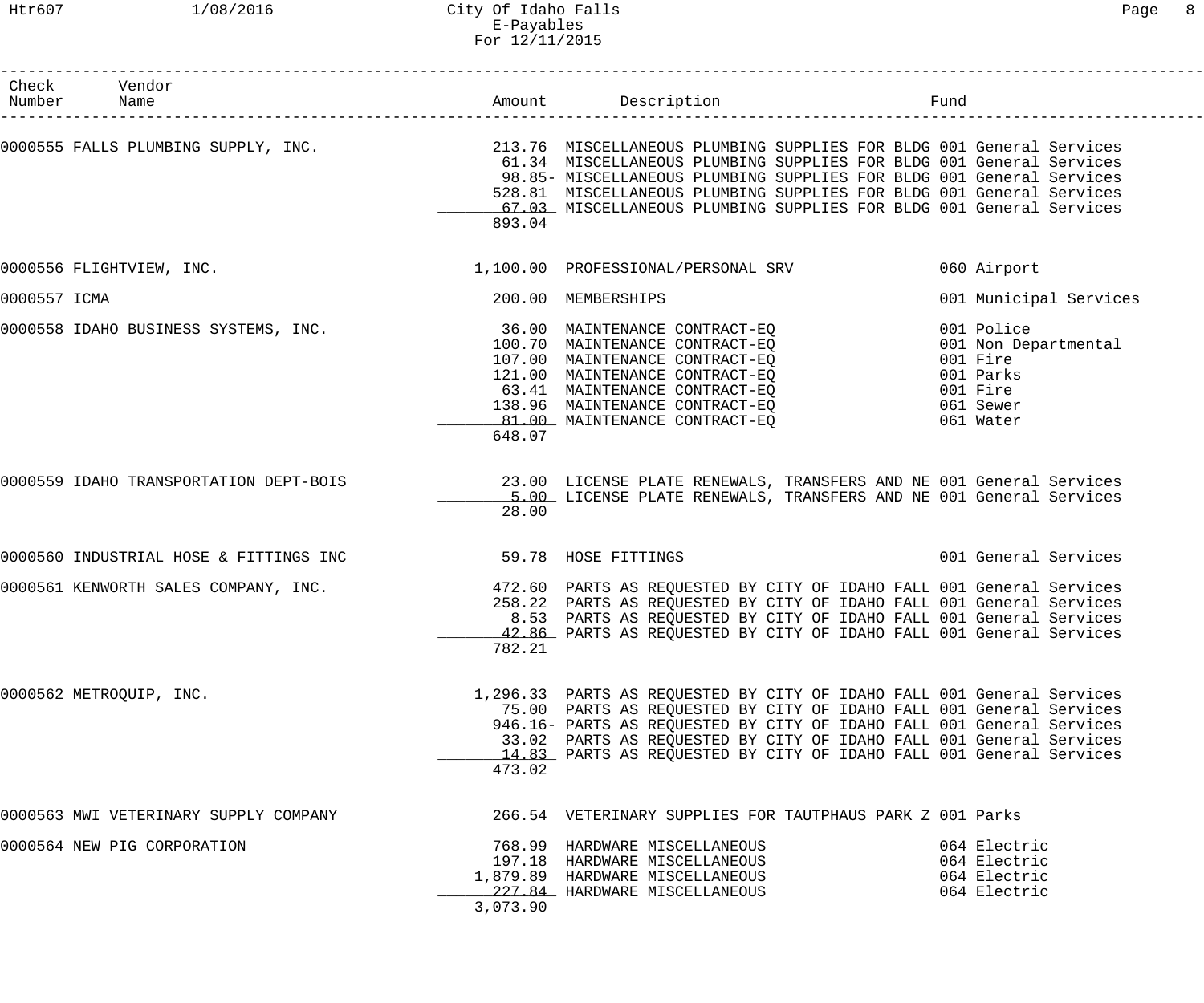| Check Number | Vendor Name | Amount | Description | Fund |
|---|---|---|---|---|
| 0000555 | FALLS PLUMBING SUPPLY, INC. | 213.76 | MISCELLANEOUS PLUMBING SUPPLIES FOR BLDG | 001 General Services |
| | | 61.34 | MISCELLANEOUS PLUMBING SUPPLIES FOR BLDG | 001 General Services |
| | | 98.85- | MISCELLANEOUS PLUMBING SUPPLIES FOR BLDG | 001 General Services |
| | | 528.81 | MISCELLANEOUS PLUMBING SUPPLIES FOR BLDG | 001 General Services |
| | | 67.03 | MISCELLANEOUS PLUMBING SUPPLIES FOR BLDG | 001 General Services |
| | | 893.04 | | |
| 0000556 | FLIGHTVIEW, INC. | 1,100.00 | PROFESSIONAL/PERSONAL SRV | 060 Airport |
| 0000557 | ICMA | 200.00 | MEMBERSHIPS | 001 Municipal Services |
| 0000558 | IDAHO BUSINESS SYSTEMS, INC. | 36.00 | MAINTENANCE CONTRACT-EQ | 001 Police |
| | | 100.70 | MAINTENANCE CONTRACT-EQ | 001 Non Departmental |
| | | 107.00 | MAINTENANCE CONTRACT-EQ | 001 Fire |
| | | 121.00 | MAINTENANCE CONTRACT-EQ | 001 Parks |
| | | 63.41 | MAINTENANCE CONTRACT-EQ | 001 Fire |
| | | 138.96 | MAINTENANCE CONTRACT-EQ | 061 Sewer |
| | | 81.00 | MAINTENANCE CONTRACT-EQ | 061 Water |
| | | 648.07 | | |
| 0000559 | IDAHO TRANSPORTATION DEPT-BOIS | 23.00 | LICENSE PLATE RENEWALS, TRANSFERS AND NE | 001 General Services |
| | | 5.00 | LICENSE PLATE RENEWALS, TRANSFERS AND NE | 001 General Services |
| | | 28.00 | | |
| 0000560 | INDUSTRIAL HOSE & FITTINGS INC | 59.78 | HOSE FITTINGS | 001 General Services |
| 0000561 | KENWORTH SALES COMPANY, INC. | 472.60 | PARTS AS REQUESTED BY CITY OF IDAHO FALL | 001 General Services |
| | | 258.22 | PARTS AS REQUESTED BY CITY OF IDAHO FALL | 001 General Services |
| | | 8.53 | PARTS AS REQUESTED BY CITY OF IDAHO FALL | 001 General Services |
| | | 42.86 | PARTS AS REQUESTED BY CITY OF IDAHO FALL | 001 General Services |
| | | 782.21 | | |
| 0000562 | METROQUIP, INC. | 1,296.33 | PARTS AS REQUESTED BY CITY OF IDAHO FALL | 001 General Services |
| | | 75.00 | PARTS AS REQUESTED BY CITY OF IDAHO FALL | 001 General Services |
| | | 946.16- | PARTS AS REQUESTED BY CITY OF IDAHO FALL | 001 General Services |
| | | 33.02 | PARTS AS REQUESTED BY CITY OF IDAHO FALL | 001 General Services |
| | | 14.83 | PARTS AS REQUESTED BY CITY OF IDAHO FALL | 001 General Services |
| | | 473.02 | | |
| 0000563 | MWI VETERINARY SUPPLY COMPANY | 266.54 | VETERINARY SUPPLIES FOR TAUTPHAUS PARK Z | 001 Parks |
| 0000564 | NEW PIG CORPORATION | 768.99 | HARDWARE MISCELLANEOUS | 064 Electric |
| | | 197.18 | HARDWARE MISCELLANEOUS | 064 Electric |
| | | 1,879.89 | HARDWARE MISCELLANEOUS | 064 Electric |
| | | 227.84 | HARDWARE MISCELLANEOUS | 064 Electric |
| | | 3,073.90 | | |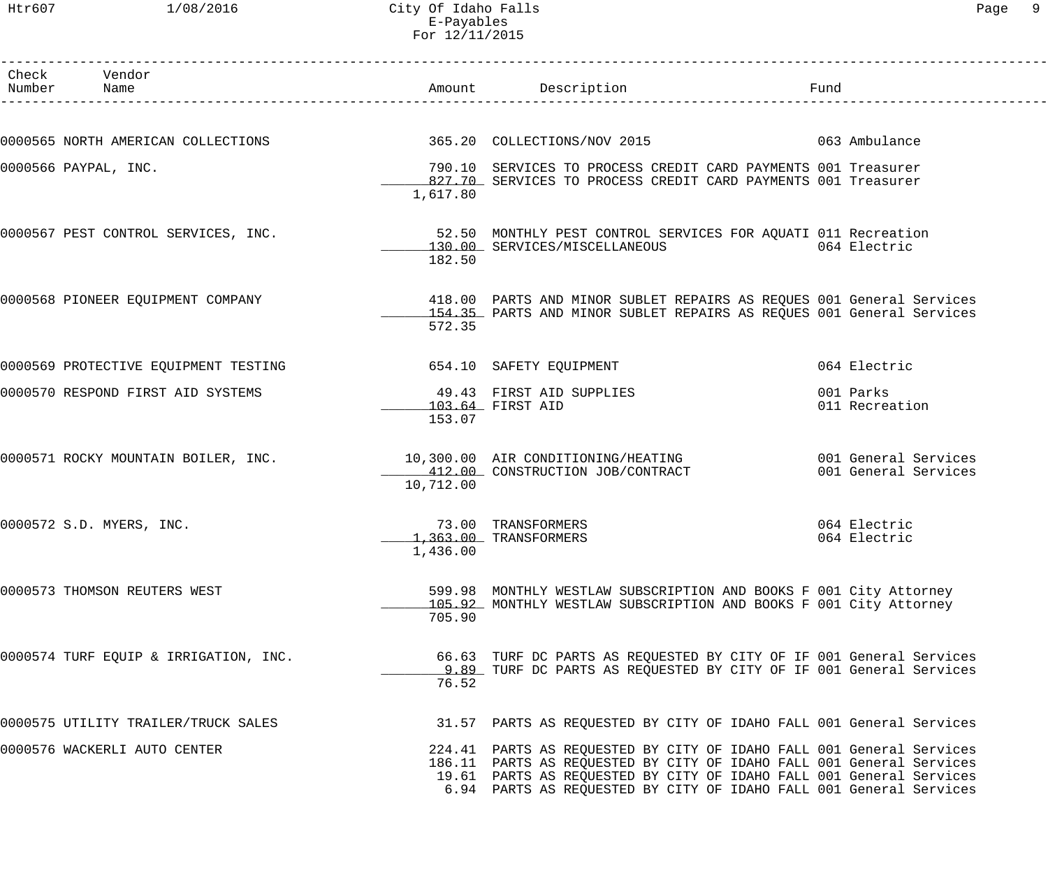| Check Number | Vendor Name | Amount | Description | Fund |
|---|---|---|---|---|
| 0000565 | NORTH AMERICAN COLLECTIONS | 365.20 | COLLECTIONS/NOV 2015 | 063 Ambulance |
| 0000566 | PAYPAL, INC. | 790.10 | SERVICES TO PROCESS CREDIT CARD PAYMENTS | 001 Treasurer |
| | | 827.70 | SERVICES TO PROCESS CREDIT CARD PAYMENTS | 001 Treasurer |
| | | 1,617.80 | | |
| 0000567 | PEST CONTROL SERVICES, INC. | 52.50 | MONTHLY PEST CONTROL SERVICES FOR AQUATI | 011 Recreation |
| | | 130.00 | SERVICES/MISCELLANEOUS | 064 Electric |
| | | 182.50 | | |
| 0000568 | PIONEER EQUIPMENT COMPANY | 418.00 | PARTS AND MINOR SUBLET REPAIRS AS REQUES | 001 General Services |
| | | 154.35 | PARTS AND MINOR SUBLET REPAIRS AS REQUES | 001 General Services |
| | | 572.35 | | |
| 0000569 | PROTECTIVE EQUIPMENT TESTING | 654.10 | SAFETY EQUIPMENT | 064 Electric |
| 0000570 | RESPOND FIRST AID SYSTEMS | 49.43 | FIRST AID SUPPLIES | 001 Parks |
| | | 103.64 | FIRST AID | 011 Recreation |
| | | 153.07 | | |
| 0000571 | ROCKY MOUNTAIN BOILER, INC. | 10,300.00 | AIR CONDITIONING/HEATING | 001 General Services |
| | | 412.00 | CONSTRUCTION JOB/CONTRACT | 001 General Services |
| | | 10,712.00 | | |
| 0000572 | S.D. MYERS, INC. | 73.00 | TRANSFORMERS | 064 Electric |
| | | 1,363.00 | TRANSFORMERS | 064 Electric |
| | | 1,436.00 | | |
| 0000573 | THOMSON REUTERS WEST | 599.98 | MONTHLY WESTLAW SUBSCRIPTION AND BOOKS F | 001 City Attorney |
| | | 105.92 | MONTHLY WESTLAW SUBSCRIPTION AND BOOKS F | 001 City Attorney |
| | | 705.90 | | |
| 0000574 | TURF EQUIP & IRRIGATION, INC. | 66.63 | TURF DC PARTS AS REQUESTED BY CITY OF IF | 001 General Services |
| | | 9.89 | TURF DC PARTS AS REQUESTED BY CITY OF IF | 001 General Services |
| | | 76.52 | | |
| 0000575 | UTILITY TRAILER/TRUCK SALES | 31.57 | PARTS AS REQUESTED BY CITY OF IDAHO FALL | 001 General Services |
| 0000576 | WACKERLI AUTO CENTER | 224.41 | PARTS AS REQUESTED BY CITY OF IDAHO FALL | 001 General Services |
| | | 186.11 | PARTS AS REQUESTED BY CITY OF IDAHO FALL | 001 General Services |
| | | 19.61 | PARTS AS REQUESTED BY CITY OF IDAHO FALL | 001 General Services |
| | | 6.94 | PARTS AS REQUESTED BY CITY OF IDAHO FALL | 001 General Services |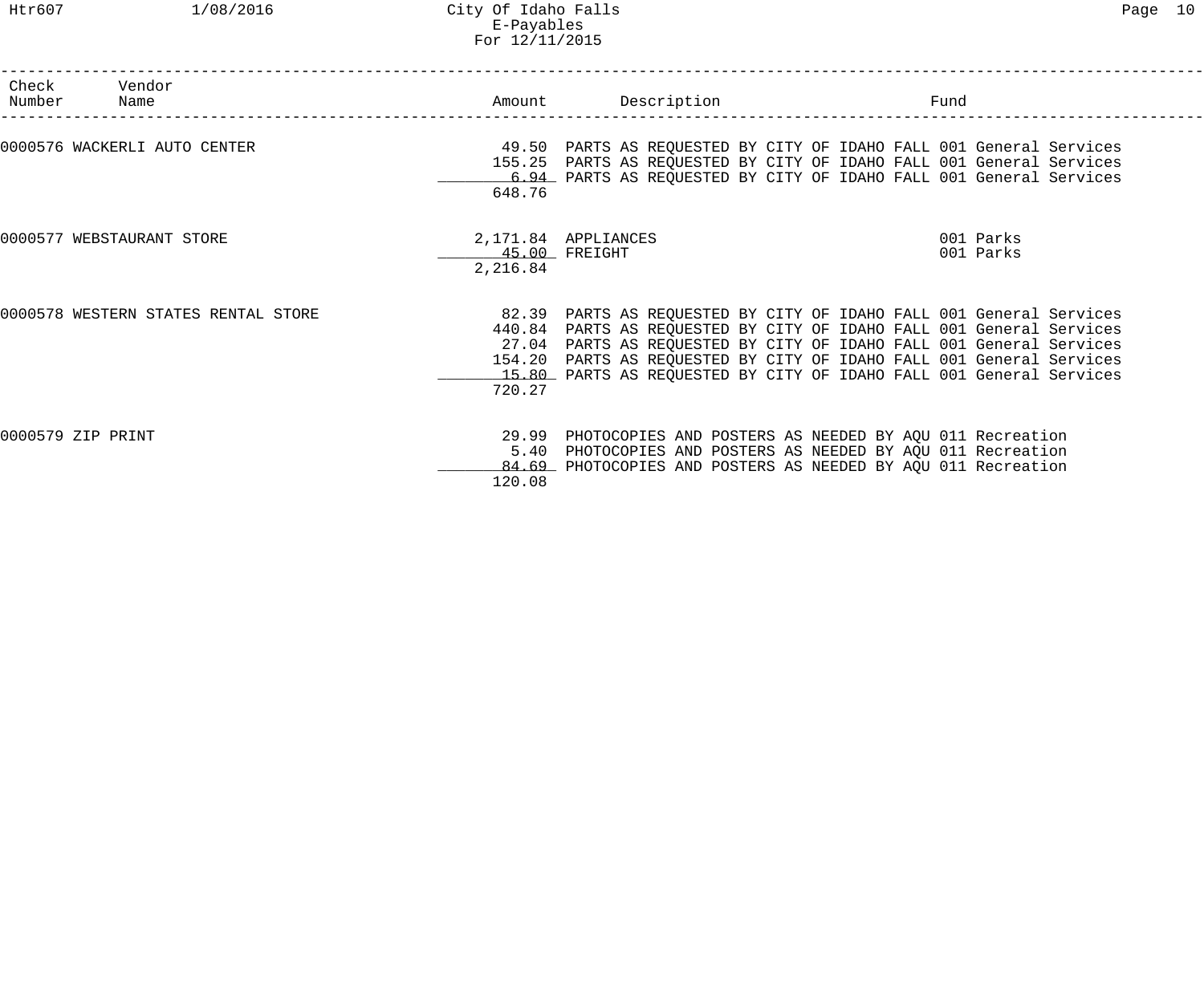| Check Number | Vendor Name | Amount | Description | Fund |
|---|---|---|---|---|
| 0000576 | WACKERLI AUTO CENTER | 49.50 | PARTS AS REQUESTED BY CITY OF IDAHO FALL | 001 General Services |
| | | 155.25 | PARTS AS REQUESTED BY CITY OF IDAHO FALL | 001 General Services |
| | | 6.94 | PARTS AS REQUESTED BY CITY OF IDAHO FALL | 001 General Services |
| | | 648.76 | | |
| 0000577 | WEBSTAURANT STORE | 2,171.84 | APPLIANCES | 001 Parks |
| | | 45.00 | FREIGHT | 001 Parks |
| | | 2,216.84 | | |
| 0000578 | WESTERN STATES RENTAL STORE | 82.39 | PARTS AS REQUESTED BY CITY OF IDAHO FALL | 001 General Services |
| | | 440.84 | PARTS AS REQUESTED BY CITY OF IDAHO FALL | 001 General Services |
| | | 27.04 | PARTS AS REQUESTED BY CITY OF IDAHO FALL | 001 General Services |
| | | 154.20 | PARTS AS REQUESTED BY CITY OF IDAHO FALL | 001 General Services |
| | | 15.80 | PARTS AS REQUESTED BY CITY OF IDAHO FALL | 001 General Services |
| | | 720.27 | | |
| 0000579 | ZIP PRINT | 29.99 | PHOTOCOPIES AND POSTERS AS NEEDED BY AQU | 011 Recreation |
| | | 5.40 | PHOTOCOPIES AND POSTERS AS NEEDED BY AQU | 011 Recreation |
| | | 84.69 | PHOTOCOPIES AND POSTERS AS NEEDED BY AQU | 011 Recreation |
| | | 120.08 | | |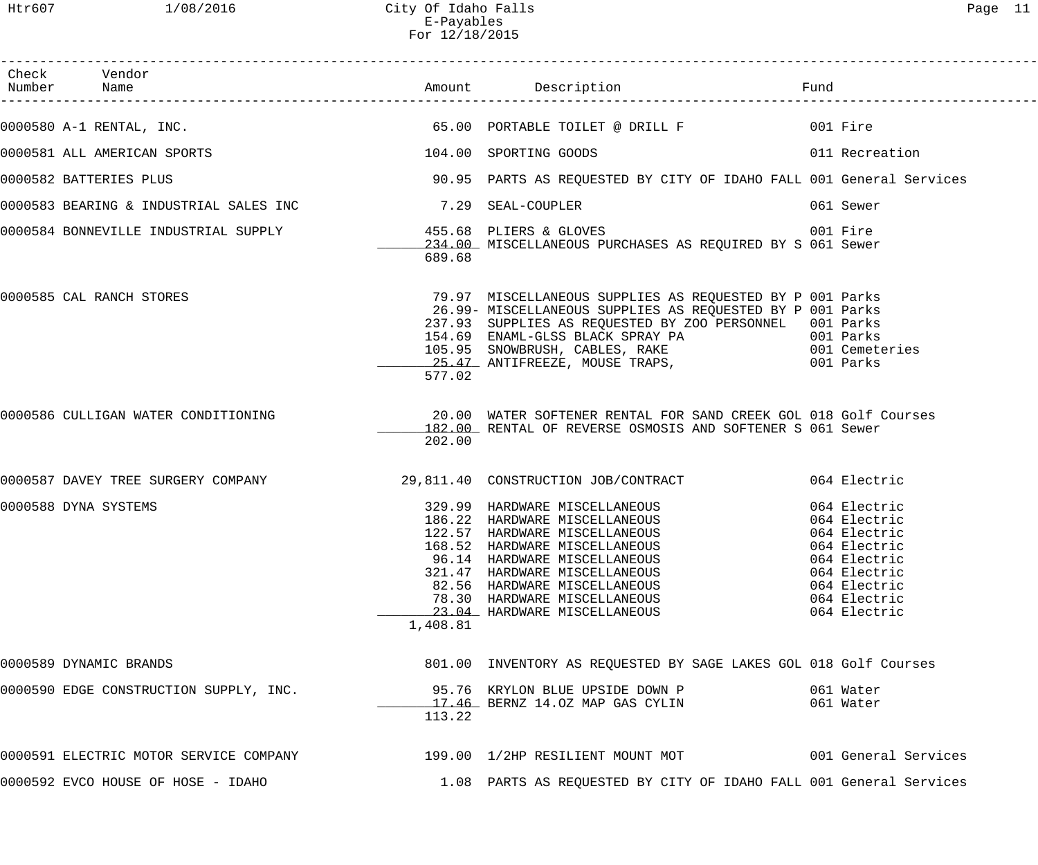City Of Idaho Falls
E-Payables
For 12/18/2015

| Check Number | Vendor Name | Amount | Description | Fund |
|---|---|---|---|---|
| 0000580 | A-1 RENTAL, INC. | 65.00 | PORTABLE TOILET @ DRILL F | 001 Fire |
| 0000581 | ALL AMERICAN SPORTS | 104.00 | SPORTING GOODS | 011 Recreation |
| 0000582 | BATTERIES PLUS | 90.95 | PARTS AS REQUESTED BY CITY OF IDAHO FALL | 001 General Services |
| 0000583 | BEARING & INDUSTRIAL SALES INC | 7.29 | SEAL-COUPLER | 061 Sewer |
| 0000584 | BONNEVILLE INDUSTRIAL SUPPLY | 455.68 | PLIERS & GLOVES | 001 Fire |
| | | 234.00 | MISCELLANEOUS PURCHASES AS REQUIRED BY S | 061 Sewer |
| | | 689.68 | | |
| 0000585 | CAL RANCH STORES | 79.97 | MISCELLANEOUS SUPPLIES AS REQUESTED BY P | 001 Parks |
| | | 26.99- | MISCELLANEOUS SUPPLIES AS REQUESTED BY P | 001 Parks |
| | | 237.93 | SUPPLIES AS REQUESTED BY ZOO PERSONNEL | 001 Parks |
| | | 154.69 | ENAML-GLSS BLACK SPRAY PA | 001 Parks |
| | | 105.95 | SNOWBRUSH, CABLES, RAKE | 001 Cemeteries |
| | | 25.47 | ANTIFREEZE, MOUSE TRAPS, | 001 Parks |
| | | 577.02 | | |
| 0000586 | CULLIGAN WATER CONDITIONING | 20.00 | WATER SOFTENER RENTAL FOR SAND CREEK GOL | 018 Golf Courses |
| | | 182.00 | RENTAL OF REVERSE OSMOSIS AND SOFTENER S | 061 Sewer |
| | | 202.00 | | |
| 0000587 | DAVEY TREE SURGERY COMPANY | 29,811.40 | CONSTRUCTION JOB/CONTRACT | 064 Electric |
| 0000588 | DYNA SYSTEMS | 329.99 | HARDWARE MISCELLANEOUS | 064 Electric |
| | | 186.22 | HARDWARE MISCELLANEOUS | 064 Electric |
| | | 122.57 | HARDWARE MISCELLANEOUS | 064 Electric |
| | | 168.52 | HARDWARE MISCELLANEOUS | 064 Electric |
| | | 96.14 | HARDWARE MISCELLANEOUS | 064 Electric |
| | | 321.47 | HARDWARE MISCELLANEOUS | 064 Electric |
| | | 82.56 | HARDWARE MISCELLANEOUS | 064 Electric |
| | | 78.30 | HARDWARE MISCELLANEOUS | 064 Electric |
| | | 23.04 | HARDWARE MISCELLANEOUS | 064 Electric |
| | | 1,408.81 | | |
| 0000589 | DYNAMIC BRANDS | 801.00 | INVENTORY AS REQUESTED BY SAGE LAKES GOL | 018 Golf Courses |
| 0000590 | EDGE CONSTRUCTION SUPPLY, INC. | 95.76 | KRYLON BLUE UPSIDE DOWN P | 061 Water |
| | | 17.46 | BERNZ 14.OZ MAP GAS CYLIN | 061 Water |
| | | 113.22 | | |
| 0000591 | ELECTRIC MOTOR SERVICE COMPANY | 199.00 | 1/2HP RESILIENT MOUNT MOT | 001 General Services |
| 0000592 | EVCO HOUSE OF HOSE - IDAHO | 1.08 | PARTS AS REQUESTED BY CITY OF IDAHO FALL | 001 General Services |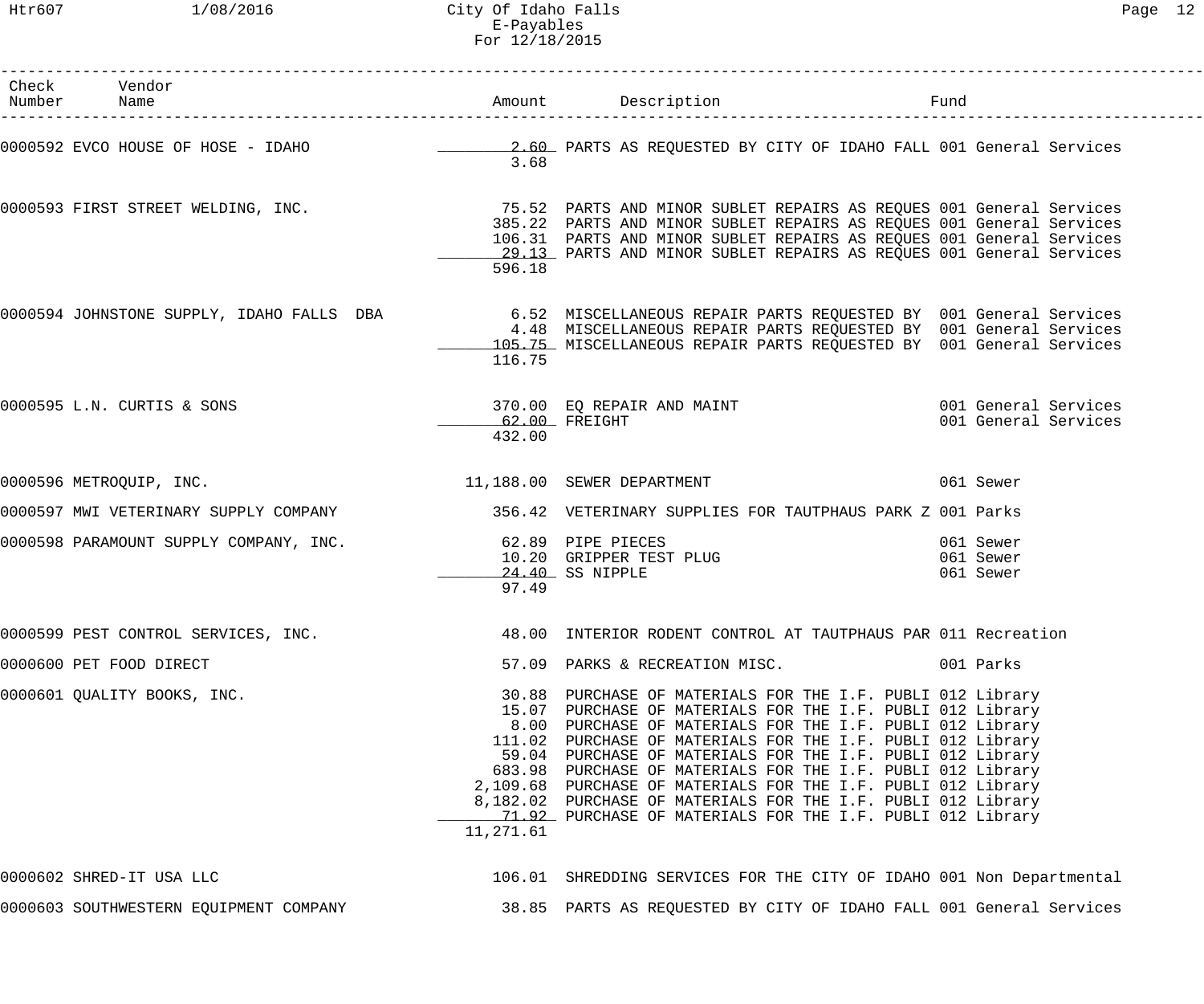| Check Number | Vendor Name | Amount | Description | Fund |
|---|---|---|---|---|
| 0000592 | EVCO HOUSE OF HOSE - IDAHO | 2.60 | PARTS AS REQUESTED BY CITY OF IDAHO FALL | 001 General Services |
| | | 3.68 | | |
| 0000593 | FIRST STREET WELDING, INC. | 75.52 | PARTS AND MINOR SUBLET REPAIRS AS REQUES | 001 General Services |
| | | 385.22 | PARTS AND MINOR SUBLET REPAIRS AS REQUES | 001 General Services |
| | | 106.31 | PARTS AND MINOR SUBLET REPAIRS AS REQUES | 001 General Services |
| | | 29.13 | PARTS AND MINOR SUBLET REPAIRS AS REQUES | 001 General Services |
| | | 596.18 | | |
| 0000594 | JOHNSTONE SUPPLY, IDAHO FALLS DBA | 6.52 | MISCELLANEOUS REPAIR PARTS REQUESTED BY | 001 General Services |
| | | 4.48 | MISCELLANEOUS REPAIR PARTS REQUESTED BY | 001 General Services |
| | | 105.75 | MISCELLANEOUS REPAIR PARTS REQUESTED BY | 001 General Services |
| | | 116.75 | | |
| 0000595 | L.N. CURTIS & SONS | 370.00 | EQ REPAIR AND MAINT | 001 General Services |
| | | 62.00 | FREIGHT | 001 General Services |
| | | 432.00 | | |
| 0000596 | METROQUIP, INC. | 11,188.00 | SEWER DEPARTMENT | 061 Sewer |
| 0000597 | MWI VETERINARY SUPPLY COMPANY | 356.42 | VETERINARY SUPPLIES FOR TAUTPHAUS PARK Z | 001 Parks |
| 0000598 | PARAMOUNT SUPPLY COMPANY, INC. | 62.89 | PIPE PIECES | 061 Sewer |
| | | 10.20 | GRIPPER TEST PLUG | 061 Sewer |
| | | 24.40 | SS NIPPLE | 061 Sewer |
| | | 97.49 | | |
| 0000599 | PEST CONTROL SERVICES, INC. | 48.00 | INTERIOR RODENT CONTROL AT TAUTPHAUS PAR | 011 Recreation |
| 0000600 | PET FOOD DIRECT | 57.09 | PARKS & RECREATION MISC. | 001 Parks |
| 0000601 | QUALITY BOOKS, INC. | 30.88 | PURCHASE OF MATERIALS FOR THE I.F. PUBLI | 012 Library |
| | | 15.07 | PURCHASE OF MATERIALS FOR THE I.F. PUBLI | 012 Library |
| | | 8.00 | PURCHASE OF MATERIALS FOR THE I.F. PUBLI | 012 Library |
| | | 111.02 | PURCHASE OF MATERIALS FOR THE I.F. PUBLI | 012 Library |
| | | 59.04 | PURCHASE OF MATERIALS FOR THE I.F. PUBLI | 012 Library |
| | | 683.98 | PURCHASE OF MATERIALS FOR THE I.F. PUBLI | 012 Library |
| | | 2,109.68 | PURCHASE OF MATERIALS FOR THE I.F. PUBLI | 012 Library |
| | | 8,182.02 | PURCHASE OF MATERIALS FOR THE I.F. PUBLI | 012 Library |
| | | 71.92 | PURCHASE OF MATERIALS FOR THE I.F. PUBLI | 012 Library |
| | | 11,271.61 | | |
| 0000602 | SHRED-IT USA LLC | 106.01 | SHREDDING SERVICES FOR THE CITY OF IDAHO | 001 Non Departmental |
| 0000603 | SOUTHWESTERN EQUIPMENT COMPANY | 38.85 | PARTS AS REQUESTED BY CITY OF IDAHO FALL | 001 General Services |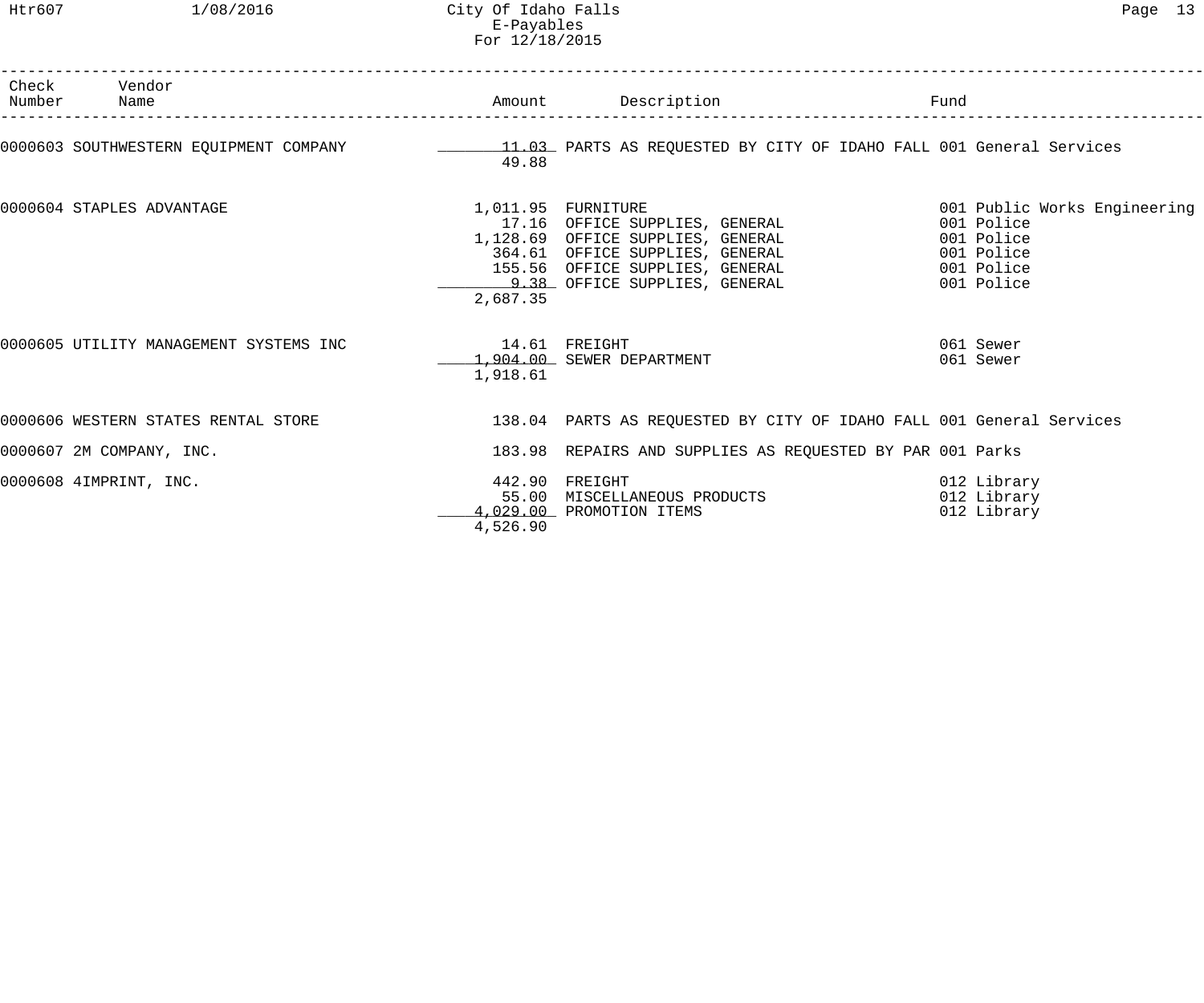| Check Number | Vendor Name | Amount | Description | Fund |
|---|---|---|---|---|
| 0000603 | SOUTHWESTERN EQUIPMENT COMPANY | 11.03 | PARTS AS REQUESTED BY CITY OF IDAHO FALL | 001 General Services |
| | | 49.88 | | |
| 0000604 | STAPLES ADVANTAGE | 1,011.95 | FURNITURE | 001 Public Works Engineering |
| | | 17.16 | OFFICE SUPPLIES, GENERAL | 001 Police |
| | | 1,128.69 | OFFICE SUPPLIES, GENERAL | 001 Police |
| | | 364.61 | OFFICE SUPPLIES, GENERAL | 001 Police |
| | | 155.56 | OFFICE SUPPLIES, GENERAL | 001 Police |
| | | 9.38 | OFFICE SUPPLIES, GENERAL | 001 Police |
| | | 2,687.35 | | |
| 0000605 | UTILITY MANAGEMENT SYSTEMS INC | 14.61 | FREIGHT | 061 Sewer |
| | | 1,904.00 | SEWER DEPARTMENT | 061 Sewer |
| | | 1,918.61 | | |
| 0000606 | WESTERN STATES RENTAL STORE | 138.04 | PARTS AS REQUESTED BY CITY OF IDAHO FALL | 001 General Services |
| 0000607 | 2M COMPANY, INC. | 183.98 | REPAIRS AND SUPPLIES AS REQUESTED BY PAR | 001 Parks |
| 0000608 | 4IMPRINT, INC. | 442.90 | FREIGHT | 012 Library |
| | | 55.00 | MISCELLANEOUS PRODUCTS | 012 Library |
| | | 4,029.00 | PROMOTION ITEMS | 012 Library |
| | | 4,526.90 | | |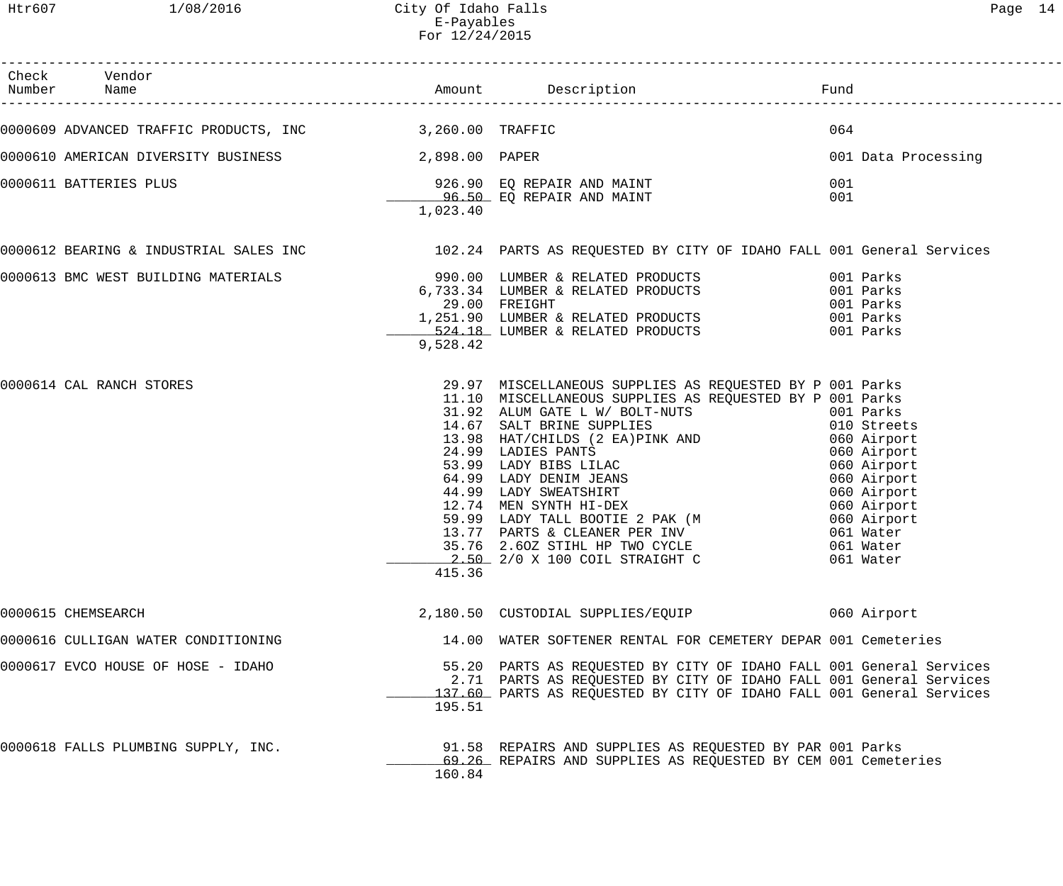# City Of Idaho Falls
## E-Payables
### For 12/24/2015

| Check Number | Vendor Name | Amount | Description | Fund |
|---|---|---|---|---|
| 0000609 | ADVANCED TRAFFIC PRODUCTS, INC | 3,260.00 | TRAFFIC | 064 |
| 0000610 | AMERICAN DIVERSITY BUSINESS | 2,898.00 | PAPER | 001 Data Processing |
| 0000611 | BATTERIES PLUS | 926.90 | EQ REPAIR AND MAINT | 001 |
| | | 96.50 | EQ REPAIR AND MAINT | 001 |
| | | 1,023.40 | | |
| 0000612 | BEARING & INDUSTRIAL SALES INC | 102.24 | PARTS AS REQUESTED BY CITY OF IDAHO FALL | 001 General Services |
| 0000613 | BMC WEST BUILDING MATERIALS | 990.00 | LUMBER & RELATED PRODUCTS | 001 Parks |
| | | 6,733.34 | LUMBER & RELATED PRODUCTS | 001 Parks |
| | | 29.00 | FREIGHT | 001 Parks |
| | | 1,251.90 | LUMBER & RELATED PRODUCTS | 001 Parks |
| | | 524.18 | LUMBER & RELATED PRODUCTS | 001 Parks |
| | | 9,528.42 | | |
| 0000614 | CAL RANCH STORES | 29.97 | MISCELLANEOUS SUPPLIES AS REQUESTED BY P | 001 Parks |
| | | 11.10 | MISCELLANEOUS SUPPLIES AS REQUESTED BY P | 001 Parks |
| | | 31.92 | ALUM GATE L W/ BOLT-NUTS | 001 Parks |
| | | 14.67 | SALT BRINE SUPPLIES | 010 Streets |
| | | 13.98 | HAT/CHILDS (2 EA)PINK AND | 060 Airport |
| | | 24.99 | LADIES PANTS | 060 Airport |
| | | 53.99 | LADY BIBS LILAC | 060 Airport |
| | | 64.99 | LADY DENIM JEANS | 060 Airport |
| | | 44.99 | LADY SWEATSHIRT | 060 Airport |
| | | 12.74 | MEN SYNTH HI-DEX | 060 Airport |
| | | 59.99 | LADY TALL BOOTIE 2 PAK (M | 060 Airport |
| | | 13.77 | PARTS & CLEANER PER INV | 061 Water |
| | | 35.76 | 2.6OZ STIHL HP TWO CYCLE | 061 Water |
| | | 2.50 | 2/0 X 100 COIL STRAIGHT C | 061 Water |
| | | 415.36 | | |
| 0000615 | CHEMSEARCH | 2,180.50 | CUSTODIAL SUPPLIES/EQUIP | 060 Airport |
| 0000616 | CULLIGAN WATER CONDITIONING | 14.00 | WATER SOFTENER RENTAL FOR CEMETERY DEPAR | 001 Cemeteries |
| 0000617 | EVCO HOUSE OF HOSE - IDAHO | 55.20 | PARTS AS REQUESTED BY CITY OF IDAHO FALL | 001 General Services |
| | | 2.71 | PARTS AS REQUESTED BY CITY OF IDAHO FALL | 001 General Services |
| | | 137.60 | PARTS AS REQUESTED BY CITY OF IDAHO FALL | 001 General Services |
| | | 195.51 | | |
| 0000618 | FALLS PLUMBING SUPPLY, INC. | 91.58 | REPAIRS AND SUPPLIES AS REQUESTED BY PAR | 001 Parks |
| | | 69.26 | REPAIRS AND SUPPLIES AS REQUESTED BY CEM | 001 Cemeteries |
| | | 160.84 | | |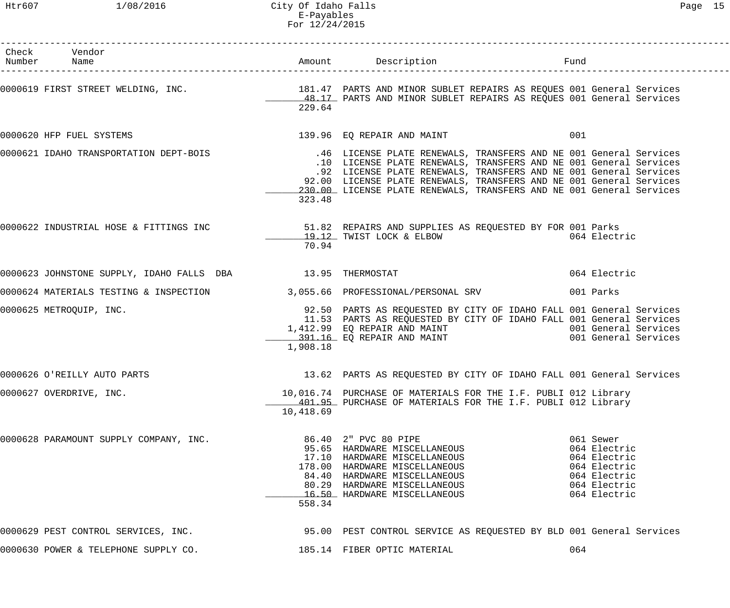| Check Number | Vendor Name | Amount | Description | Fund |
|---|---|---|---|---|
| 0000619 | FIRST STREET WELDING, INC. | 181.47 | PARTS AND MINOR SUBLET REPAIRS AS REQUES | 001 General Services |
| | | 48.17 | PARTS AND MINOR SUBLET REPAIRS AS REQUES | 001 General Services |
| | | 229.64 | | |
| 0000620 | HFP FUEL SYSTEMS | 139.96 | EQ REPAIR AND MAINT | 001 |
| 0000621 | IDAHO TRANSPORTATION DEPT-BOIS | .46 | LICENSE PLATE RENEWALS, TRANSFERS AND NE | 001 General Services |
| | | .10 | LICENSE PLATE RENEWALS, TRANSFERS AND NE | 001 General Services |
| | | .92 | LICENSE PLATE RENEWALS, TRANSFERS AND NE | 001 General Services |
| | | 92.00 | LICENSE PLATE RENEWALS, TRANSFERS AND NE | 001 General Services |
| | | 230.00 | LICENSE PLATE RENEWALS, TRANSFERS AND NE | 001 General Services |
| | | 323.48 | | |
| 0000622 | INDUSTRIAL HOSE & FITTINGS INC | 51.82 | REPAIRS AND SUPPLIES AS REQUESTED BY FOR | 001 Parks |
| | | 19.12 | TWIST LOCK & ELBOW | 064 Electric |
| | | 70.94 | | |
| 0000623 | JOHNSTONE SUPPLY, IDAHO FALLS DBA | 13.95 | THERMOSTAT | 064 Electric |
| 0000624 | MATERIALS TESTING & INSPECTION | 3,055.66 | PROFESSIONAL/PERSONAL SRV | 001 Parks |
| 0000625 | METROQUIP, INC. | 92.50 | PARTS AS REQUESTED BY CITY OF IDAHO FALL | 001 General Services |
| | | 11.53 | PARTS AS REQUESTED BY CITY OF IDAHO FALL | 001 General Services |
| | | 1,412.99 | EQ REPAIR AND MAINT | 001 General Services |
| | | 391.16 | EQ REPAIR AND MAINT | 001 General Services |
| | | 1,908.18 | | |
| 0000626 | O'REILLY AUTO PARTS | 13.62 | PARTS AS REQUESTED BY CITY OF IDAHO FALL | 001 General Services |
| 0000627 | OVERDRIVE, INC. | 10,016.74 | PURCHASE OF MATERIALS FOR THE I.F. PUBLI | 012 Library |
| | | 401.95 | PURCHASE OF MATERIALS FOR THE I.F. PUBLI | 012 Library |
| | | 10,418.69 | | |
| 0000628 | PARAMOUNT SUPPLY COMPANY, INC. | 86.40 | 2" PVC 80 PIPE | 061 Sewer |
| | | 95.65 | HARDWARE MISCELLANEOUS | 064 Electric |
| | | 17.10 | HARDWARE MISCELLANEOUS | 064 Electric |
| | | 178.00 | HARDWARE MISCELLANEOUS | 064 Electric |
| | | 84.40 | HARDWARE MISCELLANEOUS | 064 Electric |
| | | 80.29 | HARDWARE MISCELLANEOUS | 064 Electric |
| | | 16.50 | HARDWARE MISCELLANEOUS | 064 Electric |
| | | 558.34 | | |
| 0000629 | PEST CONTROL SERVICES, INC. | 95.00 | PEST CONTROL SERVICE AS REQUESTED BY BLD | 001 General Services |
| 0000630 | POWER & TELEPHONE SUPPLY CO. | 185.14 | FIBER OPTIC MATERIAL | 064 |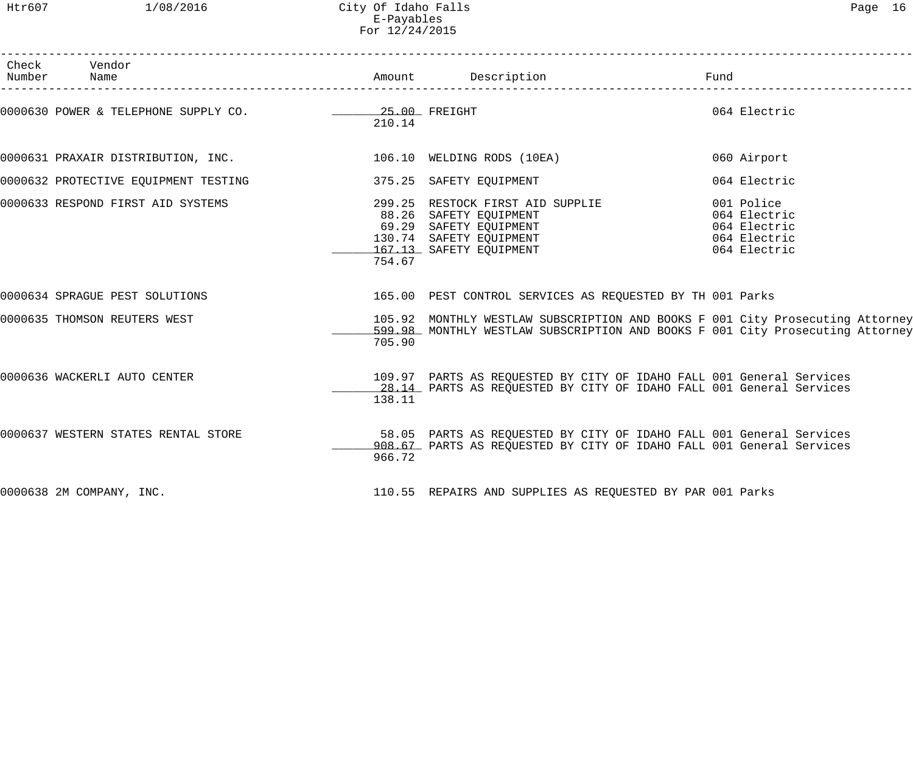| Check Number | Vendor Name | Amount | Description | Fund |
|---|---|---|---|---|
| 0000630 | POWER & TELEPHONE SUPPLY CO. | 25.00 | FREIGHT | 064 Electric |
| | | 210.14 | | |
| 0000631 | PRAXAIR DISTRIBUTION, INC. | 106.10 | WELDING RODS (10EA) | 060 Airport |
| 0000632 | PROTECTIVE EQUIPMENT TESTING | 375.25 | SAFETY EQUIPMENT | 064 Electric |
| 0000633 | RESPOND FIRST AID SYSTEMS | 299.25 | RESTOCK FIRST AID SUPPLIE | 001 Police |
| | | 88.26 | SAFETY EQUIPMENT | 064 Electric |
| | | 69.29 | SAFETY EQUIPMENT | 064 Electric |
| | | 130.74 | SAFETY EQUIPMENT | 064 Electric |
| | | 167.13 | SAFETY EQUIPMENT | 064 Electric |
| | | 754.67 | | |
| 0000634 | SPRAGUE PEST SOLUTIONS | 165.00 | PEST CONTROL SERVICES AS REQUESTED BY TH | 001 Parks |
| 0000635 | THOMSON REUTERS WEST | 105.92 | MONTHLY WESTLAW SUBSCRIPTION AND BOOKS F | 001 City Prosecuting Attorney |
| | | 599.98 | MONTHLY WESTLAW SUBSCRIPTION AND BOOKS F | 001 City Prosecuting Attorney |
| | | 705.90 | | |
| 0000636 | WACKERLI AUTO CENTER | 109.97 | PARTS AS REQUESTED BY CITY OF IDAHO FALL | 001 General Services |
| | | 28.14 | PARTS AS REQUESTED BY CITY OF IDAHO FALL | 001 General Services |
| | | 138.11 | | |
| 0000637 | WESTERN STATES RENTAL STORE | 58.05 | PARTS AS REQUESTED BY CITY OF IDAHO FALL | 001 General Services |
| | | 908.67 | PARTS AS REQUESTED BY CITY OF IDAHO FALL | 001 General Services |
| | | 966.72 | | |
| 0000638 | 2M COMPANY, INC. | 110.55 | REPAIRS AND SUPPLIES AS REQUESTED BY PAR | 001 Parks |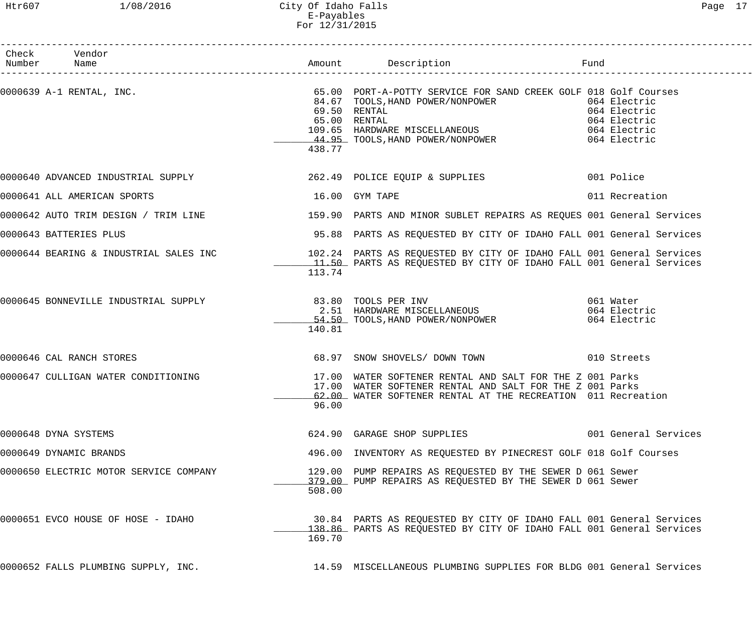City Of Idaho Falls
E-Payables
For 12/31/2015

| Check Number | Vendor Name | Amount | Description | Fund |
|---|---|---|---|---|
| 0000639 | A-1 RENTAL, INC. | 65.00 | PORT-A-POTTY SERVICE FOR SAND CREEK GOLF | 018 Golf Courses |
| | | 84.67 | TOOLS,HAND POWER/NONPOWER | 064 Electric |
| | | 69.50 | RENTAL | 064 Electric |
| | | 65.00 | RENTAL | 064 Electric |
| | | 109.65 | HARDWARE MISCELLANEOUS | 064 Electric |
| | | 44.95 | TOOLS,HAND POWER/NONPOWER | 064 Electric |
| | | 438.77 | | |
| 0000640 | ADVANCED INDUSTRIAL SUPPLY | 262.49 | POLICE EQUIP & SUPPLIES | 001 Police |
| 0000641 | ALL AMERICAN SPORTS | 16.00 | GYM TAPE | 011 Recreation |
| 0000642 | AUTO TRIM DESIGN / TRIM LINE | 159.90 | PARTS AND MINOR SUBLET REPAIRS AS REQUES | 001 General Services |
| 0000643 | BATTERIES PLUS | 95.88 | PARTS AS REQUESTED BY CITY OF IDAHO FALL | 001 General Services |
| 0000644 | BEARING & INDUSTRIAL SALES INC | 102.24 | PARTS AS REQUESTED BY CITY OF IDAHO FALL | 001 General Services |
| | | 11.50 | PARTS AS REQUESTED BY CITY OF IDAHO FALL | 001 General Services |
| | | 113.74 | | |
| 0000645 | BONNEVILLE INDUSTRIAL SUPPLY | 83.80 | TOOLS PER INV | 061 Water |
| | | 2.51 | HARDWARE MISCELLANEOUS | 064 Electric |
| | | 54.50 | TOOLS,HAND POWER/NONPOWER | 064 Electric |
| | | 140.81 | | |
| 0000646 | CAL RANCH STORES | 68.97 | SNOW SHOVELS/ DOWN TOWN | 010 Streets |
| 0000647 | CULLIGAN WATER CONDITIONING | 17.00 | WATER SOFTENER RENTAL AND SALT FOR THE Z | 001 Parks |
| | | 17.00 | WATER SOFTENER RENTAL AND SALT FOR THE Z | 001 Parks |
| | | 62.00 | WATER SOFTENER RENTAL AT THE RECREATION | 011 Recreation |
| | | 96.00 | | |
| 0000648 | DYNA SYSTEMS | 624.90 | GARAGE SHOP SUPPLIES | 001 General Services |
| 0000649 | DYNAMIC BRANDS | 496.00 | INVENTORY AS REQUESTED BY PINECREST GOLF | 018 Golf Courses |
| 0000650 | ELECTRIC MOTOR SERVICE COMPANY | 129.00 | PUMP REPAIRS AS REQUESTED BY THE SEWER D | 061 Sewer |
| | | 379.00 | PUMP REPAIRS AS REQUESTED BY THE SEWER D | 061 Sewer |
| | | 508.00 | | |
| 0000651 | EVCO HOUSE OF HOSE - IDAHO | 30.84 | PARTS AS REQUESTED BY CITY OF IDAHO FALL | 001 General Services |
| | | 138.86 | PARTS AS REQUESTED BY CITY OF IDAHO FALL | 001 General Services |
| | | 169.70 | | |
| 0000652 | FALLS PLUMBING SUPPLY, INC. | 14.59 | MISCELLANEOUS PLUMBING SUPPLIES FOR BLDG | 001 General Services |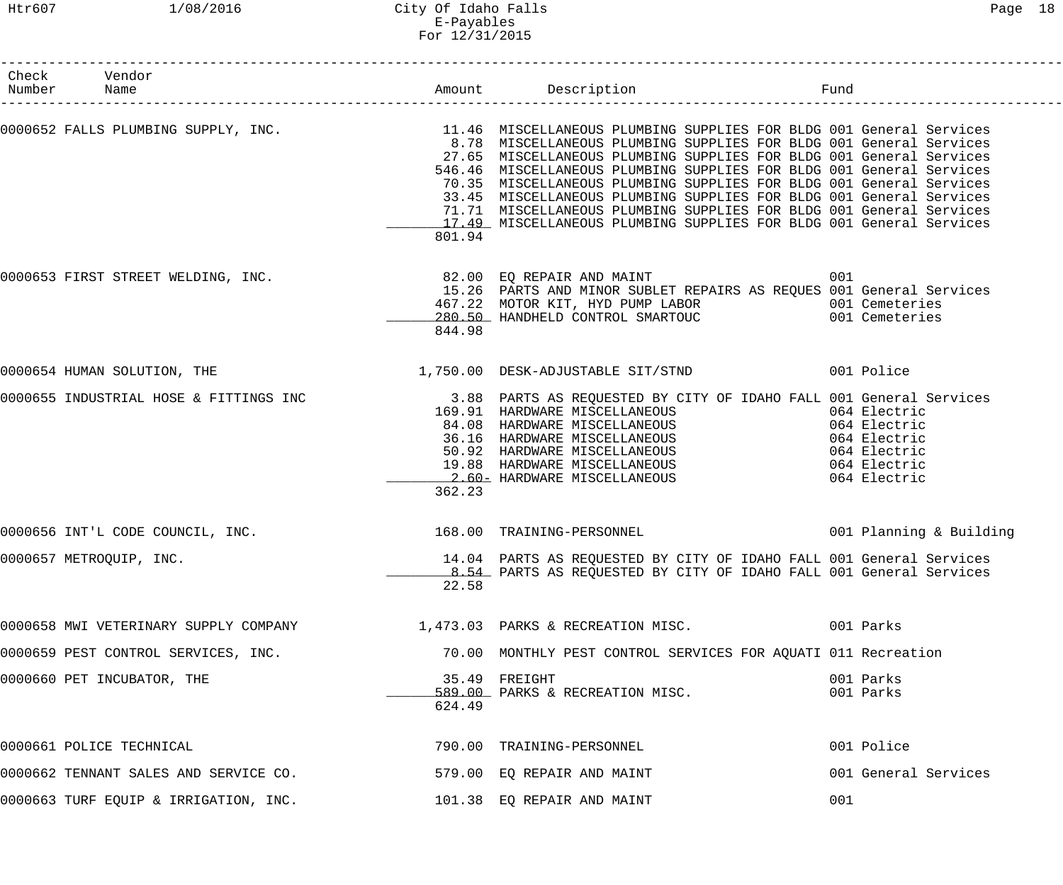City Of Idaho Falls
E-Payables
For 12/31/2015

| Check Number | Vendor Name | Amount | Description | Fund |
|---|---|---|---|---|
| 0000652 | FALLS PLUMBING SUPPLY, INC. | 11.46 | MISCELLANEOUS PLUMBING SUPPLIES FOR BLDG | 001 General Services |
| | | 8.78 | MISCELLANEOUS PLUMBING SUPPLIES FOR BLDG | 001 General Services |
| | | 27.65 | MISCELLANEOUS PLUMBING SUPPLIES FOR BLDG | 001 General Services |
| | | 546.46 | MISCELLANEOUS PLUMBING SUPPLIES FOR BLDG | 001 General Services |
| | | 70.35 | MISCELLANEOUS PLUMBING SUPPLIES FOR BLDG | 001 General Services |
| | | 33.45 | MISCELLANEOUS PLUMBING SUPPLIES FOR BLDG | 001 General Services |
| | | 71.71 | MISCELLANEOUS PLUMBING SUPPLIES FOR BLDG | 001 General Services |
| | | 17.49 | MISCELLANEOUS PLUMBING SUPPLIES FOR BLDG | 001 General Services |
| | | 801.94 | | |
| 0000653 | FIRST STREET WELDING, INC. | 82.00 | EQ REPAIR AND MAINT | 001 |
| | | 15.26 | PARTS AND MINOR SUBLET REPAIRS AS REQUES | 001 General Services |
| | | 467.22 | MOTOR KIT, HYD PUMP LABOR | 001 Cemeteries |
| | | 280.50 | HANDHELD CONTROL SMARTOUC | 001 Cemeteries |
| | | 844.98 | | |
| 0000654 | HUMAN SOLUTION, THE | 1,750.00 | DESK-ADJUSTABLE SIT/STND | 001 Police |
| 0000655 | INDUSTRIAL HOSE & FITTINGS INC | 3.88 | PARTS AS REQUESTED BY CITY OF IDAHO FALL | 001 General Services |
| | | 169.91 | HARDWARE MISCELLANEOUS | 064 Electric |
| | | 84.08 | HARDWARE MISCELLANEOUS | 064 Electric |
| | | 36.16 | HARDWARE MISCELLANEOUS | 064 Electric |
| | | 50.92 | HARDWARE MISCELLANEOUS | 064 Electric |
| | | 19.88 | HARDWARE MISCELLANEOUS | 064 Electric |
| | | 2.60- | HARDWARE MISCELLANEOUS | 064 Electric |
| | | 362.23 | | |
| 0000656 | INT'L CODE COUNCIL, INC. | 168.00 | TRAINING-PERSONNEL | 001 Planning & Building |
| 0000657 | METROQUIP, INC. | 14.04 | PARTS AS REQUESTED BY CITY OF IDAHO FALL | 001 General Services |
| | | 8.54 | PARTS AS REQUESTED BY CITY OF IDAHO FALL | 001 General Services |
| | | 22.58 | | |
| 0000658 | MWI VETERINARY SUPPLY COMPANY | 1,473.03 | PARKS & RECREATION MISC. | 001 Parks |
| 0000659 | PEST CONTROL SERVICES, INC. | 70.00 | MONTHLY PEST CONTROL SERVICES FOR AQUATI | 011 Recreation |
| 0000660 | PET INCUBATOR, THE | 35.49 | FREIGHT | 001 Parks |
| | | 589.00 | PARKS & RECREATION MISC. | 001 Parks |
| | | 624.49 | | |
| 0000661 | POLICE TECHNICAL | 790.00 | TRAINING-PERSONNEL | 001 Police |
| 0000662 | TENNANT SALES AND SERVICE CO. | 579.00 | EQ REPAIR AND MAINT | 001 General Services |
| 0000663 | TURF EQUIP & IRRIGATION, INC. | 101.38 | EQ REPAIR AND MAINT | 001 |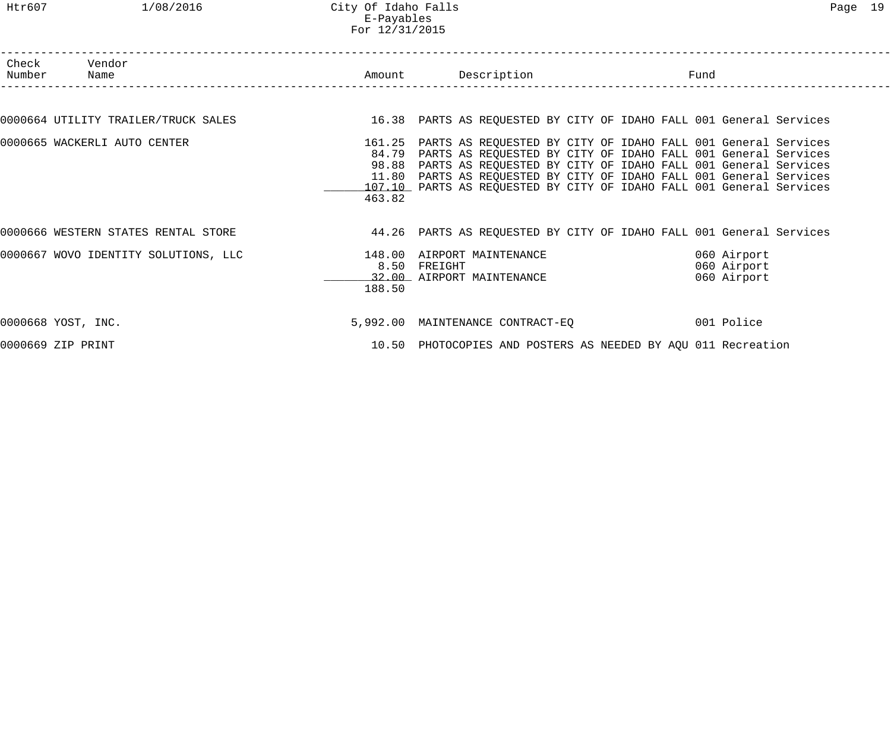| Check Number | Vendor Name | Amount | Description | Fund |
|---|---|---|---|---|
| 0000664 | UTILITY TRAILER/TRUCK SALES | 16.38 | PARTS AS REQUESTED BY CITY OF IDAHO FALL | 001 General Services |
| 0000665 | WACKERLI AUTO CENTER | 161.25 | PARTS AS REQUESTED BY CITY OF IDAHO FALL | 001 General Services |
| | | 84.79 | PARTS AS REQUESTED BY CITY OF IDAHO FALL | 001 General Services |
| | | 98.88 | PARTS AS REQUESTED BY CITY OF IDAHO FALL | 001 General Services |
| | | 11.80 | PARTS AS REQUESTED BY CITY OF IDAHO FALL | 001 General Services |
| | | 107.10 | PARTS AS REQUESTED BY CITY OF IDAHO FALL | 001 General Services |
| | | 463.82 | | |
| 0000666 | WESTERN STATES RENTAL STORE | 44.26 | PARTS AS REQUESTED BY CITY OF IDAHO FALL | 001 General Services |
| 0000667 | WOVO IDENTITY SOLUTIONS, LLC | 148.00 | AIRPORT MAINTENANCE | 060 Airport |
| | | 8.50 | FREIGHT | 060 Airport |
| | | 32.00 | AIRPORT MAINTENANCE | 060 Airport |
| | | 188.50 | | |
| 0000668 | YOST, INC. | 5,992.00 | MAINTENANCE CONTRACT-EQ | 001 Police |
| 0000669 | ZIP PRINT | 10.50 | PHOTOCOPIES AND POSTERS AS NEEDED BY AQU | 011 Recreation |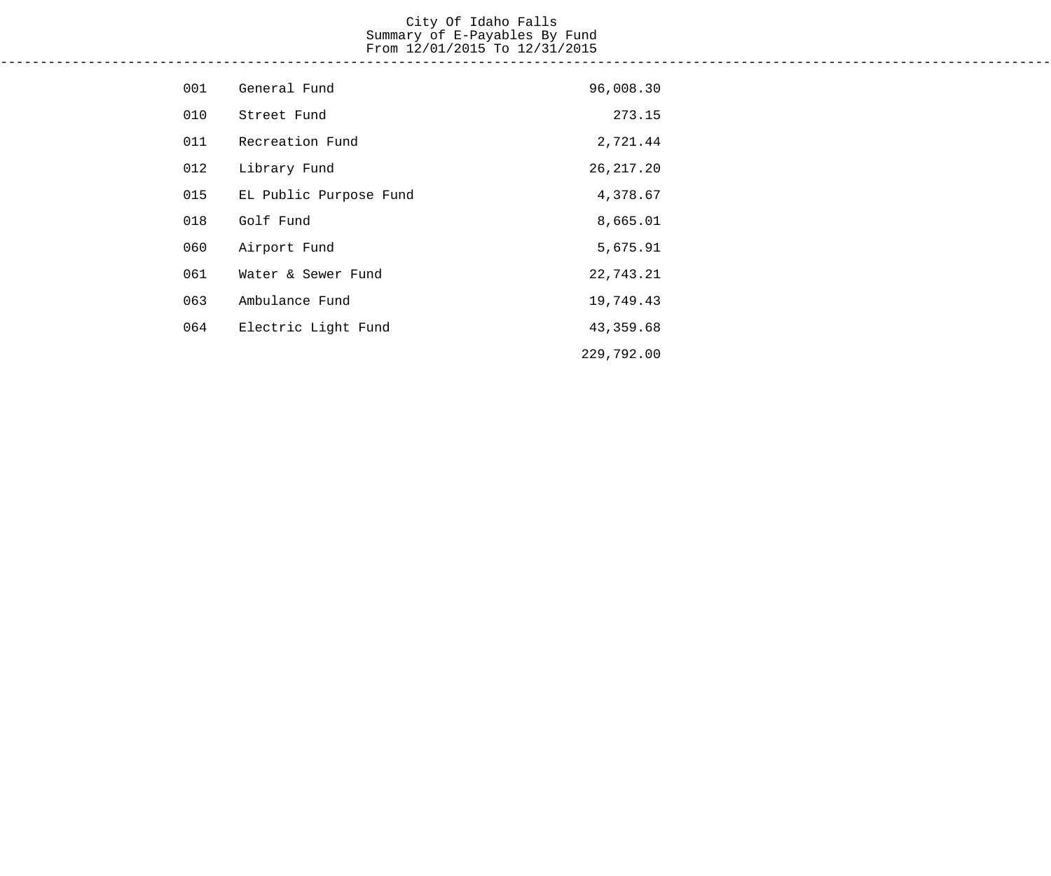City Of Idaho Falls
Summary of E-Payables By Fund
From 12/01/2015 To 12/31/2015

| | | |
|---|---|---|
| 001 | General Fund | 96,008.30 |
| 010 | Street Fund | 273.15 |
| 011 | Recreation Fund | 2,721.44 |
| 012 | Library Fund | 26,217.20 |
| 015 | EL Public Purpose Fund | 4,378.67 |
| 018 | Golf Fund | 8,665.01 |
| 060 | Airport Fund | 5,675.91 |
| 061 | Water & Sewer Fund | 22,743.21 |
| 063 | Ambulance Fund | 19,749.43 |
| 064 | Electric Light Fund | 43,359.68 |
| | | 229,792.00 |